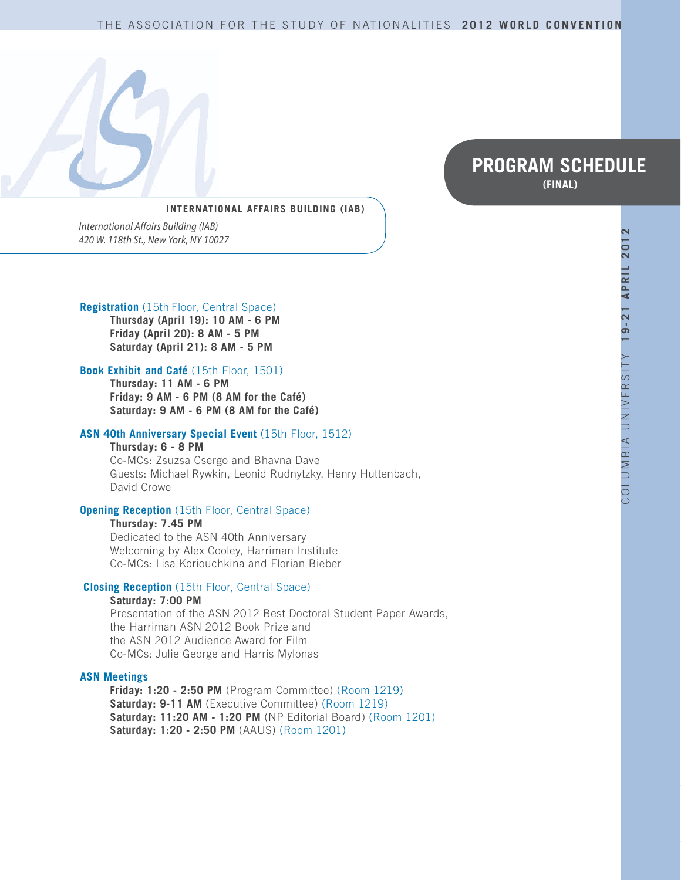# THE ASSOCIATION FOR THE STUDY OF NATIONALITIES **2012 WORLD CONVENTION**

## PROGRAM SCHEDULE
**(FINAL)**

COLUMBIA UNIVERSITY **19-21 APRIL 2012**

**INTERNATIONAL AFFAIRS BUILDING (IAB)**

*International Affairs Building (IAB)*
*420 W. 118th St., New York, NY 10027*

**Registration** (15th Floor, Central Space)
**Thursday (April 19): 10 AM - 6 PM**
**Friday (April 20): 8 AM - 5 PM**
**Saturday (April 21): 8 AM - 5 PM**

**Book Exhibit and Café** (15th Floor, 1501)
**Thursday: 11 AM - 6 PM**
**Friday: 9 AM - 6 PM (8 AM for the Café)**
**Saturday: 9 AM - 6 PM (8 AM for the Café)**

**ASN 40th Anniversary Special Event** (15th Floor, 1512)
**Thursday: 6 - 8 PM**
Co-MCs: Zsuzsa Csergo and Bhavna Dave
Guests: Michael Rywkin, Leonid Rudnytzky, Henry Huttenbach, David Crowe

**Opening Reception** (15th Floor, Central Space)
**Thursday: 7.45 PM**
Dedicated to the ASN 40th Anniversary
Welcoming by Alex Cooley, Harriman Institute
Co-MCs: Lisa Koriouchkina and Florian Bieber

**Closing Reception** (15th Floor, Central Space)
**Saturday: 7:00 PM**
Presentation of the ASN 2012 Best Doctoral Student Paper Awards, the Harriman ASN 2012 Book Prize and the ASN 2012 Audience Award for Film
Co-MCs: Julie George and Harris Mylonas

**ASN Meetings**
**Friday: 1:20 - 2:50 PM** (Program Committee) (Room 1219)
**Saturday: 9-11 AM** (Executive Committee) (Room 1219)
**Saturday: 11:20 AM - 1:20 PM** (NP Editorial Board) (Room 1201)
**Saturday: 1:20 - 2:50 PM** (AAUS) (Room 1201)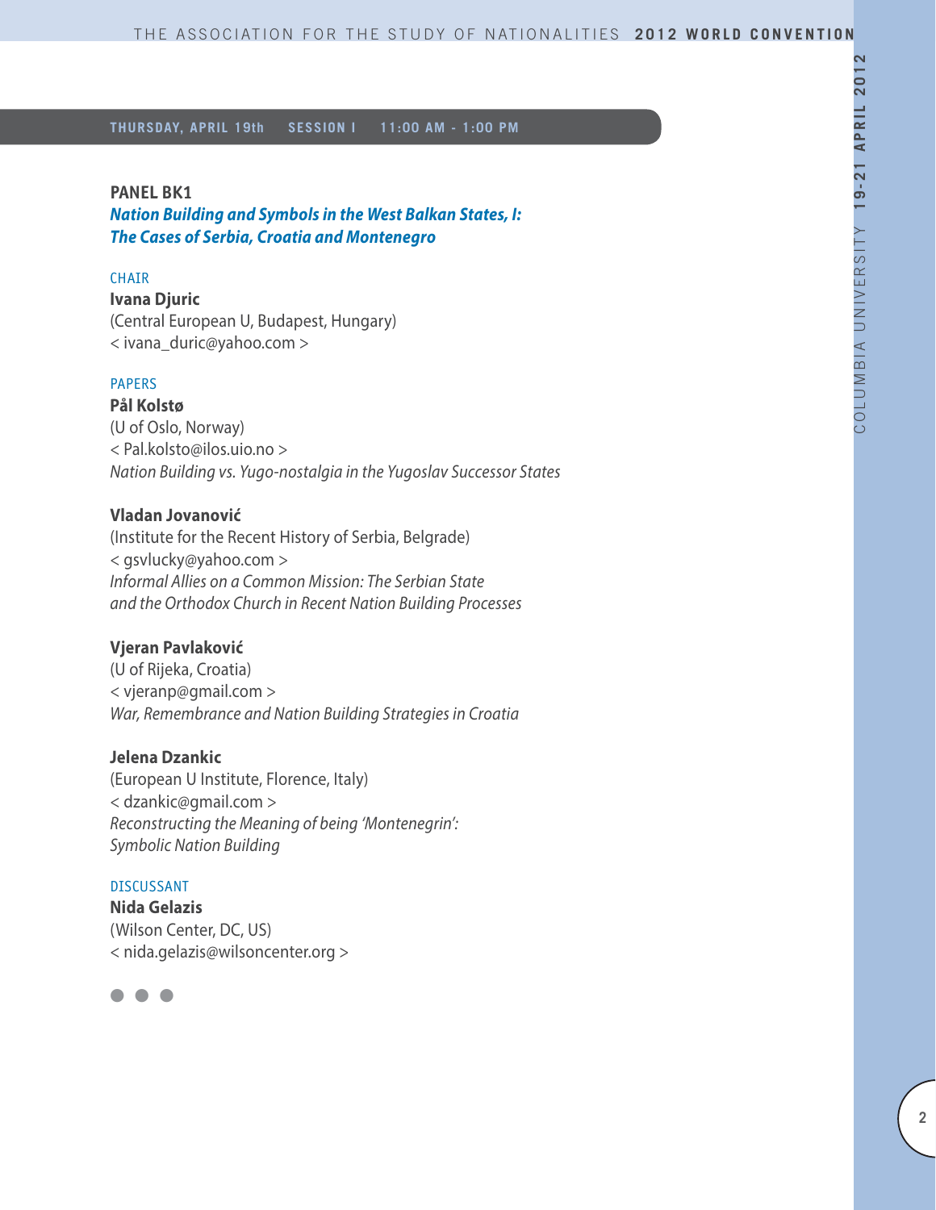**THURSDAY, APRIL 19th   SESSION I   11:00 AM - 1:00 PM**

## PANEL BK1

### *Nation Building and Symbols in the West Balkan States, I: The Cases of Serbia, Croatia and Montenegro*

CHAIR

**Ivana Djuric**
(Central European U, Budapest, Hungary)
< ivana_duric@yahoo.com >

PAPERS

**Pål Kolstø**
(U of Oslo, Norway)
< Pal.kolsto@ilos.uio.no >
*Nation Building vs. Yugo-nostalgia in the Yugoslav Successor States*

**Vladan Jovanović**
(Institute for the Recent History of Serbia, Belgrade)
< gsvlucky@yahoo.com >
*Informal Allies on a Common Mission: The Serbian State and the Orthodox Church in Recent Nation Building Processes*

**Vjeran Pavlaković**
(U of Rijeka, Croatia)
< vjeranp@gmail.com >
*War, Remembrance and Nation Building Strategies in Croatia*

**Jelena Dzankic**
(European U Institute, Florence, Italy)
< dzankic@gmail.com >
*Reconstructing the Meaning of being 'Montenegrin': Symbolic Nation Building*

DISCUSSANT

**Nida Gelazis**
(Wilson Center, DC, US)
< nida.gelazis@wilsoncenter.org >

● ● ●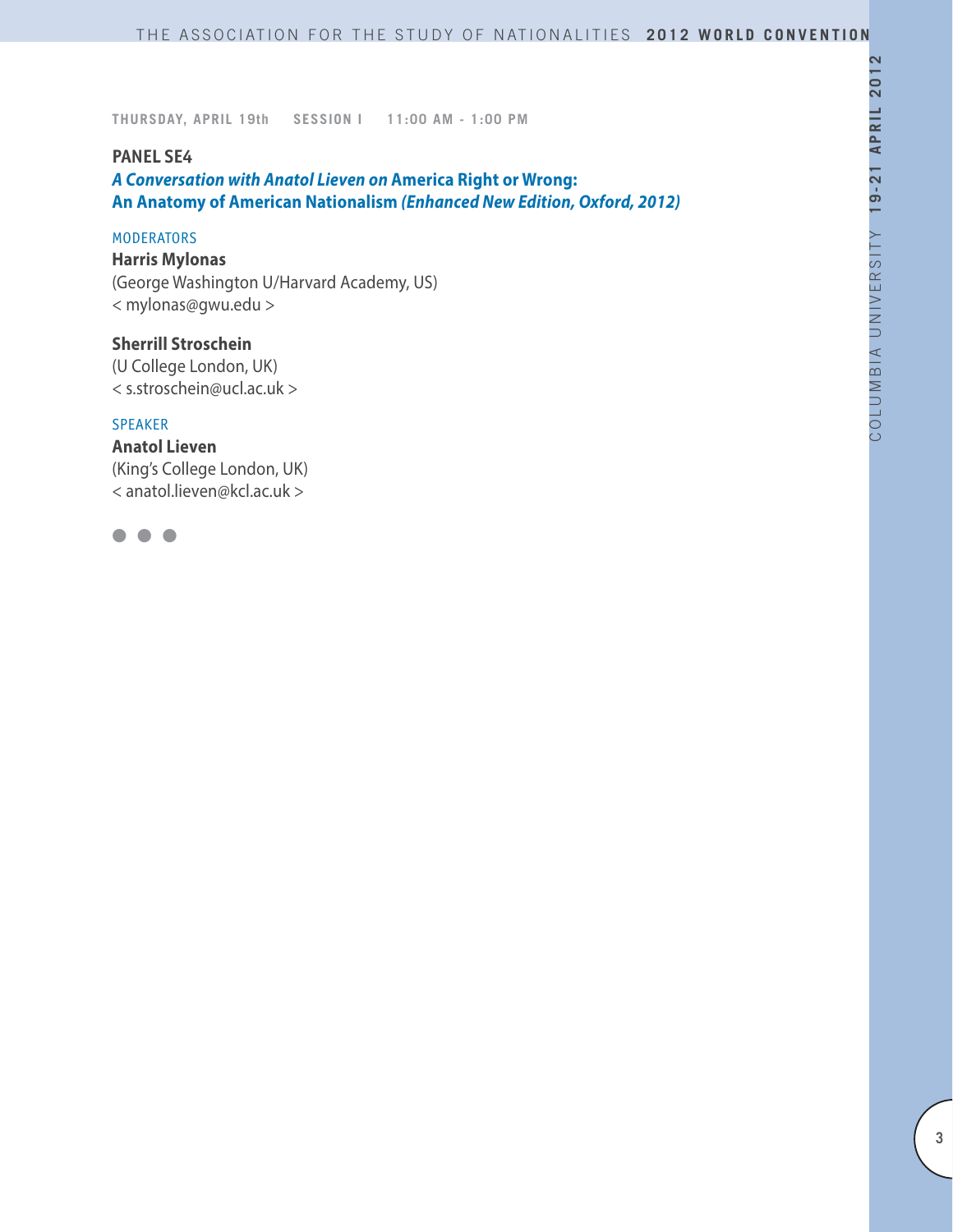THURSDAY, APRIL 19th SESSION I 11:00 AM - 1:00 PM

## PANEL SE4

### *A Conversation with Anatol Lieven on* America Right or Wrong: An Anatomy of American Nationalism *(Enhanced New Edition, Oxford, 2012)*

MODERATORS

**Harris Mylonas**
(George Washington U/Harvard Academy, US)
< mylonas@gwu.edu >

**Sherrill Stroschein**
(U College London, UK)
< s.stroschein@ucl.ac.uk >

SPEAKER

**Anatol Lieven**
(King's College London, UK)
< anatol.lieven@kcl.ac.uk >

● ● ●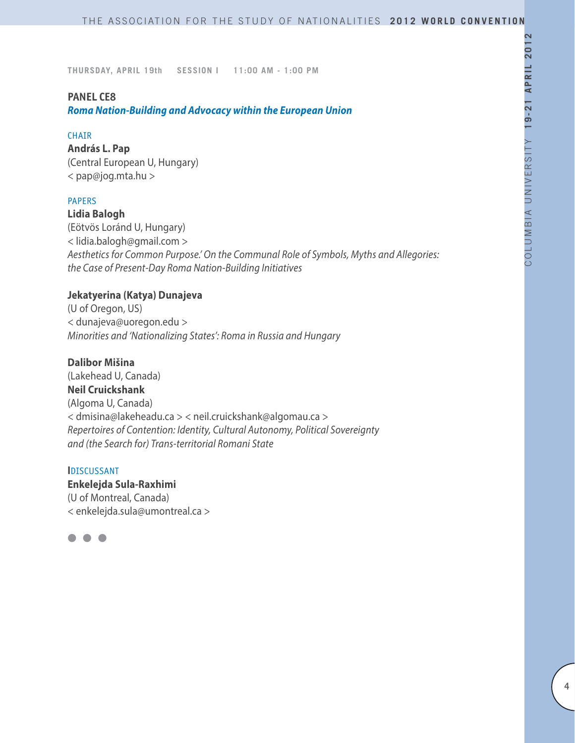**THURSDAY, APRIL 19th SESSION I 11:00 AM - 1:00 PM**

## PANEL CE8

### *Roma Nation-Building and Advocacy within the European Union*

CHAIR

**András L. Pap**
(Central European U, Hungary)
< pap@jog.mta.hu >

PAPERS

**Lidia Balogh**
(Eötvös Loránd U, Hungary)
< lidia.balogh@gmail.com >
*Aesthetics for Common Purpose.' On the Communal Role of Symbols, Myths and Allegories: the Case of Present-Day Roma Nation-Building Initiatives*

**Jekatyerina (Katya) Dunajeva**
(U of Oregon, US)
< dunajeva@uoregon.edu >
*Minorities and 'Nationalizing States': Roma in Russia and Hungary*

**Dalibor Mišina**
(Lakehead U, Canada)
**Neil Cruickshank**
(Algoma U, Canada)
< dmisina@lakeheadu.ca > < neil.cruickshank@algomau.ca >
*Repertoires of Contention: Identity, Cultural Autonomy, Political Sovereignty and (the Search for) Trans-territorial Romani State*

IDISCUSSANT

**Enkelejda Sula-Raxhimi**
(U of Montreal, Canada)
< enkelejda.sula@umontreal.ca >

● ● ●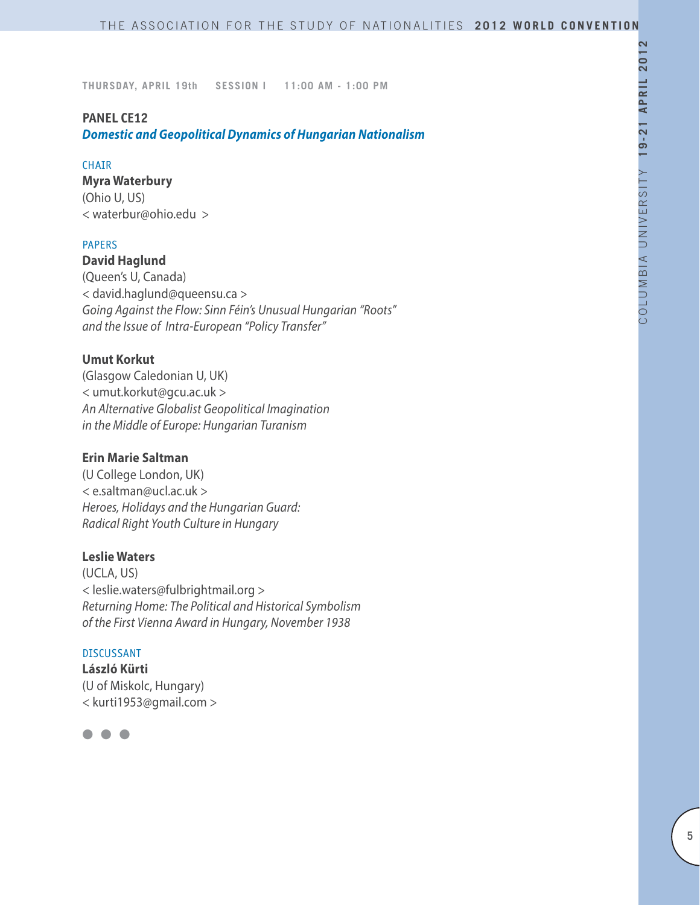THURSDAY, APRIL 19th SESSION I 11:00 AM - 1:00 PM

## PANEL CE12

### *Domestic and Geopolitical Dynamics of Hungarian Nationalism*

CHAIR

**Myra Waterbury**
(Ohio U, US)
< waterbur@ohio.edu >

PAPERS

**David Haglund**
(Queen's U, Canada)
< david.haglund@queensu.ca >
*Going Against the Flow: Sinn Féin's Unusual Hungarian "Roots" and the Issue of Intra-European "Policy Transfer"*

**Umut Korkut**
(Glasgow Caledonian U, UK)
< umut.korkut@gcu.ac.uk >
*An Alternative Globalist Geopolitical Imagination in the Middle of Europe: Hungarian Turanism*

**Erin Marie Saltman**
(U College London, UK)
< e.saltman@ucl.ac.uk >
*Heroes, Holidays and the Hungarian Guard: Radical Right Youth Culture in Hungary*

**Leslie Waters**
(UCLA, US)
< leslie.waters@fulbrightmail.org >
*Returning Home: The Political and Historical Symbolism of the First Vienna Award in Hungary, November 1938*

DISCUSSANT

**László Kürti**
(U of Miskolc, Hungary)
< kurti1953@gmail.com >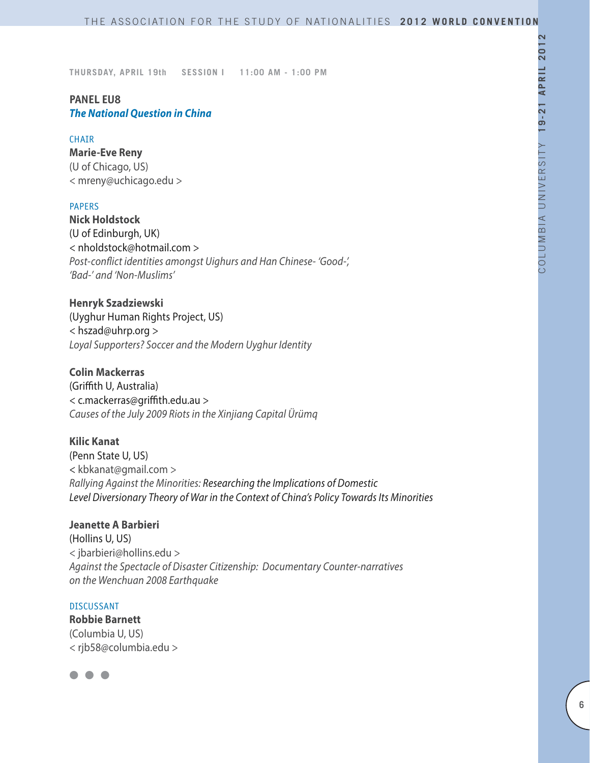THURSDAY, APRIL 19th SESSION I 11:00 AM - 1:00 PM

## PANEL EU8
### *The National Question in China*

CHAIR

**Marie-Eve Reny**
(U of Chicago, US)
< mreny@uchicago.edu >

PAPERS

**Nick Holdstock**
(U of Edinburgh, UK)
< nholdstock@hotmail.com >
*Post-conflict identities amongst Uighurs and Han Chinese- 'Good-', 'Bad-' and 'Non-Muslims'*

**Henryk Szadziewski**
(Uyghur Human Rights Project, US)
< hszad@uhrp.org >
*Loyal Supporters? Soccer and the Modern Uyghur Identity*

**Colin Mackerras**
(Griffith U, Australia)
< c.mackerras@griffith.edu.au >
*Causes of the July 2009 Riots in the Xinjiang Capital Ürümq*

**Kilic Kanat**
(Penn State U, US)
< kbkanat@gmail.com >
*Rallying Against the Minorities: Researching the Implications of Domestic Level Diversionary Theory of War in the Context of China's Policy Towards Its Minorities*

**Jeanette A Barbieri**
(Hollins U, US)
< jbarbieri@hollins.edu >
*Against the Spectacle of Disaster Citizenship: Documentary Counter-narratives on the Wenchuan 2008 Earthquake*

DISCUSSANT

**Robbie Barnett**
(Columbia U, US)
< rjb58@columbia.edu >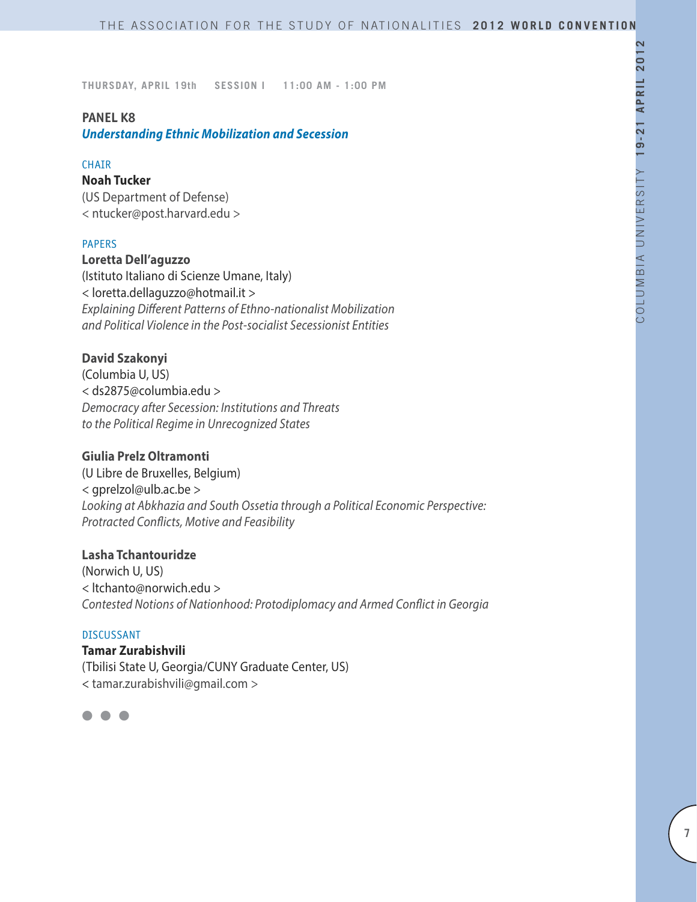THURSDAY, APRIL 19th SESSION I 11:00 AM - 1:00 PM

## PANEL K8

### *Understanding Ethnic Mobilization and Secession*

CHAIR

**Noah Tucker**
(US Department of Defense)
< ntucker@post.harvard.edu >

PAPERS

**Loretta Dell'aguzzo**
(Istituto Italiano di Scienze Umane, Italy)
< loretta.dellaguzzo@hotmail.it >
*Explaining Different Patterns of Ethno-nationalist Mobilization and Political Violence in the Post-socialist Secessionist Entities*

**David Szakonyi**
(Columbia U, US)
< ds2875@columbia.edu >
*Democracy after Secession: Institutions and Threats to the Political Regime in Unrecognized States*

**Giulia Prelz Oltramonti**
(U Libre de Bruxelles, Belgium)
< gprelzol@ulb.ac.be >
*Looking at Abkhazia and South Ossetia through a Political Economic Perspective: Protracted Conflicts, Motive and Feasibility*

**Lasha Tchantouridze**
(Norwich U, US)
< ltchanto@norwich.edu >
*Contested Notions of Nationhood: Protodiplomacy and Armed Conflict in Georgia*

DISCUSSANT

**Tamar Zurabishvili**
(Tbilisi State U, Georgia/CUNY Graduate Center, US)
< tamar.zurabishvili@gmail.com >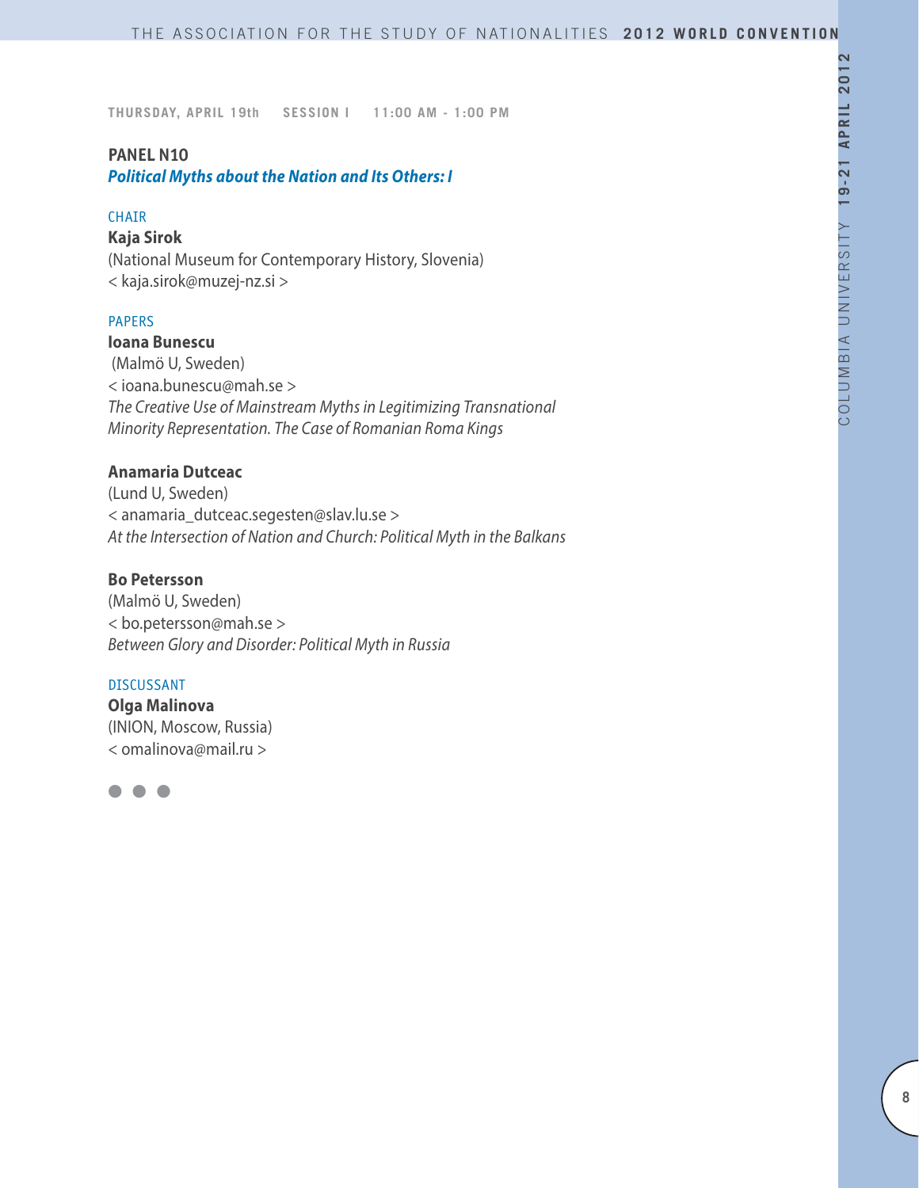THURSDAY, APRIL 19th SESSION I 11:00 AM - 1:00 PM

## PANEL N10

***Political Myths about the Nation and Its Others: I***

CHAIR

**Kaja Sirok**
(National Museum for Contemporary History, Slovenia)
< kaja.sirok@muzej-nz.si >

PAPERS

**Ioana Bunescu**
(Malmö U, Sweden)
< ioana.bunescu@mah.se >
*The Creative Use of Mainstream Myths in Legitimizing Transnational Minority Representation. The Case of Romanian Roma Kings*

**Anamaria Dutceac**
(Lund U, Sweden)
< anamaria_dutceac.segesten@slav.lu.se >
*At the Intersection of Nation and Church: Political Myth in the Balkans*

**Bo Petersson**
(Malmö U, Sweden)
< bo.petersson@mah.se >
*Between Glory and Disorder: Political Myth in Russia*

DISCUSSANT

**Olga Malinova**
(INION, Moscow, Russia)
< omalinova@mail.ru >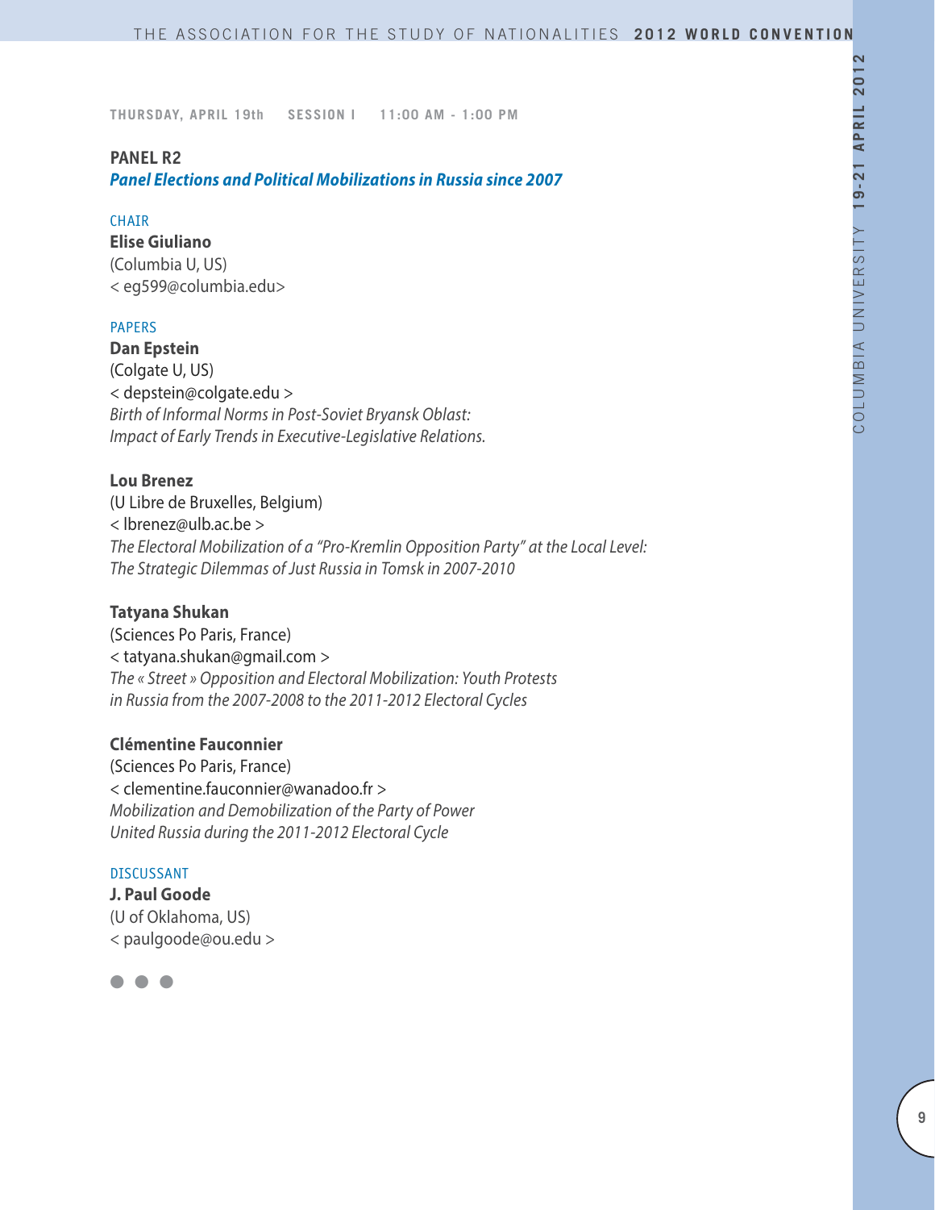THURSDAY, APRIL 19th SESSION I 11:00 AM - 1:00 PM

## PANEL R2

### *Panel Elections and Political Mobilizations in Russia since 2007*

CHAIR

**Elise Giuliano**
(Columbia U, US)
< eg599@columbia.edu>

PAPERS

**Dan Epstein**
(Colgate U, US)
< depstein@colgate.edu >
*Birth of Informal Norms in Post-Soviet Bryansk Oblast: Impact of Early Trends in Executive-Legislative Relations.*

**Lou Brenez**
(U Libre de Bruxelles, Belgium)
< lbrenez@ulb.ac.be >
*The Electoral Mobilization of a "Pro-Kremlin Opposition Party" at the Local Level: The Strategic Dilemmas of Just Russia in Tomsk in 2007-2010*

**Tatyana Shukan**
(Sciences Po Paris, France)
< tatyana.shukan@gmail.com >
*The « Street » Opposition and Electoral Mobilization: Youth Protests in Russia from the 2007-2008 to the 2011-2012 Electoral Cycles*

**Clémentine Fauconnier**
(Sciences Po Paris, France)
< clementine.fauconnier@wanadoo.fr >
*Mobilization and Demobilization of the Party of Power United Russia during the 2011-2012 Electoral Cycle*

DISCUSSANT

**J. Paul Goode**
(U of Oklahoma, US)
< paulgoode@ou.edu >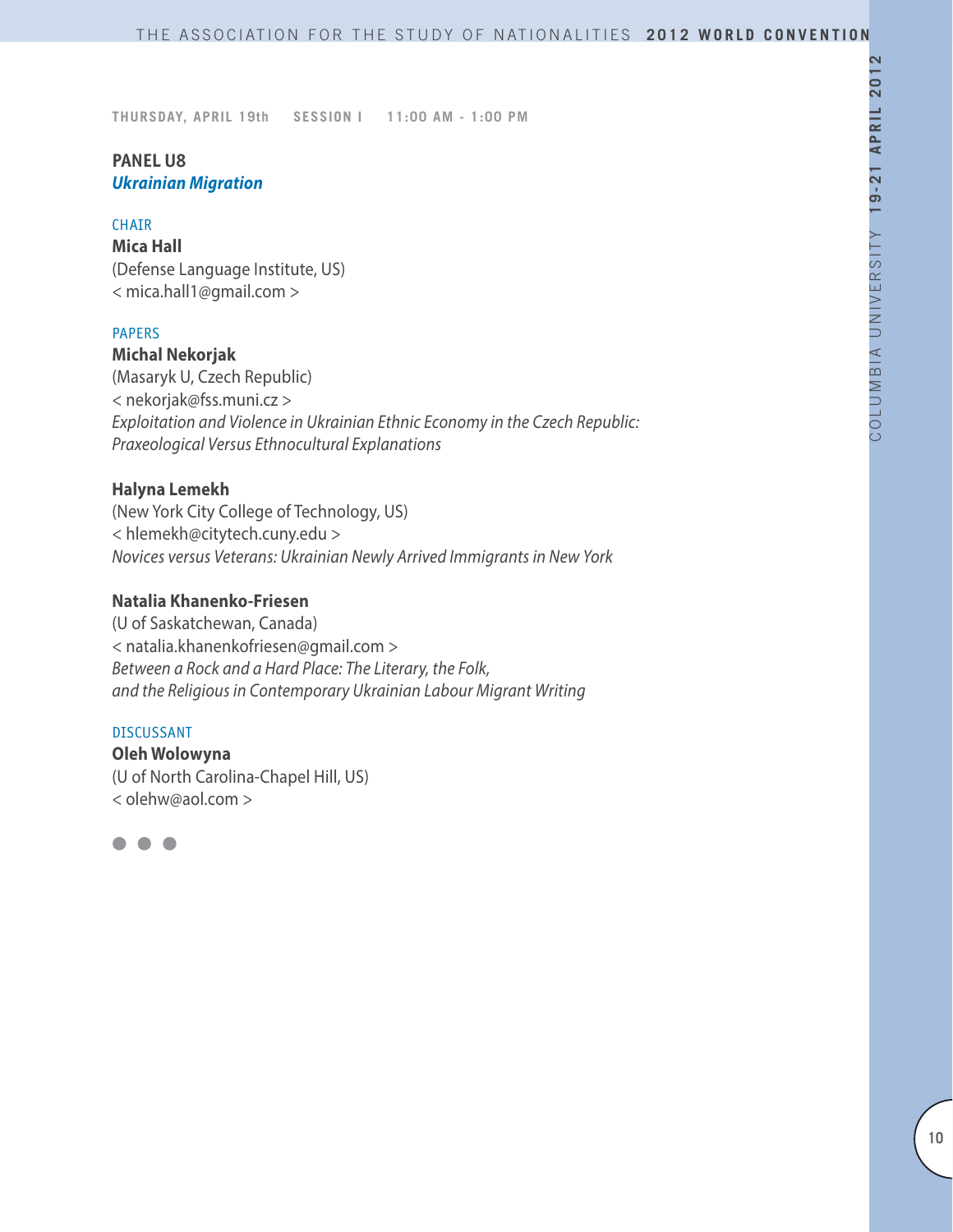THURSDAY, APRIL 19th SESSION I 11:00 AM - 1:00 PM

## PANEL U8
### *Ukrainian Migration*

CHAIR

**Mica Hall**
(Defense Language Institute, US)
< mica.hall1@gmail.com >

PAPERS

**Michal Nekorjak**
(Masaryk U, Czech Republic)
< nekorjak@fss.muni.cz >
*Exploitation and Violence in Ukrainian Ethnic Economy in the Czech Republic: Praxeological Versus Ethnocultural Explanations*

**Halyna Lemekh**
(New York City College of Technology, US)
< hlemekh@citytech.cuny.edu >
*Novices versus Veterans: Ukrainian Newly Arrived Immigrants in New York*

**Natalia Khanenko-Friesen**
(U of Saskatchewan, Canada)
< natalia.khanenkofriesen@gmail.com >
*Between a Rock and a Hard Place: The Literary, the Folk, and the Religious in Contemporary Ukrainian Labour Migrant Writing*

DISCUSSANT

**Oleh Wolowyna**
(U of North Carolina-Chapel Hill, US)
< olehw@aol.com >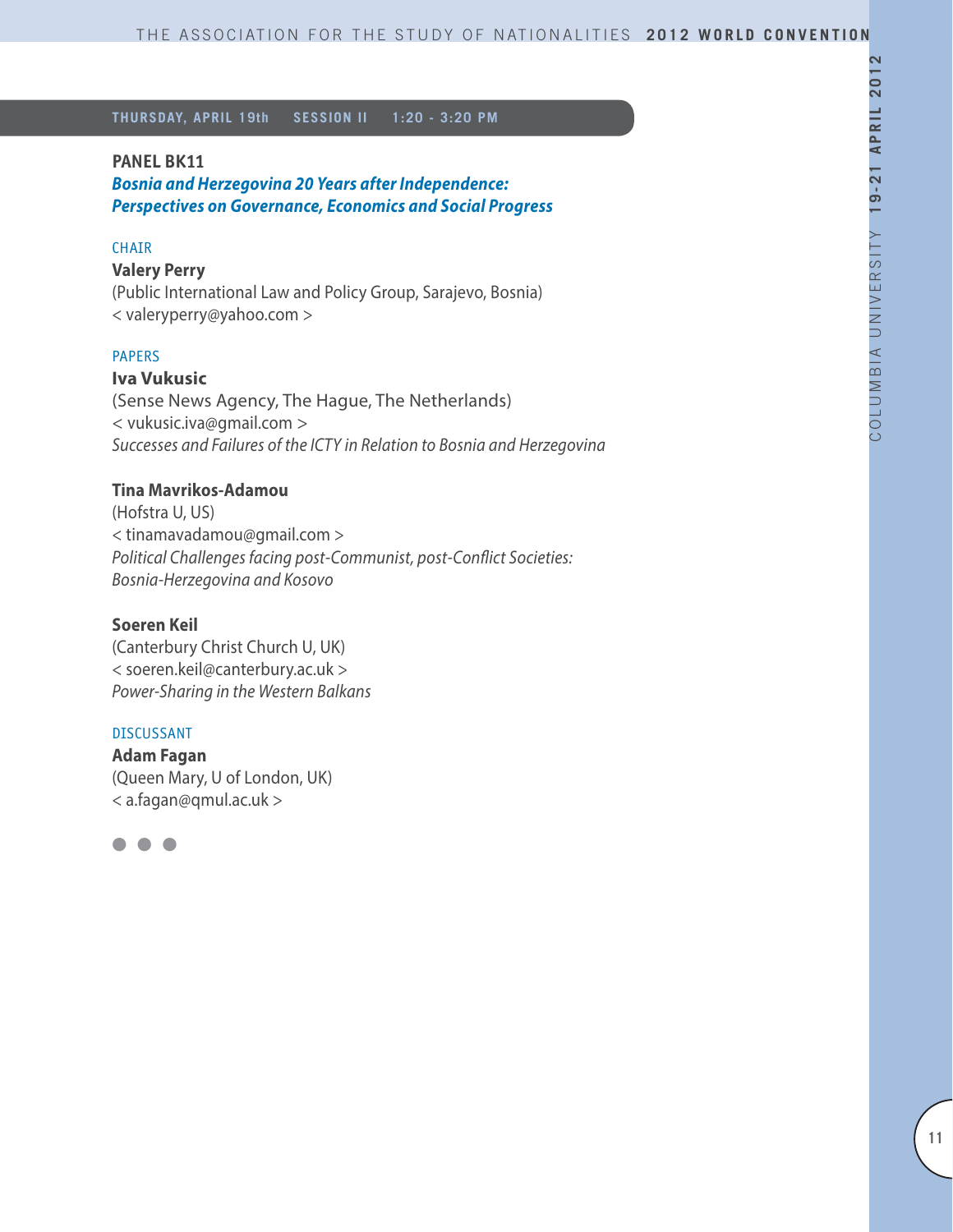**THURSDAY, APRIL 19th SESSION II 1:20 - 3:20 PM**

## PANEL BK11

### *Bosnia and Herzegovina 20 Years after Independence: Perspectives on Governance, Economics and Social Progress*

CHAIR

**Valery Perry**
(Public International Law and Policy Group, Sarajevo, Bosnia)
< valeryperry@yahoo.com >

PAPERS

**Iva Vukusic**
(Sense News Agency, The Hague, The Netherlands)
< vukusic.iva@gmail.com >
*Successes and Failures of the ICTY in Relation to Bosnia and Herzegovina*

**Tina Mavrikos-Adamou**
(Hofstra U, US)
< tinamavadamou@gmail.com >
*Political Challenges facing post-Communist, post-Conflict Societies: Bosnia-Herzegovina and Kosovo*

**Soeren Keil**
(Canterbury Christ Church U, UK)
< soeren.keil@canterbury.ac.uk >
*Power-Sharing in the Western Balkans*

DISCUSSANT

**Adam Fagan**
(Queen Mary, U of London, UK)
< a.fagan@qmul.ac.uk >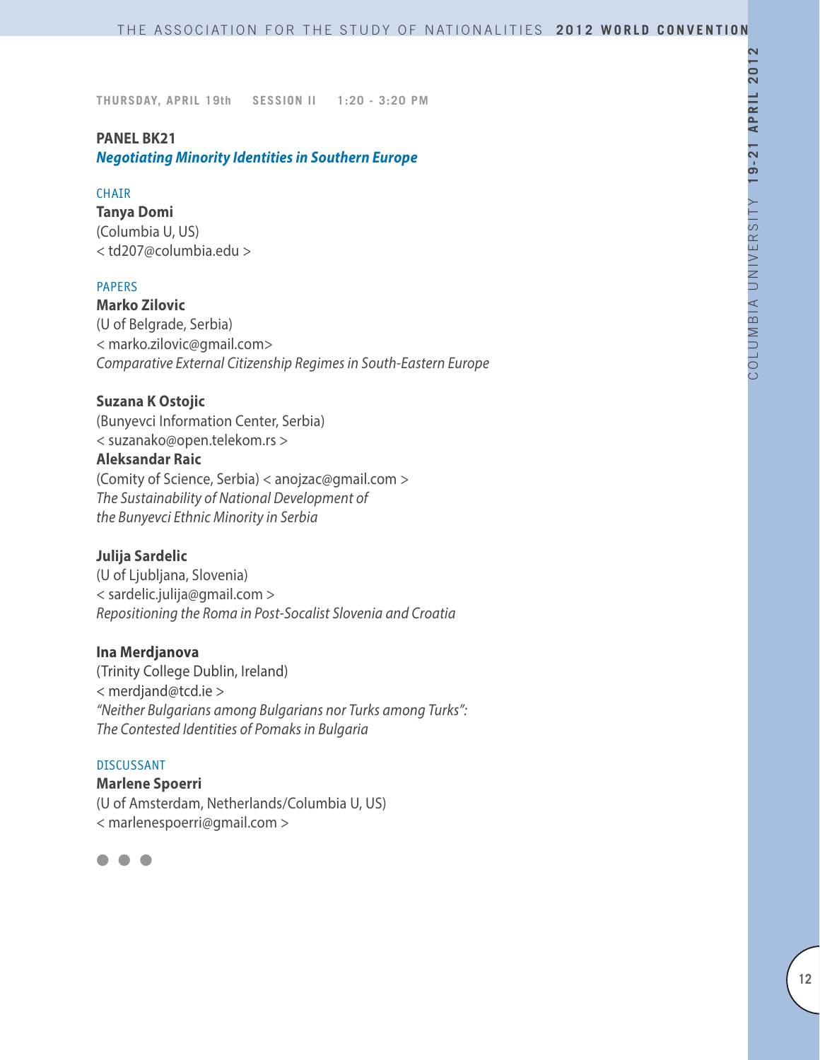THURSDAY, APRIL 19th SESSION II 1:20 - 3:20 PM

## PANEL BK21
### *Negotiating Minority Identities in Southern Europe*

CHAIR

**Tanya Domi**
(Columbia U, US)
< td207@columbia.edu >

PAPERS

**Marko Zilovic**
(U of Belgrade, Serbia)
< marko.zilovic@gmail.com>
*Comparative External Citizenship Regimes in South-Eastern Europe*

**Suzana K Ostojic**
(Bunyevci Information Center, Serbia)
< suzanako@open.telekom.rs >
**Aleksandar Raic**
(Comity of Science, Serbia) < anojzac@gmail.com >
*The Sustainability of National Development of the Bunyevci Ethnic Minority in Serbia*

**Julija Sardelic**
(U of Ljubljana, Slovenia)
< sardelic.julija@gmail.com >
*Repositioning the Roma in Post-Socalist Slovenia and Croatia*

**Ina Merdjanova**
(Trinity College Dublin, Ireland)
< merdjand@tcd.ie >
*"Neither Bulgarians among Bulgarians nor Turks among Turks": The Contested Identities of Pomaks in Bulgaria*

DISCUSSANT

**Marlene Spoerri**
(U of Amsterdam, Netherlands/Columbia U, US)
< marlenespoerri@gmail.com >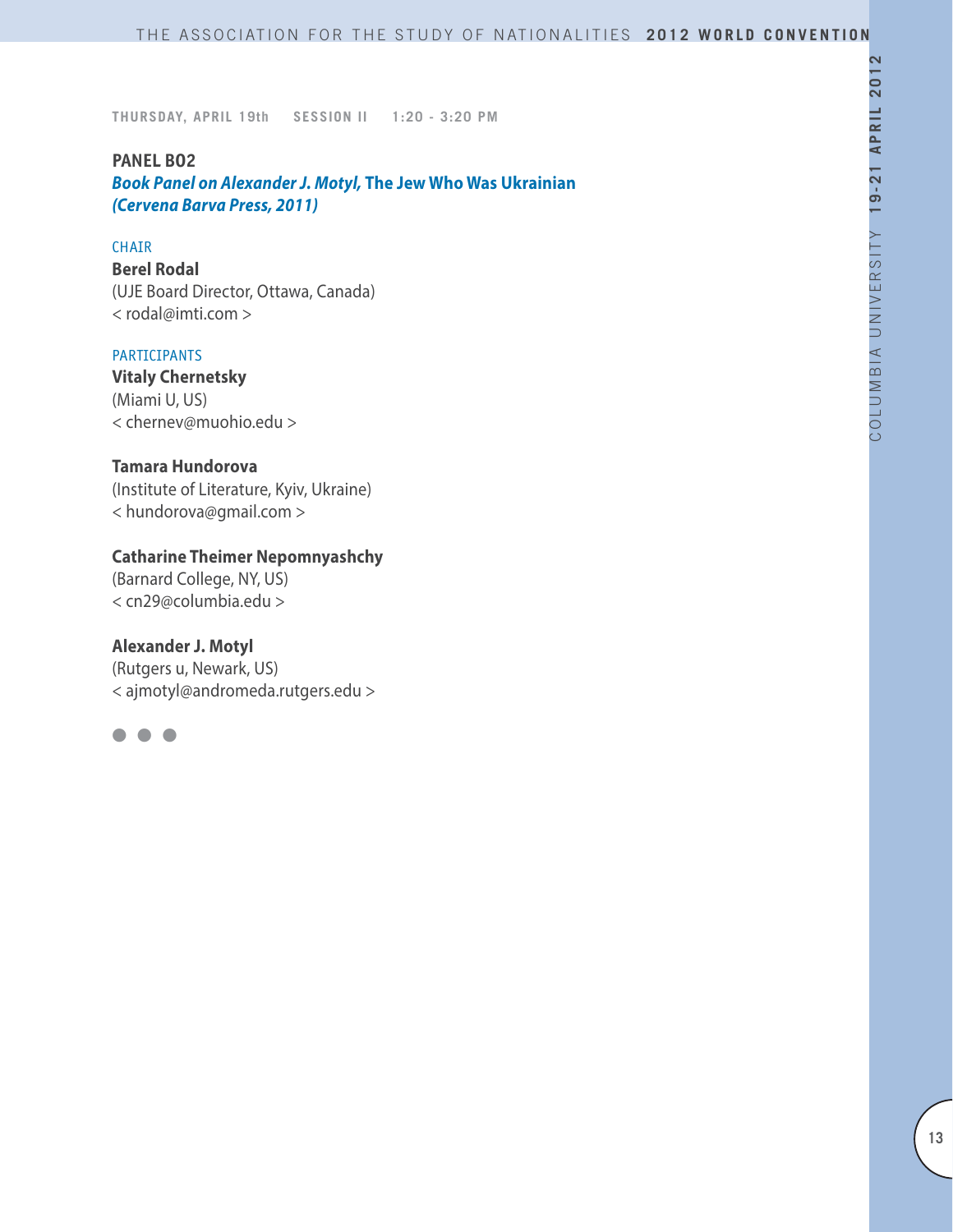THURSDAY, APRIL 19th SESSION II 1:20 - 3:20 PM

## PANEL B02

### *Book Panel on Alexander J. Motyl,* The Jew Who Was Ukrainian *(Cervena Barva Press, 2011)*

CHAIR

**Berel Rodal**
(UJE Board Director, Ottawa, Canada)
< rodal@imti.com >

PARTICIPANTS

**Vitaly Chernetsky**
(Miami U, US)
< chernev@muohio.edu >

**Tamara Hundorova**
(Institute of Literature, Kyiv, Ukraine)
< hundorova@gmail.com >

**Catharine Theimer Nepomnyashchy**
(Barnard College, NY, US)
< cn29@columbia.edu >

**Alexander J. Motyl**
(Rutgers u, Newark, US)
< ajmotyl@andromeda.rutgers.edu >

● ● ●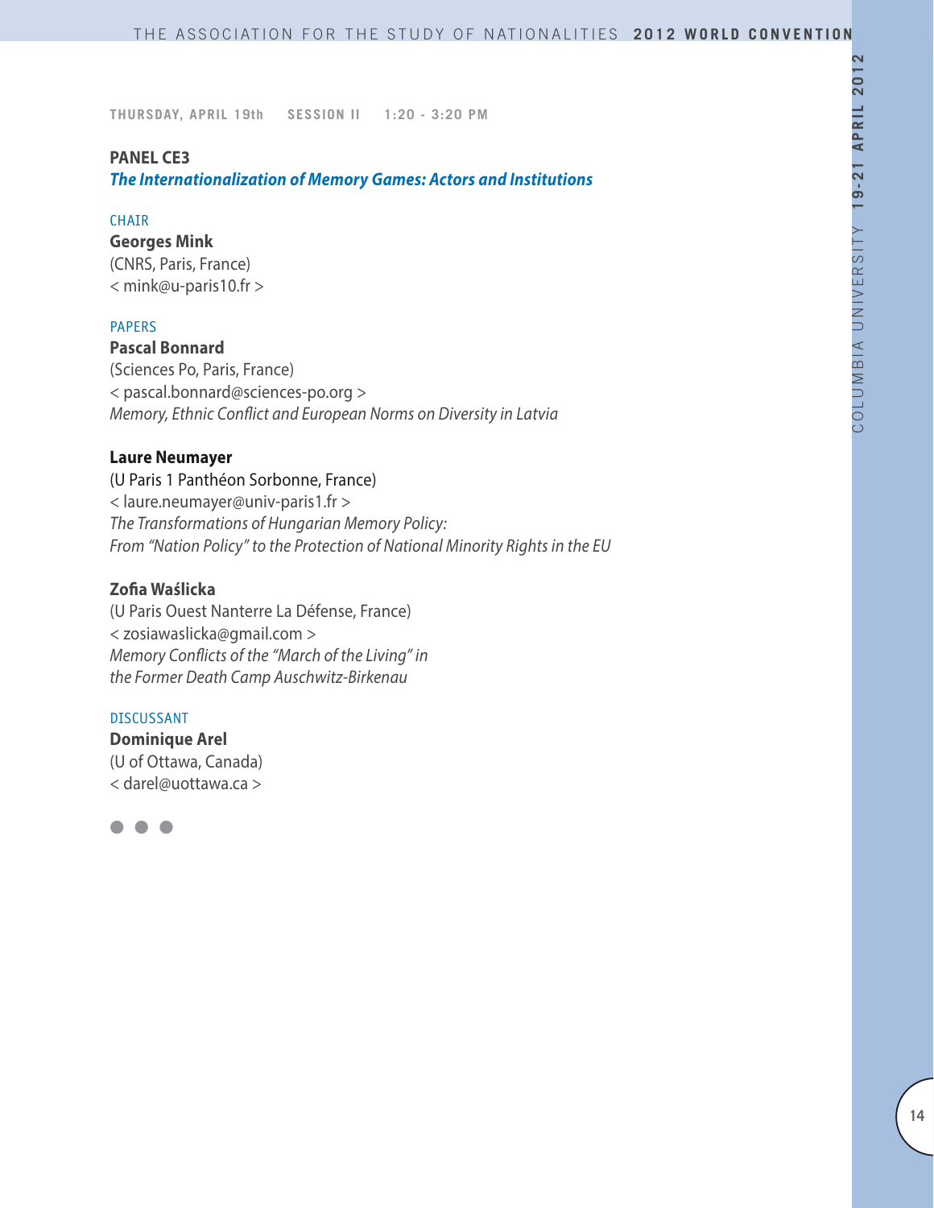THURSDAY, APRIL 19th SESSION II 1:20 - 3:20 PM

## PANEL CE3

***The Internationalization of Memory Games: Actors and Institutions***

CHAIR

**Georges Mink**
(CNRS, Paris, France)
< mink@u-paris10.fr >

PAPERS

**Pascal Bonnard**
(Sciences Po, Paris, France)
< pascal.bonnard@sciences-po.org >
*Memory, Ethnic Conflict and European Norms on Diversity in Latvia*

**Laure Neumayer**
(U Paris 1 Panthéon Sorbonne, France)
< laure.neumayer@univ-paris1.fr >
*The Transformations of Hungarian Memory Policy:*
*From "Nation Policy" to the Protection of National Minority Rights in the EU*

**Zofia Waślicka**
(U Paris Ouest Nanterre La Défense, France)
< zosiawaslicka@gmail.com >
*Memory Conflicts of the "March of the Living" in*
*the Former Death Camp Auschwitz-Birkenau*

DISCUSSANT

**Dominique Arel**
(U of Ottawa, Canada)
< darel@uottawa.ca >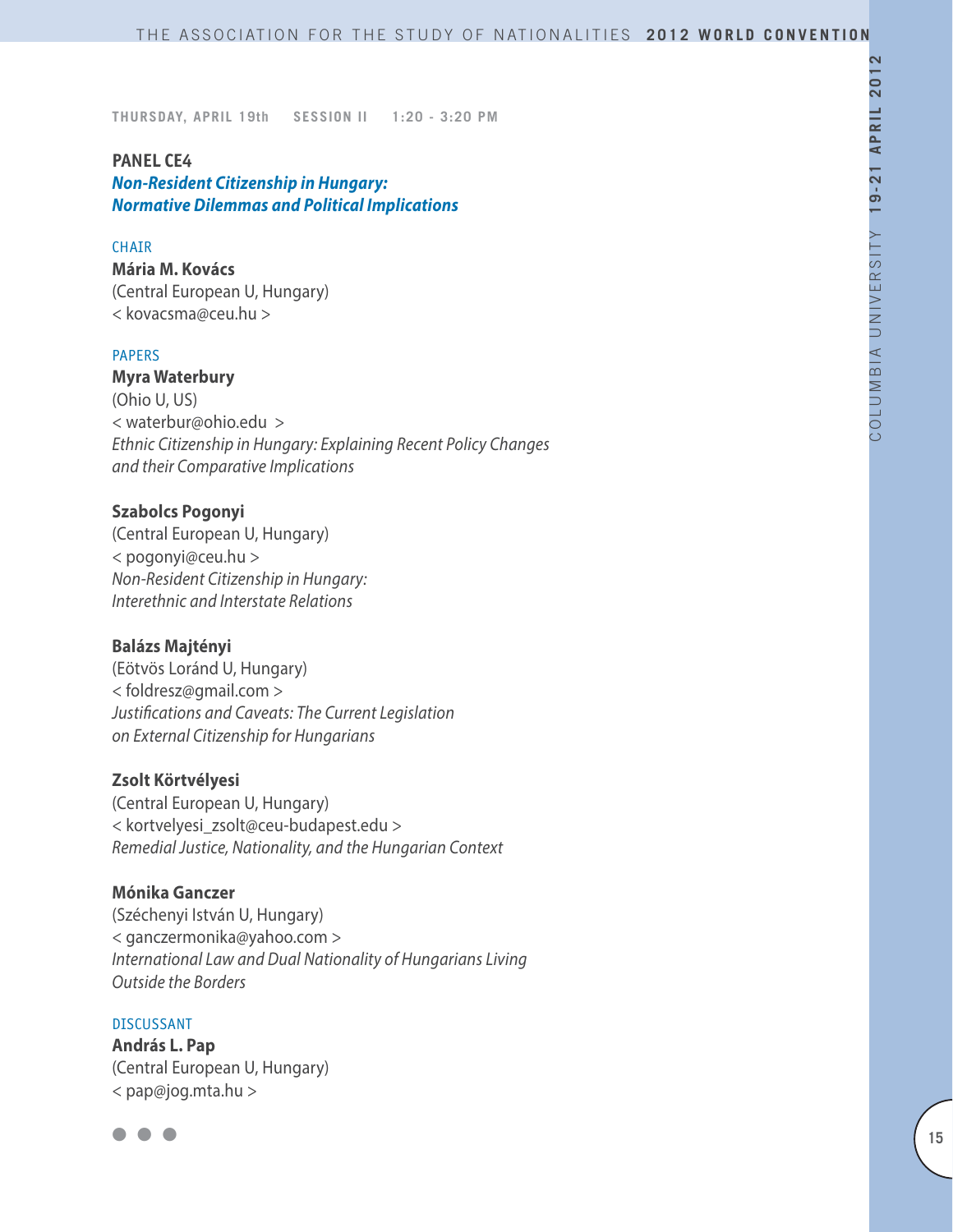THURSDAY, APRIL 19th  SESSION II  1:20 - 3:20 PM

## PANEL CE4
### *Non-Resident Citizenship in Hungary: Normative Dilemmas and Political Implications*

CHAIR

**Mária M. Kovács**
(Central European U, Hungary)
< kovacsma@ceu.hu >

PAPERS

**Myra Waterbury**
(Ohio U, US)
< waterbur@ohio.edu >
*Ethnic Citizenship in Hungary: Explaining Recent Policy Changes and their Comparative Implications*

**Szabolcs Pogonyi**
(Central European U, Hungary)
< pogonyi@ceu.hu >
*Non-Resident Citizenship in Hungary: Interethnic and Interstate Relations*

**Balázs Majtényi**
(Eötvös Loránd U, Hungary)
< foldresz@gmail.com >
*Justifications and Caveats: The Current Legislation on External Citizenship for Hungarians*

**Zsolt Körtvélyesi**
(Central European U, Hungary)
< kortvelyesi_zsolt@ceu-budapest.edu >
*Remedial Justice, Nationality, and the Hungarian Context*

**Mónika Ganczer**
(Széchenyi István U, Hungary)
< ganczermonika@yahoo.com >
*International Law and Dual Nationality of Hungarians Living Outside the Borders*

DISCUSSANT

**András L. Pap**
(Central European U, Hungary)
< pap@jog.mta.hu >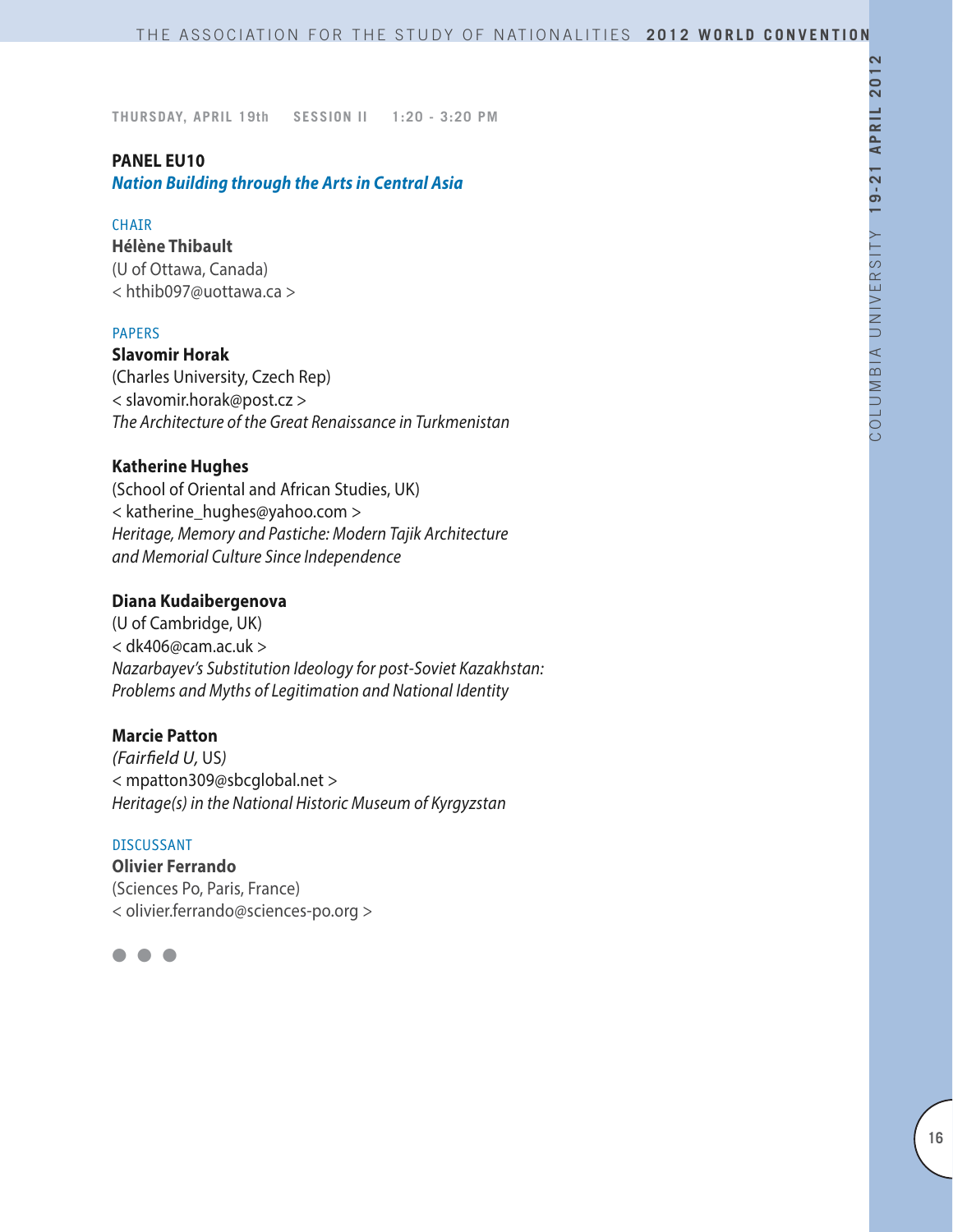THURSDAY, APRIL 19th SESSION II 1:20 - 3:20 PM

## PANEL EU10
### *Nation Building through the Arts in Central Asia*

CHAIR

**Hélène Thibault**
(U of Ottawa, Canada)
< hthib097@uottawa.ca >

PAPERS

**Slavomir Horak**
(Charles University, Czech Rep)
< slavomir.horak@post.cz >
*The Architecture of the Great Renaissance in Turkmenistan*

**Katherine Hughes**
(School of Oriental and African Studies, UK)
< katherine_hughes@yahoo.com >
*Heritage, Memory and Pastiche: Modern Tajik Architecture and Memorial Culture Since Independence*

**Diana Kudaibergenova**
(U of Cambridge, UK)
< dk406@cam.ac.uk >
*Nazarbayev's Substitution Ideology for post-Soviet Kazakhstan: Problems and Myths of Legitimation and National Identity*

**Marcie Patton**
*(Fairfield U,* US*)*
< mpatton309@sbcglobal.net >
*Heritage(s) in the National Historic Museum of Kyrgyzstan*

DISCUSSANT

**Olivier Ferrando**
(Sciences Po, Paris, France)
< olivier.ferrando@sciences-po.org >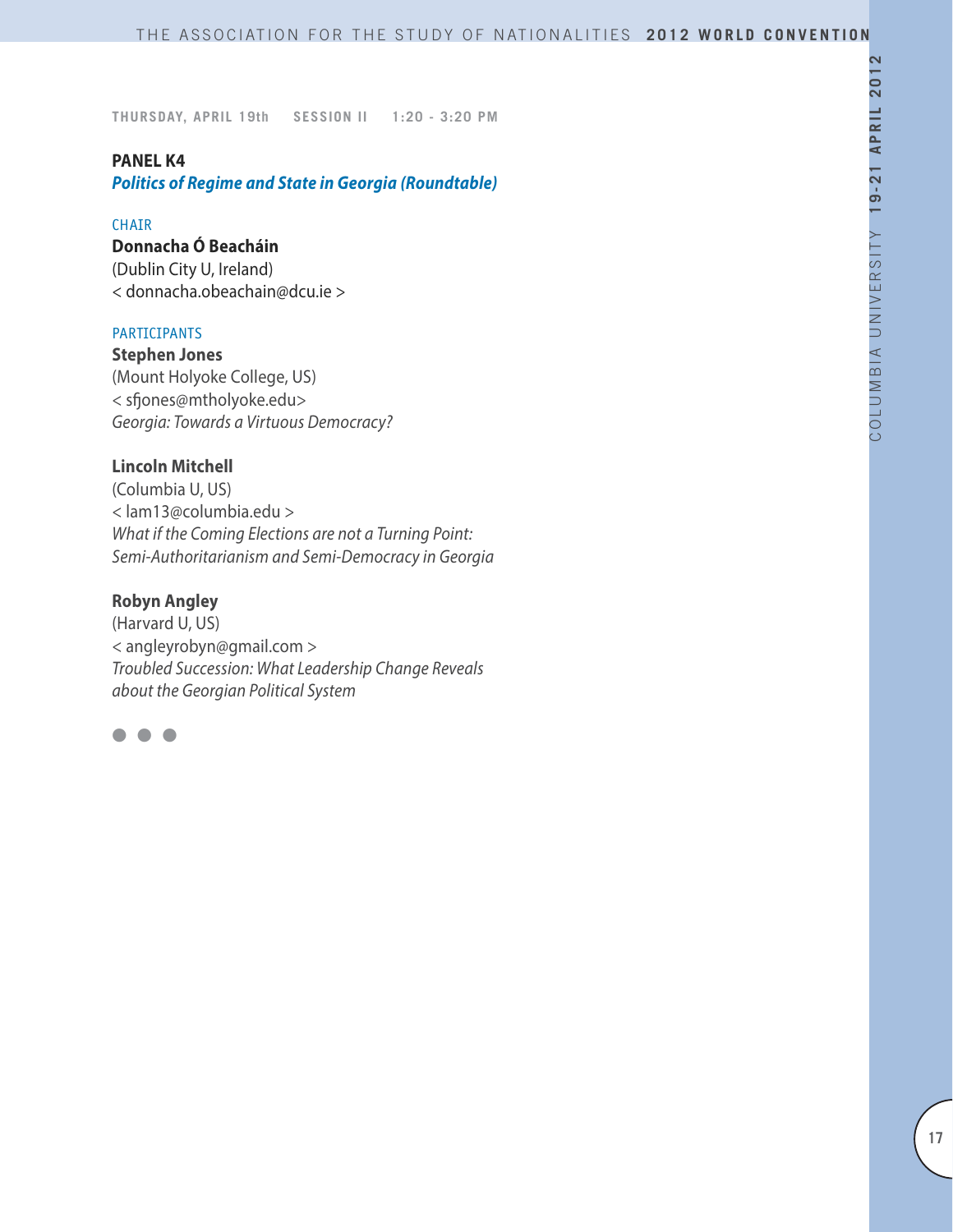THURSDAY, APRIL 19th SESSION II 1:20 - 3:20 PM

## PANEL K4

### *Politics of Regime and State in Georgia (Roundtable)*

CHAIR

**Donnacha Ó Beacháin**
(Dublin City U, Ireland)
< donnacha.obeachain@dcu.ie >

PARTICIPANTS

**Stephen Jones**
(Mount Holyoke College, US)
< sfjones@mtholyoke.edu>
*Georgia: Towards a Virtuous Democracy?*

**Lincoln Mitchell**
(Columbia U, US)
< lam13@columbia.edu >
*What if the Coming Elections are not a Turning Point: Semi-Authoritarianism and Semi-Democracy in Georgia*

**Robyn Angley**
(Harvard U, US)
< angleyrobyn@gmail.com >
*Troubled Succession: What Leadership Change Reveals about the Georgian Political System*

● ● ●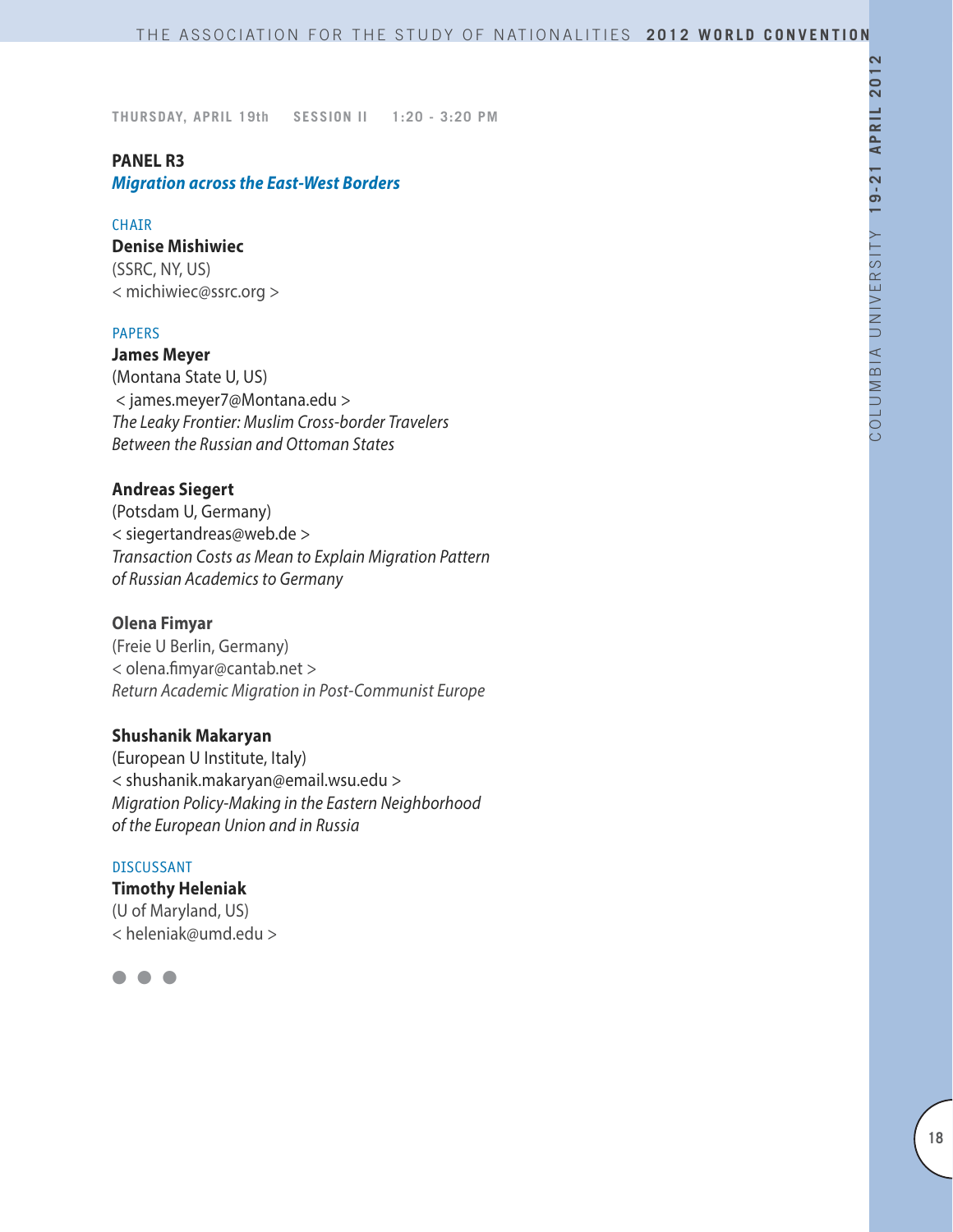THURSDAY, APRIL 19th SESSION II 1:20 - 3:20 PM

## PANEL R3

### *Migration across the East-West Borders*

CHAIR

**Denise Mishiwiec**
(SSRC, NY, US)
< michiwiec@ssrc.org >

PAPERS

**James Meyer**
(Montana State U, US)
< james.meyer7@Montana.edu >
*The Leaky Frontier: Muslim Cross-border Travelers Between the Russian and Ottoman States*

**Andreas Siegert**
(Potsdam U, Germany)
< siegertandreas@web.de >
*Transaction Costs as Mean to Explain Migration Pattern of Russian Academics to Germany*

**Olena Fimyar**
(Freie U Berlin, Germany)
< olena.fimyar@cantab.net >
*Return Academic Migration in Post-Communist Europe*

**Shushanik Makaryan**
(European U Institute, Italy)
< shushanik.makaryan@email.wsu.edu >
*Migration Policy-Making in the Eastern Neighborhood of the European Union and in Russia*

DISCUSSANT

**Timothy Heleniak**
(U of Maryland, US)
< heleniak@umd.edu >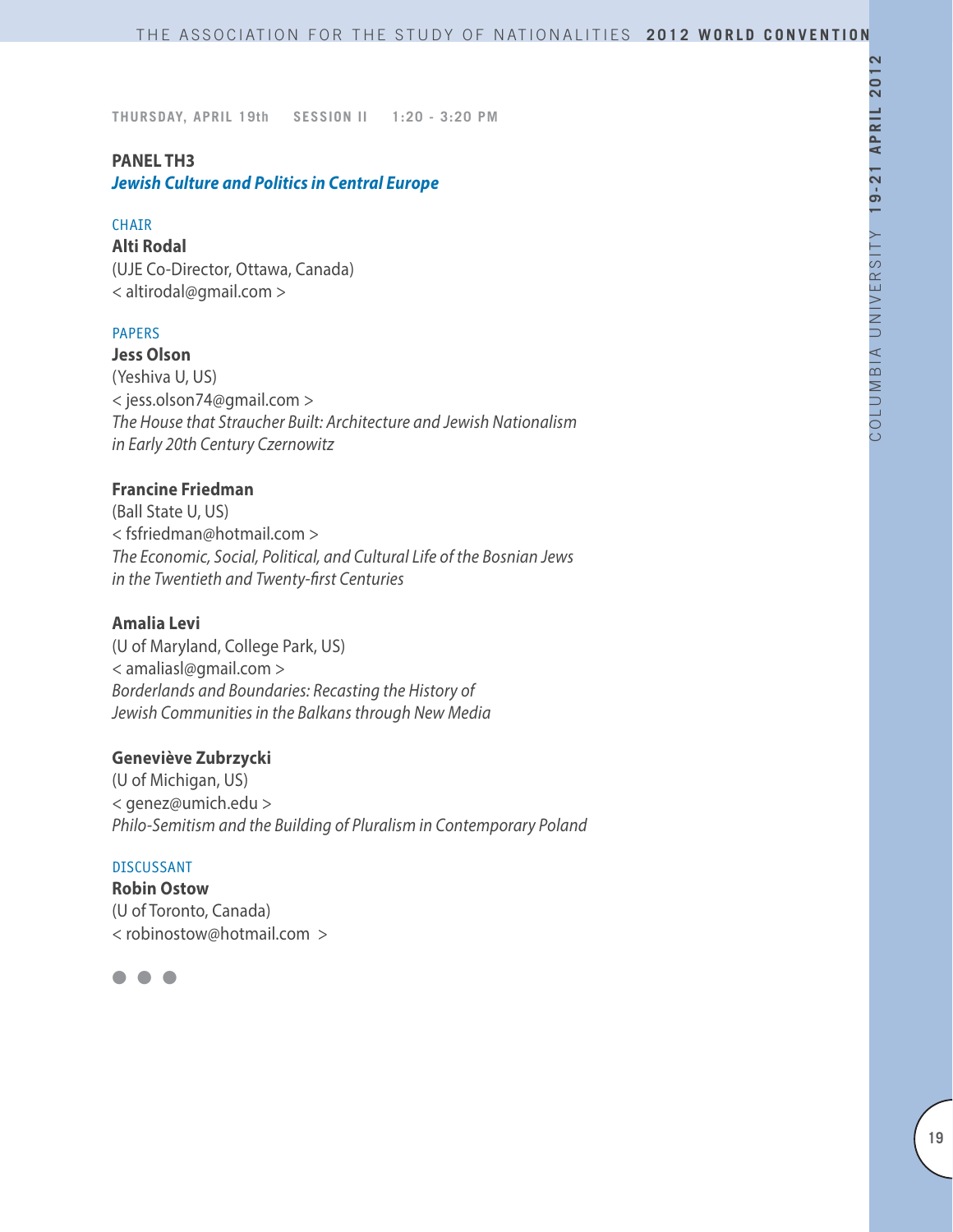THURSDAY, APRIL 19th SESSION II 1:20 - 3:20 PM

## PANEL TH3
### *Jewish Culture and Politics in Central Europe*

CHAIR

**Alti Rodal**
(UJE Co-Director, Ottawa, Canada)
< altirodal@gmail.com >

PAPERS

**Jess Olson**
(Yeshiva U, US)
< jess.olson74@gmail.com >
*The House that Straucher Built: Architecture and Jewish Nationalism in Early 20th Century Czernowitz*

**Francine Friedman**
(Ball State U, US)
< fsfriedman@hotmail.com >
*The Economic, Social, Political, and Cultural Life of the Bosnian Jews in the Twentieth and Twenty-first Centuries*

**Amalia Levi**
(U of Maryland, College Park, US)
< amaliasl@gmail.com >
*Borderlands and Boundaries: Recasting the History of Jewish Communities in the Balkans through New Media*

**Geneviève Zubrzycki**
(U of Michigan, US)
< genez@umich.edu >
*Philo-Semitism and the Building of Pluralism in Contemporary Poland*

DISCUSSANT

**Robin Ostow**
(U of Toronto, Canada)
< robinostow@hotmail.com >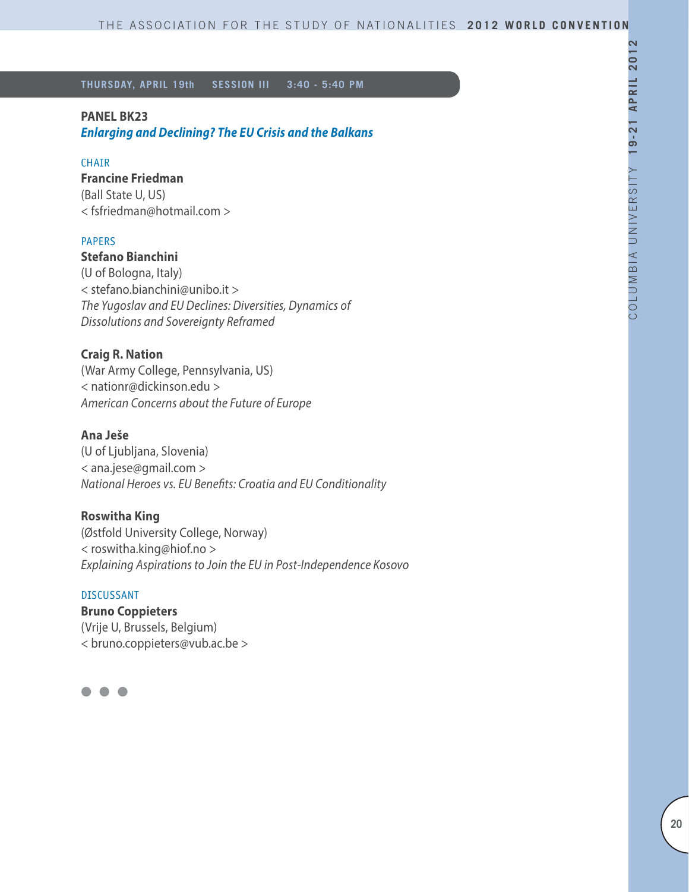**THURSDAY, APRIL 19th SESSION III 3:40 - 5:40 PM**

## PANEL BK23

***Enlarging and Declining? The EU Crisis and the Balkans***

CHAIR

**Francine Friedman**
(Ball State U, US)
< fsfriedman@hotmail.com >

PAPERS

**Stefano Bianchini**
(U of Bologna, Italy)
< stefano.bianchini@unibo.it >
*The Yugoslav and EU Declines: Diversities, Dynamics of Dissolutions and Sovereignty Reframed*

**Craig R. Nation**
(War Army College, Pennsylvania, US)
< nationr@dickinson.edu >
*American Concerns about the Future of Europe*

**Ana Ješe**
(U of Ljubljana, Slovenia)
< ana.jese@gmail.com >
*National Heroes vs. EU Benefits: Croatia and EU Conditionality*

**Roswitha King**
(Østfold University College, Norway)
< roswitha.king@hiof.no >
*Explaining Aspirations to Join the EU in Post-Independence Kosovo*

DISCUSSANT

**Bruno Coppieters**
(Vrije U, Brussels, Belgium)
< bruno.coppieters@vub.ac.be >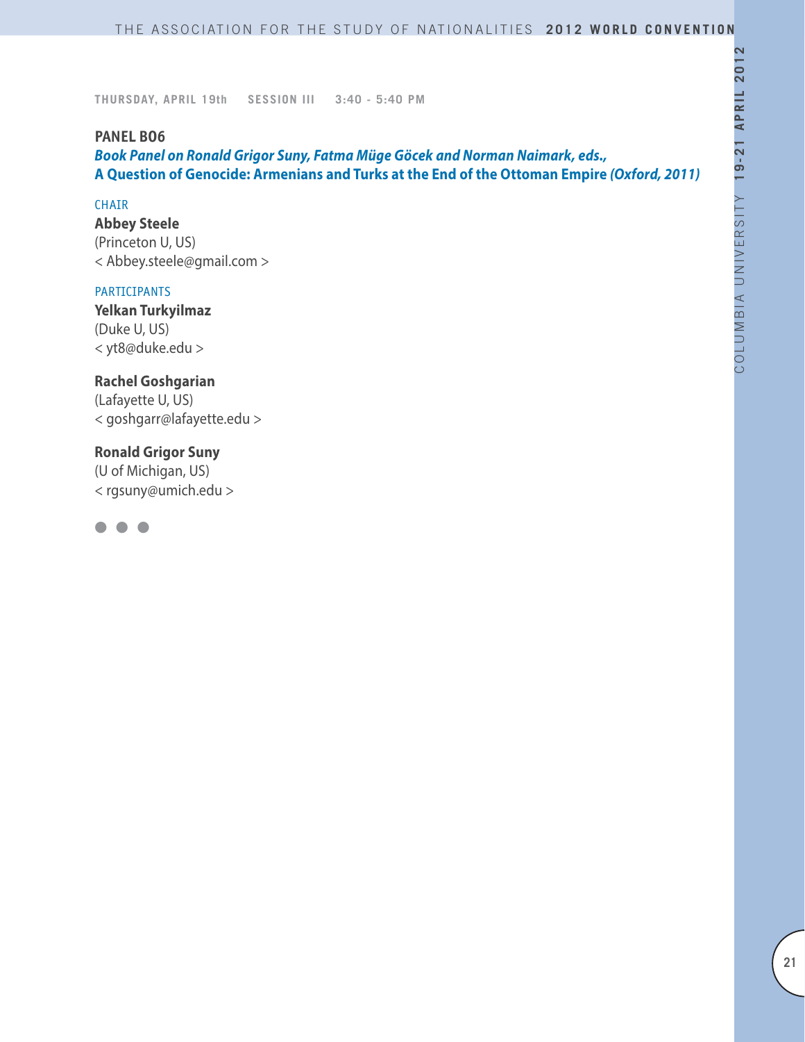THURSDAY, APRIL 19th SESSION III 3:40 - 5:40 PM

## PANEL B06

***Book Panel on Ronald Grigor Suny, Fatma Müge Göcek and Norman Naimark, eds.,***
**A Question of Genocide: Armenians and Turks at the End of the Ottoman Empire *(Oxford, 2011)***

CHAIR

**Abbey Steele**
(Princeton U, US)
< Abbey.steele@gmail.com >

PARTICIPANTS

**Yelkan Turkyilmaz**
(Duke U, US)
< yt8@duke.edu >

**Rachel Goshgarian**
(Lafayette U, US)
< goshgarr@lafayette.edu >

**Ronald Grigor Suny**
(U of Michigan, US)
< rgsuny@umich.edu >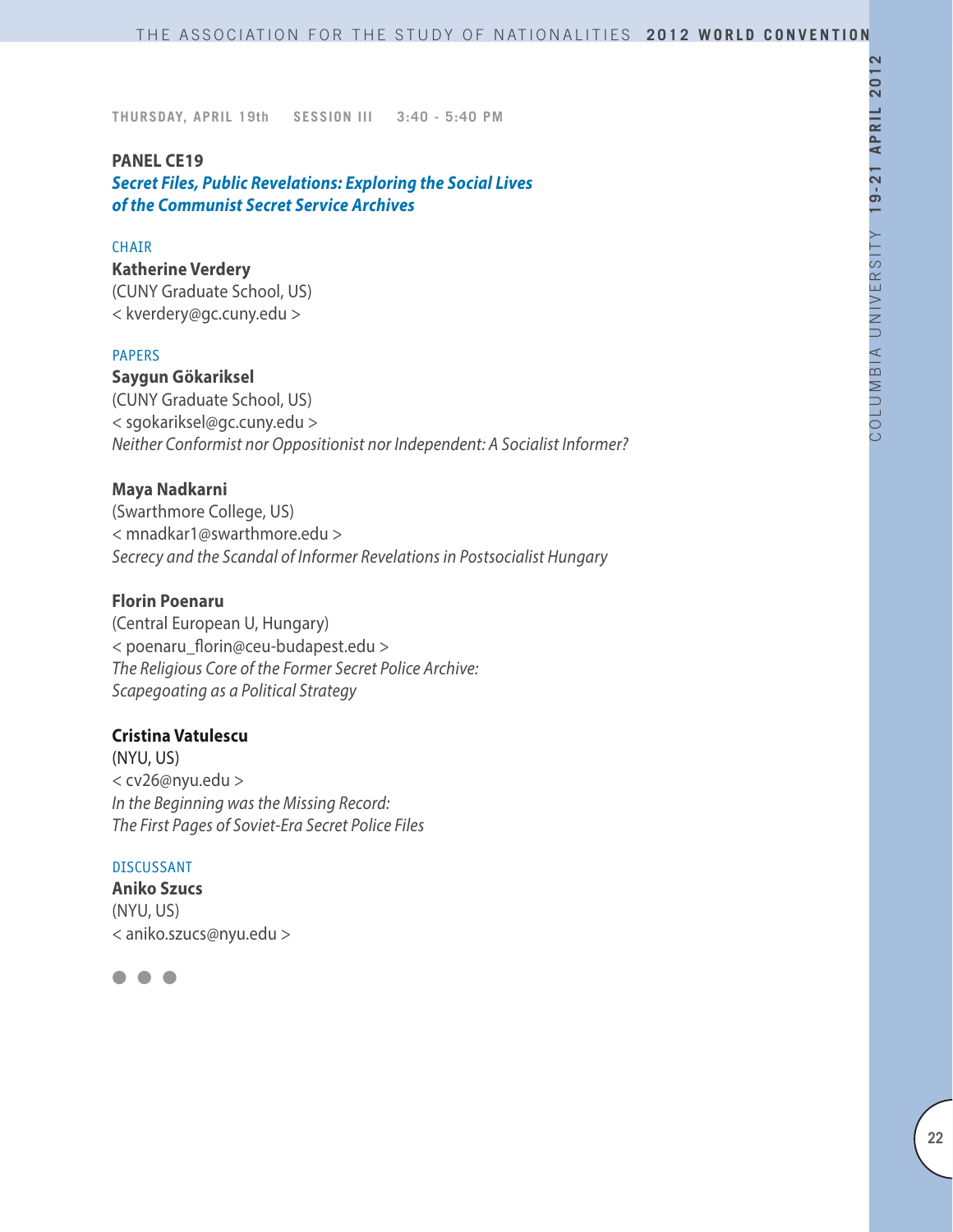THURSDAY, APRIL 19th SESSION III 3:40 - 5:40 PM

## PANEL CE19

### *Secret Files, Public Revelations: Exploring the Social Lives of the Communist Secret Service Archives*

CHAIR

**Katherine Verdery**
(CUNY Graduate School, US)
< kverdery@gc.cuny.edu >

PAPERS

**Saygun Gökariksel**
(CUNY Graduate School, US)
< sgokariksel@gc.cuny.edu >
*Neither Conformist nor Oppositionist nor Independent: A Socialist Informer?*

**Maya Nadkarni**
(Swarthmore College, US)
< mnadkar1@swarthmore.edu >
*Secrecy and the Scandal of Informer Revelations in Postsocialist Hungary*

**Florin Poenaru**
(Central European U, Hungary)
< poenaru_florin@ceu-budapest.edu >
*The Religious Core of the Former Secret Police Archive: Scapegoating as a Political Strategy*

**Cristina Vatulescu**
(NYU, US)
< cv26@nyu.edu >
*In the Beginning was the Missing Record: The First Pages of Soviet-Era Secret Police Files*

DISCUSSANT

**Aniko Szucs**
(NYU, US)
< aniko.szucs@nyu.edu >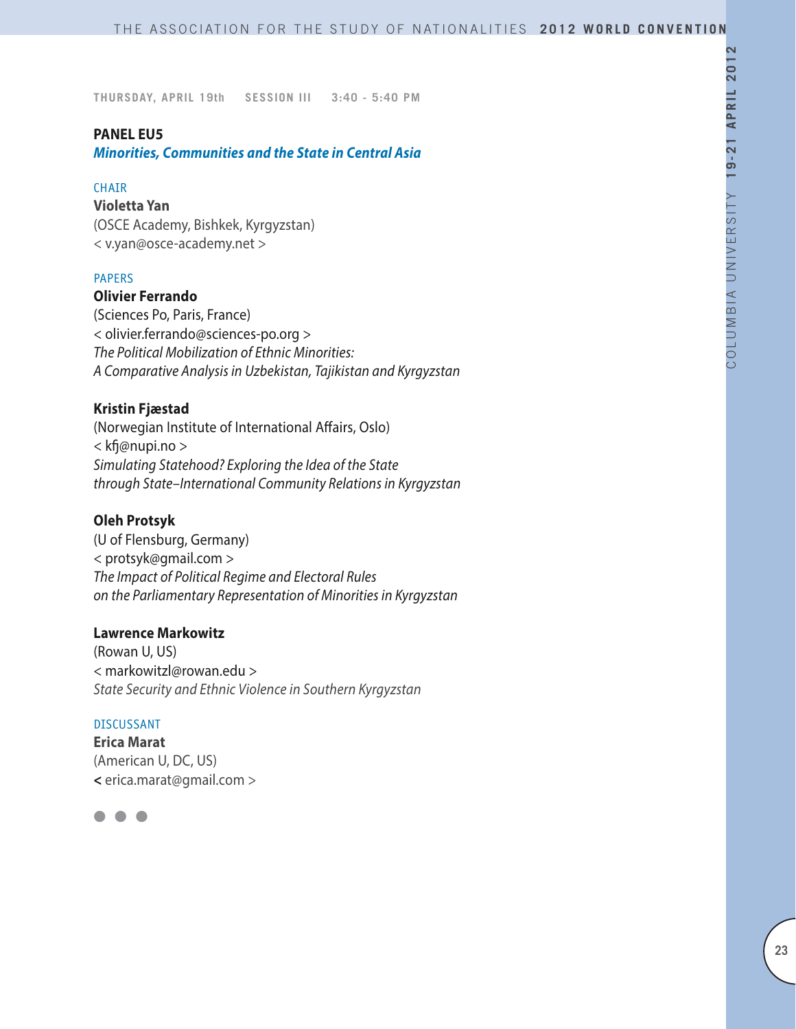THURSDAY, APRIL 19th SESSION III 3:40 - 5:40 PM

## PANEL EU5

***Minorities, Communities and the State in Central Asia***

CHAIR

**Violetta Yan**
(OSCE Academy, Bishkek, Kyrgyzstan)
< v.yan@osce-academy.net >

PAPERS

**Olivier Ferrando**
(Sciences Po, Paris, France)
< olivier.ferrando@sciences-po.org >
*The Political Mobilization of Ethnic Minorities: A Comparative Analysis in Uzbekistan, Tajikistan and Kyrgyzstan*

**Kristin Fjæstad**
(Norwegian Institute of International Affairs, Oslo)
< kfj@nupi.no >
*Simulating Statehood? Exploring the Idea of the State through State–International Community Relations in Kyrgyzstan*

**Oleh Protsyk**
(U of Flensburg, Germany)
< protsyk@gmail.com >
*The Impact of Political Regime and Electoral Rules on the Parliamentary Representation of Minorities in Kyrgyzstan*

**Lawrence Markowitz**
(Rowan U, US)
< markowitzl@rowan.edu >
*State Security and Ethnic Violence in Southern Kyrgyzstan*

DISCUSSANT

**Erica Marat**
(American U, DC, US)
< erica.marat@gmail.com >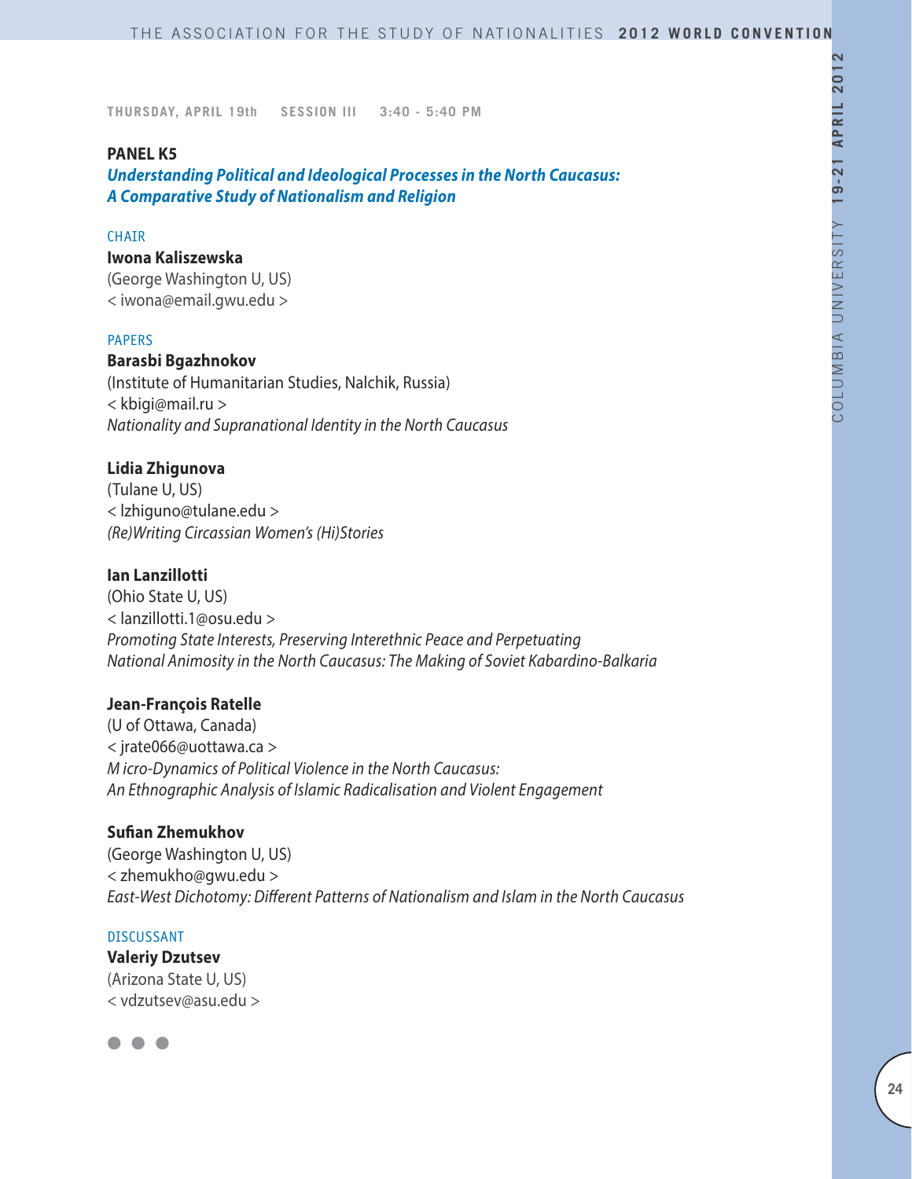THURSDAY, APRIL 19th SESSION III 3:40 - 5:40 PM

## PANEL K5

### *Understanding Political and Ideological Processes in the North Caucasus: A Comparative Study of Nationalism and Religion*

CHAIR

**Iwona Kaliszewska**
(George Washington U, US)
< iwona@email.gwu.edu >

PAPERS

**Barasbi Bgazhnokov**
(Institute of Humanitarian Studies, Nalchik, Russia)
< kbigi@mail.ru >
*Nationality and Supranational Identity in the North Caucasus*

**Lidia Zhigunova**
(Tulane U, US)
< lzhiguno@tulane.edu >
*(Re)Writing Circassian Women's (Hi)Stories*

**Ian Lanzillotti**
(Ohio State U, US)
< lanzillotti.1@osu.edu >
*Promoting State Interests, Preserving Interethnic Peace and Perpetuating National Animosity in the North Caucasus: The Making of Soviet Kabardino-Balkaria*

**Jean-François Ratelle**
(U of Ottawa, Canada)
< jrate066@uottawa.ca >
*M icro-Dynamics of Political Violence in the North Caucasus: An Ethnographic Analysis of Islamic Radicalisation and Violent Engagement*

**Sufian Zhemukhov**
(George Washington U, US)
< zhemukho@gwu.edu >
*East-West Dichotomy: Different Patterns of Nationalism and Islam in the North Caucasus*

DISCUSSANT

**Valeriy Dzutsev**
(Arizona State U, US)
< vdzutsev@asu.edu >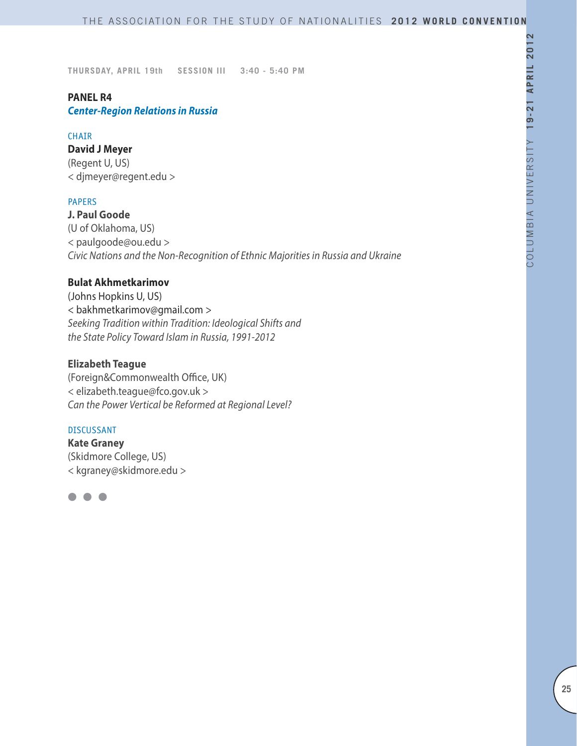**THURSDAY, APRIL 19th    SESSION III    3:40 - 5:40 PM**

## PANEL R4
### *Center-Region Relations in Russia*

CHAIR

**David J Meyer**
(Regent U, US)
< djmeyer@regent.edu >

PAPERS

**J. Paul Goode**
(U of Oklahoma, US)
< paulgoode@ou.edu >
*Civic Nations and the Non-Recognition of Ethnic Majorities in Russia and Ukraine*

**Bulat Akhmetkarimov**
(Johns Hopkins U, US)
< bakhmetkarimov@gmail.com >
*Seeking Tradition within Tradition: Ideological Shifts and the State Policy Toward Islam in Russia, 1991-2012*

**Elizabeth Teague**
(Foreign&Commonwealth Office, UK)
< elizabeth.teague@fco.gov.uk >
*Can the Power Vertical be Reformed at Regional Level?*

DISCUSSANT

**Kate Graney**
(Skidmore College, US)
< kgraney@skidmore.edu >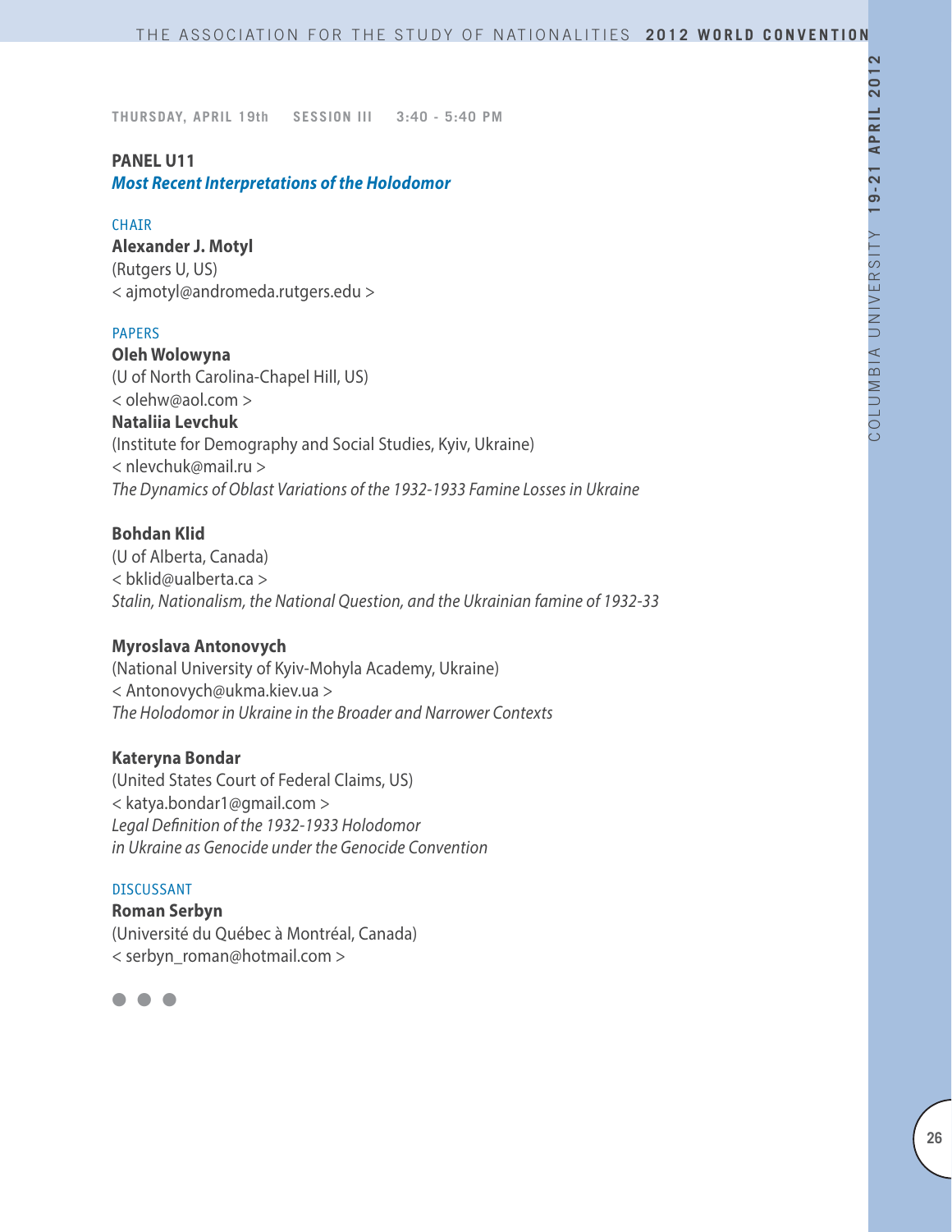THURSDAY, APRIL 19th SESSION III 3:40 - 5:40 PM

## PANEL U11
### *Most Recent Interpretations of the Holodomor*

CHAIR

**Alexander J. Motyl**
(Rutgers U, US)
< ajmotyl@andromeda.rutgers.edu >

PAPERS

**Oleh Wolowyna**
(U of North Carolina-Chapel Hill, US)
< olehw@aol.com >
**Nataliia Levchuk**
(Institute for Demography and Social Studies, Kyiv, Ukraine)
< nlevchuk@mail.ru >
*The Dynamics of Oblast Variations of the 1932-1933 Famine Losses in Ukraine*

**Bohdan Klid**
(U of Alberta, Canada)
< bklid@ualberta.ca >
*Stalin, Nationalism, the National Question, and the Ukrainian famine of 1932-33*

**Myroslava Antonovych**
(National University of Kyiv-Mohyla Academy, Ukraine)
< Antonovych@ukma.kiev.ua >
*The Holodomor in Ukraine in the Broader and Narrower Contexts*

**Kateryna Bondar**
(United States Court of Federal Claims, US)
< katya.bondar1@gmail.com >
*Legal Definition of the 1932-1933 Holodomor in Ukraine as Genocide under the Genocide Convention*

DISCUSSANT

**Roman Serbyn**
(Université du Québec à Montréal, Canada)
< serbyn_roman@hotmail.com >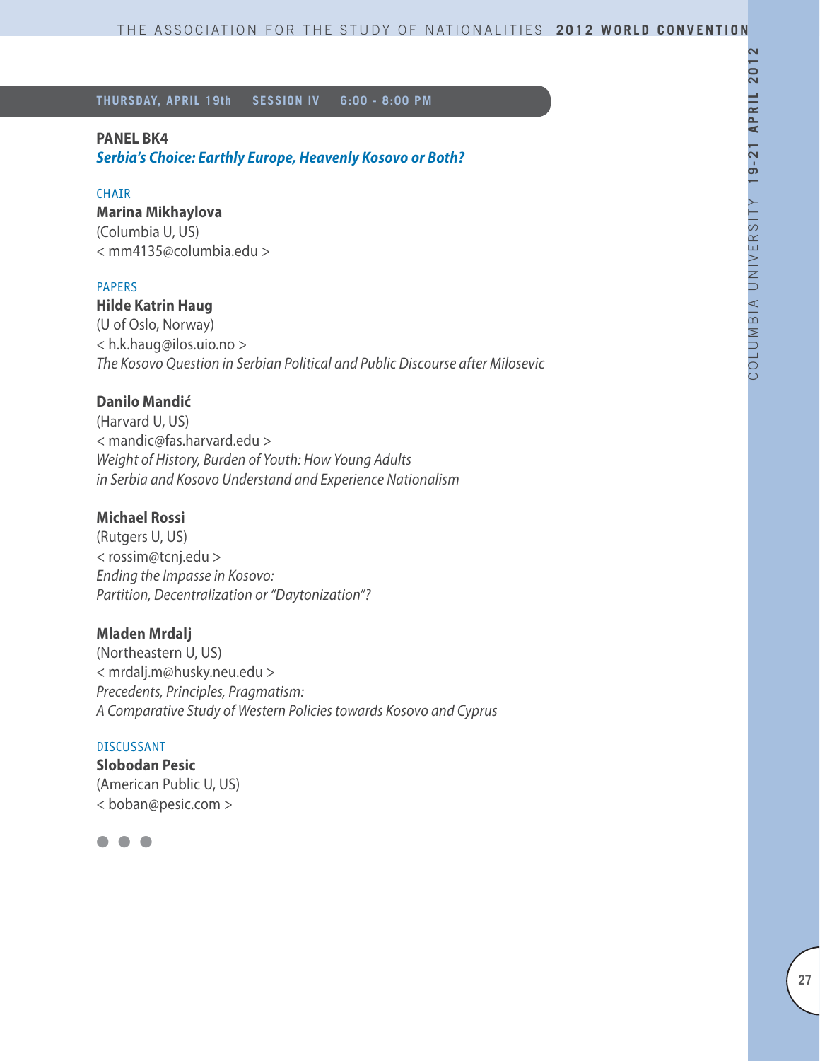**THURSDAY, APRIL 19th SESSION IV 6:00 - 8:00 PM**

## PANEL BK4

### *Serbia's Choice: Earthly Europe, Heavenly Kosovo or Both?*

CHAIR

**Marina Mikhaylova**
(Columbia U, US)
< mm4135@columbia.edu >

PAPERS

**Hilde Katrin Haug**
(U of Oslo, Norway)
< h.k.haug@ilos.uio.no >
*The Kosovo Question in Serbian Political and Public Discourse after Milosevic*

**Danilo Mandić**
(Harvard U, US)
< mandic@fas.harvard.edu >
*Weight of History, Burden of Youth: How Young Adults in Serbia and Kosovo Understand and Experience Nationalism*

**Michael Rossi**
(Rutgers U, US)
< rossim@tcnj.edu >
*Ending the Impasse in Kosovo: Partition, Decentralization or "Daytonization"?*

**Mladen Mrdalj**
(Northeastern U, US)
< mrdalj.m@husky.neu.edu >
*Precedents, Principles, Pragmatism: A Comparative Study of Western Policies towards Kosovo and Cyprus*

DISCUSSANT

**Slobodan Pesic**
(American Public U, US)
< boban@pesic.com >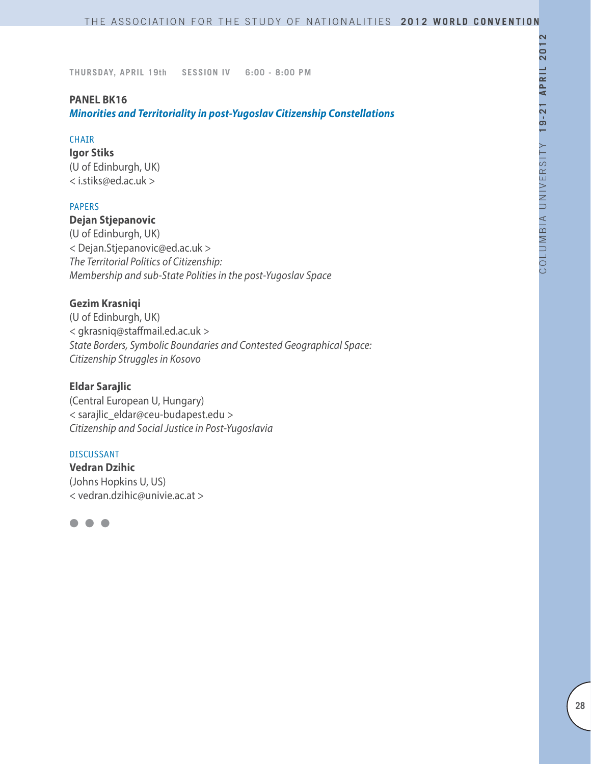THURSDAY, APRIL 19th SESSION IV 6:00 - 8:00 PM

## PANEL BK16

***Minorities and Territoriality in post-Yugoslav Citizenship Constellations***

CHAIR

**Igor Stiks**
(U of Edinburgh, UK)
< i.stiks@ed.ac.uk >

PAPERS

**Dejan Stjepanovic**
(U of Edinburgh, UK)
< Dejan.Stjepanovic@ed.ac.uk >
*The Territorial Politics of Citizenship: Membership and sub-State Polities in the post-Yugoslav Space*

**Gezim Krasniqi**
(U of Edinburgh, UK)
< gkrasniq@staffmail.ed.ac.uk >
*State Borders, Symbolic Boundaries and Contested Geographical Space: Citizenship Struggles in Kosovo*

**Eldar Sarajlic**
(Central European U, Hungary)
< sarajlic_eldar@ceu-budapest.edu >
*Citizenship and Social Justice in Post-Yugoslavia*

DISCUSSANT

**Vedran Dzihic**
(Johns Hopkins U, US)
< vedran.dzihic@univie.ac.at >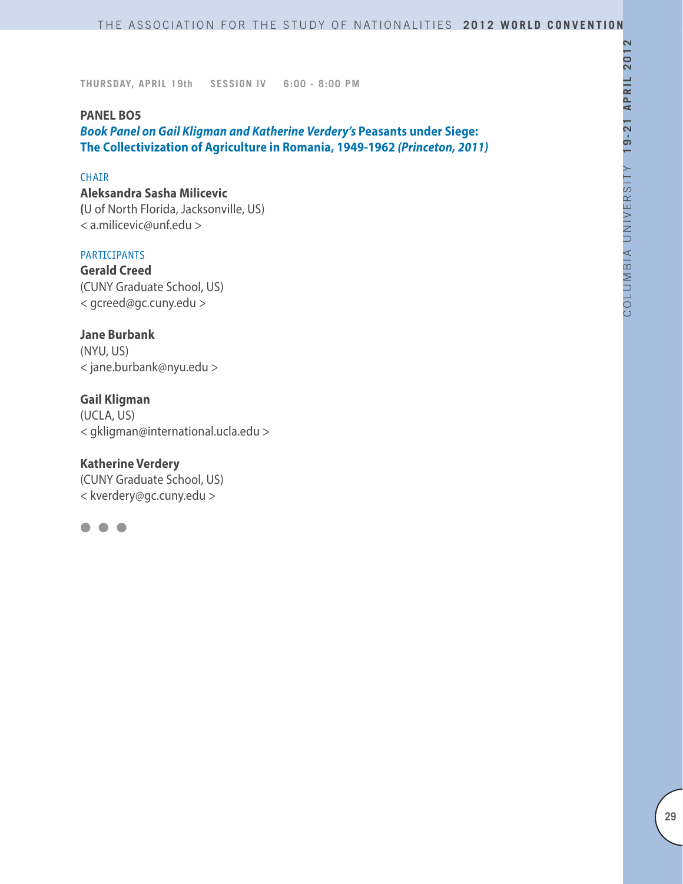THURSDAY, APRIL 19th SESSION IV 6:00 - 8:00 PM

**PANEL BO5**

***Book Panel on Gail Kligman and Katherine Verdery's* Peasants under Siege: The Collectivization of Agriculture in Romania, 1949-1962 *(Princeton, 2011)***

CHAIR

**Aleksandra Sasha Milicevic**
(U of North Florida, Jacksonville, US)
< a.milicevic@unf.edu >

PARTICIPANTS

**Gerald Creed**
(CUNY Graduate School, US)
< gcreed@gc.cuny.edu >

**Jane Burbank**
(NYU, US)
< jane.burbank@nyu.edu >

**Gail Kligman**
(UCLA, US)
< gkligman@international.ucla.edu >

**Katherine Verdery**
(CUNY Graduate School, US)
< kverdery@gc.cuny.edu >

● ● ●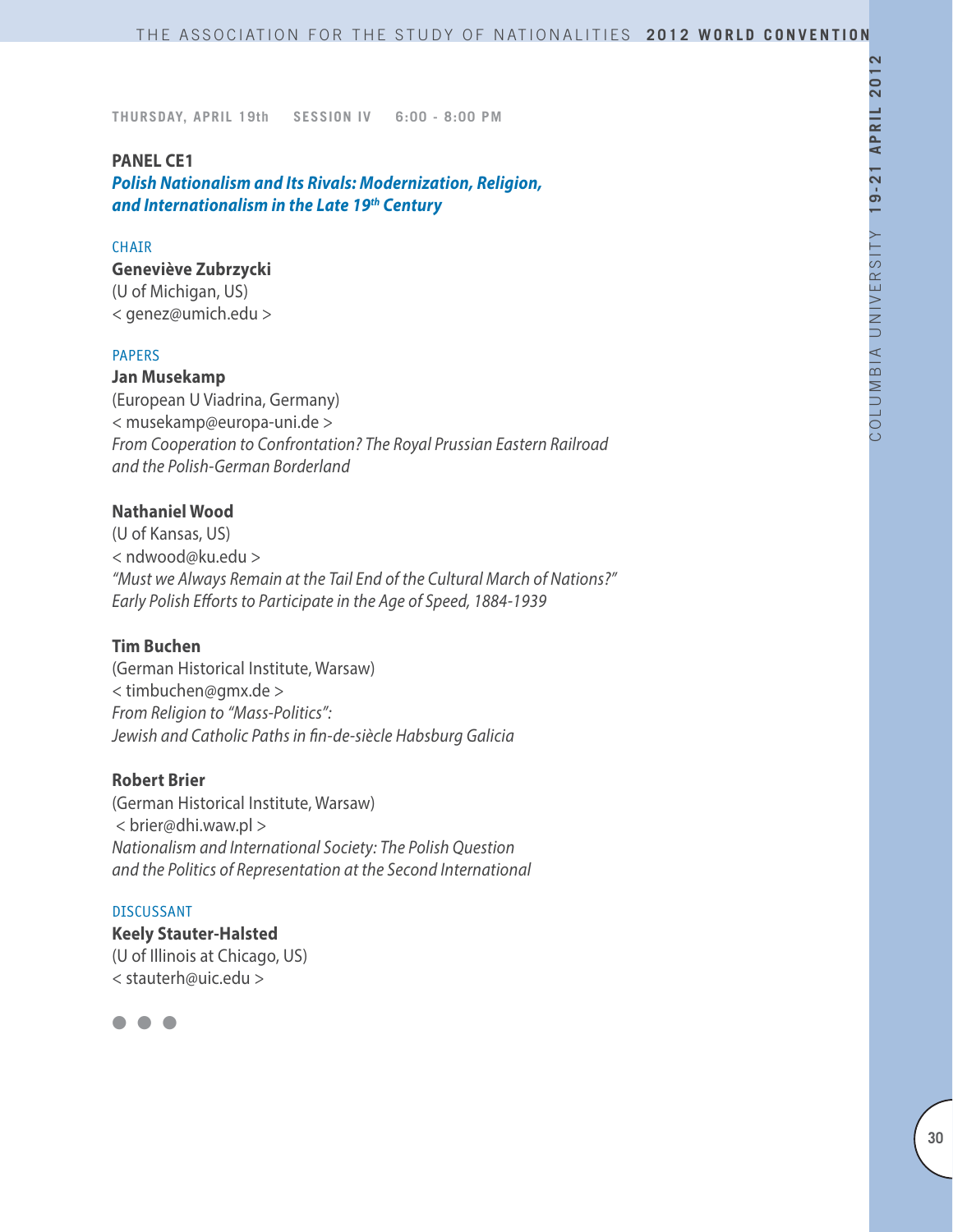THURSDAY, APRIL 19th SESSION IV 6:00 - 8:00 PM

## PANEL CE1

### *Polish Nationalism and Its Rivals: Modernization, Religion, and Internationalism in the Late 19th Century*

CHAIR

**Geneviève Zubrzycki**
(U of Michigan, US)
< genez@umich.edu >

PAPERS

**Jan Musekamp**
(European U Viadrina, Germany)
< musekamp@europa-uni.de >
*From Cooperation to Confrontation? The Royal Prussian Eastern Railroad and the Polish-German Borderland*

**Nathaniel Wood**
(U of Kansas, US)
< ndwood@ku.edu >
*"Must we Always Remain at the Tail End of the Cultural March of Nations?" Early Polish Efforts to Participate in the Age of Speed, 1884-1939*

**Tim Buchen**
(German Historical Institute, Warsaw)
< timbuchen@gmx.de >
*From Religion to "Mass-Politics": Jewish and Catholic Paths in fin-de-siècle Habsburg Galicia*

**Robert Brier**
(German Historical Institute, Warsaw)
< brier@dhi.waw.pl >
*Nationalism and International Society: The Polish Question and the Politics of Representation at the Second International*

DISCUSSANT

**Keely Stauter-Halsted**
(U of Illinois at Chicago, US)
< stauterh@uic.edu >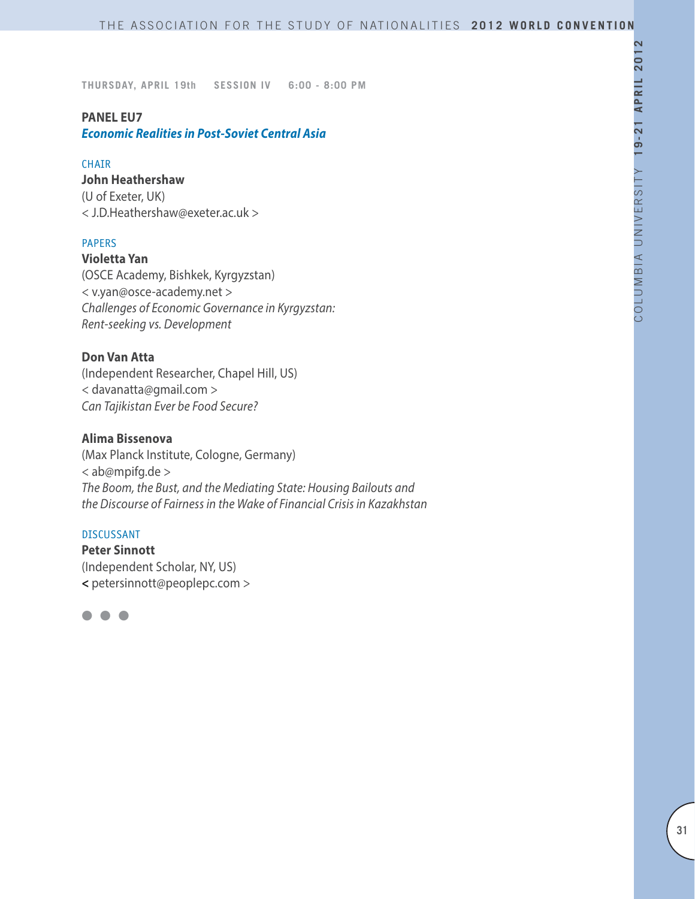THURSDAY, APRIL 19th SESSION IV 6:00 - 8:00 PM

## PANEL EU7
***Economic Realities in Post-Soviet Central Asia***

CHAIR

**John Heathershaw**
(U of Exeter, UK)
< J.D.Heathershaw@exeter.ac.uk >

PAPERS

**Violetta Yan**
(OSCE Academy, Bishkek, Kyrgyzstan)
< v.yan@osce-academy.net >
*Challenges of Economic Governance in Kyrgyzstan: Rent-seeking vs. Development*

**Don Van Atta**
(Independent Researcher, Chapel Hill, US)
< davanatta@gmail.com >
*Can Tajikistan Ever be Food Secure?*

**Alima Bissenova**
(Max Planck Institute, Cologne, Germany)
< ab@mpifg.de >
*The Boom, the Bust, and the Mediating State: Housing Bailouts and the Discourse of Fairness in the Wake of Financial Crisis in Kazakhstan*

DISCUSSANT

**Peter Sinnott**
(Independent Scholar, NY, US)
< petersinnott@peoplepc.com >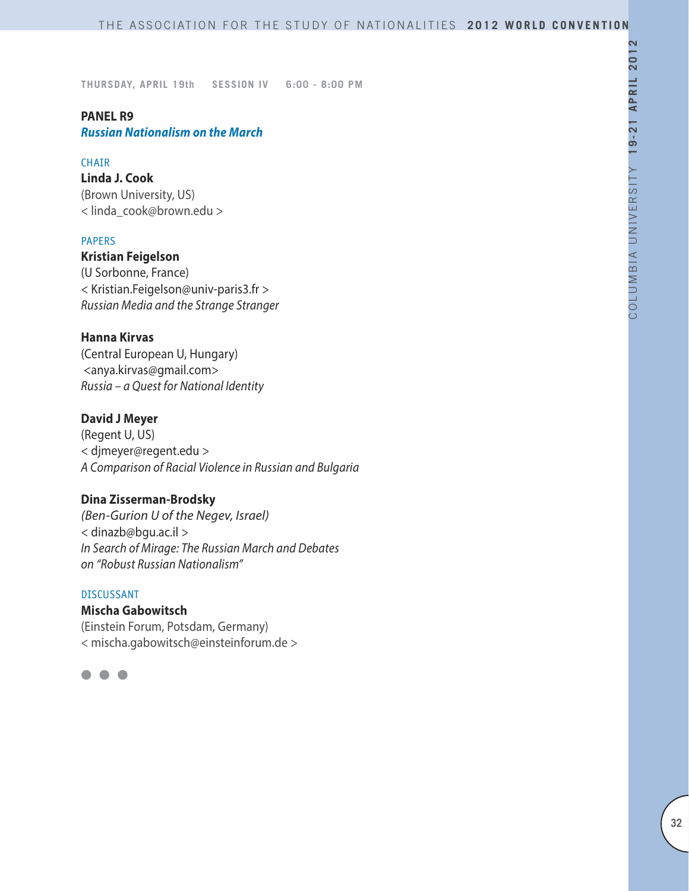THURSDAY, APRIL 19th SESSION IV 6:00 - 8:00 PM

## PANEL R9
### *Russian Nationalism on the March*

CHAIR

**Linda J. Cook**
(Brown University, US)
< linda_cook@brown.edu >

PAPERS

**Kristian Feigelson**
(U Sorbonne, France)
< Kristian.Feigelson@univ-paris3.fr >
*Russian Media and the Strange Stranger*

**Hanna Kirvas**
(Central European U, Hungary)
<anya.kirvas@gmail.com>
*Russia – a Quest for National Identity*

**David J Meyer**
(Regent U, US)
< djmeyer@regent.edu >
*A Comparison of Racial Violence in Russian and Bulgaria*

**Dina Zisserman-Brodsky**
*(Ben-Gurion U of the Negev, Israel)*
< dinazb@bgu.ac.il >
*In Search of Mirage: The Russian March and Debates on "Robust Russian Nationalism"*

DISCUSSANT

**Mischa Gabowitsch**
(Einstein Forum, Potsdam, Germany)
< mischa.gabowitsch@einsteinforum.de >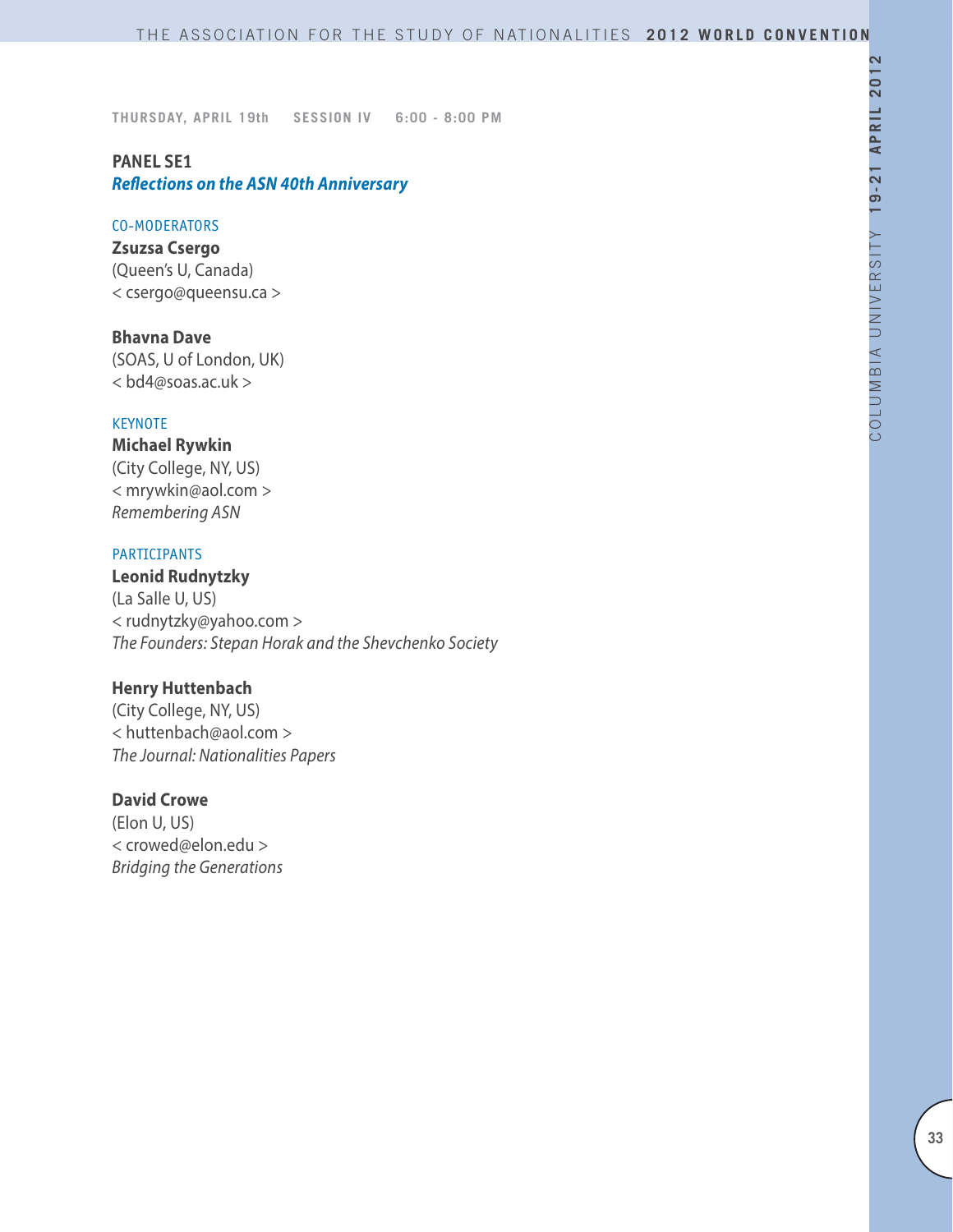THURSDAY, APRIL 19th SESSION IV 6:00 - 8:00 PM

## PANEL SE1
### *Reflections on the ASN 40th Anniversary*

CO-MODERATORS

**Zsuzsa Csergo**
(Queen's U, Canada)
< csergo@queensu.ca >

**Bhavna Dave**
(SOAS, U of London, UK)
< bd4@soas.ac.uk >

KEYNOTE

**Michael Rywkin**
(City College, NY, US)
< mrywkin@aol.com >
*Remembering ASN*

PARTICIPANTS

**Leonid Rudnytzky**
(La Salle U, US)
< rudnytzky@yahoo.com >
*The Founders: Stepan Horak and the Shevchenko Society*

**Henry Huttenbach**
(City College, NY, US)
< huttenbach@aol.com >
*The Journal: Nationalities Papers*

**David Crowe**
(Elon U, US)
< crowed@elon.edu >
*Bridging the Generations*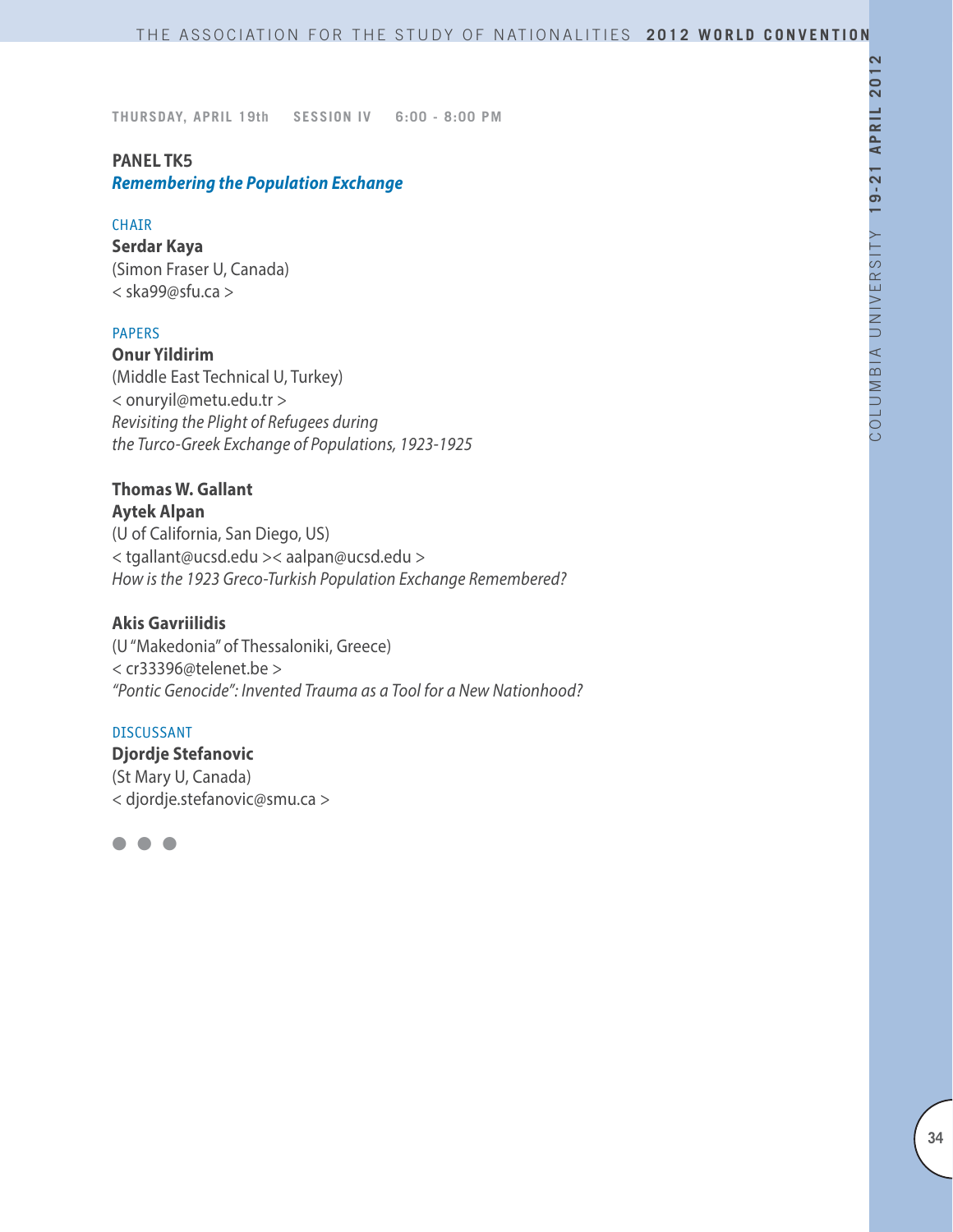THURSDAY, APRIL 19th SESSION IV 6:00 - 8:00 PM

## PANEL TK5

***Remembering the Population Exchange***

CHAIR

**Serdar Kaya**
(Simon Fraser U, Canada)
< ska99@sfu.ca >

PAPERS

**Onur Yildirim**
(Middle East Technical U, Turkey)
< onuryil@metu.edu.tr >
*Revisiting the Plight of Refugees during the Turco-Greek Exchange of Populations, 1923-1925*

**Thomas W. Gallant**
**Aytek Alpan**
(U of California, San Diego, US)
< tgallant@ucsd.edu >< aalpan@ucsd.edu >
*How is the 1923 Greco-Turkish Population Exchange Remembered?*

**Akis Gavriilidis**
(U "Makedonia" of Thessaloniki, Greece)
< cr33396@telenet.be >
*"Pontic Genocide": Invented Trauma as a Tool for a New Nationhood?*

DISCUSSANT

**Djordje Stefanovic**
(St Mary U, Canada)
< djordje.stefanovic@smu.ca >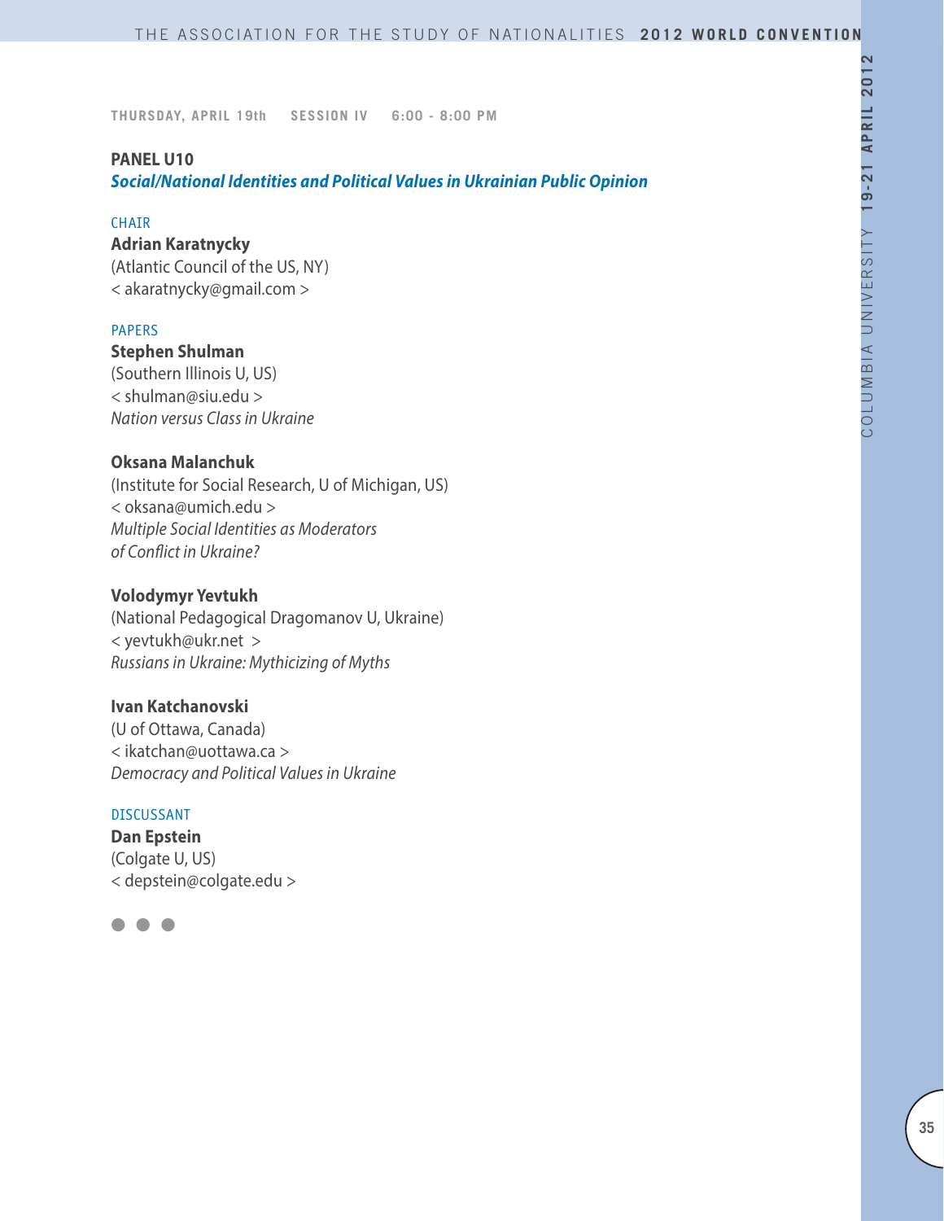THURSDAY, APRIL 19th SESSION IV 6:00 - 8:00 PM

## PANEL U10

### *Social/National Identities and Political Values in Ukrainian Public Opinion*

CHAIR

**Adrian Karatnycky**
(Atlantic Council of the US, NY)
< akaratnycky@gmail.com >

PAPERS

**Stephen Shulman**
(Southern Illinois U, US)
< shulman@siu.edu >
*Nation versus Class in Ukraine*

**Oksana Malanchuk**
(Institute for Social Research, U of Michigan, US)
< oksana@umich.edu >
*Multiple Social Identities as Moderators of Conflict in Ukraine?*

**Volodymyr Yevtukh**
(National Pedagogical Dragomanov U, Ukraine)
< yevtukh@ukr.net >
*Russians in Ukraine: Mythicizing of Myths*

**Ivan Katchanovski**
(U of Ottawa, Canada)
< ikatchan@uottawa.ca >
*Democracy and Political Values in Ukraine*

DISCUSSANT

**Dan Epstein**
(Colgate U, US)
< depstein@colgate.edu >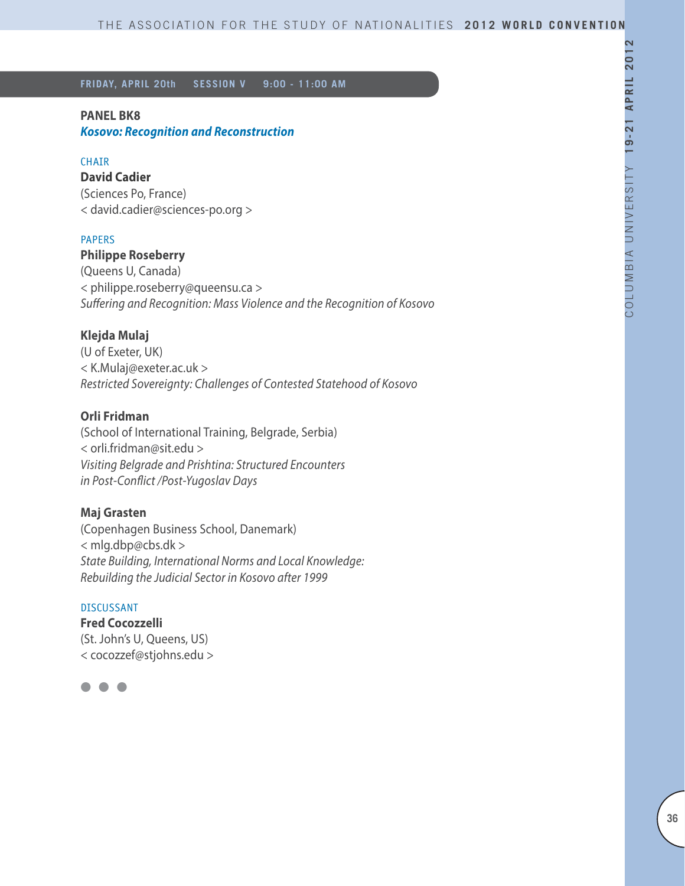**FRIDAY, APRIL 20th SESSION V 9:00 - 11:00 AM**

## PANEL BK8
### *Kosovo: Recognition and Reconstruction*

CHAIR

**David Cadier**
(Sciences Po, France)
< david.cadier@sciences-po.org >

PAPERS

**Philippe Roseberry**
(Queens U, Canada)
< philippe.roseberry@queensu.ca >
*Suffering and Recognition: Mass Violence and the Recognition of Kosovo*

**Klejda Mulaj**
(U of Exeter, UK)
< K.Mulaj@exeter.ac.uk >
*Restricted Sovereignty: Challenges of Contested Statehood of Kosovo*

**Orli Fridman**
(School of International Training, Belgrade, Serbia)
< orli.fridman@sit.edu >
*Visiting Belgrade and Prishtina: Structured Encounters in Post-Conflict /Post-Yugoslav Days*

**Maj Grasten**
(Copenhagen Business School, Danemark)
< mlg.dbp@cbs.dk >
*State Building, International Norms and Local Knowledge: Rebuilding the Judicial Sector in Kosovo after 1999*

DISCUSSANT

**Fred Cocozzelli**
(St. John's U, Queens, US)
< cocozzef@stjohns.edu >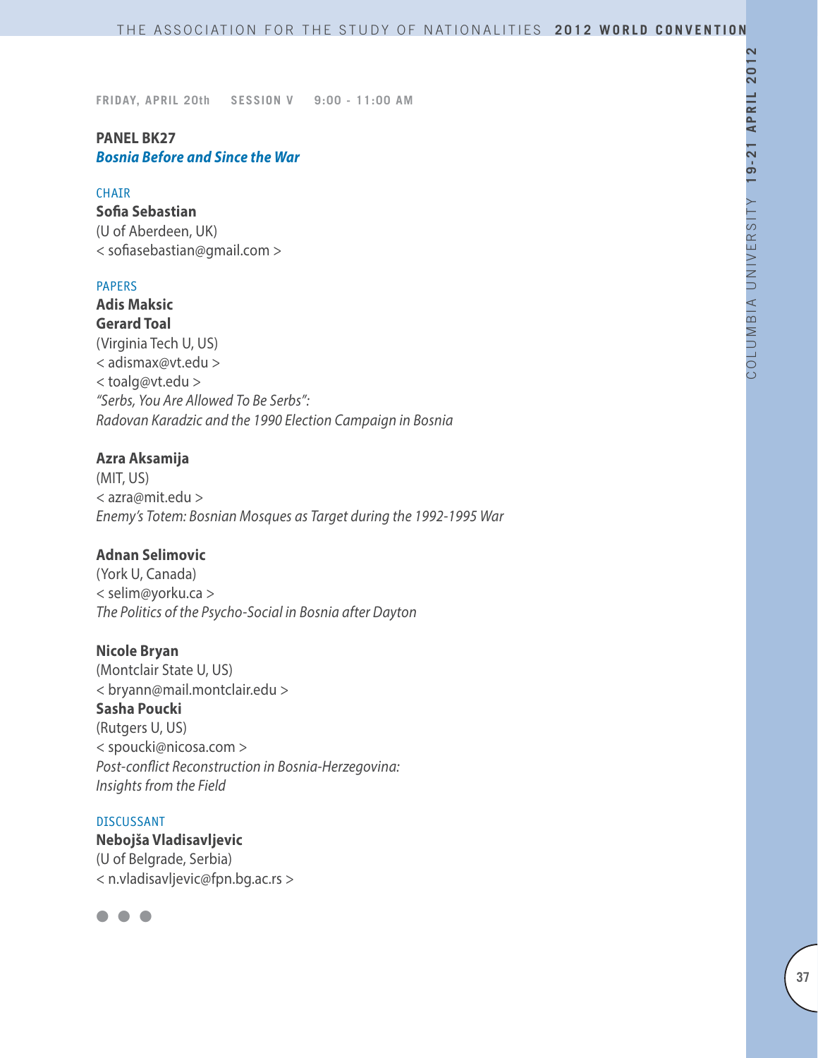FRIDAY, APRIL 20th SESSION V 9:00 - 11:00 AM

## PANEL BK27
***Bosnia Before and Since the War***

CHAIR

**Sofia Sebastian**
(U of Aberdeen, UK)
< sofiasebastian@gmail.com >

PAPERS

**Adis Maksic**
**Gerard Toal**
(Virginia Tech U, US)
< adismax@vt.edu >
< toalg@vt.edu >
*"Serbs, You Are Allowed To Be Serbs": Radovan Karadzic and the 1990 Election Campaign in Bosnia*

**Azra Aksamija**
(MIT, US)
< azra@mit.edu >
*Enemy's Totem: Bosnian Mosques as Target during the 1992-1995 War*

**Adnan Selimovic**
(York U, Canada)
< selim@yorku.ca >
*The Politics of the Psycho-Social in Bosnia after Dayton*

**Nicole Bryan**
(Montclair State U, US)
< bryann@mail.montclair.edu >
**Sasha Poucki**
(Rutgers U, US)
< spoucki@nicosa.com >
*Post-conflict Reconstruction in Bosnia-Herzegovina: Insights from the Field*

DISCUSSANT

**Nebojša Vladisavljevic**
(U of Belgrade, Serbia)
< n.vladisavljevic@fpn.bg.ac.rs >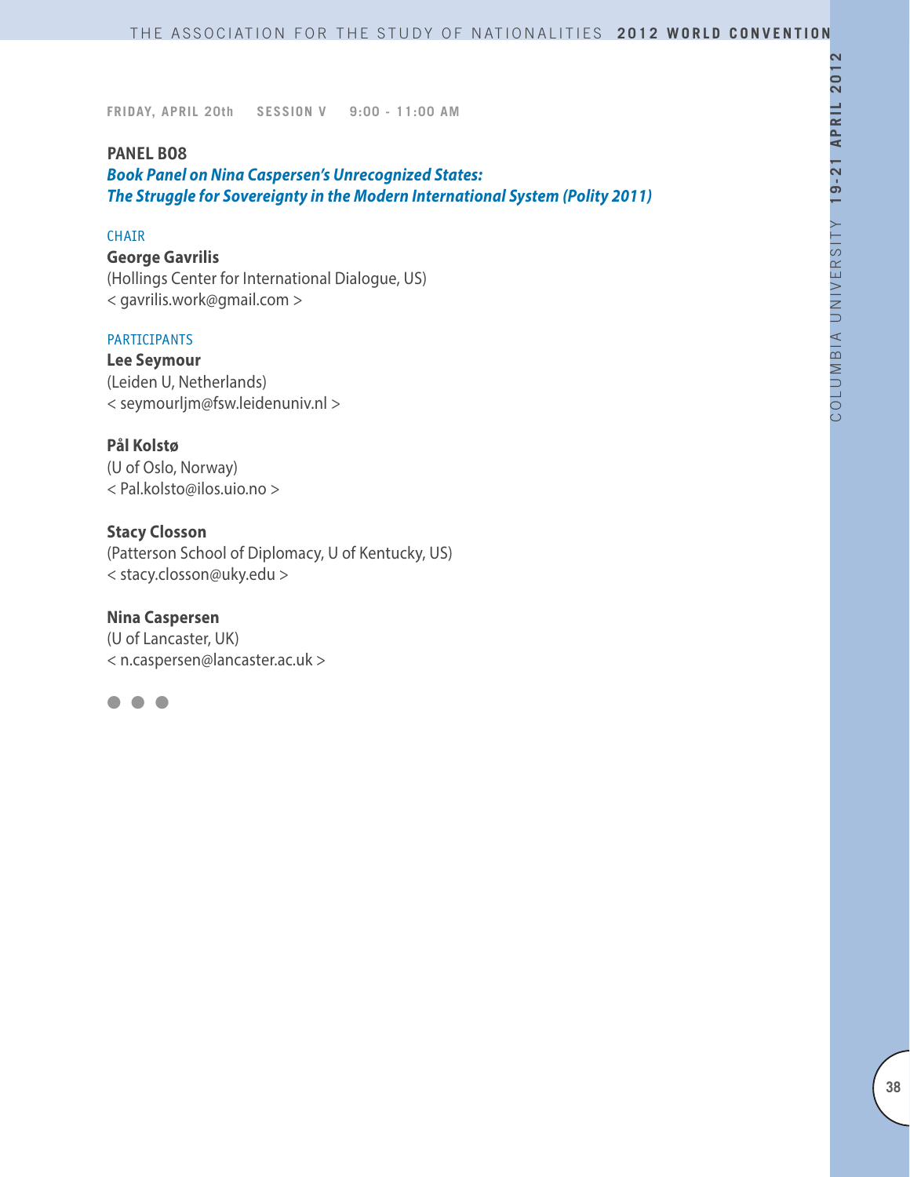FRIDAY, APRIL 20th SESSION V 9:00 - 11:00 AM

## PANEL B08

***Book Panel on Nina Caspersen's Unrecognized States: The Struggle for Sovereignty in the Modern International System (Polity 2011)***

CHAIR

**George Gavrilis**
(Hollings Center for International Dialogue, US)
< gavrilis.work@gmail.com >

PARTICIPANTS

**Lee Seymour**
(Leiden U, Netherlands)
< seymourljm@fsw.leidenuniv.nl >

**Pål Kolstø**
(U of Oslo, Norway)
< Pal.kolsto@ilos.uio.no >

**Stacy Closson**
(Patterson School of Diplomacy, U of Kentucky, US)
< stacy.closson@uky.edu >

**Nina Caspersen**
(U of Lancaster, UK)
< n.caspersen@lancaster.ac.uk >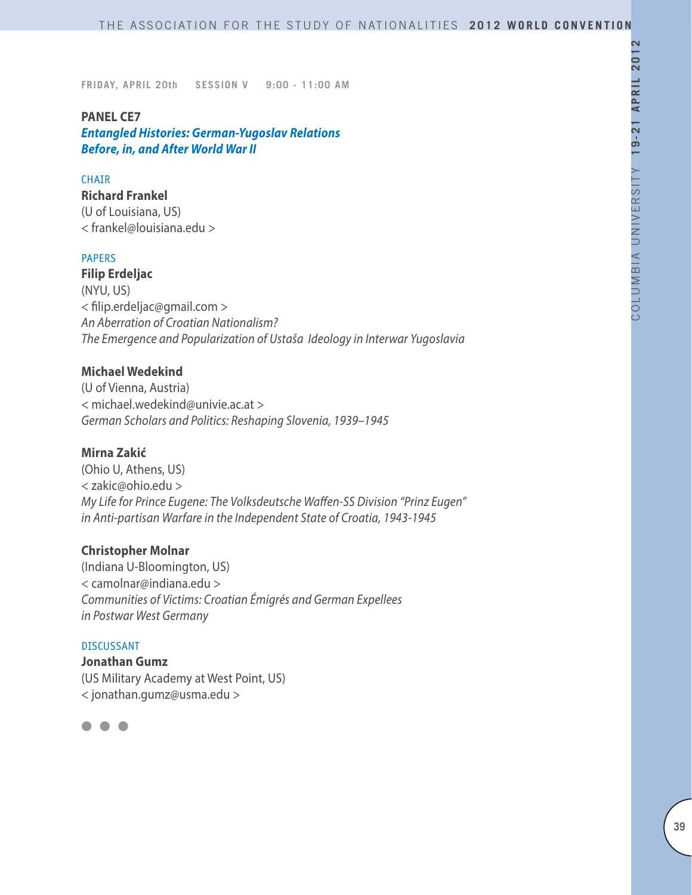FRIDAY, APRIL 20th  SESSION V  9:00 - 11:00 AM

**PANEL CE7**
***Entangled Histories: German-Yugoslav Relations Before, in, and After World War II***

CHAIR

**Richard Frankel**
(U of Louisiana, US)
< frankel@louisiana.edu >

PAPERS

**Filip Erdeljac**
(NYU, US)
< filip.erdeljac@gmail.com >
*An Aberration of Croatian Nationalism?*
*The Emergence and Popularization of Ustaša Ideology in Interwar Yugoslavia*

**Michael Wedekind**
(U of Vienna, Austria)
< michael.wedekind@univie.ac.at >
*German Scholars and Politics: Reshaping Slovenia, 1939–1945*

**Mirna Zakić**
(Ohio U, Athens, US)
< zakic@ohio.edu >
*My Life for Prince Eugene: The Volksdeutsche Waffen-SS Division "Prinz Eugen" in Anti-partisan Warfare in the Independent State of Croatia, 1943-1945*

**Christopher Molnar**
(Indiana U-Bloomington, US)
< camolnar@indiana.edu >
*Communities of Victims: Croatian Émigrés and German Expellees in Postwar West Germany*

DISCUSSANT

**Jonathan Gumz**
(US Military Academy at West Point, US)
< jonathan.gumz@usma.edu >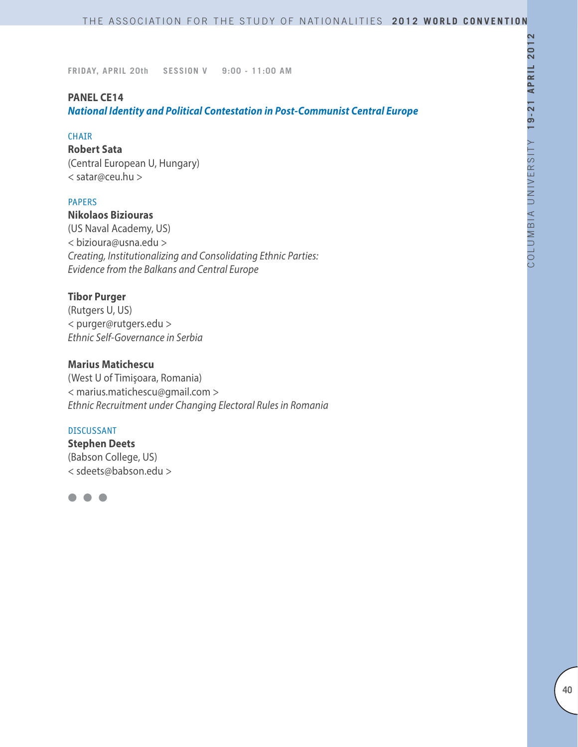FRIDAY, APRIL 20th SESSION V 9:00 - 11:00 AM

## PANEL CE14

### *National Identity and Political Contestation in Post-Communist Central Europe*

CHAIR

**Robert Sata**
(Central European U, Hungary)
< satar@ceu.hu >

PAPERS

**Nikolaos Biziouras**
(US Naval Academy, US)
< bizioura@usna.edu >
*Creating, Institutionalizing and Consolidating Ethnic Parties: Evidence from the Balkans and Central Europe*

**Tibor Purger**
(Rutgers U, US)
< purger@rutgers.edu >
*Ethnic Self-Governance in Serbia*

**Marius Matichescu**
(West U of Timişoara, Romania)
< marius.matichescu@gmail.com >
*Ethnic Recruitment under Changing Electoral Rules in Romania*

DISCUSSANT

**Stephen Deets**
(Babson College, US)
< sdeets@babson.edu >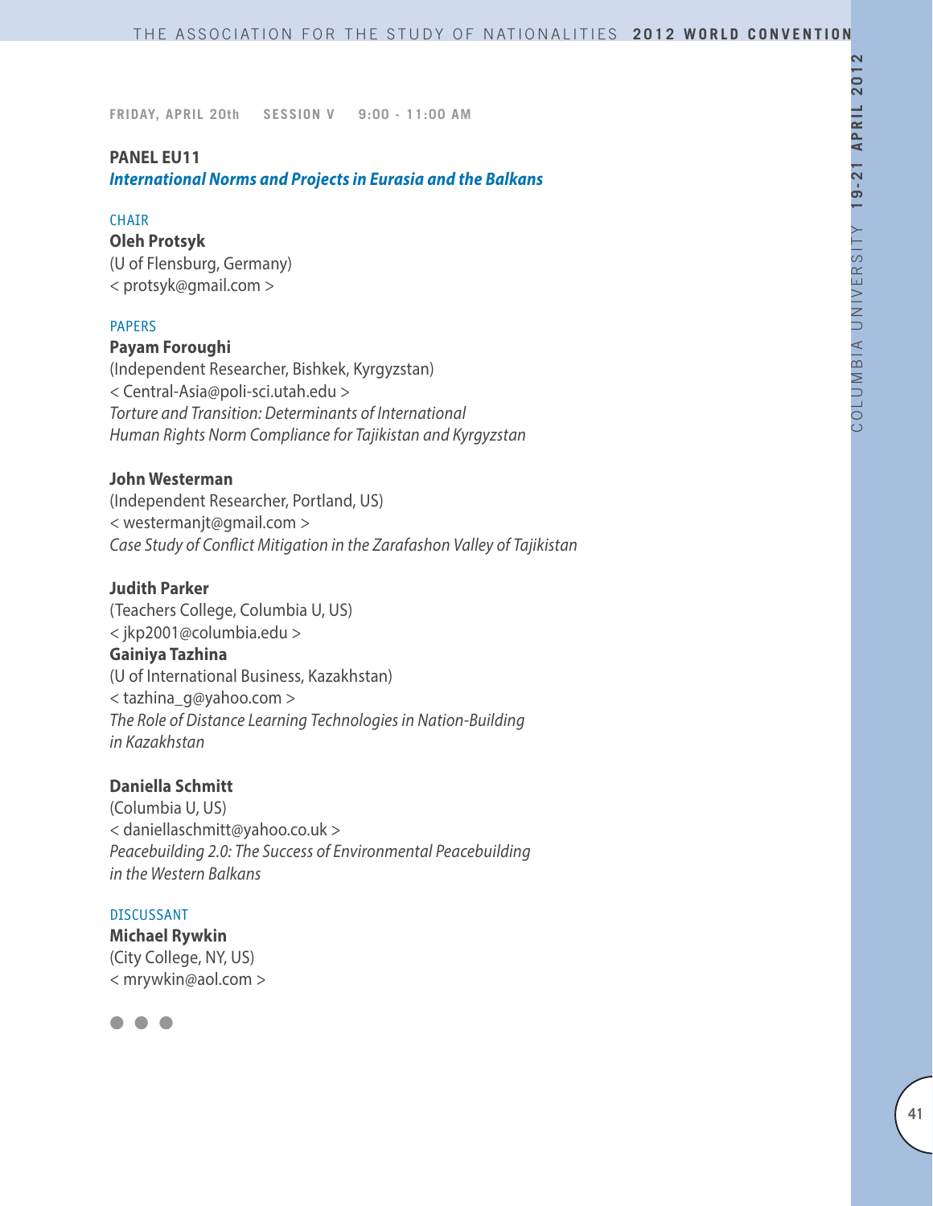FRIDAY, APRIL 20th SESSION V 9:00 - 11:00 AM

**PANEL EU11**
***International Norms and Projects in Eurasia and the Balkans***

CHAIR

**Oleh Protsyk**
(U of Flensburg, Germany)
< protsyk@gmail.com >

PAPERS

**Payam Foroughi**
(Independent Researcher, Bishkek, Kyrgyzstan)
< Central-Asia@poli-sci.utah.edu >
*Torture and Transition: Determinants of International Human Rights Norm Compliance for Tajikistan and Kyrgyzstan*

**John Westerman**
(Independent Researcher, Portland, US)
< westermanjt@gmail.com >
*Case Study of Conflict Mitigation in the Zarafashon Valley of Tajikistan*

**Judith Parker**
(Teachers College, Columbia U, US)
< jkp2001@columbia.edu >
**Gainiya Tazhina**
(U of International Business, Kazakhstan)
< tazhina_g@yahoo.com >
*The Role of Distance Learning Technologies in Nation-Building in Kazakhstan*

**Daniella Schmitt**
(Columbia U, US)
< daniellaschmitt@yahoo.co.uk >
*Peacebuilding 2.0: The Success of Environmental Peacebuilding in the Western Balkans*

DISCUSSANT

**Michael Rywkin**
(City College, NY, US)
< mrywkin@aol.com >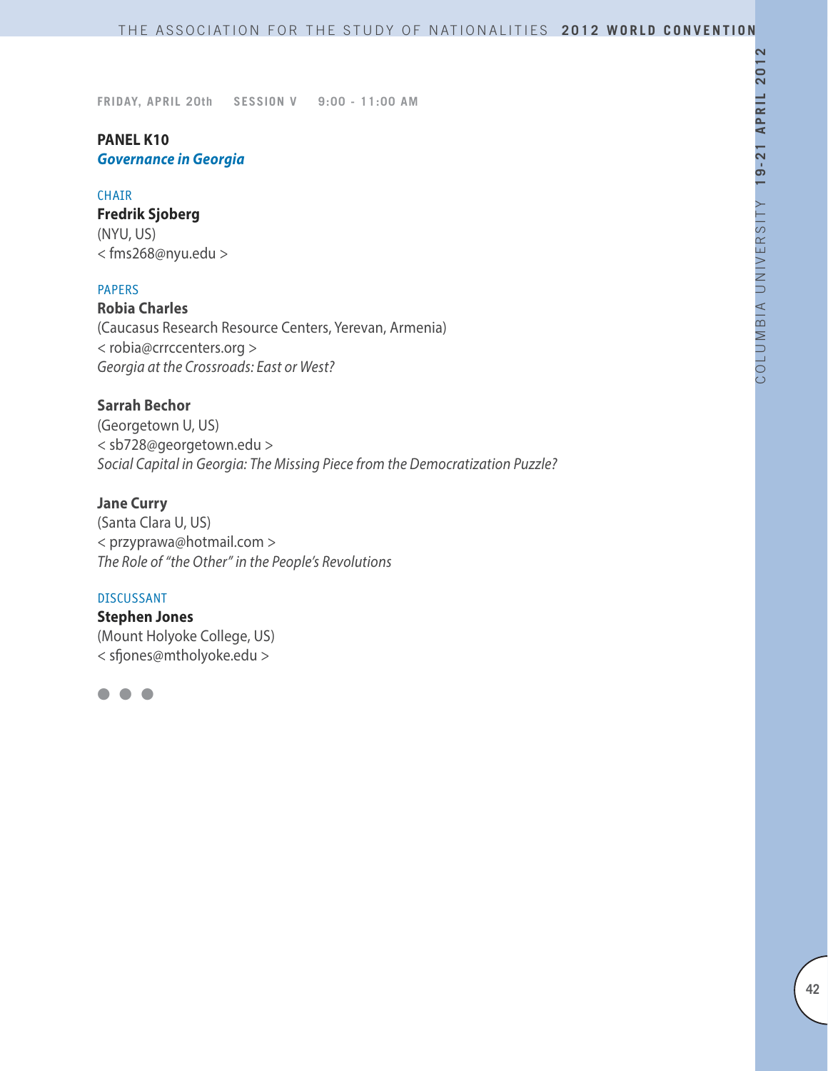FRIDAY, APRIL 20th SESSION V 9:00 - 11:00 AM

**PANEL K10**
***Governance in Georgia***

CHAIR
**Fredrik Sjoberg**
(NYU, US)
< fms268@nyu.edu >

PAPERS
**Robia Charles**
(Caucasus Research Resource Centers, Yerevan, Armenia)
< robia@crrccenters.org >
*Georgia at the Crossroads: East or West?*

**Sarrah Bechor**
(Georgetown U, US)
< sb728@georgetown.edu >
*Social Capital in Georgia: The Missing Piece from the Democratization Puzzle?*

**Jane Curry**
(Santa Clara U, US)
< przyprawa@hotmail.com >
*The Role of "the Other" in the People's Revolutions*

DISCUSSANT
**Stephen Jones**
(Mount Holyoke College, US)
< sfjones@mtholyoke.edu >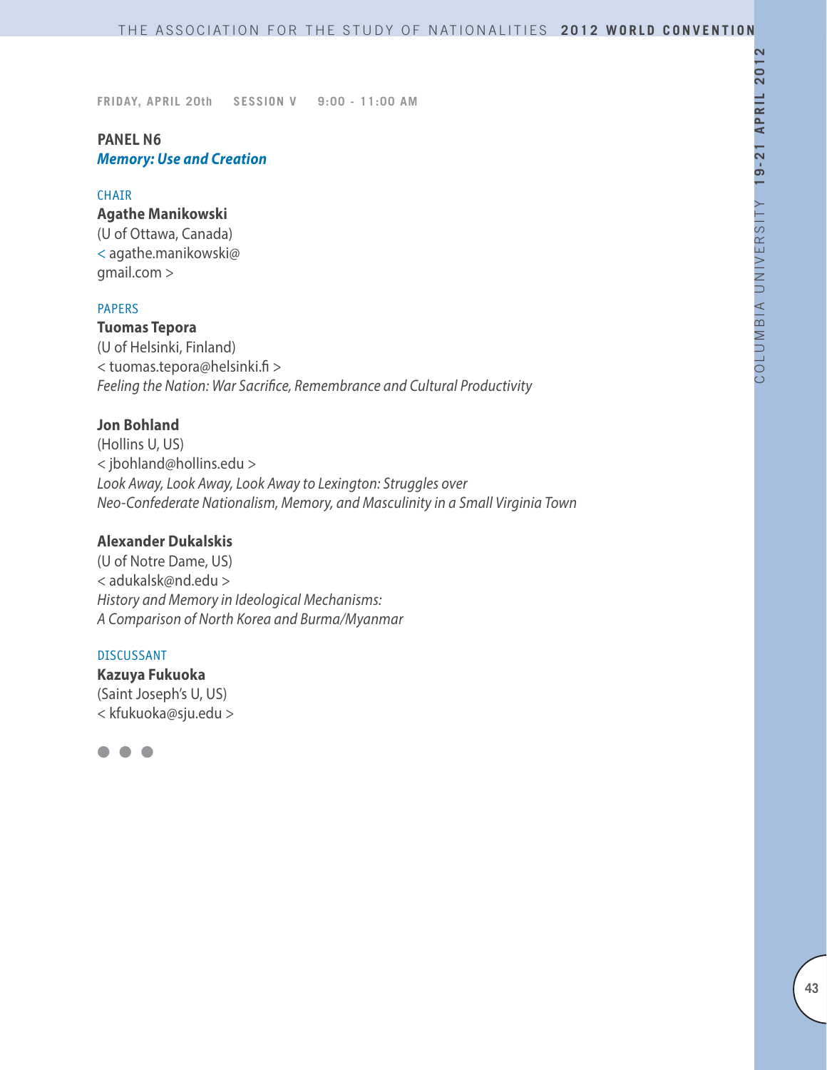FRIDAY, APRIL 20th SESSION V 9:00 - 11:00 AM

## PANEL N6

### *Memory: Use and Creation*

CHAIR

**Agathe Manikowski**
(U of Ottawa, Canada)
< agathe.manikowski@
gmail.com >

PAPERS

**Tuomas Tepora**
(U of Helsinki, Finland)
< tuomas.tepora@helsinki.fi >
*Feeling the Nation: War Sacrifice, Remembrance and Cultural Productivity*

**Jon Bohland**
(Hollins U, US)
< jbohland@hollins.edu >
*Look Away, Look Away, Look Away to Lexington: Struggles over Neo-Confederate Nationalism, Memory, and Masculinity in a Small Virginia Town*

**Alexander Dukalskis**
(U of Notre Dame, US)
< adukalsk@nd.edu >
*History and Memory in Ideological Mechanisms: A Comparison of North Korea and Burma/Myanmar*

DISCUSSANT

**Kazuya Fukuoka**
(Saint Joseph's U, US)
< kfukuoka@sju.edu >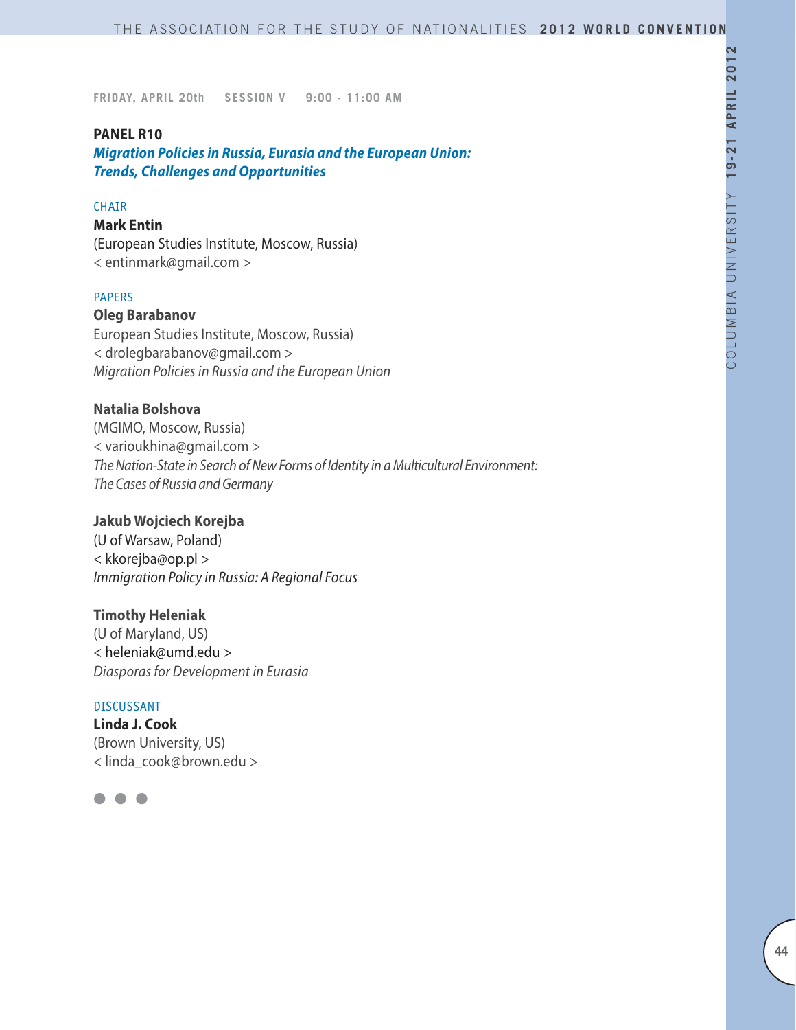FRIDAY, APRIL 20th SESSION V 9:00 - 11:00 AM

## PANEL R10

### *Migration Policies in Russia, Eurasia and the European Union: Trends, Challenges and Opportunities*

CHAIR

**Mark Entin**
(European Studies Institute, Moscow, Russia)
< entinmark@gmail.com >

PAPERS

**Oleg Barabanov**
European Studies Institute, Moscow, Russia)
< drolegbarabanov@gmail.com >
*Migration Policies in Russia and the European Union*

**Natalia Bolshova**
(MGIMO, Moscow, Russia)
< varioukhina@gmail.com >
*The Nation-State in Search of New Forms of Identity in a Multicultural Environment: The Cases of Russia and Germany*

**Jakub Wojciech Korejba**
(U of Warsaw, Poland)
< kkorejba@op.pl >
*Immigration Policy in Russia: A Regional Focus*

**Timothy Heleniak**
(U of Maryland, US)
< heleniak@umd.edu >
*Diasporas for Development in Eurasia*

DISCUSSANT

**Linda J. Cook**
(Brown University, US)
< linda_cook@brown.edu >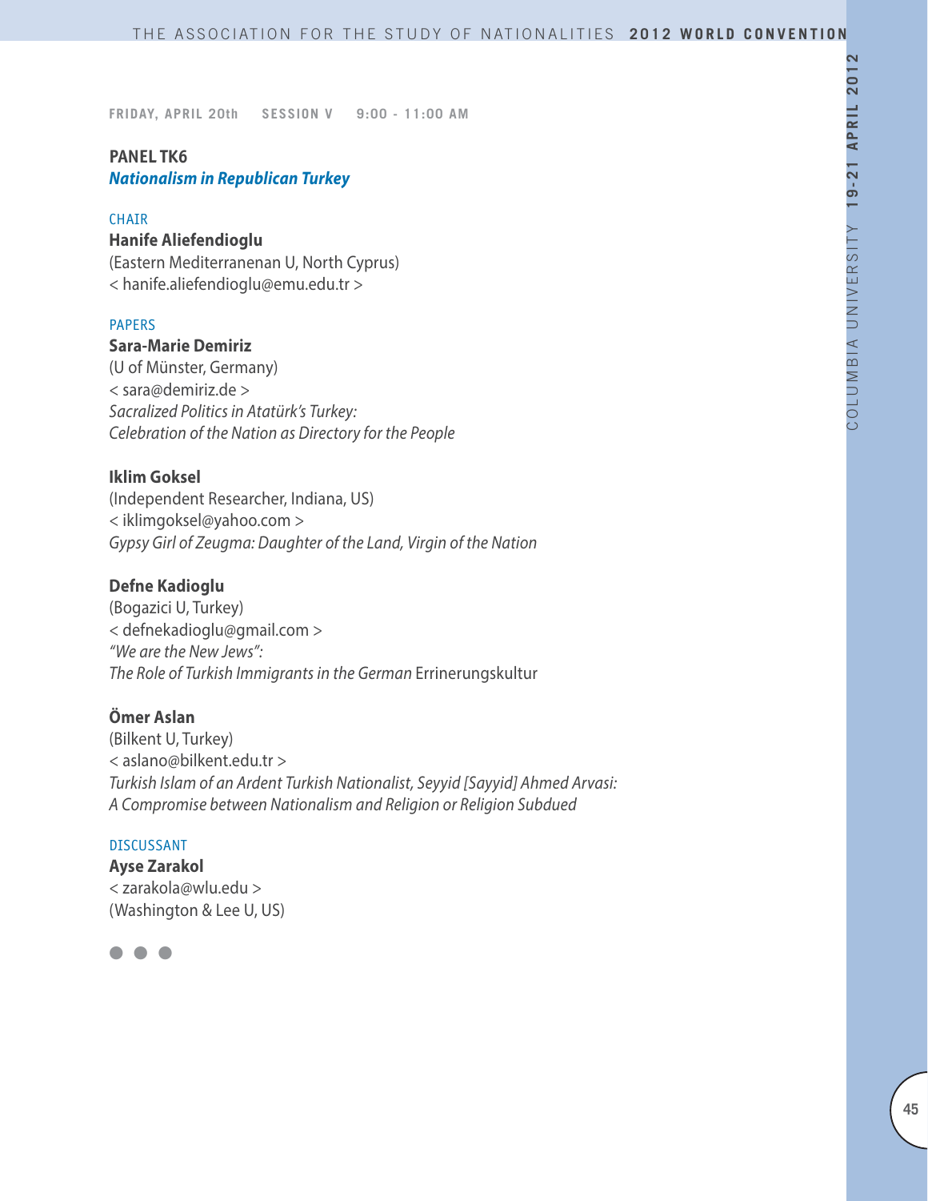FRIDAY, APRIL 20th SESSION V 9:00 - 11:00 AM

### PANEL TK6
***Nationalism in Republican Turkey***

CHAIR

**Hanife Aliefendioglu**
(Eastern Mediterranenan U, North Cyprus)
< hanife.aliefendioglu@emu.edu.tr >

PAPERS

**Sara-Marie Demiriz**
(U of Münster, Germany)
< sara@demiriz.de >
*Sacralized Politics in Atatürk's Turkey:*
*Celebration of the Nation as Directory for the People*

**Iklim Goksel**
(Independent Researcher, Indiana, US)
< iklimgoksel@yahoo.com >
*Gypsy Girl of Zeugma: Daughter of the Land, Virgin of the Nation*

**Defne Kadioglu**
(Bogazici U, Turkey)
< defnekadioglu@gmail.com >
*"We are the New Jews":*
*The Role of Turkish Immigrants in the German* Errinerungskultur

**Ömer Aslan**
(Bilkent U, Turkey)
< aslano@bilkent.edu.tr >
*Turkish Islam of an Ardent Turkish Nationalist, Seyyid [Sayyid] Ahmed Arvasi:*
*A Compromise between Nationalism and Religion or Religion Subdued*

DISCUSSANT

**Ayse Zarakol**
< zarakola@wlu.edu >
(Washington & Lee U, US)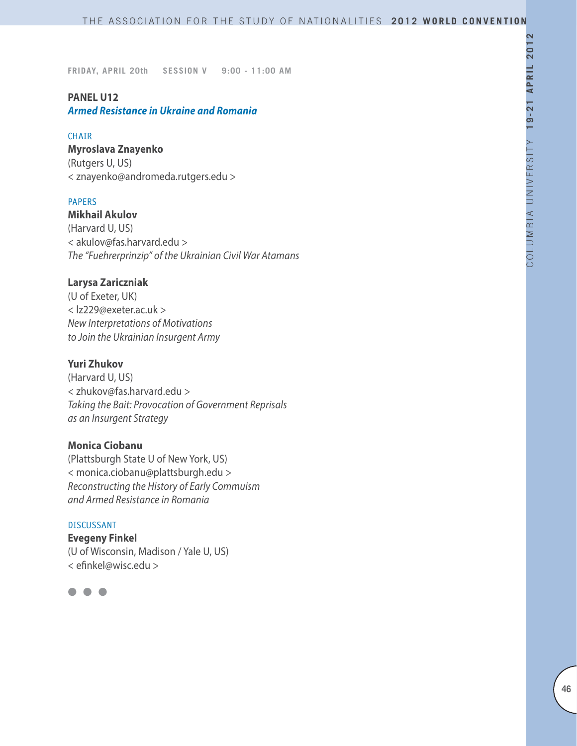FRIDAY, APRIL 20th SESSION V 9:00 - 11:00 AM

## PANEL U12

### *Armed Resistance in Ukraine and Romania*

CHAIR

**Myroslava Znayenko**
(Rutgers U, US)
< znayenko@andromeda.rutgers.edu >

PAPERS

**Mikhail Akulov**
(Harvard U, US)
< akulov@fas.harvard.edu >
*The "Fuehrerprinzip" of the Ukrainian Civil War Atamans*

**Larysa Zariczniak**
(U of Exeter, UK)
< lz229@exeter.ac.uk >
*New Interpretations of Motivations to Join the Ukrainian Insurgent Army*

**Yuri Zhukov**
(Harvard U, US)
< zhukov@fas.harvard.edu >
*Taking the Bait: Provocation of Government Reprisals as an Insurgent Strategy*

**Monica Ciobanu**
(Plattsburgh State U of New York, US)
< monica.ciobanu@plattsburgh.edu >
*Reconstructing the History of Early Commuism and Armed Resistance in Romania*

DISCUSSANT

**Evegeny Finkel**
(U of Wisconsin, Madison / Yale U, US)
< efinkel@wisc.edu >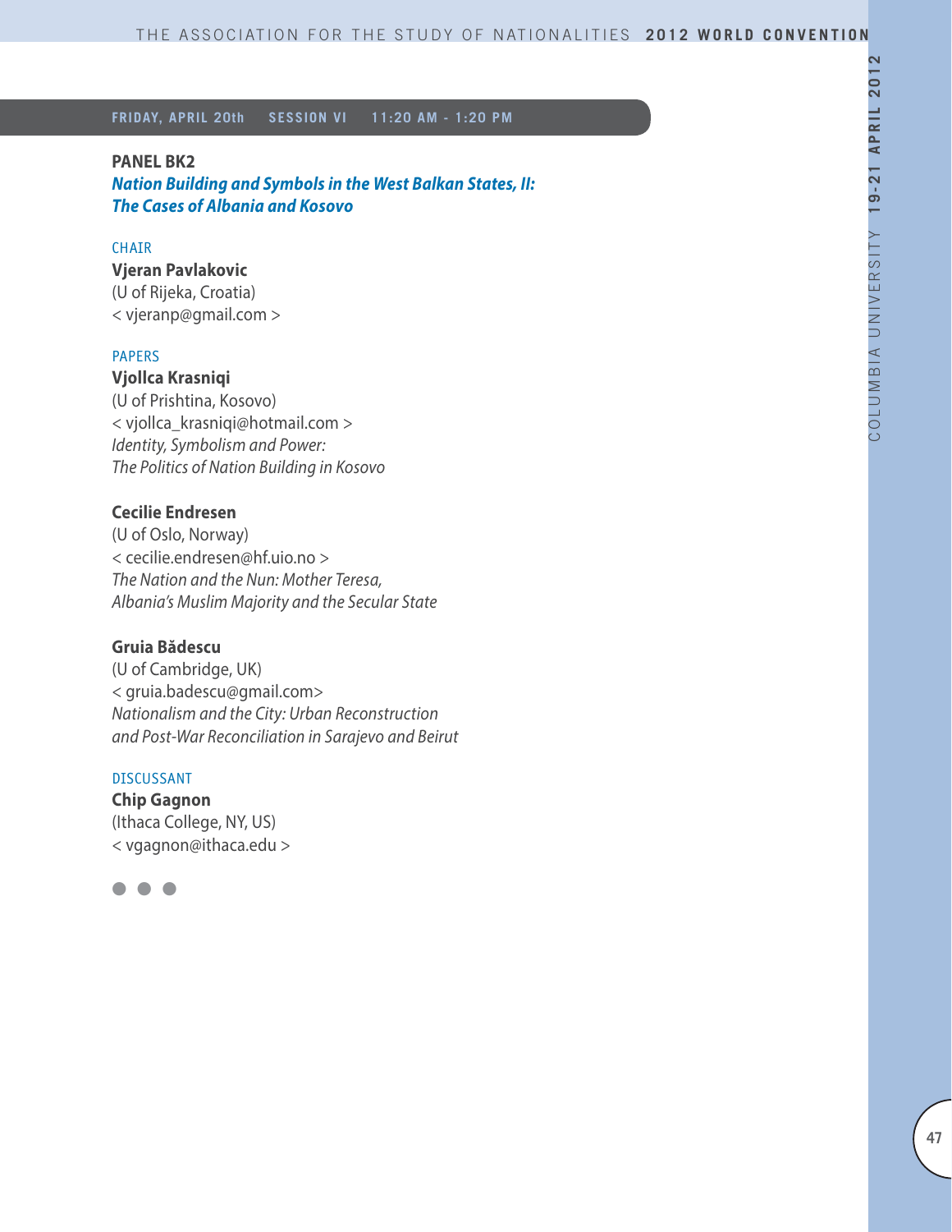**FRIDAY, APRIL 20th SESSION VI 11:20 AM - 1:20 PM**

## PANEL BK2

### *Nation Building and Symbols in the West Balkan States, II: The Cases of Albania and Kosovo*

CHAIR

**Vjeran Pavlakovic**
(U of Rijeka, Croatia)
< vjeranp@gmail.com >

PAPERS

**Vjollca Krasniqi**
(U of Prishtina, Kosovo)
< vjollca_krasniqi@hotmail.com >
*Identity, Symbolism and Power: The Politics of Nation Building in Kosovo*

**Cecilie Endresen**
(U of Oslo, Norway)
< cecilie.endresen@hf.uio.no >
*The Nation and the Nun: Mother Teresa, Albania's Muslim Majority and the Secular State*

**Gruia Bădescu**
(U of Cambridge, UK)
< gruia.badescu@gmail.com>
*Nationalism and the City: Urban Reconstruction and Post-War Reconciliation in Sarajevo and Beirut*

DISCUSSANT

**Chip Gagnon**
(Ithaca College, NY, US)
< vgagnon@ithaca.edu >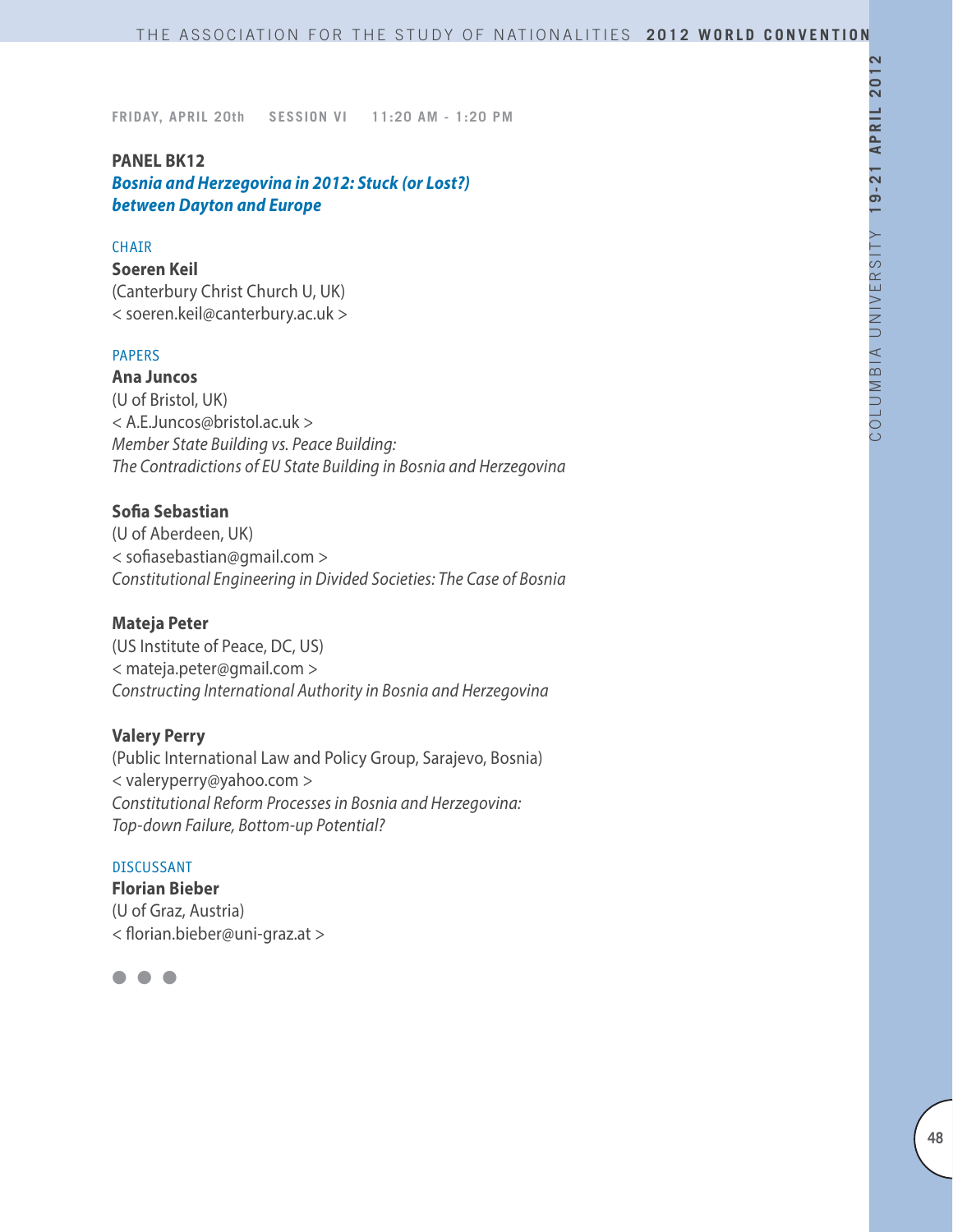FRIDAY, APRIL 20th SESSION VI 11:20 AM - 1:20 PM

## PANEL BK12

### *Bosnia and Herzegovina in 2012: Stuck (or Lost?) between Dayton and Europe*

CHAIR

**Soeren Keil**
(Canterbury Christ Church U, UK)
< soeren.keil@canterbury.ac.uk >

PAPERS

**Ana Juncos**
(U of Bristol, UK)
< A.E.Juncos@bristol.ac.uk >
*Member State Building vs. Peace Building: The Contradictions of EU State Building in Bosnia and Herzegovina*

**Sofia Sebastian**
(U of Aberdeen, UK)
< sofiasebastian@gmail.com >
*Constitutional Engineering in Divided Societies: The Case of Bosnia*

**Mateja Peter**
(US Institute of Peace, DC, US)
< mateja.peter@gmail.com >
*Constructing International Authority in Bosnia and Herzegovina*

**Valery Perry**
(Public International Law and Policy Group, Sarajevo, Bosnia)
< valeryperry@yahoo.com >
*Constitutional Reform Processes in Bosnia and Herzegovina: Top-down Failure, Bottom-up Potential?*

DISCUSSANT

**Florian Bieber**
(U of Graz, Austria)
< florian.bieber@uni-graz.at >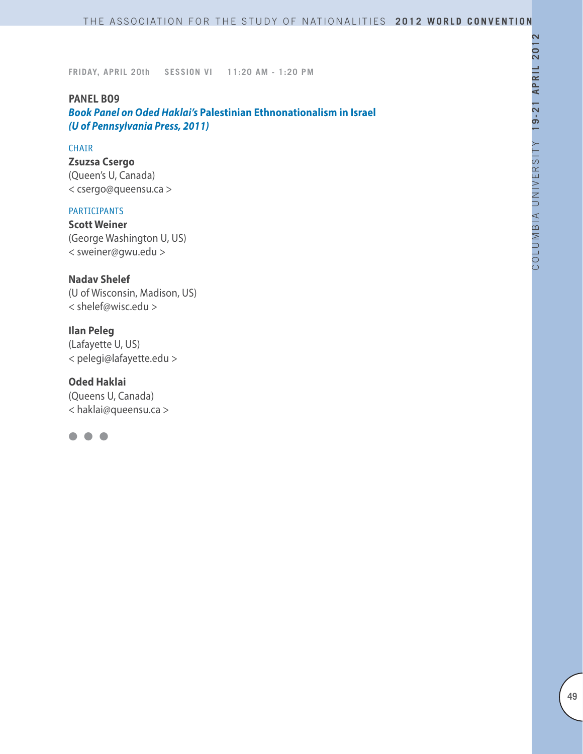FRIDAY, APRIL 20th SESSION VI 11:20 AM - 1:20 PM

## PANEL B09

### *Book Panel on Oded Haklai's* Palestinian Ethnonationalism in Israel *(U of Pennsylvania Press, 2011)*

CHAIR

**Zsuzsa Csergo**
(Queen's U, Canada)
< csergo@queensu.ca >

PARTICIPANTS

**Scott Weiner**
(George Washington U, US)
< sweiner@gwu.edu >

**Nadav Shelef**
(U of Wisconsin, Madison, US)
< shelef@wisc.edu >

**Ilan Peleg**
(Lafayette U, US)
< pelegi@lafayette.edu >

**Oded Haklai**
(Queens U, Canada)
< haklai@queensu.ca >

● ● ●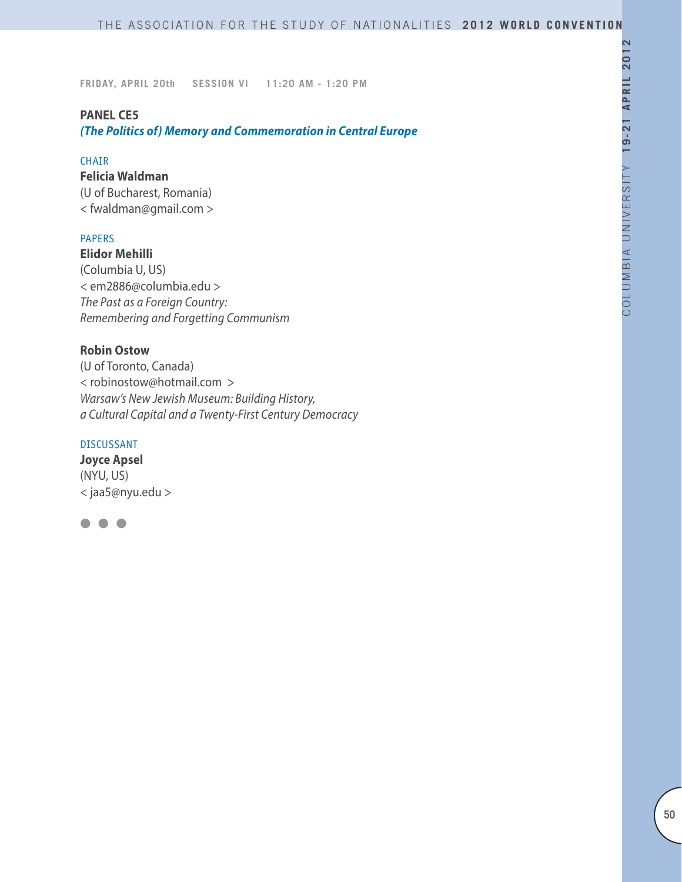FRIDAY, APRIL 20th SESSION VI 11:20 AM - 1:20 PM

## PANEL CE5

***(The Politics of) Memory and Commemoration in Central Europe***

CHAIR

**Felicia Waldman**
(U of Bucharest, Romania)
< fwaldman@gmail.com >

PAPERS

**Elidor Mehilli**
(Columbia U, US)
< em2886@columbia.edu >
*The Past as a Foreign Country: Remembering and Forgetting Communism*

**Robin Ostow**
(U of Toronto, Canada)
< robinostow@hotmail.com >
*Warsaw's New Jewish Museum: Building History, a Cultural Capital and a Twenty-First Century Democracy*

DISCUSSANT

**Joyce Apsel**
(NYU, US)
< jaa5@nyu.edu >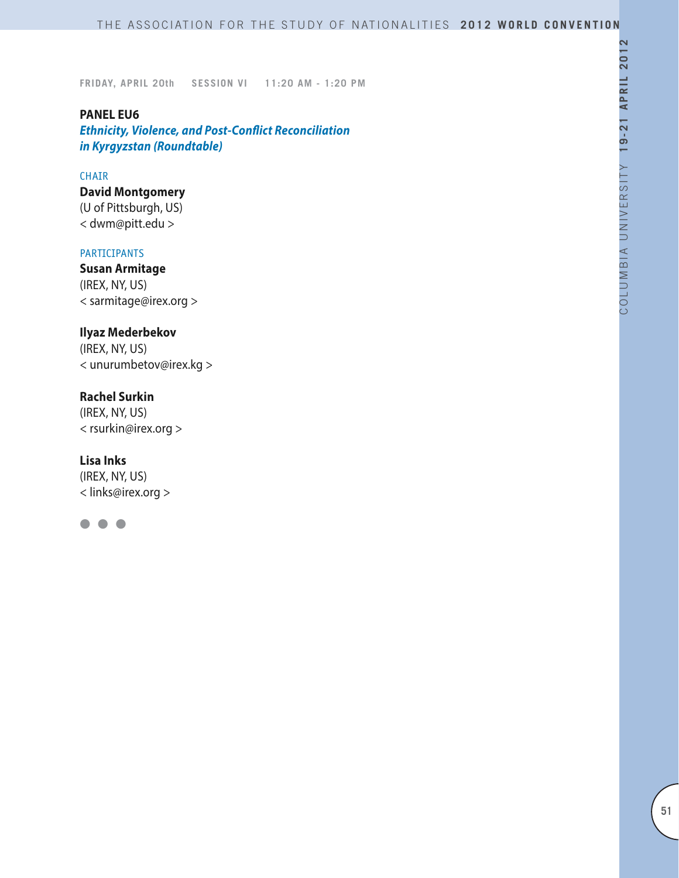FRIDAY, APRIL 20th SESSION VI 11:20 AM - 1:20 PM

## PANEL EU6

### *Ethnicity, Violence, and Post-Conflict Reconciliation in Kyrgyzstan (Roundtable)*

CHAIR

**David Montgomery**
(U of Pittsburgh, US)
< dwm@pitt.edu >

PARTICIPANTS

**Susan Armitage**
(IREX, NY, US)
< sarmitage@irex.org >

**Ilyaz Mederbekov**
(IREX, NY, US)
< unurumbetov@irex.kg >

**Rachel Surkin**
(IREX, NY, US)
< rsurkin@irex.org >

**Lisa Inks**
(IREX, NY, US)
< links@irex.org >

● ● ●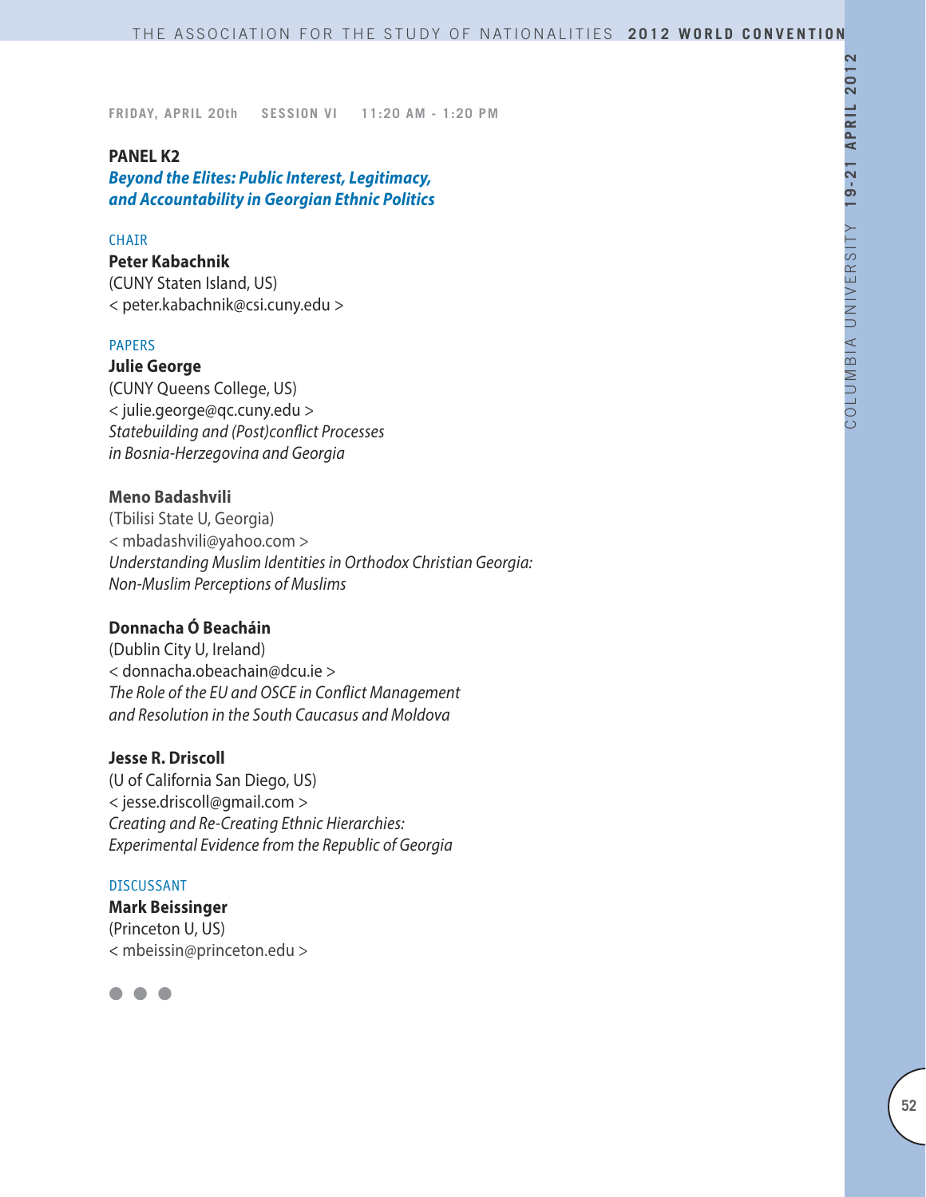FRIDAY, APRIL 20th SESSION VI 11:20 AM - 1:20 PM

## PANEL K2

### *Beyond the Elites: Public Interest, Legitimacy, and Accountability in Georgian Ethnic Politics*

CHAIR

**Peter Kabachnik**
(CUNY Staten Island, US)
< peter.kabachnik@csi.cuny.edu >

PAPERS

**Julie George**
(CUNY Queens College, US)
< julie.george@qc.cuny.edu >
*Statebuilding and (Post)conflict Processes in Bosnia-Herzegovina and Georgia*

**Meno Badashvili**
(Tbilisi State U, Georgia)
< mbadashvili@yahoo.com >
*Understanding Muslim Identities in Orthodox Christian Georgia: Non-Muslim Perceptions of Muslims*

**Donnacha Ó Beacháin**
(Dublin City U, Ireland)
< donnacha.obeachain@dcu.ie >
*The Role of the EU and OSCE in Conflict Management and Resolution in the South Caucasus and Moldova*

**Jesse R. Driscoll**
(U of California San Diego, US)
< jesse.driscoll@gmail.com >
*Creating and Re-Creating Ethnic Hierarchies: Experimental Evidence from the Republic of Georgia*

DISCUSSANT

**Mark Beissinger**
(Princeton U, US)
< mbeissin@princeton.edu >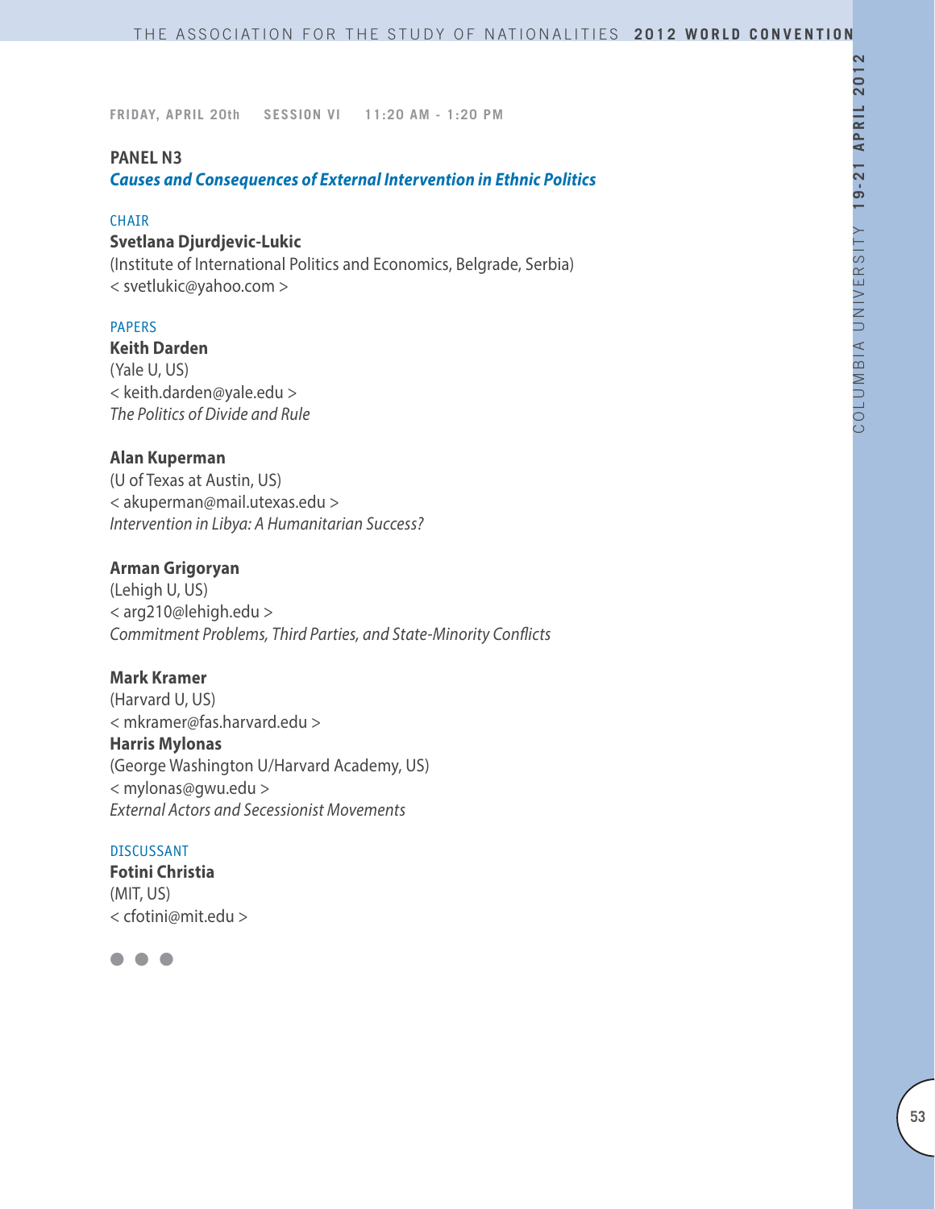FRIDAY, APRIL 20th SESSION VI 11:20 AM - 1:20 PM

## PANEL N3

### *Causes and Consequences of External Intervention in Ethnic Politics*

CHAIR

**Svetlana Djurdjevic-Lukic**
(Institute of International Politics and Economics, Belgrade, Serbia)
< svetlukic@yahoo.com >

PAPERS

**Keith Darden**
(Yale U, US)
< keith.darden@yale.edu >
*The Politics of Divide and Rule*

**Alan Kuperman**
(U of Texas at Austin, US)
< akuperman@mail.utexas.edu >
*Intervention in Libya: A Humanitarian Success?*

**Arman Grigoryan**
(Lehigh U, US)
< arg210@lehigh.edu >
*Commitment Problems, Third Parties, and State-Minority Conflicts*

**Mark Kramer**
(Harvard U, US)
< mkramer@fas.harvard.edu >
**Harris Mylonas**
(George Washington U/Harvard Academy, US)
< mylonas@gwu.edu >
*External Actors and Secessionist Movements*

DISCUSSANT

**Fotini Christia**
(MIT, US)
< cfotini@mit.edu >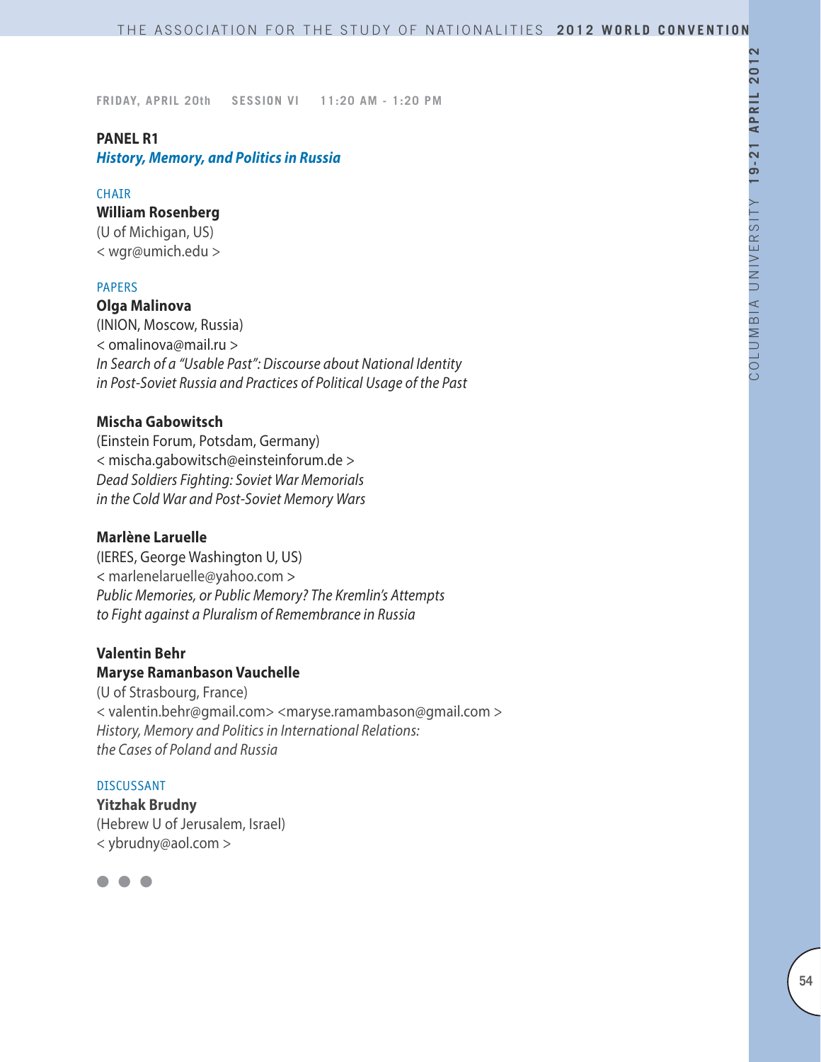FRIDAY, APRIL 20th SESSION VI 11:20 AM - 1:20 PM

## PANEL R1

***History, Memory, and Politics in Russia***

CHAIR

**William Rosenberg**
(U of Michigan, US)
< wgr@umich.edu >

PAPERS

**Olga Malinova**
(INION, Moscow, Russia)
< omalinova@mail.ru >
*In Search of a "Usable Past": Discourse about National Identity in Post-Soviet Russia and Practices of Political Usage of the Past*

**Mischa Gabowitsch**
(Einstein Forum, Potsdam, Germany)
< mischa.gabowitsch@einsteinforum.de >
*Dead Soldiers Fighting: Soviet War Memorials in the Cold War and Post-Soviet Memory Wars*

**Marlène Laruelle**
(IERES, George Washington U, US)
< marlenelaruelle@yahoo.com >
*Public Memories, or Public Memory? The Kremlin's Attempts to Fight against a Pluralism of Remembrance in Russia*

**Valentin Behr**
**Maryse Ramanbason Vauchelle**
(U of Strasbourg, France)
< valentin.behr@gmail.com> <maryse.ramambason@gmail.com >
*History, Memory and Politics in International Relations: the Cases of Poland and Russia*

DISCUSSANT

**Yitzhak Brudny**
(Hebrew U of Jerusalem, Israel)
< ybrudny@aol.com >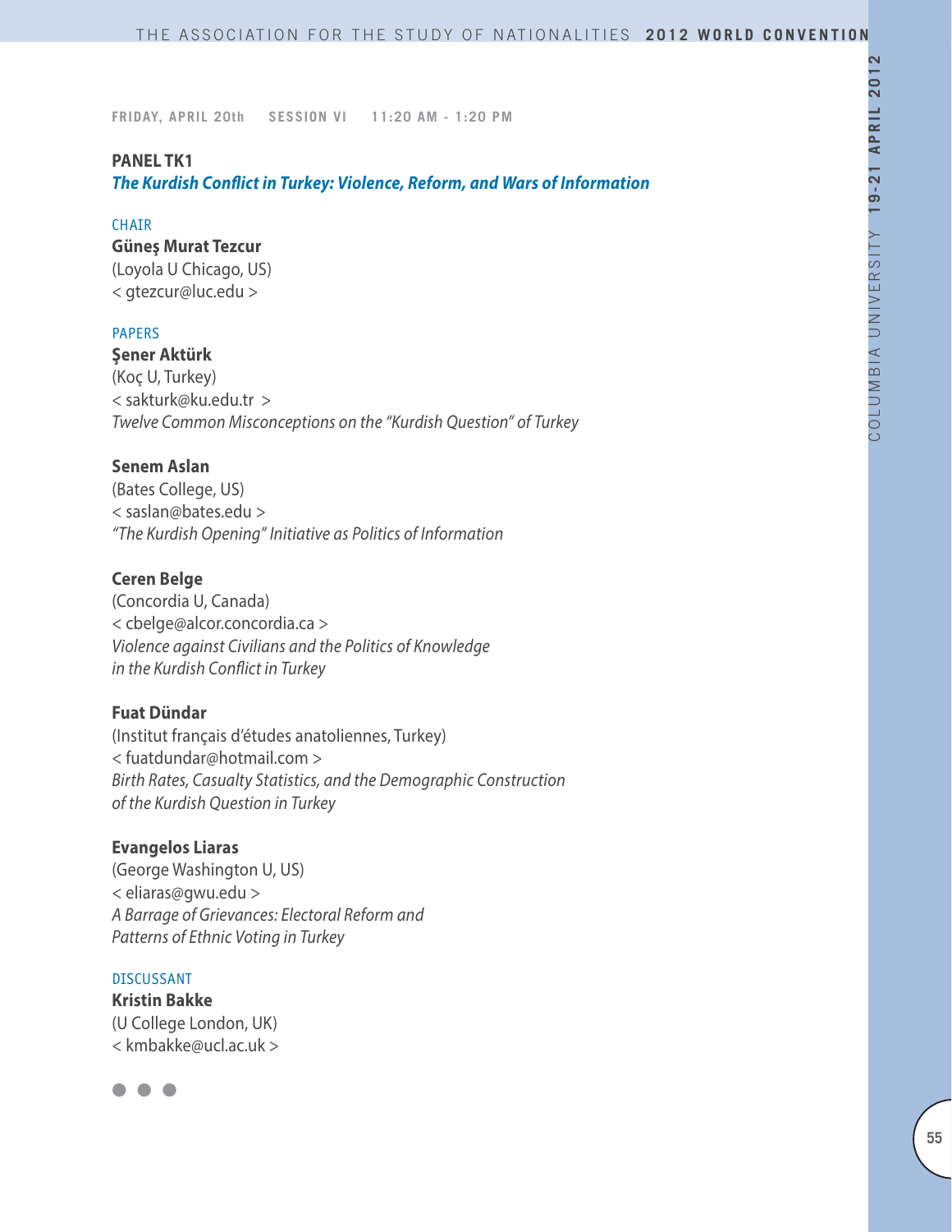FRIDAY, APRIL 20th SESSION VI 11:20 AM - 1:20 PM

**PANEL TK1**

***The Kurdish Conflict in Turkey: Violence, Reform, and Wars of Information***

CHAIR

**Güneş Murat Tezcur**
(Loyola U Chicago, US)
< gtezcur@luc.edu >

PAPERS

**Şener Aktürk**
(Koç U, Turkey)
< sakturk@ku.edu.tr >
*Twelve Common Misconceptions on the "Kurdish Question" of Turkey*

**Senem Aslan**
(Bates College, US)
< saslan@bates.edu >
*"The Kurdish Opening" Initiative as Politics of Information*

**Ceren Belge**
(Concordia U, Canada)
< cbelge@alcor.concordia.ca >
*Violence against Civilians and the Politics of Knowledge in the Kurdish Conflict in Turkey*

**Fuat Dündar**
(Institut français d'études anatoliennes, Turkey)
< fuatdundar@hotmail.com >
*Birth Rates, Casualty Statistics, and the Demographic Construction of the Kurdish Question in Turkey*

**Evangelos Liaras**
(George Washington U, US)
< eliaras@gwu.edu >
*A Barrage of Grievances: Electoral Reform and Patterns of Ethnic Voting in Turkey*

DISCUSSANT

**Kristin Bakke**
(U College London, UK)
< kmbakke@ucl.ac.uk >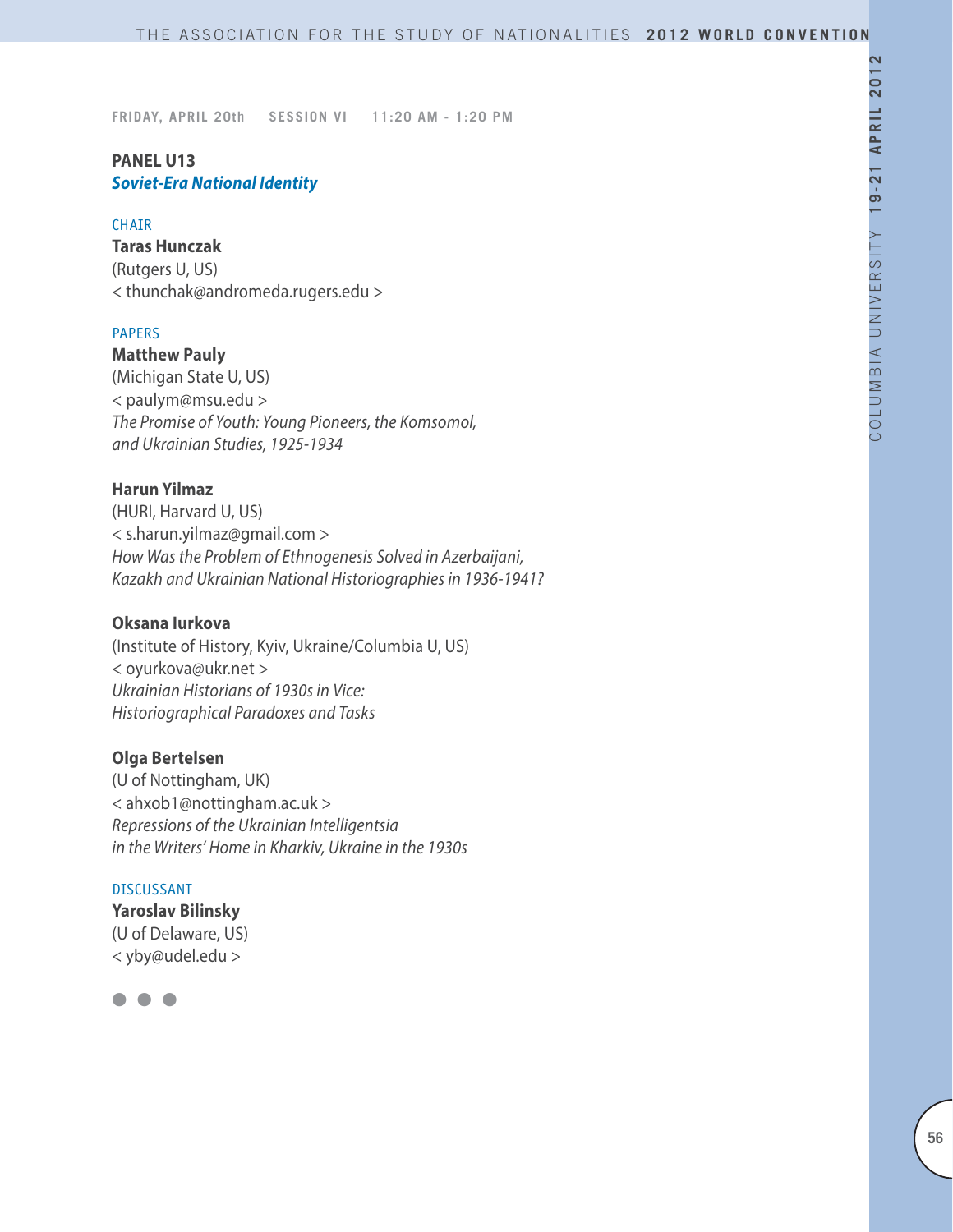FRIDAY, APRIL 20th SESSION VI 11:20 AM - 1:20 PM

## PANEL U13

### *Soviet-Era National Identity*

CHAIR

**Taras Hunczak**
(Rutgers U, US)
< thunchak@andromeda.rugers.edu >

PAPERS

**Matthew Pauly**
(Michigan State U, US)
< paulym@msu.edu >
*The Promise of Youth: Young Pioneers, the Komsomol, and Ukrainian Studies, 1925-1934*

**Harun Yilmaz**
(HURI, Harvard U, US)
< s.harun.yilmaz@gmail.com >
*How Was the Problem of Ethnogenesis Solved in Azerbaijani, Kazakh and Ukrainian National Historiographies in 1936-1941?*

**Oksana Iurkova**
(Institute of History, Kyiv, Ukraine/Columbia U, US)
< oyurkova@ukr.net >
*Ukrainian Historians of 1930s in Vice: Historiographical Paradoxes and Tasks*

**Olga Bertelsen**
(U of Nottingham, UK)
< ahxob1@nottingham.ac.uk >
*Repressions of the Ukrainian Intelligentsia in the Writers' Home in Kharkiv, Ukraine in the 1930s*

DISCUSSANT

**Yaroslav Bilinsky**
(U of Delaware, US)
< yby@udel.edu >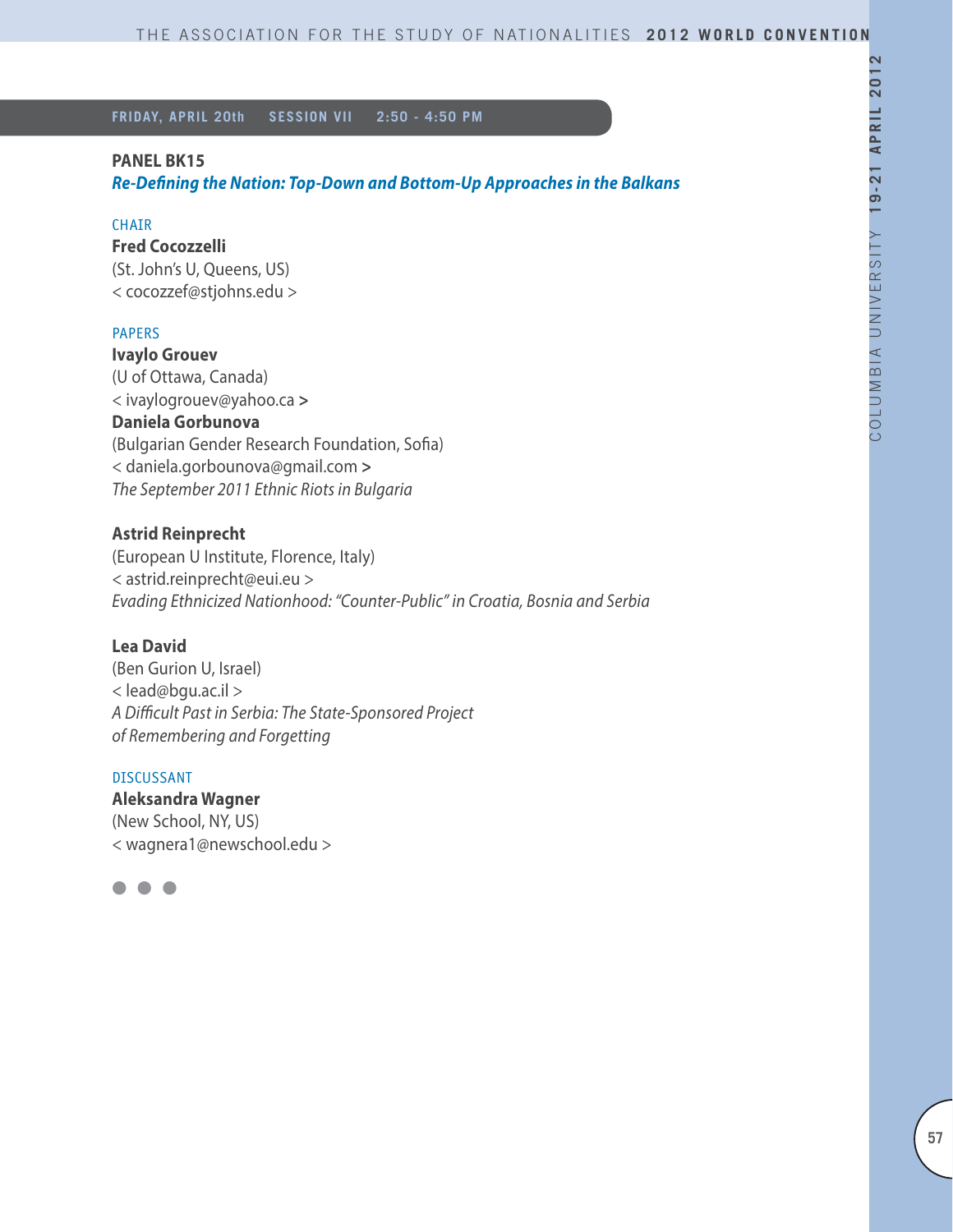**FRIDAY, APRIL 20th SESSION VII 2:50 - 4:50 PM**

**PANEL BK15**
***Re-Defining the Nation: Top-Down and Bottom-Up Approaches in the Balkans***

CHAIR
**Fred Cocozzelli**
(St. John's U, Queens, US)
< cocozzef@stjohns.edu >

PAPERS
**Ivaylo Grouev**
(U of Ottawa, Canada)
< ivaylogrouev@yahoo.ca >
**Daniela Gorbunova**
(Bulgarian Gender Research Foundation, Sofia)
< daniela.gorbounova@gmail.com >
*The September 2011 Ethnic Riots in Bulgaria*

**Astrid Reinprecht**
(European U Institute, Florence, Italy)
< astrid.reinprecht@eui.eu >
*Evading Ethnicized Nationhood: "Counter-Public" in Croatia, Bosnia and Serbia*

**Lea David**
(Ben Gurion U, Israel)
< lead@bgu.ac.il >
*A Difficult Past in Serbia: The State-Sponsored Project of Remembering and Forgetting*

DISCUSSANT
**Aleksandra Wagner**
(New School, NY, US)
< wagnera1@newschool.edu >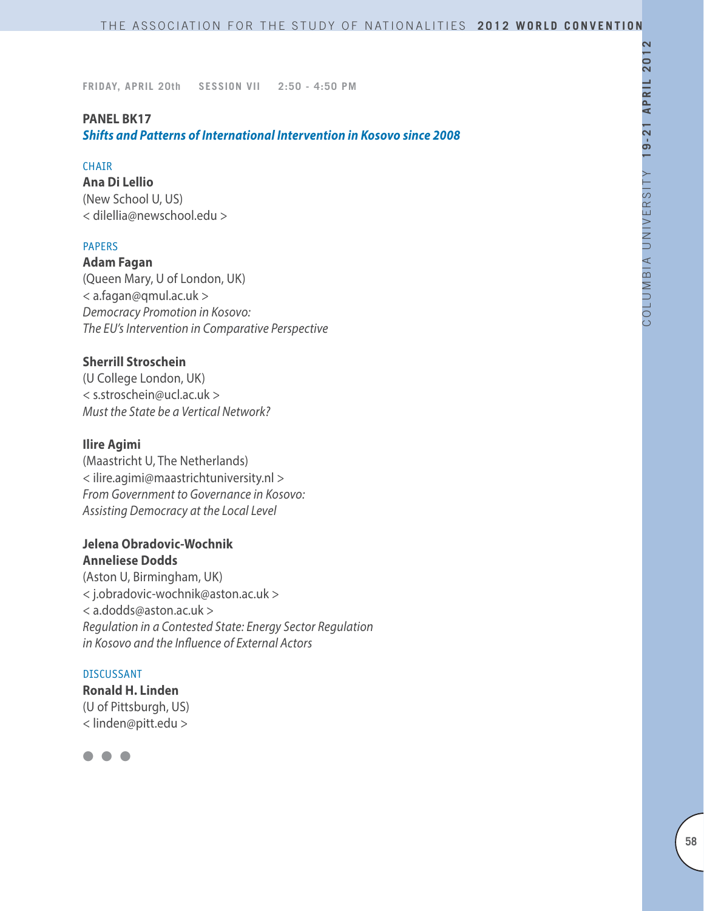FRIDAY, APRIL 20th SESSION VII 2:50 - 4:50 PM

## PANEL BK17

***Shifts and Patterns of International Intervention in Kosovo since 2008***

CHAIR

**Ana Di Lellio**
(New School U, US)
< dilellia@newschool.edu >

PAPERS

**Adam Fagan**
(Queen Mary, U of London, UK)
< a.fagan@qmul.ac.uk >
*Democracy Promotion in Kosovo:*
*The EU's Intervention in Comparative Perspective*

**Sherrill Stroschein**
(U College London, UK)
< s.stroschein@ucl.ac.uk >
*Must the State be a Vertical Network?*

**Ilire Agimi**
(Maastricht U, The Netherlands)
< ilire.agimi@maastrichtuniversity.nl >
*From Government to Governance in Kosovo:*
*Assisting Democracy at the Local Level*

**Jelena Obradovic-Wochnik**
**Anneliese Dodds**
(Aston U, Birmingham, UK)
< j.obradovic-wochnik@aston.ac.uk >
< a.dodds@aston.ac.uk >
*Regulation in a Contested State: Energy Sector Regulation*
*in Kosovo and the Influence of External Actors*

DISCUSSANT

**Ronald H. Linden**
(U of Pittsburgh, US)
< linden@pitt.edu >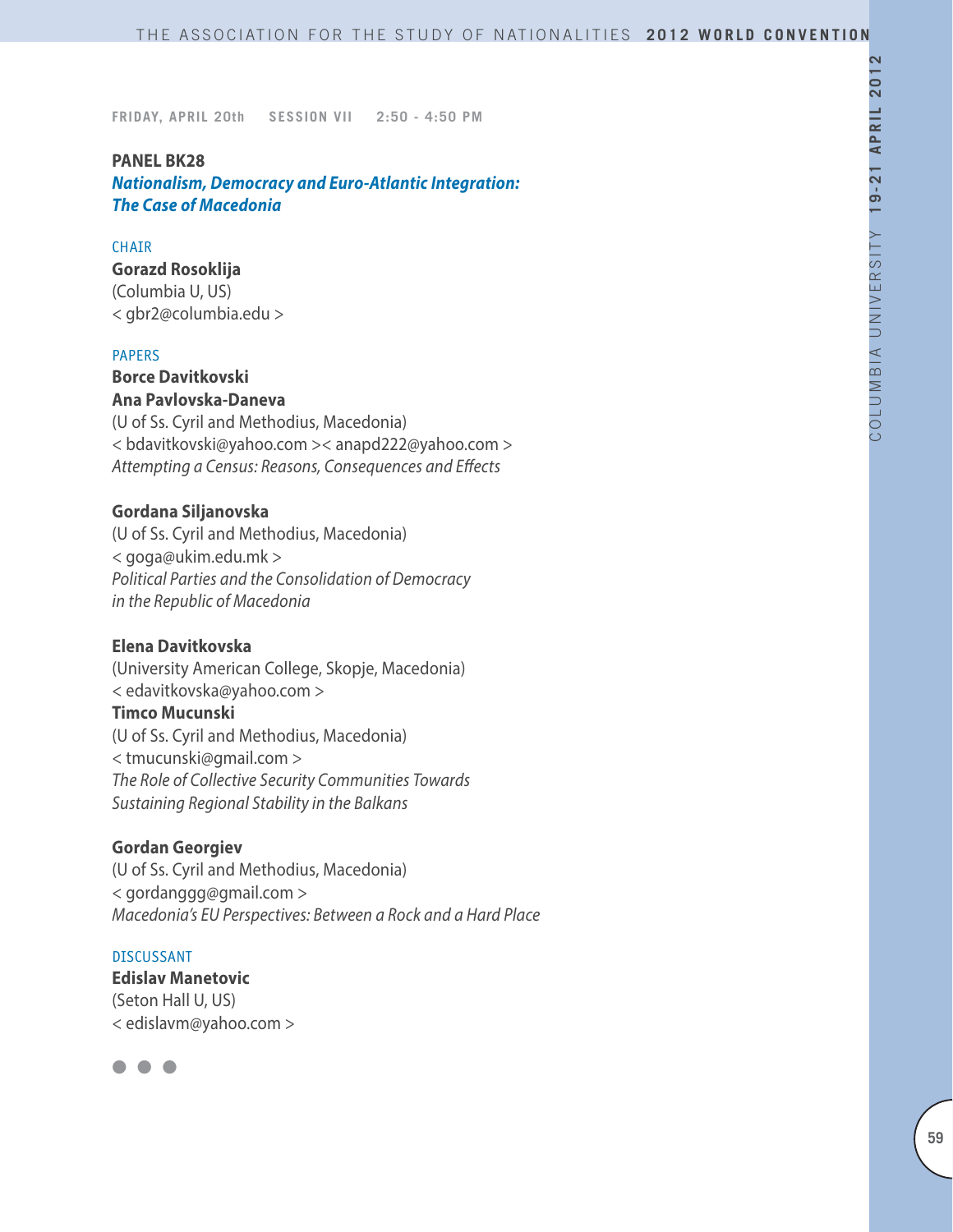FRIDAY, APRIL 20th  SESSION VII  2:50 - 4:50 PM

**PANEL BK28**
***Nationalism, Democracy and Euro-Atlantic Integration: The Case of Macedonia***

CHAIR
**Gorazd Rosoklija**
(Columbia U, US)
< gbr2@columbia.edu >

PAPERS
**Borce Davitkovski**
**Ana Pavlovska-Daneva**
(U of Ss. Cyril and Methodius, Macedonia)
< bdavitkovski@yahoo.com >< anapd222@yahoo.com >
*Attempting a Census: Reasons, Consequences and Effects*

**Gordana Siljanovska**
(U of Ss. Cyril and Methodius, Macedonia)
< goga@ukim.edu.mk >
*Political Parties and the Consolidation of Democracy in the Republic of Macedonia*

**Elena Davitkovska**
(University American College, Skopje, Macedonia)
< edavitkovska@yahoo.com >
**Timco Mucunski**
(U of Ss. Cyril and Methodius, Macedonia)
< tmucunski@gmail.com >
*The Role of Collective Security Communities Towards Sustaining Regional Stability in the Balkans*

**Gordan Georgiev**
(U of Ss. Cyril and Methodius, Macedonia)
< gordanggg@gmail.com >
*Macedonia's EU Perspectives: Between a Rock and a Hard Place*

DISCUSSANT
**Edislav Manetovic**
(Seton Hall U, US)
< edislavm@yahoo.com >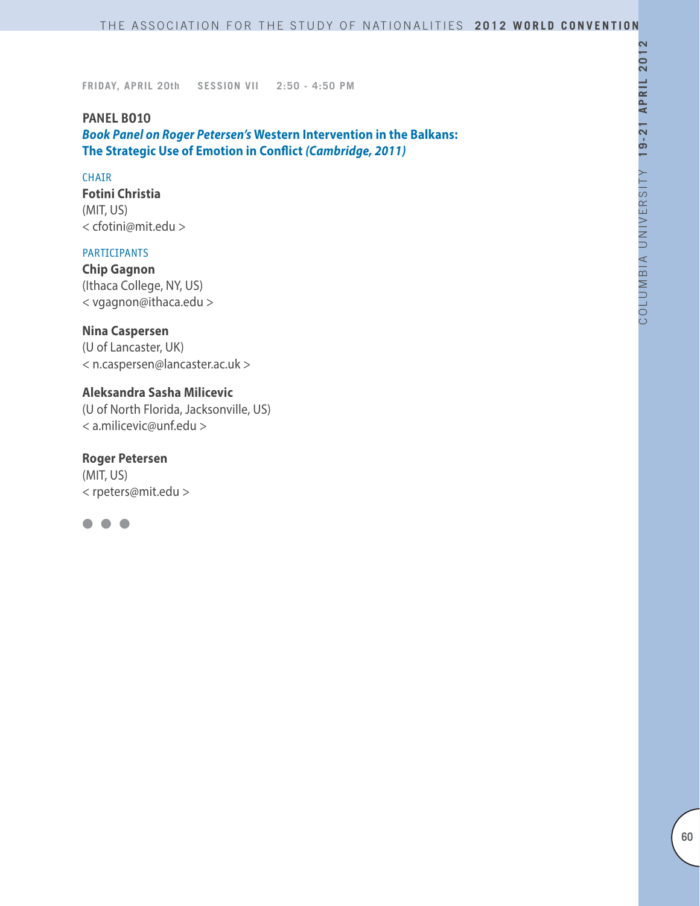FRIDAY, APRIL 20th SESSION VII 2:50 - 4:50 PM

### PANEL B010

***Book Panel on Roger Petersen's* Western Intervention in the Balkans: The Strategic Use of Emotion in Conflict *(Cambridge, 2011)***

CHAIR

**Fotini Christia**
(MIT, US)
< cfotini@mit.edu >

PARTICIPANTS

**Chip Gagnon**
(Ithaca College, NY, US)
< vgagnon@ithaca.edu >

**Nina Caspersen**
(U of Lancaster, UK)
< n.caspersen@lancaster.ac.uk >

**Aleksandra Sasha Milicevic**
(U of North Florida, Jacksonville, US)
< a.milicevic@unf.edu >

**Roger Petersen**
(MIT, US)
< rpeters@mit.edu >

● ● ●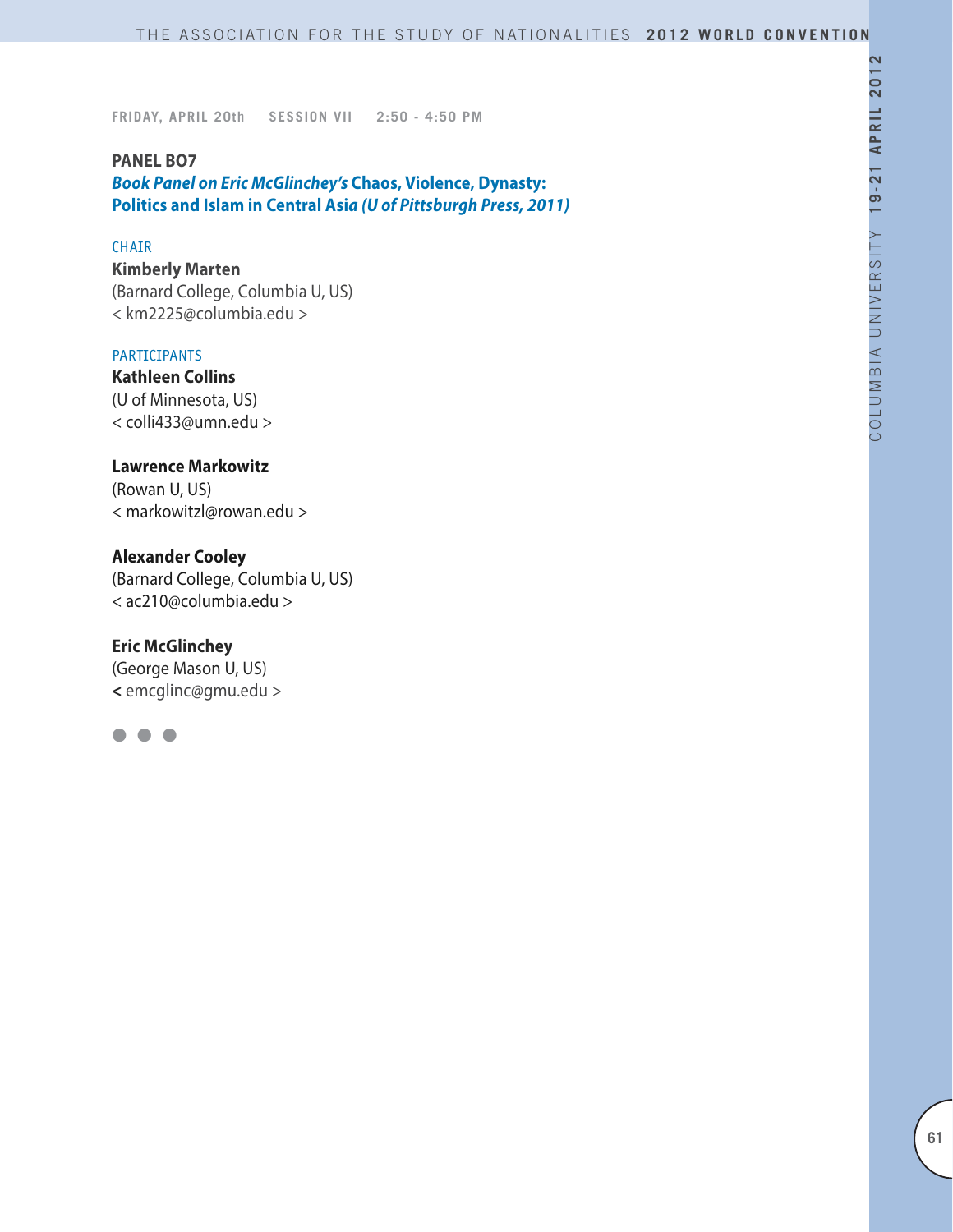FRIDAY, APRIL 20th SESSION VII 2:50 - 4:50 PM

## PANEL BO7

### *Book Panel on Eric McGlinchey's* Chaos, Violence, Dynasty: Politics and Islam in Central Asia *(U of Pittsburgh Press, 2011)*

CHAIR

**Kimberly Marten**
(Barnard College, Columbia U, US)
< km2225@columbia.edu >

PARTICIPANTS

**Kathleen Collins**
(U of Minnesota, US)
< colli433@umn.edu >

**Lawrence Markowitz**
(Rowan U, US)
< markowitzl@rowan.edu >

**Alexander Cooley**
(Barnard College, Columbia U, US)
< ac210@columbia.edu >

**Eric McGlinchey**
(George Mason U, US)
< emcglinc@gmu.edu >

● ● ●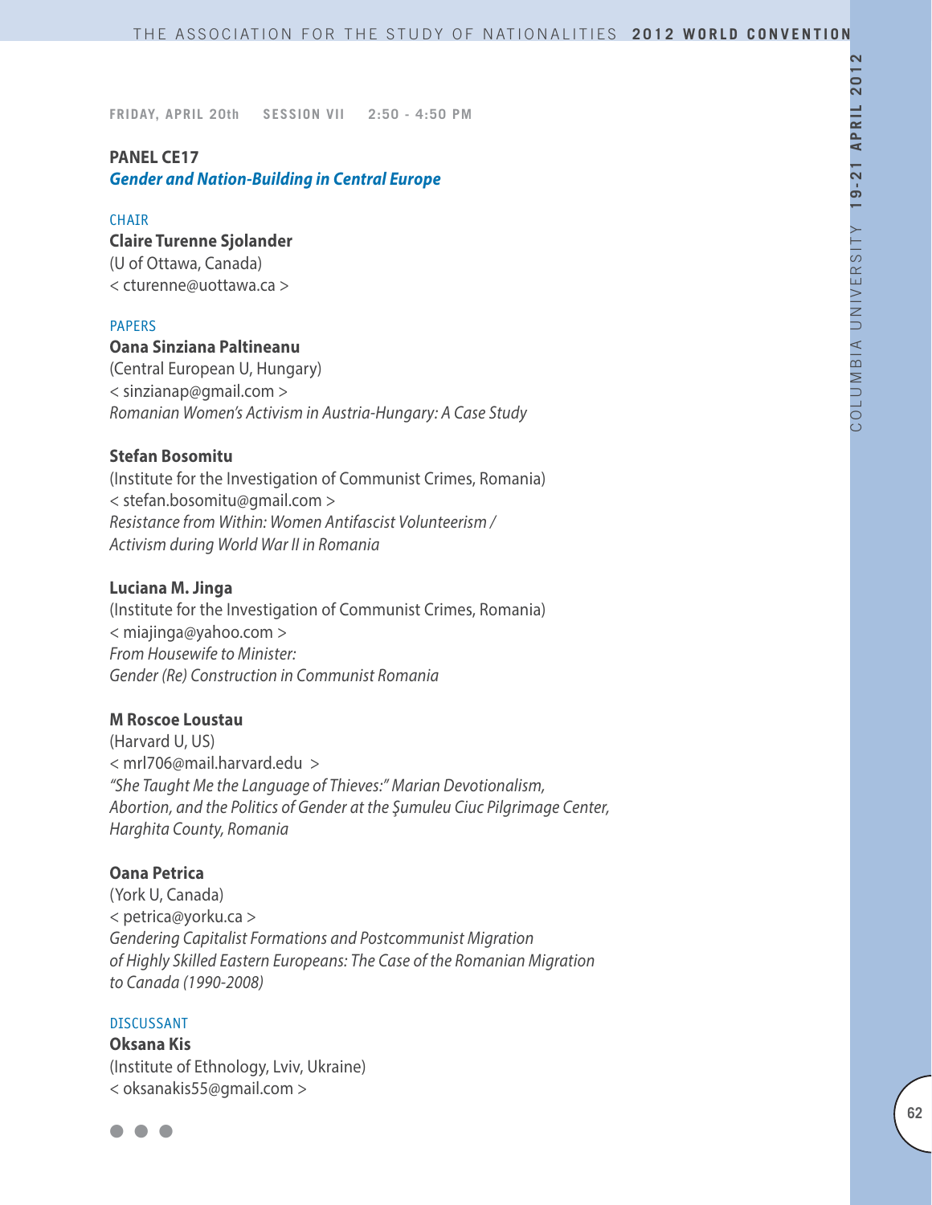FRIDAY, APRIL 20th SESSION VII 2:50 - 4:50 PM

## PANEL CE17
### *Gender and Nation-Building in Central Europe*

CHAIR

**Claire Turenne Sjolander**
(U of Ottawa, Canada)
< cturenne@uottawa.ca >

PAPERS

**Oana Sinziana Paltineanu**
(Central European U, Hungary)
< sinzianap@gmail.com >
*Romanian Women's Activism in Austria-Hungary: A Case Study*

**Stefan Bosomitu**
(Institute for the Investigation of Communist Crimes, Romania)
< stefan.bosomitu@gmail.com >
*Resistance from Within: Women Antifascist Volunteerism / Activism during World War II in Romania*

**Luciana M. Jinga**
(Institute for the Investigation of Communist Crimes, Romania)
< miajinga@yahoo.com >
*From Housewife to Minister: Gender (Re) Construction in Communist Romania*

**M Roscoe Loustau**
(Harvard U, US)
< mrl706@mail.harvard.edu >
*"She Taught Me the Language of Thieves:" Marian Devotionalism, Abortion, and the Politics of Gender at the Şumuleu Ciuc Pilgrimage Center, Harghita County, Romania*

**Oana Petrica**
(York U, Canada)
< petrica@yorku.ca >
*Gendering Capitalist Formations and Postcommunist Migration of Highly Skilled Eastern Europeans: The Case of the Romanian Migration to Canada (1990-2008)*

DISCUSSANT

**Oksana Kis**
(Institute of Ethnology, Lviv, Ukraine)
< oksanakis55@gmail.com >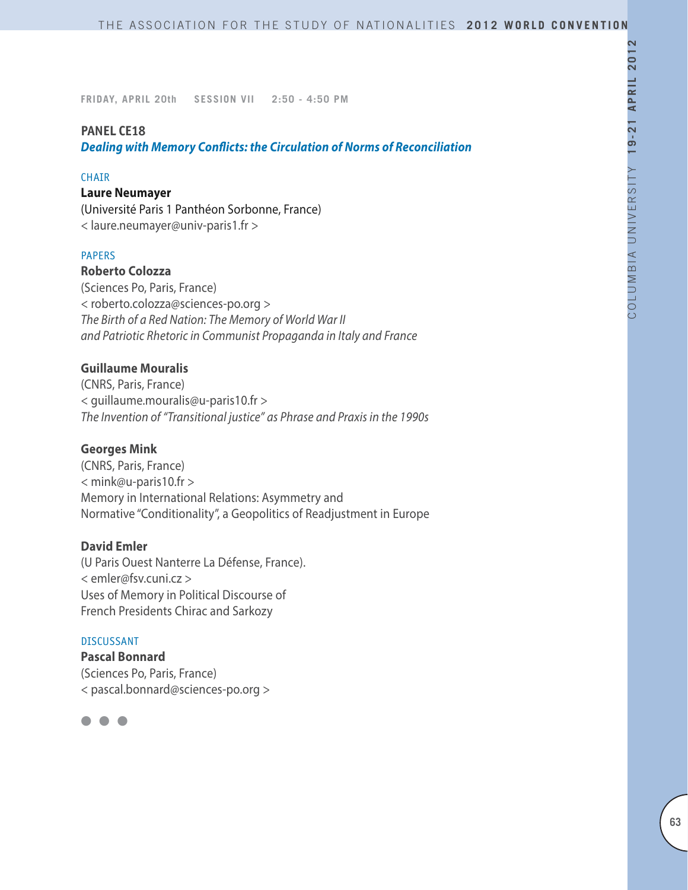FRIDAY, APRIL 20th SESSION VII 2:50 - 4:50 PM

## PANEL CE18

### *Dealing with Memory Conflicts: the Circulation of Norms of Reconciliation*

CHAIR

**Laure Neumayer**
(Université Paris 1 Panthéon Sorbonne, France)
< laure.neumayer@univ-paris1.fr >

PAPERS

**Roberto Colozza**
(Sciences Po, Paris, France)
< roberto.colozza@sciences-po.org >
*The Birth of a Red Nation: The Memory of World War II and Patriotic Rhetoric in Communist Propaganda in Italy and France*

**Guillaume Mouralis**
(CNRS, Paris, France)
< guillaume.mouralis@u-paris10.fr >
*The Invention of "Transitional justice" as Phrase and Praxis in the 1990s*

**Georges Mink**
(CNRS, Paris, France)
< mink@u-paris10.fr >
Memory in International Relations: Asymmetry and Normative "Conditionality", a Geopolitics of Readjustment in Europe

**David Emler**
(U Paris Ouest Nanterre La Défense, France).
< emler@fsv.cuni.cz >
Uses of Memory in Political Discourse of French Presidents Chirac and Sarkozy

DISCUSSANT

**Pascal Bonnard**
(Sciences Po, Paris, France)
< pascal.bonnard@sciences-po.org >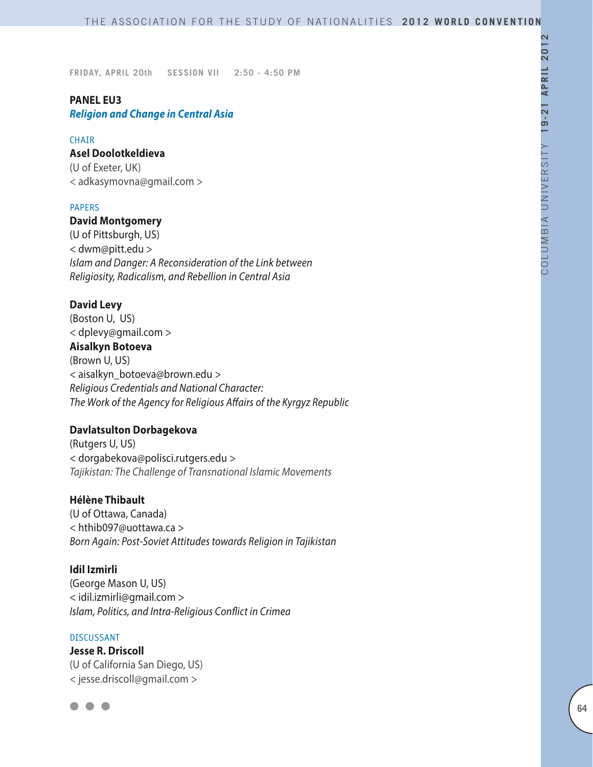FRIDAY, APRIL 20th SESSION VII 2:50 - 4:50 PM

## PANEL EU3

***Religion and Change in Central Asia***

CHAIR

**Asel Doolotkeldieva**
(U of Exeter, UK)
< adkasymovna@gmail.com >

PAPERS

**David Montgomery**
(U of Pittsburgh, US)
< dwm@pitt.edu >
*Islam and Danger: A Reconsideration of the Link between Religiosity, Radicalism, and Rebellion in Central Asia*

**David Levy**
(Boston U, US)
< dplevy@gmail.com >
**Aisalkyn Botoeva**
(Brown U, US)
< aisalkyn_botoeva@brown.edu >
*Religious Credentials and National Character: The Work of the Agency for Religious Affairs of the Kyrgyz Republic*

**Davlatsulton Dorbagekova**
(Rutgers U, US)
< dorgabekova@polisci.rutgers.edu >
*Tajikistan: The Challenge of Transnational Islamic Movements*

**Hélène Thibault**
(U of Ottawa, Canada)
< hthib097@uottawa.ca >
*Born Again: Post-Soviet Attitudes towards Religion in Tajikistan*

**Idil Izmirli**
(George Mason U, US)
< idil.izmirli@gmail.com >
*Islam, Politics, and Intra-Religious Conflict in Crimea*

DISCUSSANT

**Jesse R. Driscoll**
(U of California San Diego, US)
< jesse.driscoll@gmail.com >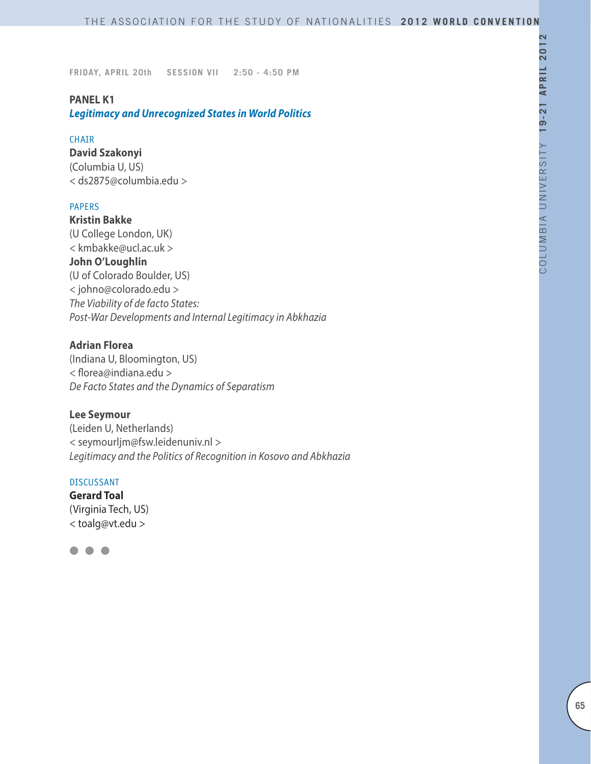FRIDAY, APRIL 20th SESSION VII 2:50 - 4:50 PM

## PANEL K1

### *Legitimacy and Unrecognized States in World Politics*

CHAIR

**David Szakonyi**
(Columbia U, US)
< ds2875@columbia.edu >

PAPERS

**Kristin Bakke**
(U College London, UK)
< kmbakke@ucl.ac.uk >
**John O'Loughlin**
(U of Colorado Boulder, US)
< johno@colorado.edu >
*The Viability of de facto States: Post-War Developments and Internal Legitimacy in Abkhazia*

**Adrian Florea**
(Indiana U, Bloomington, US)
< florea@indiana.edu >
*De Facto States and the Dynamics of Separatism*

**Lee Seymour**
(Leiden U, Netherlands)
< seymourljm@fsw.leidenuniv.nl >
*Legitimacy and the Politics of Recognition in Kosovo and Abkhazia*

DISCUSSANT

**Gerard Toal**
(Virginia Tech, US)
< toalg@vt.edu >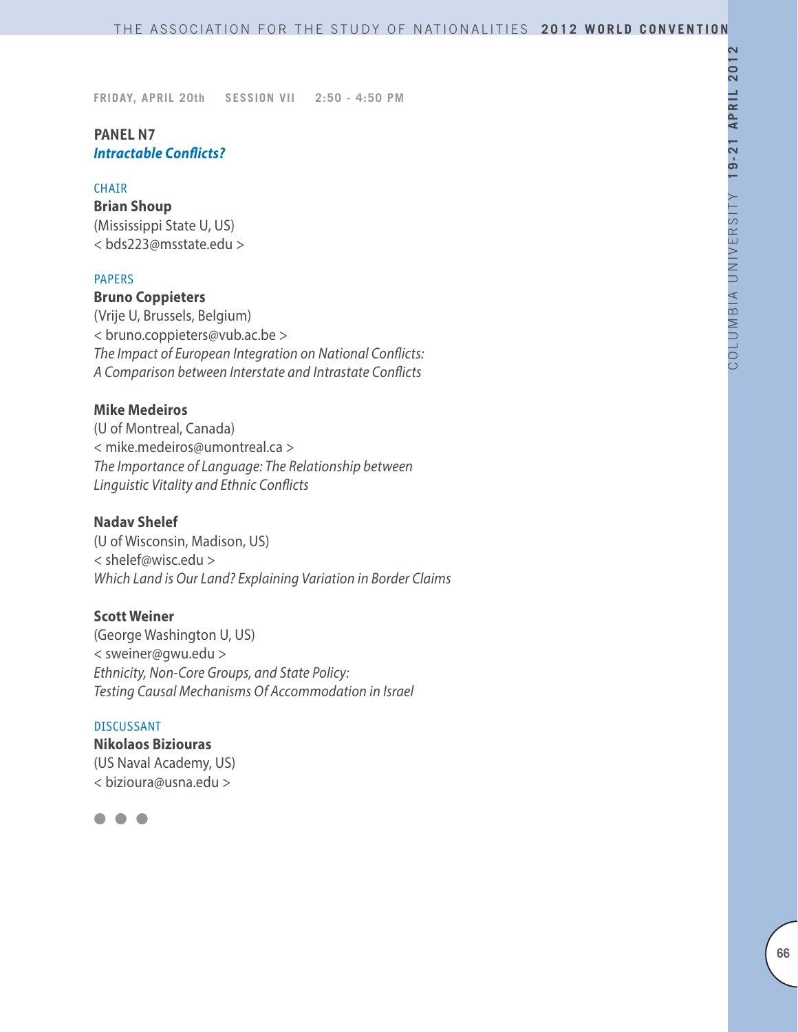FRIDAY, APRIL 20th SESSION VII 2:50 - 4:50 PM

## PANEL N7
### *Intractable Conflicts?*

CHAIR

**Brian Shoup**
(Mississippi State U, US)
< bds223@msstate.edu >

PAPERS

**Bruno Coppieters**
(Vrije U, Brussels, Belgium)
< bruno.coppieters@vub.ac.be >
*The Impact of European Integration on National Conflicts: A Comparison between Interstate and Intrastate Conflicts*

**Mike Medeiros**
(U of Montreal, Canada)
< mike.medeiros@umontreal.ca >
*The Importance of Language: The Relationship between Linguistic Vitality and Ethnic Conflicts*

**Nadav Shelef**
(U of Wisconsin, Madison, US)
< shelef@wisc.edu >
*Which Land is Our Land? Explaining Variation in Border Claims*

**Scott Weiner**
(George Washington U, US)
< sweiner@gwu.edu >
*Ethnicity, Non-Core Groups, and State Policy: Testing Causal Mechanisms Of Accommodation in Israel*

DISCUSSANT

**Nikolaos Biziouras**
(US Naval Academy, US)
< bizioura@usna.edu >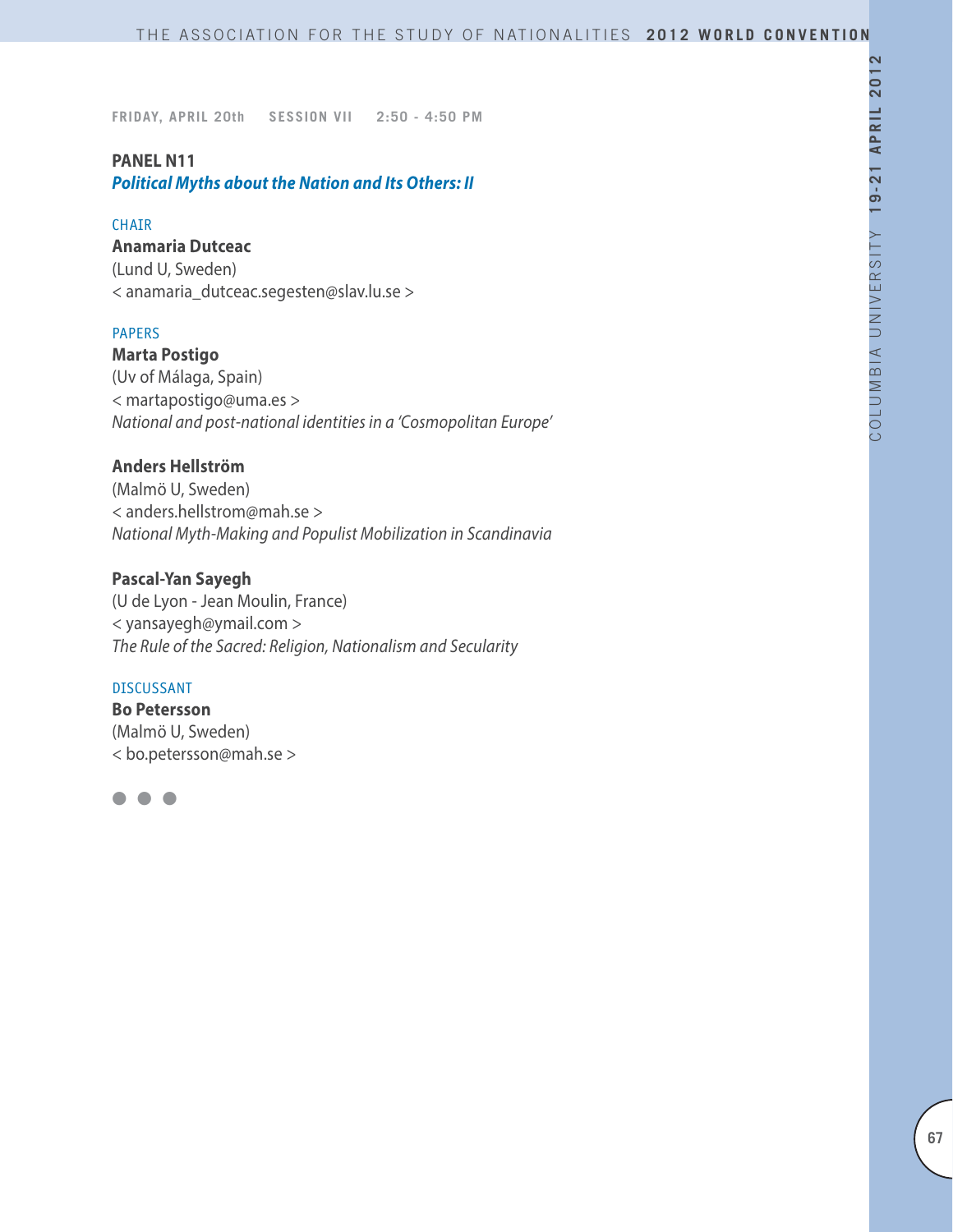FRIDAY, APRIL 20th SESSION VII 2:50 - 4:50 PM

## PANEL N11
### *Political Myths about the Nation and Its Others: II*

CHAIR

**Anamaria Dutceac**
(Lund U, Sweden)
< anamaria_dutceac.segesten@slav.lu.se >

PAPERS

**Marta Postigo**
(Uv of Málaga, Spain)
< martapostigo@uma.es >
*National and post-national identities in a 'Cosmopolitan Europe'*

**Anders Hellström**
(Malmö U, Sweden)
< anders.hellstrom@mah.se >
*National Myth-Making and Populist Mobilization in Scandinavia*

**Pascal-Yan Sayegh**
(U de Lyon - Jean Moulin, France)
< yansayegh@ymail.com >
*The Rule of the Sacred: Religion, Nationalism and Secularity*

DISCUSSANT

**Bo Petersson**
(Malmö U, Sweden)
< bo.petersson@mah.se >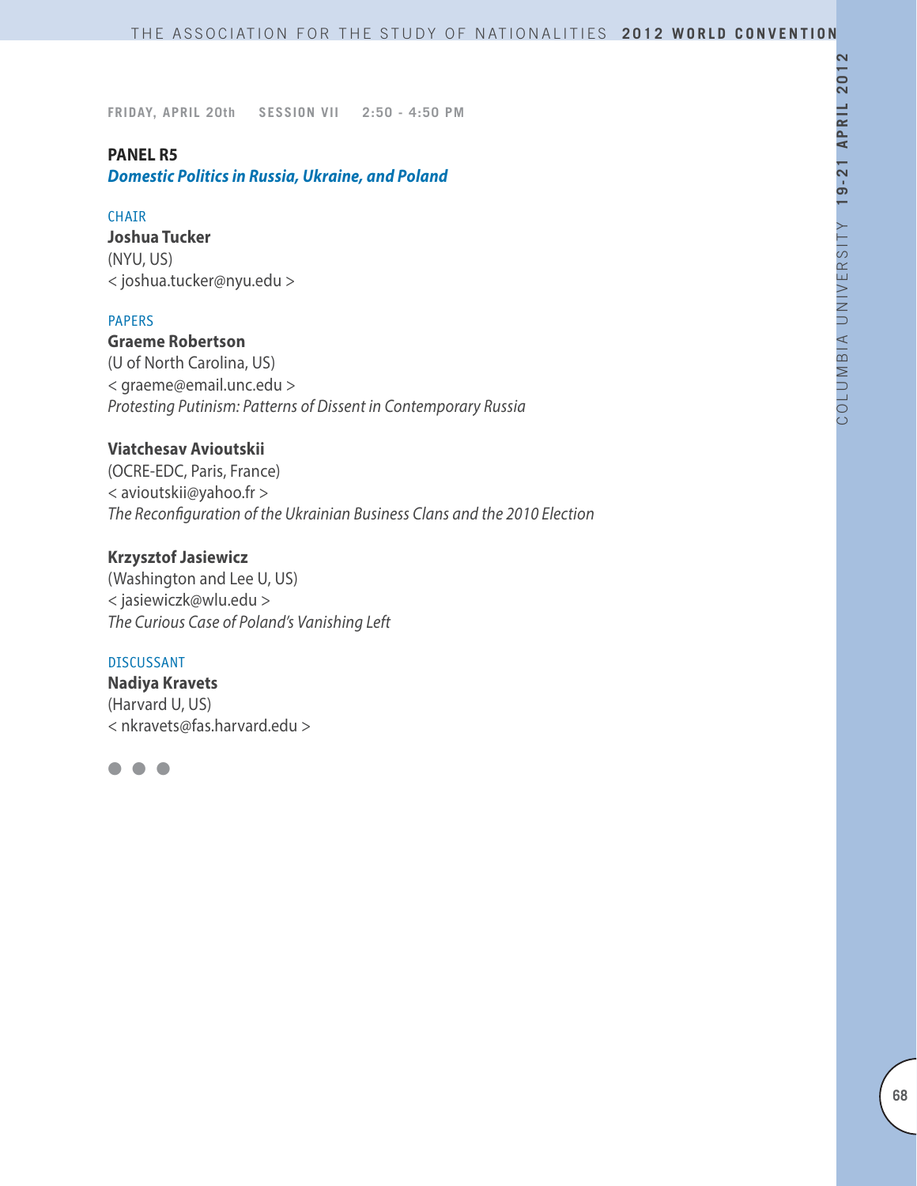FRIDAY, APRIL 20th SESSION VII 2:50 - 4:50 PM

## PANEL R5

### *Domestic Politics in Russia, Ukraine, and Poland*

CHAIR

**Joshua Tucker**
(NYU, US)
< joshua.tucker@nyu.edu >

PAPERS

**Graeme Robertson**
(U of North Carolina, US)
< graeme@email.unc.edu >
*Protesting Putinism: Patterns of Dissent in Contemporary Russia*

**Viatchesav Avioutskii**
(OCRE-EDC, Paris, France)
< avioutskii@yahoo.fr >
*The Reconfiguration of the Ukrainian Business Clans and the 2010 Election*

**Krzysztof Jasiewicz**
(Washington and Lee U, US)
< jasiewiczk@wlu.edu >
*The Curious Case of Poland's Vanishing Left*

DISCUSSANT

**Nadiya Kravets**
(Harvard U, US)
< nkravets@fas.harvard.edu >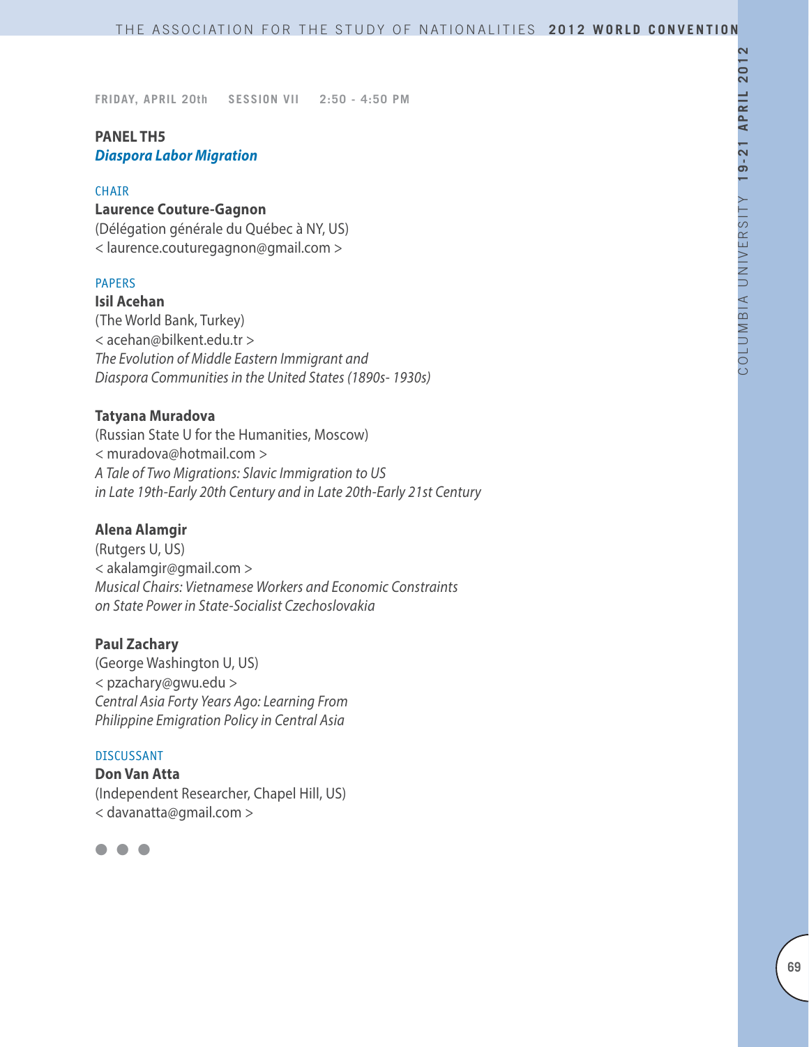FRIDAY, APRIL 20th SESSION VII 2:50 - 4:50 PM

## PANEL TH5
### *Diaspora Labor Migration*

CHAIR

**Laurence Couture-Gagnon**
(Délégation générale du Québec à NY, US)
< laurence.couturegagnon@gmail.com >

PAPERS

**Isil Acehan**
(The World Bank, Turkey)
< acehan@bilkent.edu.tr >
*The Evolution of Middle Eastern Immigrant and Diaspora Communities in the United States (1890s- 1930s)*

**Tatyana Muradova**
(Russian State U for the Humanities, Moscow)
< muradova@hotmail.com >
*A Tale of Two Migrations: Slavic Immigration to US in Late 19th-Early 20th Century and in Late 20th-Early 21st Century*

**Alena Alamgir**
(Rutgers U, US)
< akalamgir@gmail.com >
*Musical Chairs: Vietnamese Workers and Economic Constraints on State Power in State-Socialist Czechoslovakia*

**Paul Zachary**
(George Washington U, US)
< pzachary@gwu.edu >
*Central Asia Forty Years Ago: Learning From Philippine Emigration Policy in Central Asia*

DISCUSSANT

**Don Van Atta**
(Independent Researcher, Chapel Hill, US)
< davanatta@gmail.com >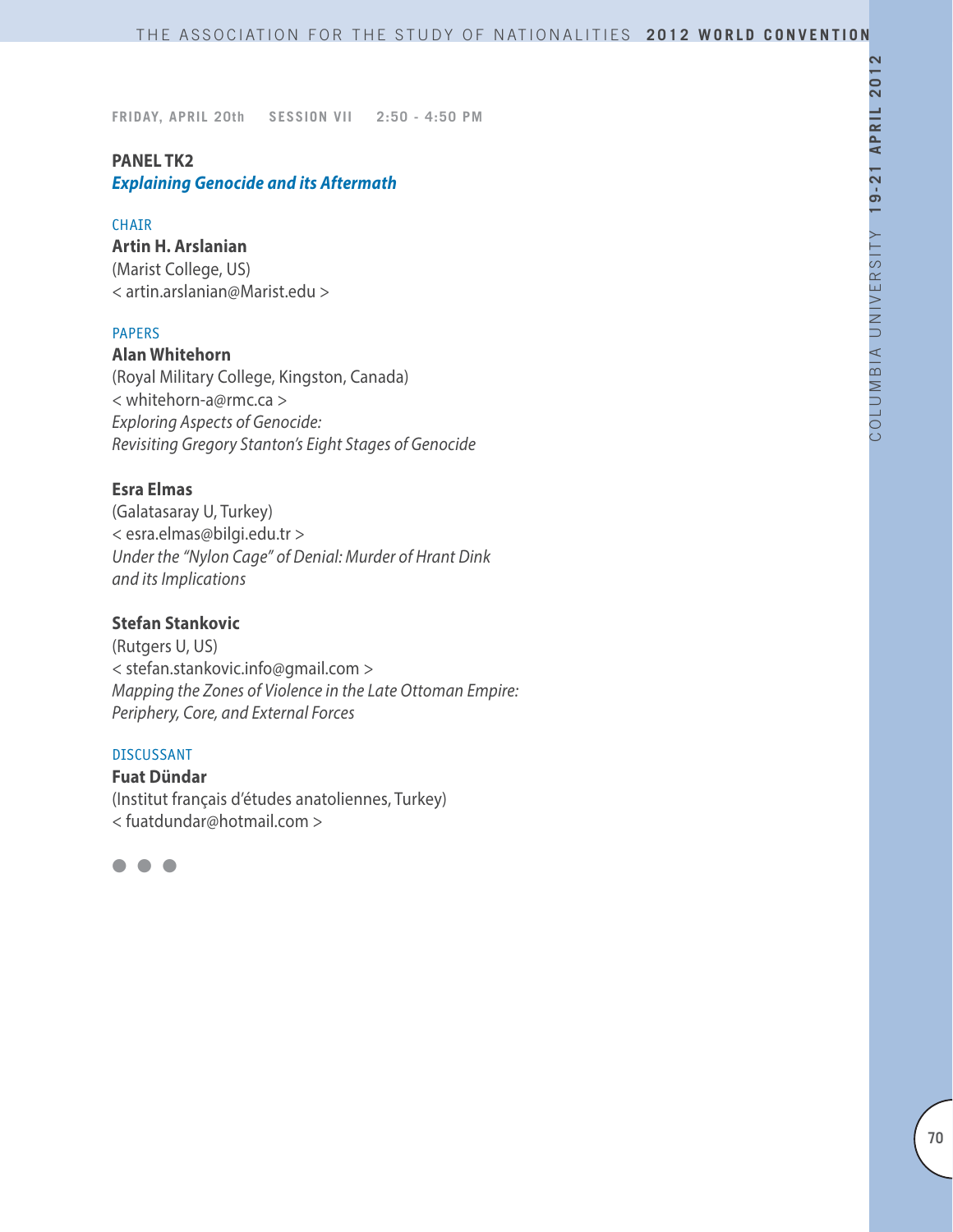FRIDAY, APRIL 20th SESSION VII 2:50 - 4:50 PM

## PANEL TK2
### *Explaining Genocide and its Aftermath*

CHAIR

**Artin H. Arslanian**
(Marist College, US)
< artin.arslanian@Marist.edu >

PAPERS

**Alan Whitehorn**
(Royal Military College, Kingston, Canada)
< whitehorn-a@rmc.ca >
*Exploring Aspects of Genocide: Revisiting Gregory Stanton's Eight Stages of Genocide*

**Esra Elmas**
(Galatasaray U, Turkey)
< esra.elmas@bilgi.edu.tr >
*Under the "Nylon Cage" of Denial: Murder of Hrant Dink and its Implications*

**Stefan Stankovic**
(Rutgers U, US)
< stefan.stankovic.info@gmail.com >
*Mapping the Zones of Violence in the Late Ottoman Empire: Periphery, Core, and External Forces*

DISCUSSANT

**Fuat Dündar**
(Institut français d'études anatoliennes, Turkey)
< fuatdundar@hotmail.com >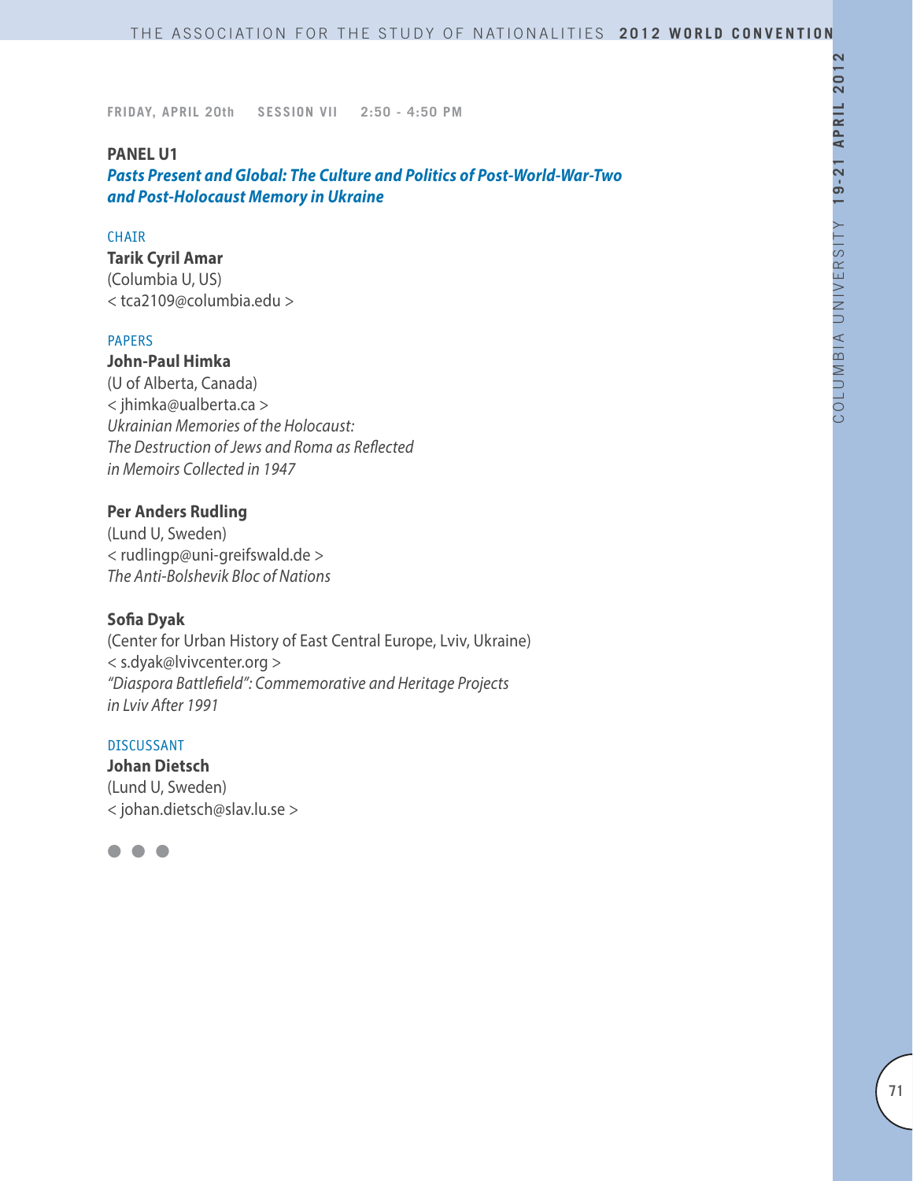FRIDAY, APRIL 20th SESSION VII 2:50 - 4:50 PM

## PANEL U1

### *Pasts Present and Global: The Culture and Politics of Post-World-War-Two and Post-Holocaust Memory in Ukraine*

CHAIR

**Tarik Cyril Amar**
(Columbia U, US)
< tca2109@columbia.edu >

PAPERS

**John-Paul Himka**
(U of Alberta, Canada)
< jhimka@ualberta.ca >
*Ukrainian Memories of the Holocaust: The Destruction of Jews and Roma as Reflected in Memoirs Collected in 1947*

**Per Anders Rudling**
(Lund U, Sweden)
< rudlingp@uni-greifswald.de >
*The Anti-Bolshevik Bloc of Nations*

**Sofia Dyak**
(Center for Urban History of East Central Europe, Lviv, Ukraine)
< s.dyak@lvivcenter.org >
*"Diaspora Battlefield": Commemorative and Heritage Projects in Lviv After 1991*

DISCUSSANT

**Johan Dietsch**
(Lund U, Sweden)
< johan.dietsch@slav.lu.se >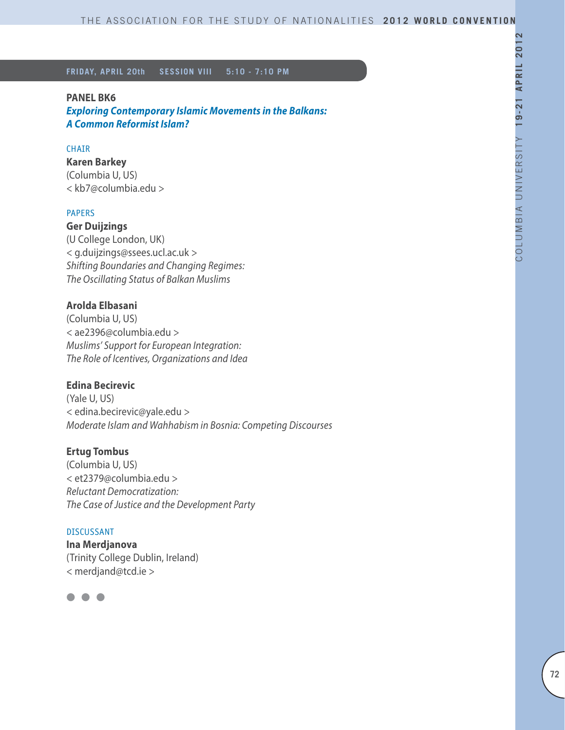**FRIDAY, APRIL 20th SESSION VIII 5:10 - 7:10 PM**

## PANEL BK6

### *Exploring Contemporary Islamic Movements in the Balkans: A Common Reformist Islam?*

CHAIR

**Karen Barkey**
(Columbia U, US)
< kb7@columbia.edu >

PAPERS

**Ger Duijzings**
(U College London, UK)
< g.duijzings@ssees.ucl.ac.uk >
*Shifting Boundaries and Changing Regimes: The Oscillating Status of Balkan Muslims*

**Arolda Elbasani**
(Columbia U, US)
< ae2396@columbia.edu >
*Muslims' Support for European Integration: The Role of Icentives, Organizations and Idea*

**Edina Becirevic**
(Yale U, US)
< edina.becirevic@yale.edu >
*Moderate Islam and Wahhabism in Bosnia: Competing Discourses*

**Ertug Tombus**
(Columbia U, US)
< et2379@columbia.edu >
*Reluctant Democratization: The Case of Justice and the Development Party*

DISCUSSANT

**Ina Merdjanova**
(Trinity College Dublin, Ireland)
< merdjand@tcd.ie >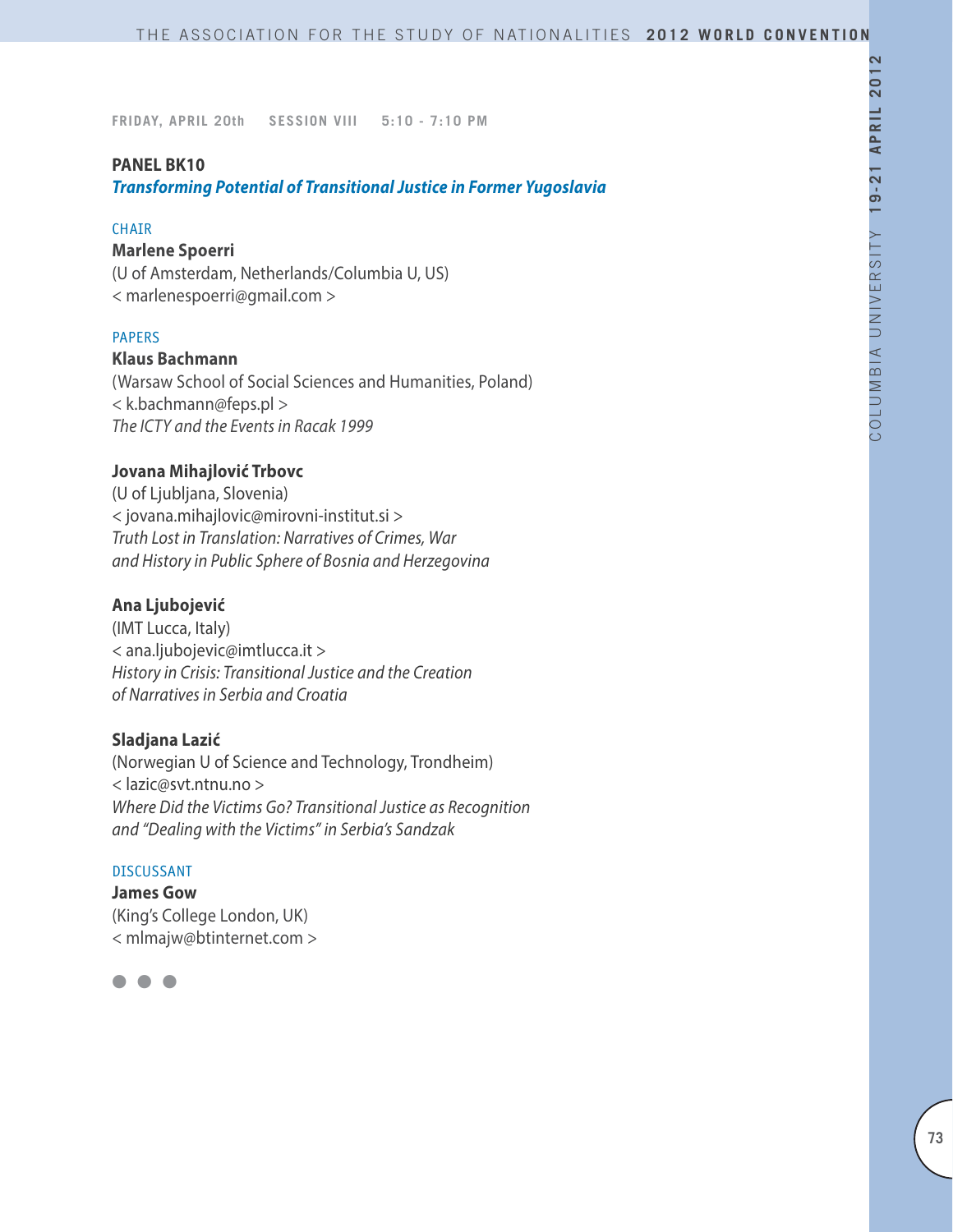FRIDAY, APRIL 20th SESSION VIII 5:10 - 7:10 PM

## PANEL BK10

### *Transforming Potential of Transitional Justice in Former Yugoslavia*

CHAIR

**Marlene Spoerri**
(U of Amsterdam, Netherlands/Columbia U, US)
< marlenespoerri@gmail.com >

PAPERS

**Klaus Bachmann**
(Warsaw School of Social Sciences and Humanities, Poland)
< k.bachmann@feps.pl >
*The ICTY and the Events in Racak 1999*

**Jovana Mihajlović Trbovc**
(U of Ljubljana, Slovenia)
< jovana.mihajlovic@mirovni-institut.si >
*Truth Lost in Translation: Narratives of Crimes, War and History in Public Sphere of Bosnia and Herzegovina*

**Ana Ljubojević**
(IMT Lucca, Italy)
< ana.ljubojevic@imtlucca.it >
*History in Crisis: Transitional Justice and the Creation of Narratives in Serbia and Croatia*

**Sladjana Lazić**
(Norwegian U of Science and Technology, Trondheim)
< lazic@svt.ntnu.no >
*Where Did the Victims Go? Transitional Justice as Recognition and "Dealing with the Victims" in Serbia's Sandzak*

DISCUSSANT

**James Gow**
(King's College London, UK)
< mlmajw@btinternet.com >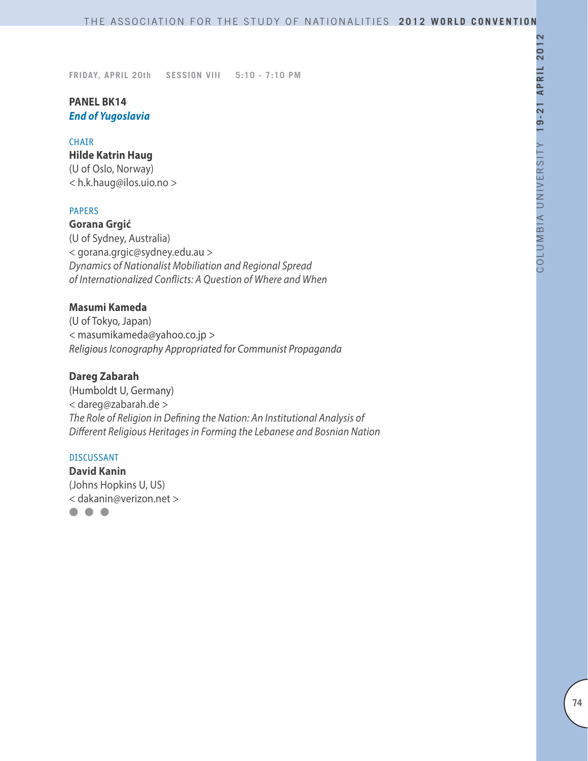FRIDAY, APRIL 20th SESSION VIII 5:10 - 7:10 PM

## PANEL BK14
***End of Yugoslavia***

CHAIR

**Hilde Katrin Haug**
(U of Oslo, Norway)
< h.k.haug@ilos.uio.no >

PAPERS

**Gorana Grgić**
(U of Sydney, Australia)
< gorana.grgic@sydney.edu.au >
*Dynamics of Nationalist Mobiliation and Regional Spread of Internationalized Conflicts: A Question of Where and When*

**Masumi Kameda**
(U of Tokyo, Japan)
< masumikameda@yahoo.co.jp >
*Religious Iconography Appropriated for Communist Propaganda*

**Dareg Zabarah**
(Humboldt U, Germany)
< dareg@zabarah.de >
*The Role of Religion in Defining the Nation: An Institutional Analysis of Different Religious Heritages in Forming the Lebanese and Bosnian Nation*

DISCUSSANT

**David Kanin**
(Johns Hopkins U, US)
< dakanin@verizon.net >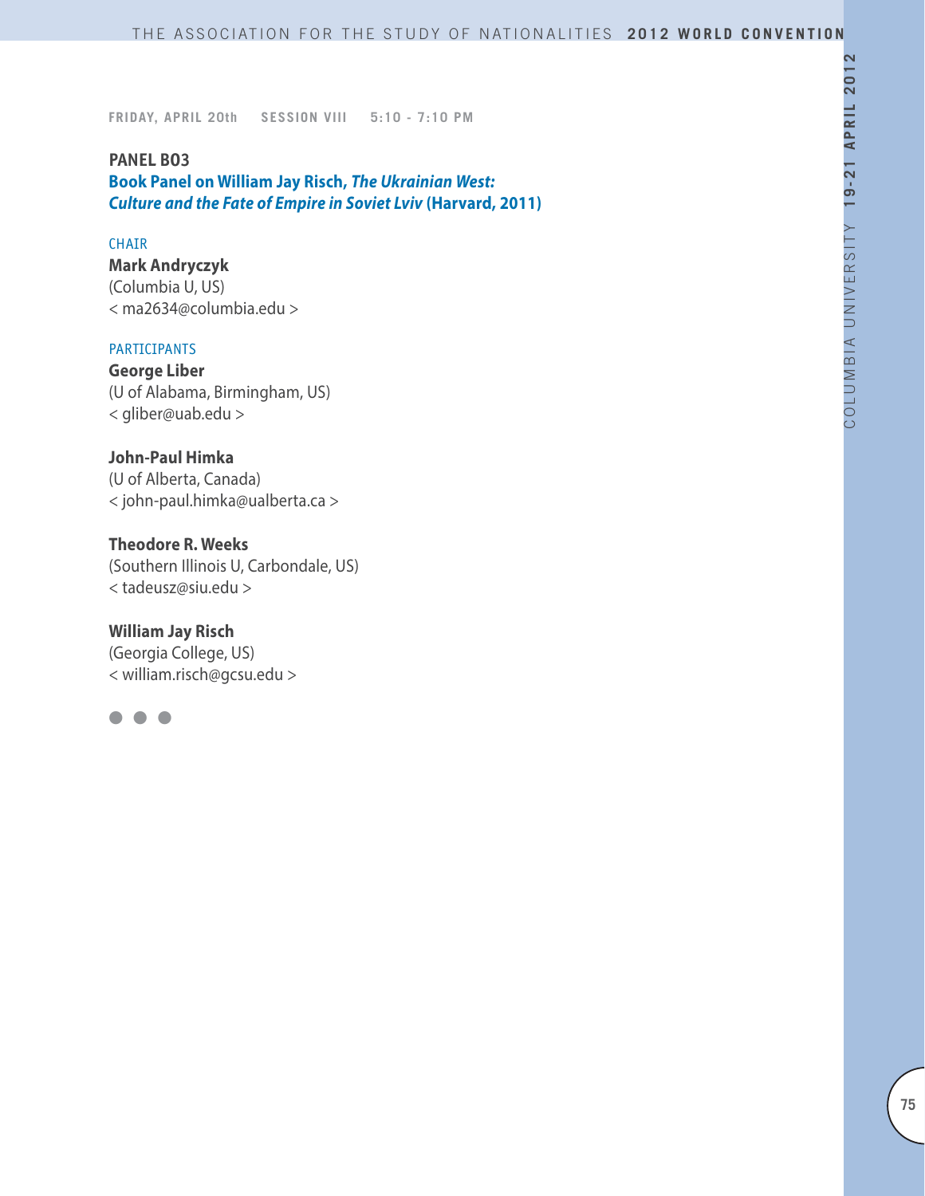FRIDAY, APRIL 20th SESSION VIII 5:10 - 7:10 PM

## PANEL B03

### Book Panel on William Jay Risch, *The Ukrainian West: Culture and the Fate of Empire in Soviet Lviv* (Harvard, 2011)

CHAIR

**Mark Andryczyk**
(Columbia U, US)
< ma2634@columbia.edu >

PARTICIPANTS

**George Liber**
(U of Alabama, Birmingham, US)
< gliber@uab.edu >

**John-Paul Himka**
(U of Alberta, Canada)
< john-paul.himka@ualberta.ca >

**Theodore R. Weeks**
(Southern Illinois U, Carbondale, US)
< tadeusz@siu.edu >

**William Jay Risch**
(Georgia College, US)
< william.risch@gcsu.edu >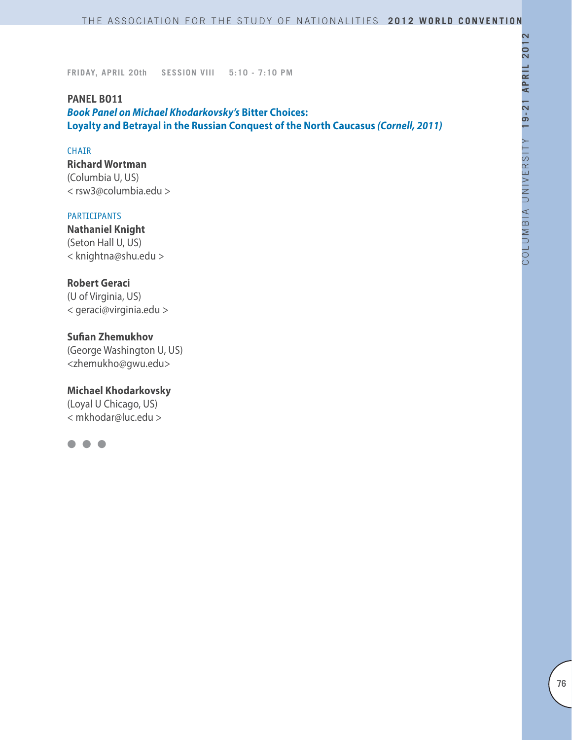FRIDAY, APRIL 20th SESSION VIII 5:10 - 7:10 PM

**PANEL B011**

***Book Panel on Michael Khodarkovsky's* Bitter Choices: Loyalty and Betrayal in the Russian Conquest of the North Caucasus *(Cornell, 2011)***

CHAIR

**Richard Wortman**
(Columbia U, US)
< rsw3@columbia.edu >

PARTICIPANTS

**Nathaniel Knight**
(Seton Hall U, US)
< knightna@shu.edu >

**Robert Geraci**
(U of Virginia, US)
< geraci@virginia.edu >

**Sufian Zhemukhov**
(George Washington U, US)
<zhemukho@gwu.edu>

**Michael Khodarkovsky**
(Loyal U Chicago, US)
< mkhodar@luc.edu >

● ● ●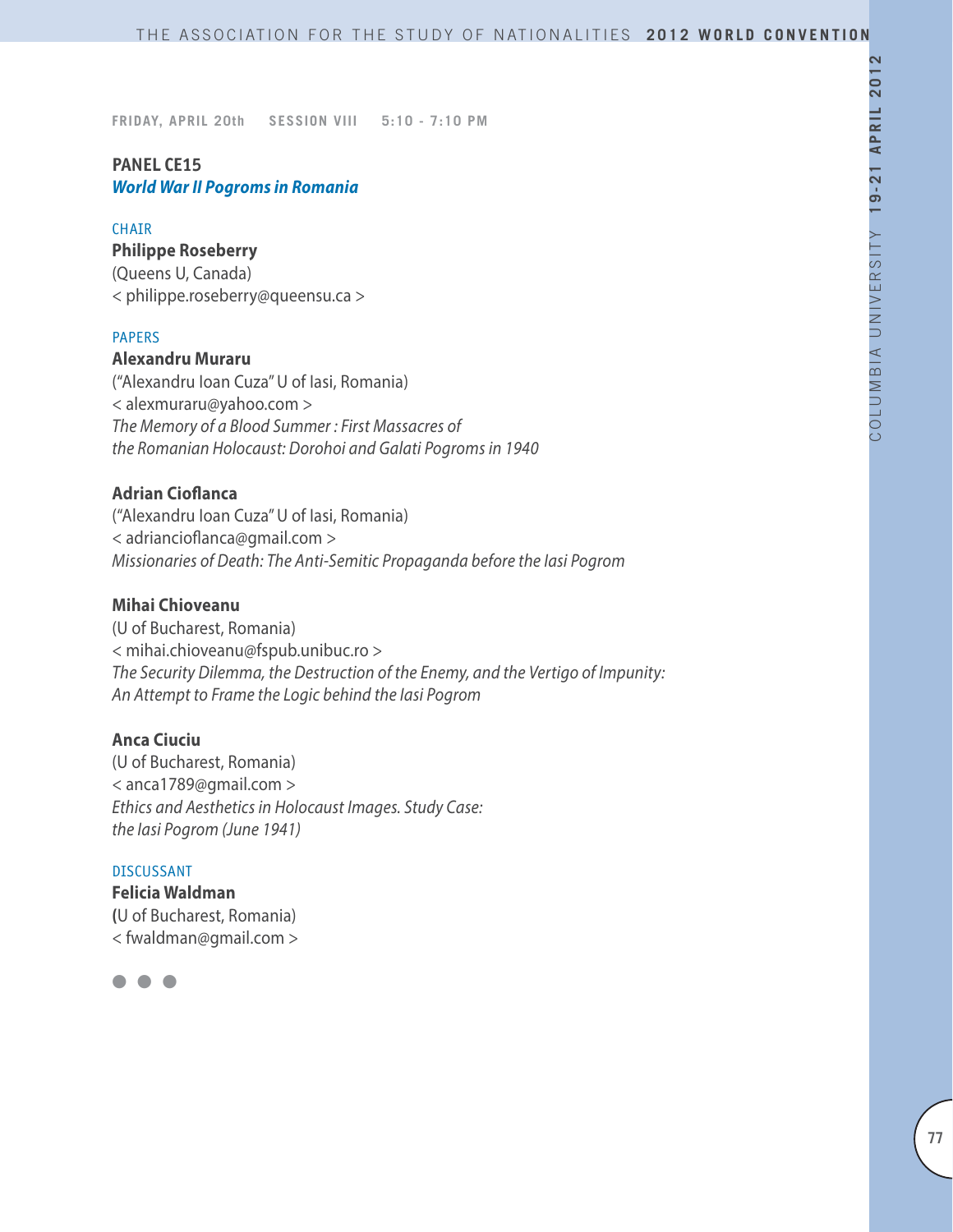FRIDAY, APRIL 20th    SESSION VIII    5:10 - 7:10 PM

## PANEL CE15
### *World War II Pogroms in Romania*

CHAIR

**Philippe Roseberry**
(Queens U, Canada)
< philippe.roseberry@queensu.ca >

PAPERS

**Alexandru Muraru**
("Alexandru Ioan Cuza" U of Iasi, Romania)
< alexmuraru@yahoo.com >
*The Memory of a Blood Summer : First Massacres of the Romanian Holocaust: Dorohoi and Galati Pogroms in 1940*

**Adrian Cioflanca**
("Alexandru Ioan Cuza" U of Iasi, Romania)
< adriancioflanca@gmail.com >
*Missionaries of Death: The Anti-Semitic Propaganda before the Iasi Pogrom*

**Mihai Chioveanu**
(U of Bucharest, Romania)
< mihai.chioveanu@fspub.unibuc.ro >
*The Security Dilemma, the Destruction of the Enemy, and the Vertigo of Impunity: An Attempt to Frame the Logic behind the Iasi Pogrom*

**Anca Ciuciu**
(U of Bucharest, Romania)
< anca1789@gmail.com >
*Ethics and Aesthetics in Holocaust Images. Study Case: the Iasi Pogrom (June 1941)*

DISCUSSANT

**Felicia Waldman**
(U of Bucharest, Romania)
< fwaldman@gmail.com >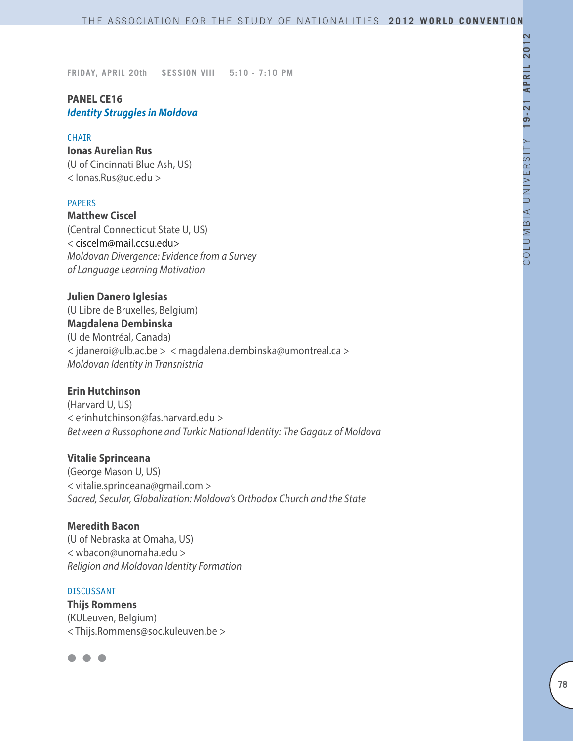FRIDAY, APRIL 20th SESSION VIII 5:10 - 7:10 PM

**PANEL CE16**
***Identity Struggles in Moldova***

CHAIR

**Ionas Aurelian Rus**
(U of Cincinnati Blue Ash, US)
< Ionas.Rus@uc.edu >

PAPERS

**Matthew Ciscel**
(Central Connecticut State U, US)
< ciscelm@mail.ccsu.edu>
*Moldovan Divergence: Evidence from a Survey of Language Learning Motivation*

**Julien Danero Iglesias**
(U Libre de Bruxelles, Belgium)
**Magdalena Dembinska**
(U de Montréal, Canada)
< jdaneroi@ulb.ac.be > < magdalena.dembinska@umontreal.ca >
*Moldovan Identity in Transnistria*

**Erin Hutchinson**
(Harvard U, US)
< erinhutchinson@fas.harvard.edu >
*Between a Russophone and Turkic National Identity: The Gagauz of Moldova*

**Vitalie Sprinceana**
(George Mason U, US)
< vitalie.sprinceana@gmail.com >
*Sacred, Secular, Globalization: Moldova's Orthodox Church and the State*

**Meredith Bacon**
(U of Nebraska at Omaha, US)
< wbacon@unomaha.edu >
*Religion and Moldovan Identity Formation*

DISCUSSANT

**Thijs Rommens**
(KULeuven, Belgium)
< Thijs.Rommens@soc.kuleuven.be >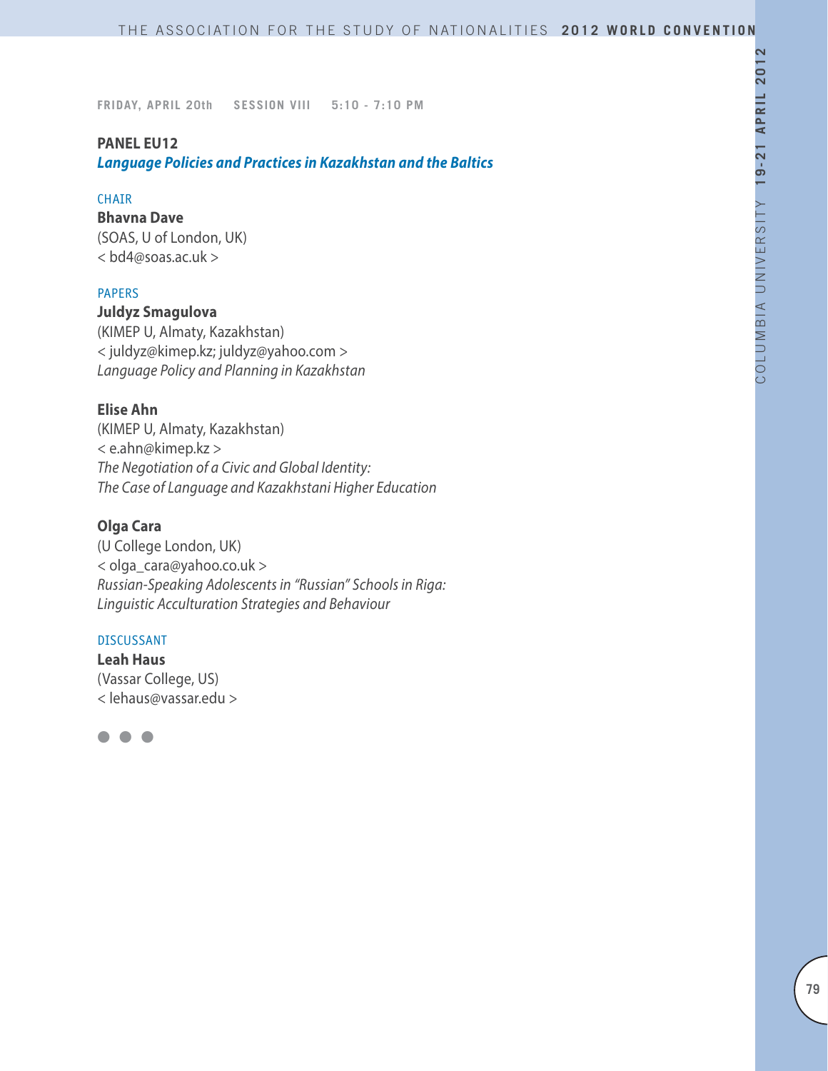FRIDAY, APRIL 20th SESSION VIII 5:10 - 7:10 PM

## PANEL EU12

***Language Policies and Practices in Kazakhstan and the Baltics***

CHAIR

**Bhavna Dave**
(SOAS, U of London, UK)
< bd4@soas.ac.uk >

PAPERS

**Juldyz Smagulova**
(KIMEP U, Almaty, Kazakhstan)
< juldyz@kimep.kz; juldyz@yahoo.com >
*Language Policy and Planning in Kazakhstan*

**Elise Ahn**
(KIMEP U, Almaty, Kazakhstan)
< e.ahn@kimep.kz >
*The Negotiation of a Civic and Global Identity:*
*The Case of Language and Kazakhstani Higher Education*

**Olga Cara**
(U College London, UK)
< olga_cara@yahoo.co.uk >
*Russian-Speaking Adolescents in "Russian" Schools in Riga:*
*Linguistic Acculturation Strategies and Behaviour*

DISCUSSANT

**Leah Haus**
(Vassar College, US)
< lehaus@vassar.edu >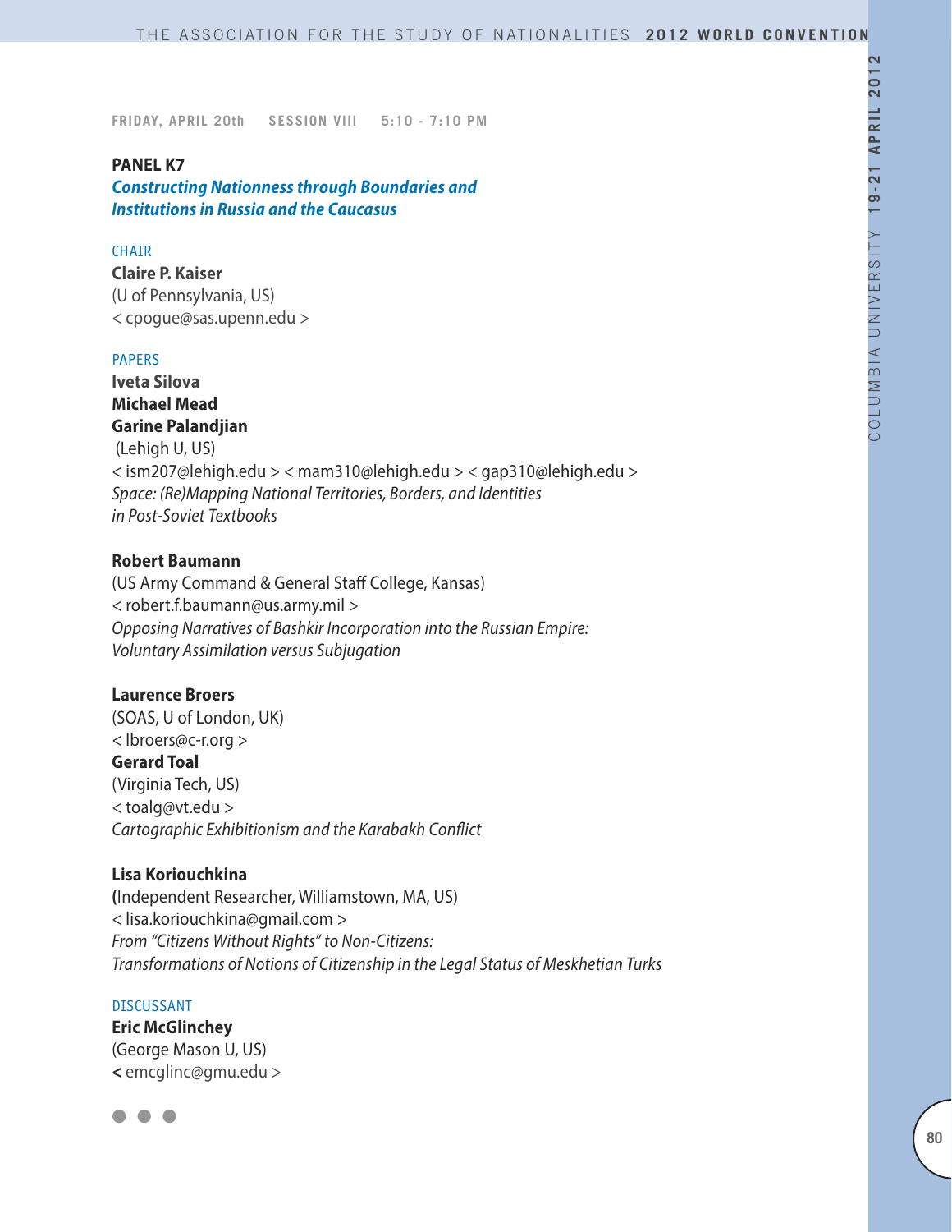FRIDAY, APRIL 20th SESSION VIII 5:10 - 7:10 PM

## PANEL K7

### *Constructing Nationness through Boundaries and Institutions in Russia and the Caucasus*

CHAIR

**Claire P. Kaiser**
(U of Pennsylvania, US)
< cpogue@sas.upenn.edu >

PAPERS

**Iveta Silova**
**Michael Mead**
**Garine Palandjian**
(Lehigh U, US)
< ism207@lehigh.edu > < mam310@lehigh.edu > < gap310@lehigh.edu >
*Space: (Re)Mapping National Territories, Borders, and Identities in Post-Soviet Textbooks*

**Robert Baumann**
(US Army Command & General Staff College, Kansas)
< robert.f.baumann@us.army.mil >
*Opposing Narratives of Bashkir Incorporation into the Russian Empire: Voluntary Assimilation versus Subjugation*

**Laurence Broers**
(SOAS, U of London, UK)
< lbroers@c-r.org >
**Gerard Toal**
(Virginia Tech, US)
< toalg@vt.edu >
*Cartographic Exhibitionism and the Karabakh Conflict*

**Lisa Koriouchkina**
(Independent Researcher, Williamstown, MA, US)
< lisa.koriouchkina@gmail.com >
*From "Citizens Without Rights" to Non-Citizens: Transformations of Notions of Citizenship in the Legal Status of Meskhetian Turks*

DISCUSSANT

**Eric McGlinchey**
(George Mason U, US)
< emcglinc@gmu.edu >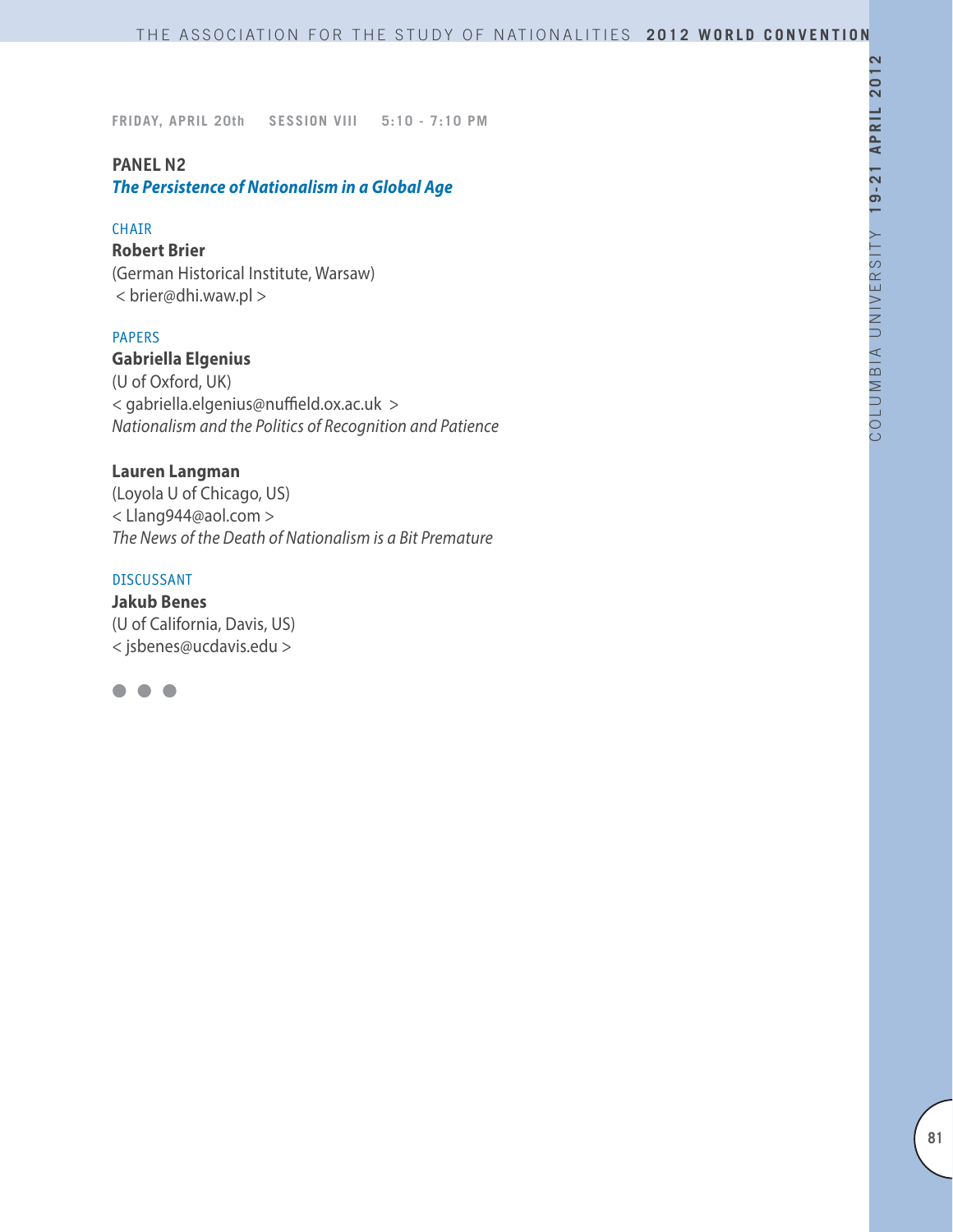FRIDAY, APRIL 20th SESSION VIII 5:10 - 7:10 PM

## PANEL N2
### *The Persistence of Nationalism in a Global Age*

CHAIR

**Robert Brier**
(German Historical Institute, Warsaw)
< brier@dhi.waw.pl >

PAPERS

**Gabriella Elgenius**
(U of Oxford, UK)
< gabriella.elgenius@nuffield.ox.ac.uk >
*Nationalism and the Politics of Recognition and Patience*

**Lauren Langman**
(Loyola U of Chicago, US)
< Llang944@aol.com >
*The News of the Death of Nationalism is a Bit Premature*

DISCUSSANT

**Jakub Benes**
(U of California, Davis, US)
< jsbenes@ucdavis.edu >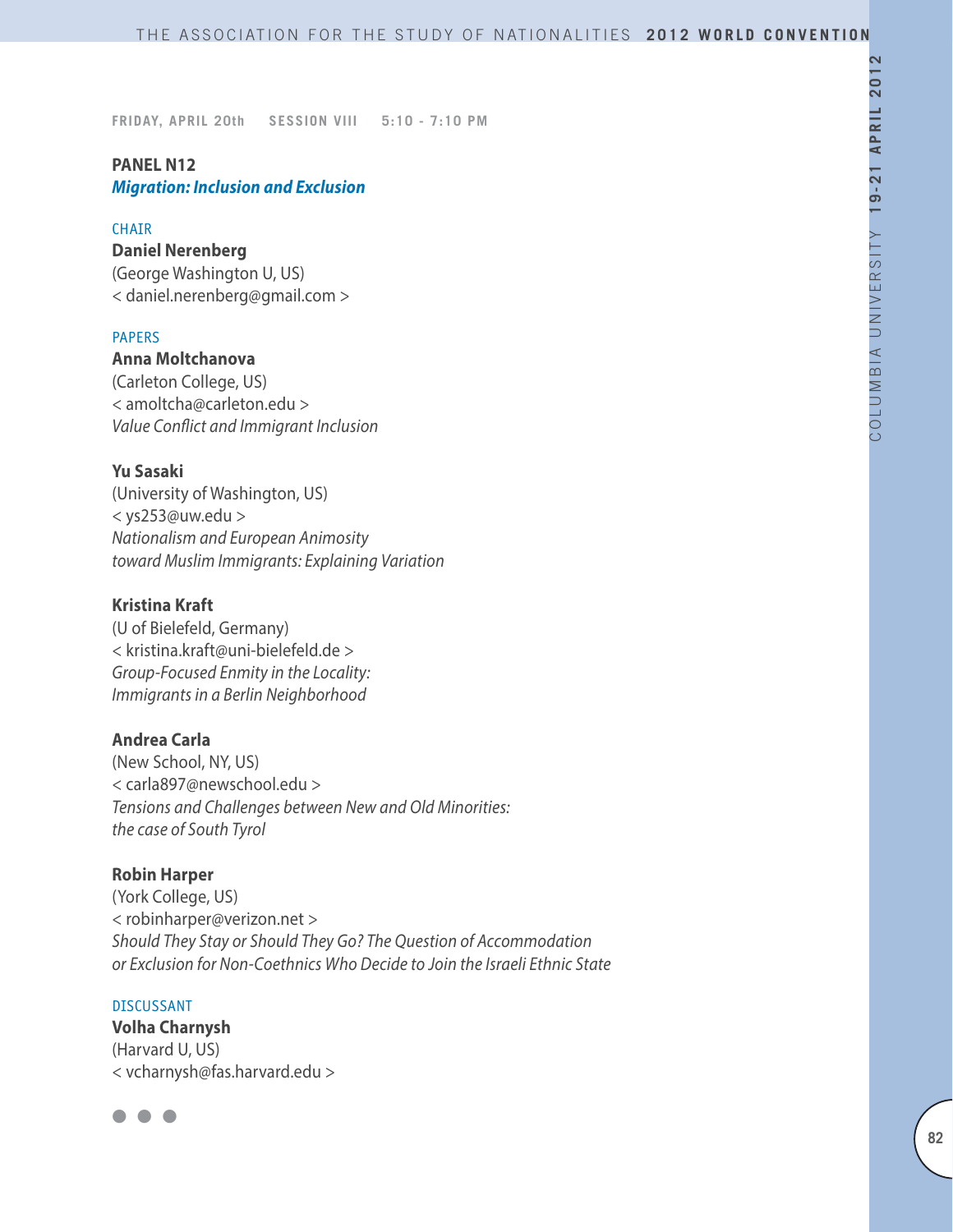FRIDAY, APRIL 20th    SESSION VIII    5:10 - 7:10 PM

## PANEL N12
### *Migration: Inclusion and Exclusion*

CHAIR

**Daniel Nerenberg**
(George Washington U, US)
< daniel.nerenberg@gmail.com >

PAPERS

**Anna Moltchanova**
(Carleton College, US)
< amoltcha@carleton.edu >
*Value Conflict and Immigrant Inclusion*

**Yu Sasaki**
(University of Washington, US)
< ys253@uw.edu >
*Nationalism and European Animosity toward Muslim Immigrants: Explaining Variation*

**Kristina Kraft**
(U of Bielefeld, Germany)
< kristina.kraft@uni-bielefeld.de >
*Group-Focused Enmity in the Locality: Immigrants in a Berlin Neighborhood*

**Andrea Carla**
(New School, NY, US)
< carla897@newschool.edu >
*Tensions and Challenges between New and Old Minorities: the case of South Tyrol*

**Robin Harper**
(York College, US)
< robinharper@verizon.net >
*Should They Stay or Should They Go? The Question of Accommodation or Exclusion for Non-Coethnics Who Decide to Join the Israeli Ethnic State*

DISCUSSANT

**Volha Charnysh**
(Harvard U, US)
< vcharnysh@fas.harvard.edu >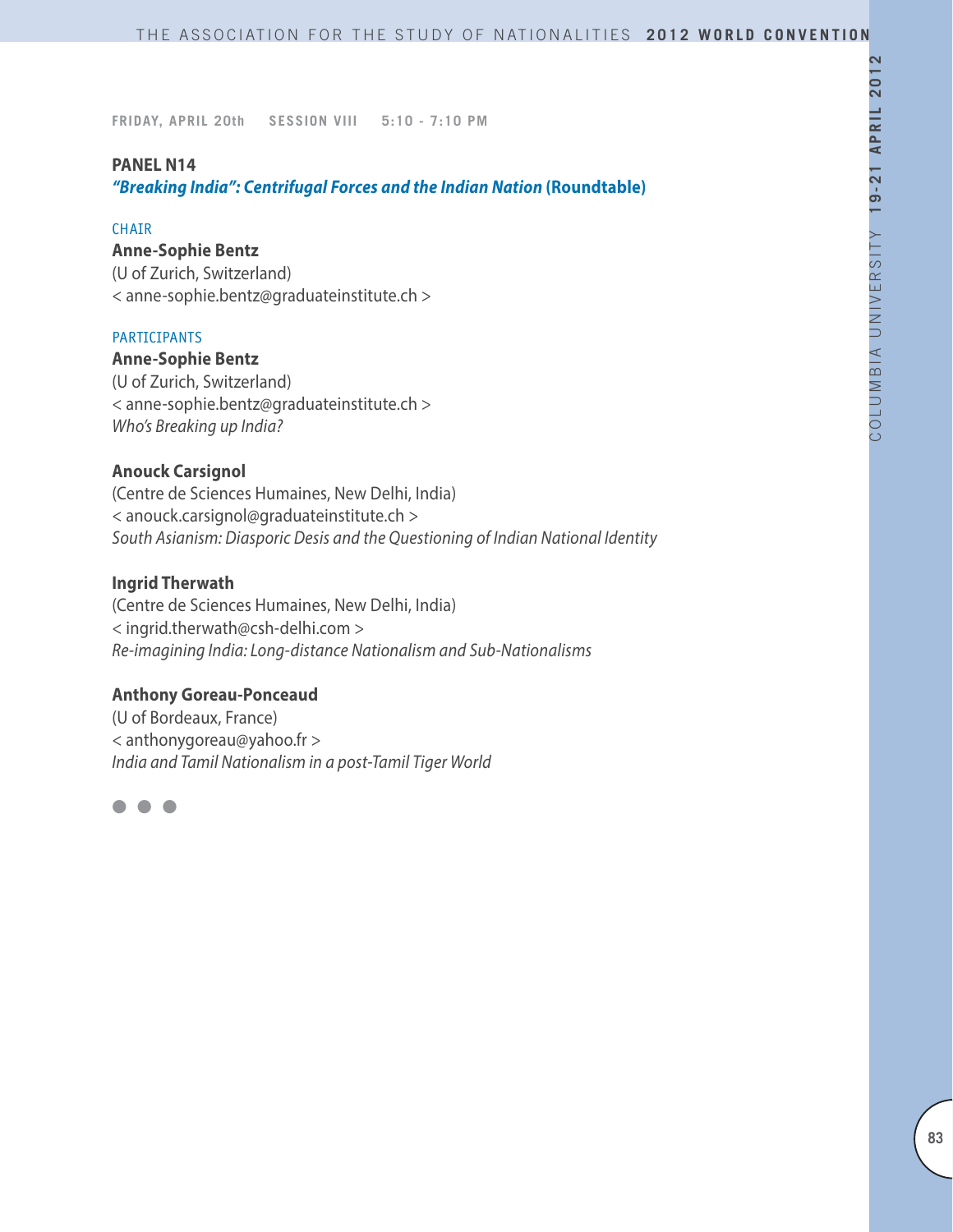FRIDAY, APRIL 20th SESSION VIII 5:10 - 7:10 PM

## PANEL N14

### *"Breaking India": Centrifugal Forces and the Indian Nation* (Roundtable)

CHAIR

**Anne-Sophie Bentz**
(U of Zurich, Switzerland)
< anne-sophie.bentz@graduateinstitute.ch >

PARTICIPANTS

**Anne-Sophie Bentz**
(U of Zurich, Switzerland)
< anne-sophie.bentz@graduateinstitute.ch >
*Who's Breaking up India?*

**Anouck Carsignol**
(Centre de Sciences Humaines, New Delhi, India)
< anouck.carsignol@graduateinstitute.ch >
*South Asianism: Diasporic Desis and the Questioning of Indian National Identity*

**Ingrid Therwath**
(Centre de Sciences Humaines, New Delhi, India)
< ingrid.therwath@csh-delhi.com >
*Re-imagining India: Long-distance Nationalism and Sub-Nationalisms*

**Anthony Goreau-Ponceaud**
(U of Bordeaux, France)
< anthonygoreau@yahoo.fr >
*India and Tamil Nationalism in a post-Tamil Tiger World*

● ● ●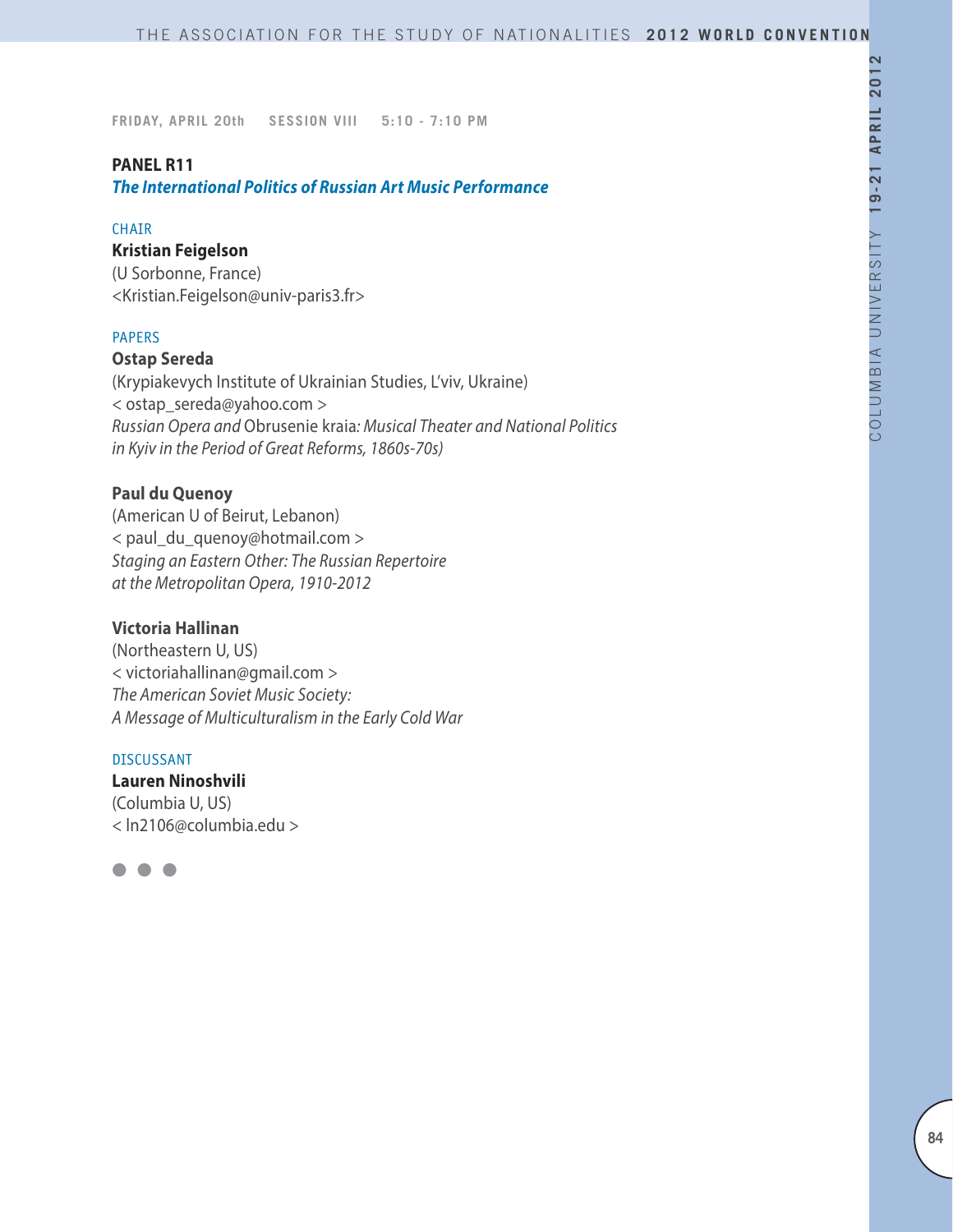FRIDAY, APRIL 20th SESSION VIII 5:10 - 7:10 PM

**PANEL R11**
***The International Politics of Russian Art Music Performance***

CHAIR

**Kristian Feigelson**
(U Sorbonne, France)
<Kristian.Feigelson@univ-paris3.fr>

PAPERS

**Ostap Sereda**
(Krypiakevych Institute of Ukrainian Studies, L'viv, Ukraine)
< ostap_sereda@yahoo.com >
*Russian Opera and* Obrusenie kraia*: Musical Theater and National Politics in Kyiv in the Period of Great Reforms, 1860s-70s)*

**Paul du Quenoy**
(American U of Beirut, Lebanon)
< paul_du_quenoy@hotmail.com >
*Staging an Eastern Other: The Russian Repertoire at the Metropolitan Opera, 1910-2012*

**Victoria Hallinan**
(Northeastern U, US)
< victoriahallinan@gmail.com >
*The American Soviet Music Society: A Message of Multiculturalism in the Early Cold War*

DISCUSSANT

**Lauren Ninoshvili**
(Columbia U, US)
< ln2106@columbia.edu >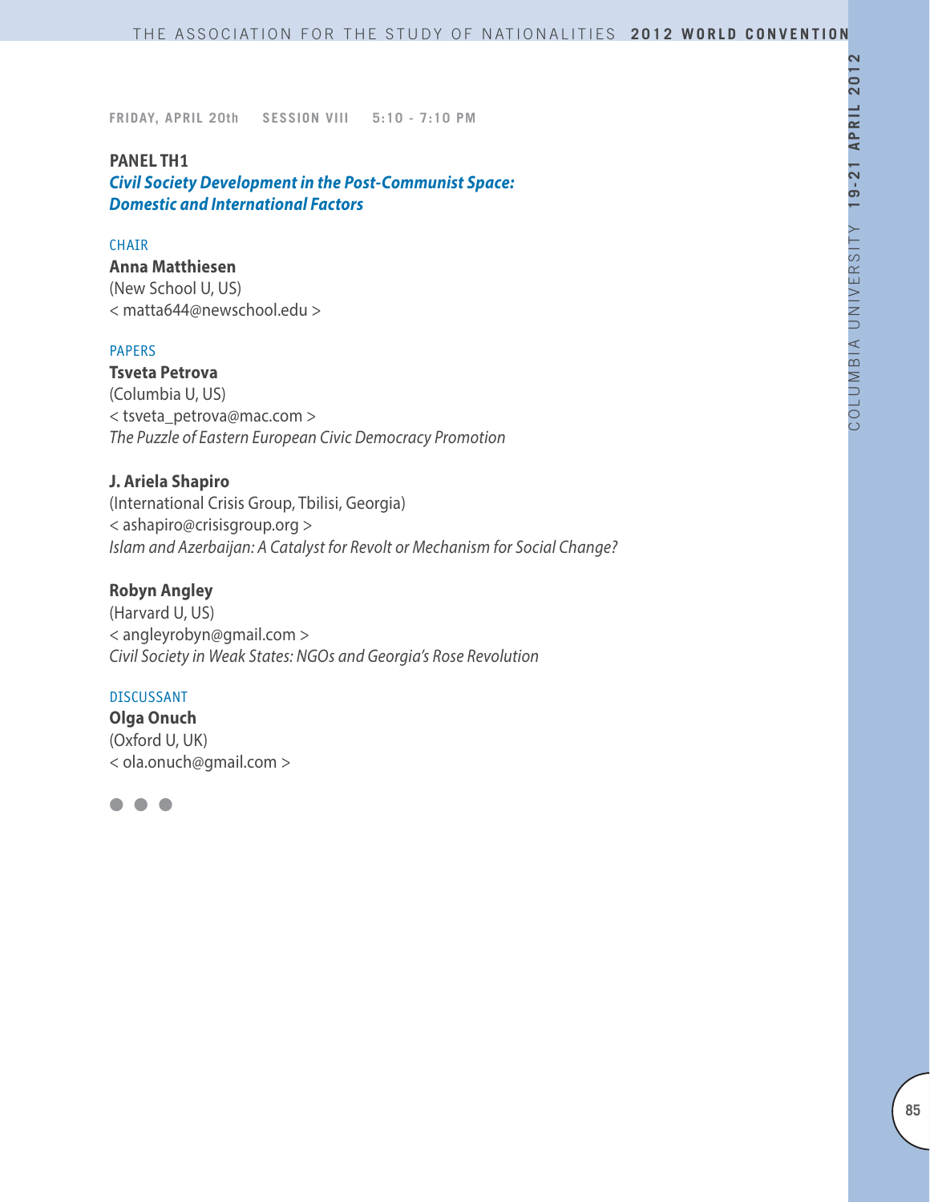FRIDAY, APRIL 20th  SESSION VIII  5:10 - 7:10 PM

## PANEL TH1

### *Civil Society Development in the Post-Communist Space: Domestic and International Factors*

CHAIR

**Anna Matthiesen**
(New School U, US)
< matta644@newschool.edu >

PAPERS

**Tsveta Petrova**
(Columbia U, US)
< tsveta_petrova@mac.com >
*The Puzzle of Eastern European Civic Democracy Promotion*

**J. Ariela Shapiro**
(International Crisis Group, Tbilisi, Georgia)
< ashapiro@crisisgroup.org >
*Islam and Azerbaijan: A Catalyst for Revolt or Mechanism for Social Change?*

**Robyn Angley**
(Harvard U, US)
< angleyrobyn@gmail.com >
*Civil Society in Weak States: NGOs and Georgia's Rose Revolution*

DISCUSSANT

**Olga Onuch**
(Oxford U, UK)
< ola.onuch@gmail.com >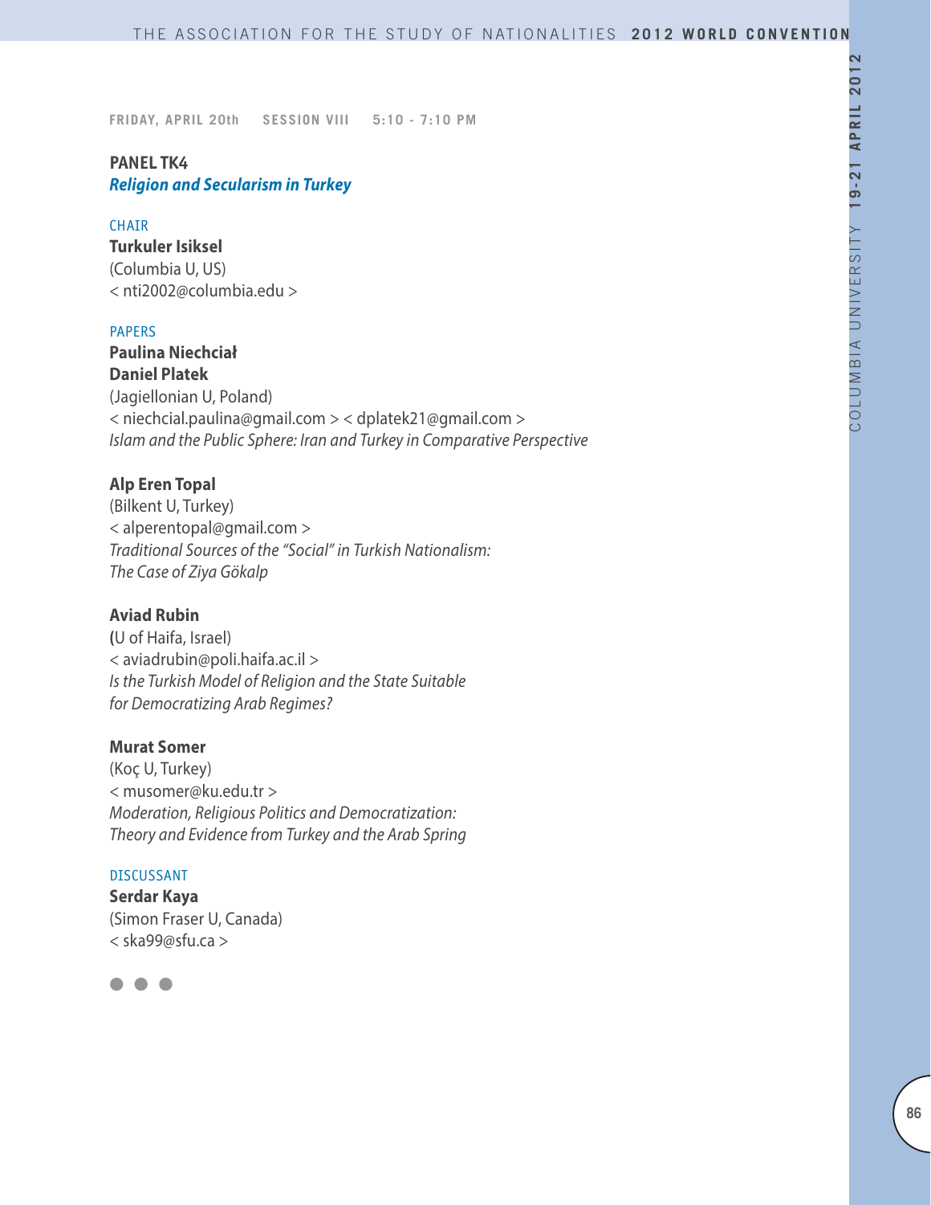FRIDAY, APRIL 20th SESSION VIII 5:10 - 7:10 PM

**PANEL TK4**
***Religion and Secularism in Turkey***

CHAIR

**Turkuler Isiksel**
(Columbia U, US)
< nti2002@columbia.edu >

PAPERS

**Paulina Niechciał**
**Daniel Platek**
(Jagiellonian U, Poland)
< niechcial.paulina@gmail.com > < dplatek21@gmail.com >
*Islam and the Public Sphere: Iran and Turkey in Comparative Perspective*

**Alp Eren Topal**
(Bilkent U, Turkey)
< alperentopal@gmail.com >
*Traditional Sources of the "Social" in Turkish Nationalism: The Case of Ziya Gökalp*

**Aviad Rubin**
(U of Haifa, Israel)
< aviadrubin@poli.haifa.ac.il >
*Is the Turkish Model of Religion and the State Suitable for Democratizing Arab Regimes?*

**Murat Somer**
(Koç U, Turkey)
< musomer@ku.edu.tr >
*Moderation, Religious Politics and Democratization: Theory and Evidence from Turkey and the Arab Spring*

DISCUSSANT

**Serdar Kaya**
(Simon Fraser U, Canada)
< ska99@sfu.ca >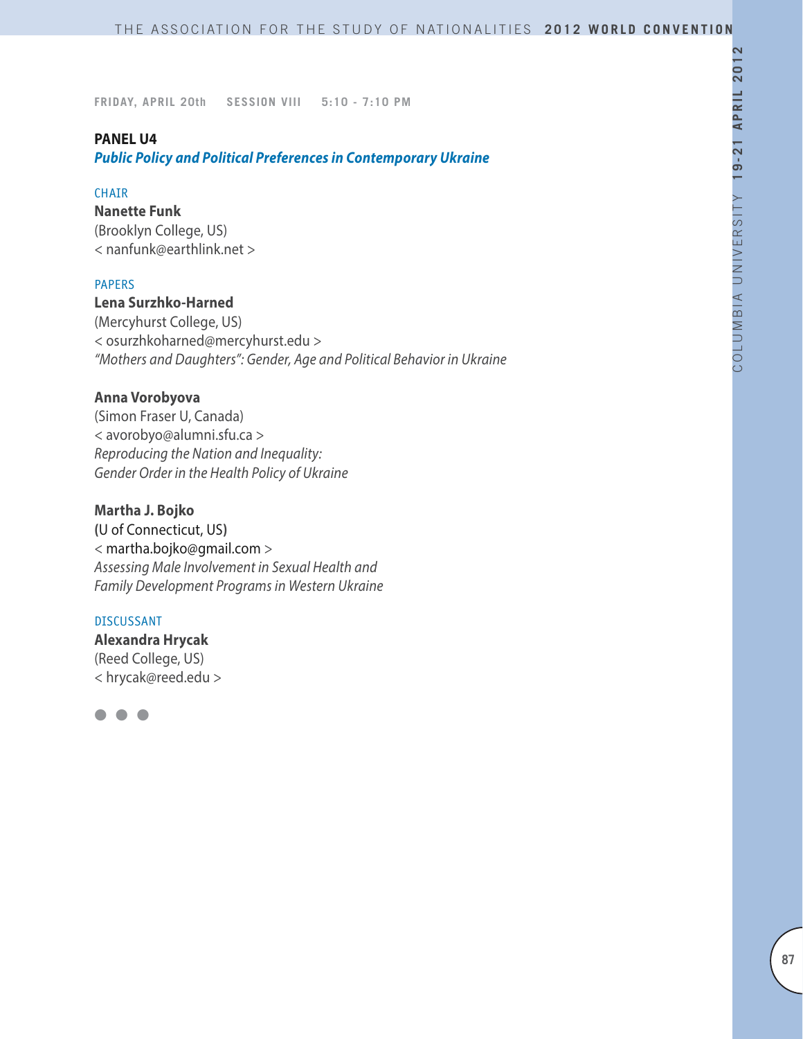FRIDAY, APRIL 20th SESSION VIII 5:10 - 7:10 PM

**PANEL U4**

***Public Policy and Political Preferences in Contemporary Ukraine***

CHAIR

**Nanette Funk**
(Brooklyn College, US)
< nanfunk@earthlink.net >

PAPERS

**Lena Surzhko-Harned**
(Mercyhurst College, US)
< osurzhkoharned@mercyhurst.edu >
*"Mothers and Daughters": Gender, Age and Political Behavior in Ukraine*

**Anna Vorobyova**
(Simon Fraser U, Canada)
< avorobyo@alumni.sfu.ca >
*Reproducing the Nation and Inequality: Gender Order in the Health Policy of Ukraine*

**Martha J. Bojko**
(U of Connecticut, US)
< martha.bojko@gmail.com >
*Assessing Male Involvement in Sexual Health and Family Development Programs in Western Ukraine*

DISCUSSANT

**Alexandra Hrycak**
(Reed College, US)
< hrycak@reed.edu >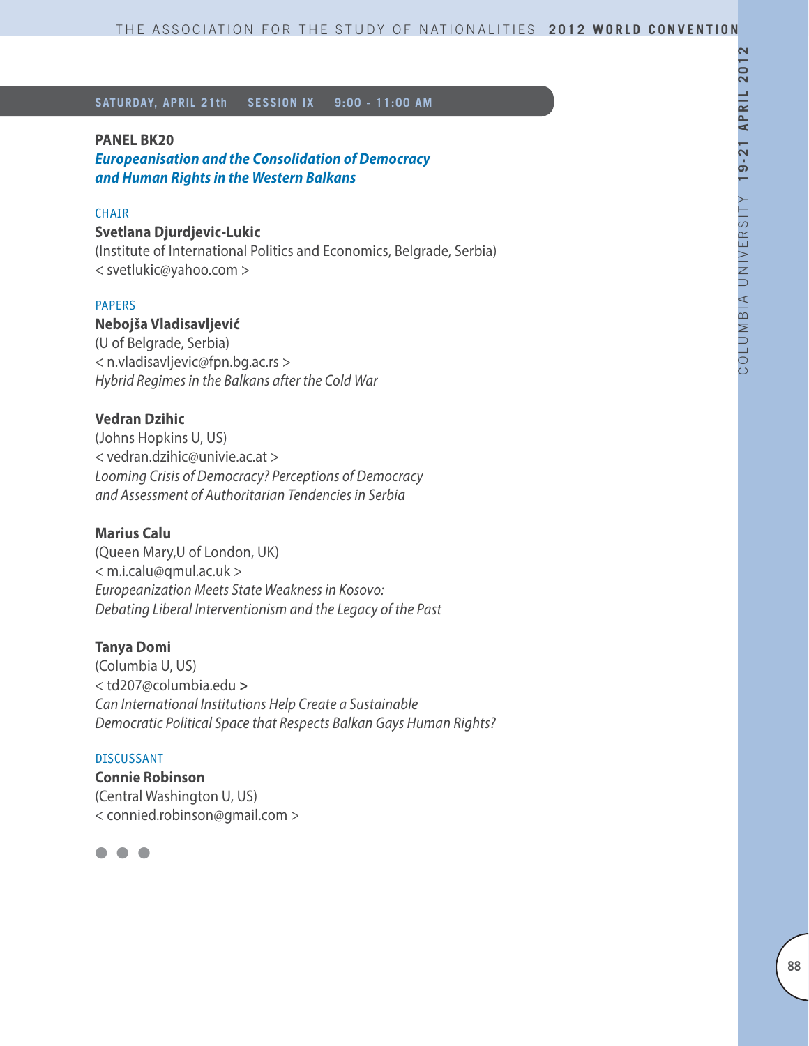**SATURDAY, APRIL 21th SESSION IX 9:00 - 11:00 AM**

## PANEL BK20

### *Europeanisation and the Consolidation of Democracy and Human Rights in the Western Balkans*

CHAIR

**Svetlana Djurdjevic-Lukic**
(Institute of International Politics and Economics, Belgrade, Serbia)
< svetlukic@yahoo.com >

PAPERS

**Nebojša Vladisavljević**
(U of Belgrade, Serbia)
< n.vladisavljevic@fpn.bg.ac.rs >
*Hybrid Regimes in the Balkans after the Cold War*

**Vedran Dzihic**
(Johns Hopkins U, US)
< vedran.dzihic@univie.ac.at >
*Looming Crisis of Democracy? Perceptions of Democracy and Assessment of Authoritarian Tendencies in Serbia*

**Marius Calu**
(Queen Mary,U of London, UK)
< m.i.calu@qmul.ac.uk >
*Europeanization Meets State Weakness in Kosovo: Debating Liberal Interventionism and the Legacy of the Past*

**Tanya Domi**
(Columbia U, US)
< td207@columbia.edu >
*Can International Institutions Help Create a Sustainable Democratic Political Space that Respects Balkan Gays Human Rights?*

DISCUSSANT

**Connie Robinson**
(Central Washington U, US)
< connied.robinson@gmail.com >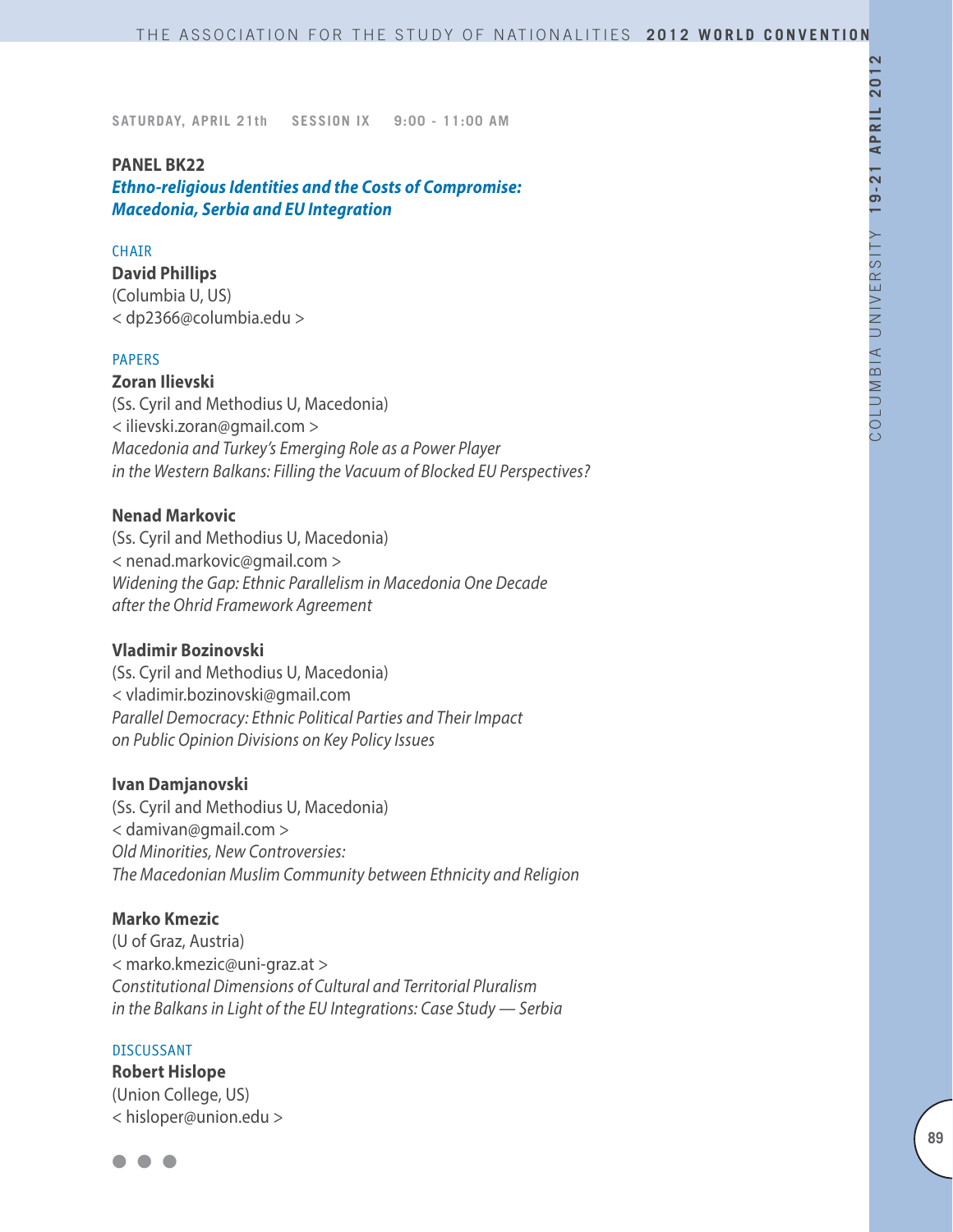SATURDAY, APRIL 21th SESSION IX 9:00 - 11:00 AM

## PANEL BK22

### *Ethno-religious Identities and the Costs of Compromise: Macedonia, Serbia and EU Integration*

CHAIR

**David Phillips**
(Columbia U, US)
< dp2366@columbia.edu >

PAPERS

**Zoran Ilievski**
(Ss. Cyril and Methodius U, Macedonia)
< ilievski.zoran@gmail.com >
*Macedonia and Turkey's Emerging Role as a Power Player in the Western Balkans: Filling the Vacuum of Blocked EU Perspectives?*

**Nenad Markovic**
(Ss. Cyril and Methodius U, Macedonia)
< nenad.markovic@gmail.com >
*Widening the Gap: Ethnic Parallelism in Macedonia One Decade after the Ohrid Framework Agreement*

**Vladimir Bozinovski**
(Ss. Cyril and Methodius U, Macedonia)
< vladimir.bozinovski@gmail.com
*Parallel Democracy: Ethnic Political Parties and Their Impact on Public Opinion Divisions on Key Policy Issues*

**Ivan Damjanovski**
(Ss. Cyril and Methodius U, Macedonia)
< damivan@gmail.com >
*Old Minorities, New Controversies: The Macedonian Muslim Community between Ethnicity and Religion*

**Marko Kmezic**
(U of Graz, Austria)
< marko.kmezic@uni-graz.at >
*Constitutional Dimensions of Cultural and Territorial Pluralism in the Balkans in Light of the EU Integrations: Case Study — Serbia*

DISCUSSANT

**Robert Hislope**
(Union College, US)
< hisloper@union.edu >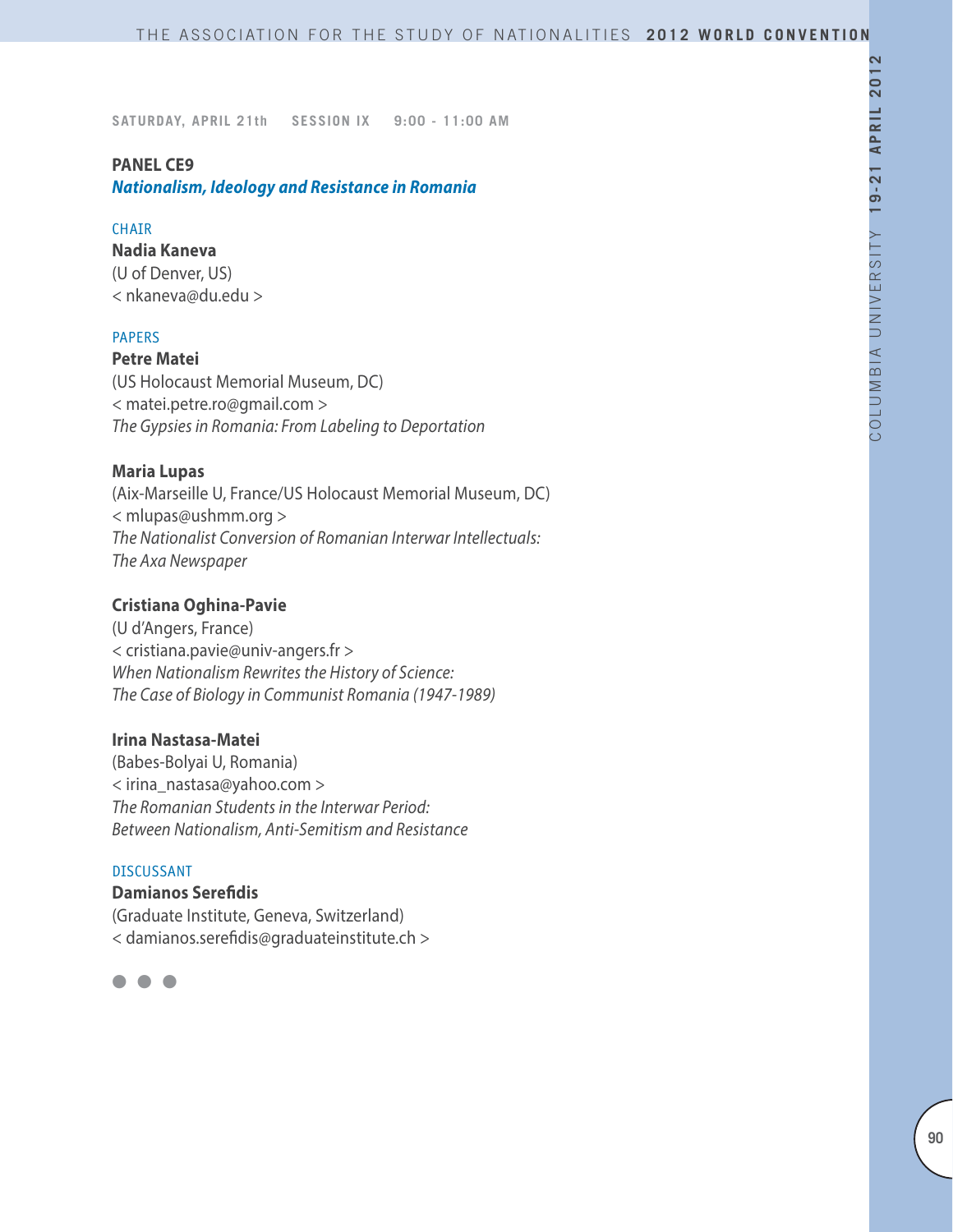SATURDAY, APRIL 21th SESSION IX 9:00 - 11:00 AM

## PANEL CE9

### *Nationalism, Ideology and Resistance in Romania*

CHAIR

**Nadia Kaneva**
(U of Denver, US)
< nkaneva@du.edu >

PAPERS

**Petre Matei**
(US Holocaust Memorial Museum, DC)
< matei.petre.ro@gmail.com >
*The Gypsies in Romania: From Labeling to Deportation*

**Maria Lupas**
(Aix-Marseille U, France/US Holocaust Memorial Museum, DC)
< mlupas@ushmm.org >
*The Nationalist Conversion of Romanian Interwar Intellectuals: The Axa Newspaper*

**Cristiana Oghina-Pavie**
(U d'Angers, France)
< cristiana.pavie@univ-angers.fr >
*When Nationalism Rewrites the History of Science: The Case of Biology in Communist Romania (1947-1989)*

**Irina Nastasa-Matei**
(Babes-Bolyai U, Romania)
< irina_nastasa@yahoo.com >
*The Romanian Students in the Interwar Period: Between Nationalism, Anti-Semitism and Resistance*

DISCUSSANT

**Damianos Serefidis**
(Graduate Institute, Geneva, Switzerland)
< damianos.serefidis@graduateinstitute.ch >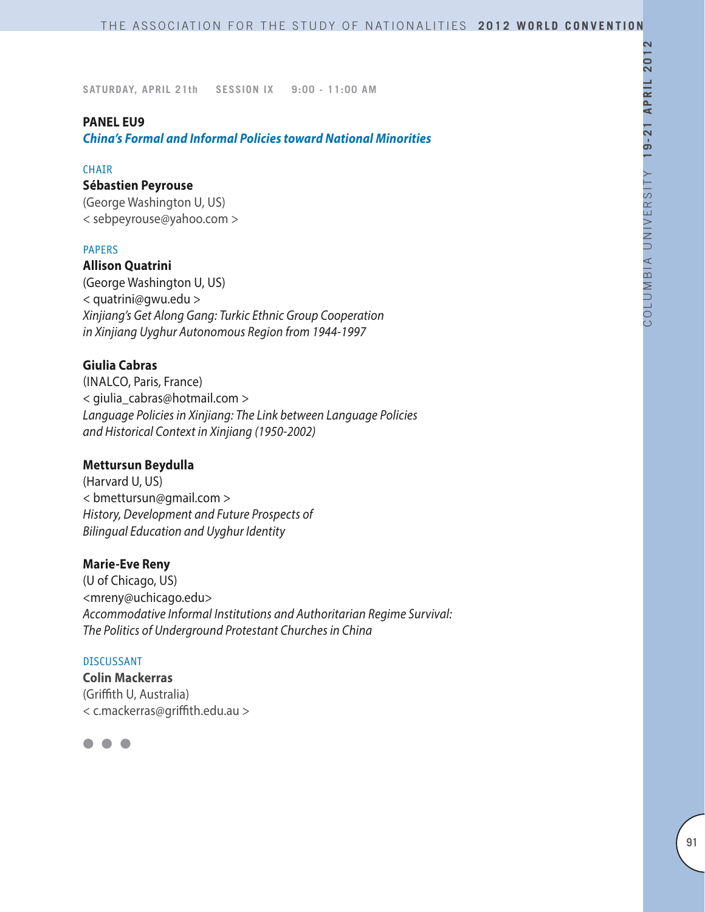SATURDAY, APRIL 21th SESSION IX 9:00 - 11:00 AM

## PANEL EU9

### *China's Formal and Informal Policies toward National Minorities*

CHAIR

**Sébastien Peyrouse**
(George Washington U, US)
< sebpeyrouse@yahoo.com >

PAPERS

**Allison Quatrini**
(George Washington U, US)
< quatrini@gwu.edu >
*Xinjiang's Get Along Gang: Turkic Ethnic Group Cooperation in Xinjiang Uyghur Autonomous Region from 1944-1997*

**Giulia Cabras**
(INALCO, Paris, France)
< giulia_cabras@hotmail.com >
*Language Policies in Xinjiang: The Link between Language Policies and Historical Context in Xinjiang (1950-2002)*

**Mettursun Beydulla**
(Harvard U, US)
< bmettursun@gmail.com >
*History, Development and Future Prospects of Bilingual Education and Uyghur Identity*

**Marie-Eve Reny**
(U of Chicago, US)
<mreny@uchicago.edu>
*Accommodative Informal Institutions and Authoritarian Regime Survival: The Politics of Underground Protestant Churches in China*

DISCUSSANT

**Colin Mackerras**
(Griffith U, Australia)
< c.mackerras@griffith.edu.au >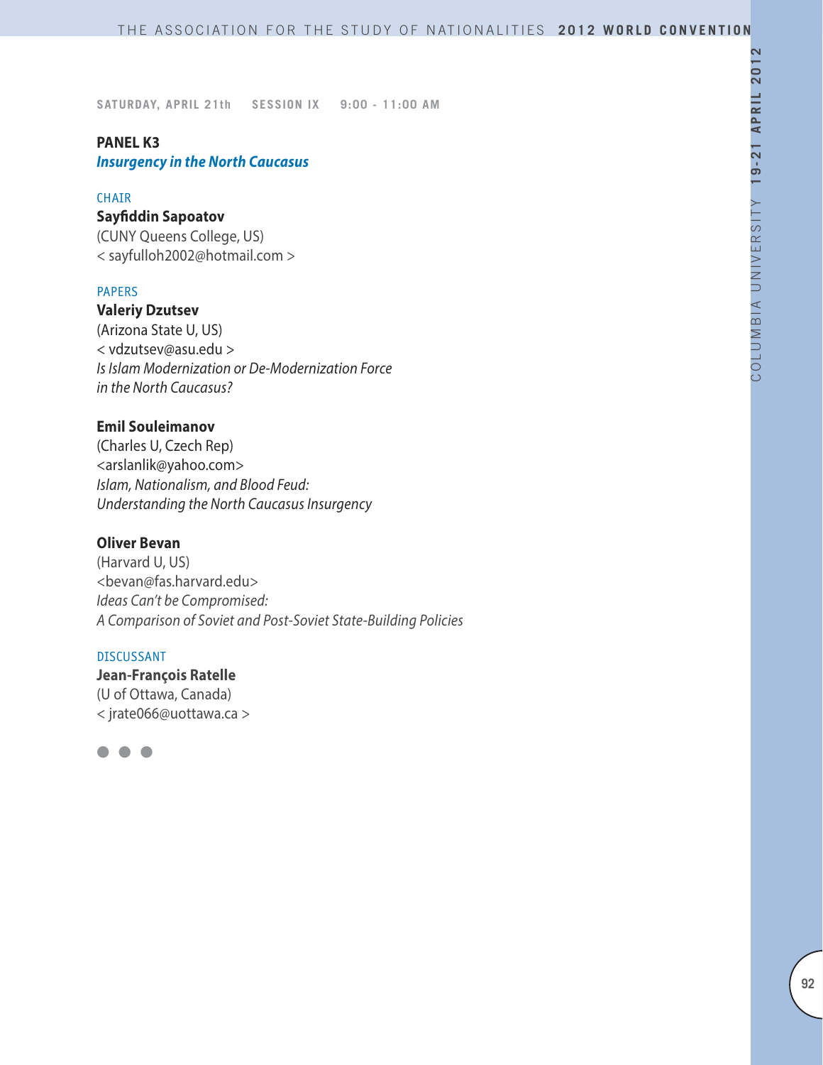SATURDAY, APRIL 21th SESSION IX 9:00 - 11:00 AM

## PANEL K3
### *Insurgency in the North Caucasus*

CHAIR

**Sayfiddin Sapoatov**
(CUNY Queens College, US)
< sayfulloh2002@hotmail.com >

PAPERS

**Valeriy Dzutsev**
(Arizona State U, US)
< vdzutsev@asu.edu >
*Is Islam Modernization or De-Modernization Force in the North Caucasus?*

**Emil Souleimanov**
(Charles U, Czech Rep)
<arslanlik@yahoo.com>
*Islam, Nationalism, and Blood Feud: Understanding the North Caucasus Insurgency*

**Oliver Bevan**
(Harvard U, US)
<bevan@fas.harvard.edu>
*Ideas Can't be Compromised: A Comparison of Soviet and Post-Soviet State-Building Policies*

DISCUSSANT

**Jean-François Ratelle**
(U of Ottawa, Canada)
< jrate066@uottawa.ca >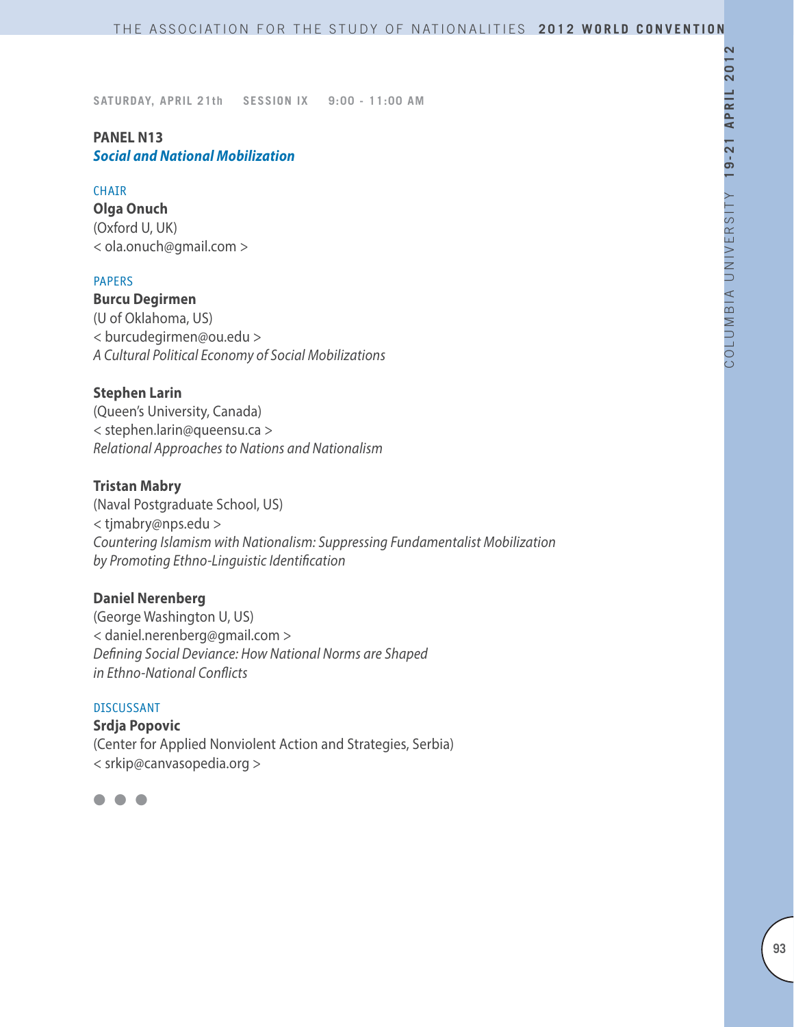SATURDAY, APRIL 21th SESSION IX 9:00 - 11:00 AM

## PANEL N13
### *Social and National Mobilization*

CHAIR

**Olga Onuch**
(Oxford U, UK)
< ola.onuch@gmail.com >

PAPERS

**Burcu Degirmen**
(U of Oklahoma, US)
< burcudegirmen@ou.edu >
*A Cultural Political Economy of Social Mobilizations*

**Stephen Larin**
(Queen's University, Canada)
< stephen.larin@queensu.ca >
*Relational Approaches to Nations and Nationalism*

**Tristan Mabry**
(Naval Postgraduate School, US)
< tjmabry@nps.edu >
*Countering Islamism with Nationalism: Suppressing Fundamentalist Mobilization by Promoting Ethno-Linguistic Identification*

**Daniel Nerenberg**
(George Washington U, US)
< daniel.nerenberg@gmail.com >
*Defining Social Deviance: How National Norms are Shaped in Ethno-National Conflicts*

DISCUSSANT

**Srdja Popovic**
(Center for Applied Nonviolent Action and Strategies, Serbia)
< srkip@canvasopedia.org >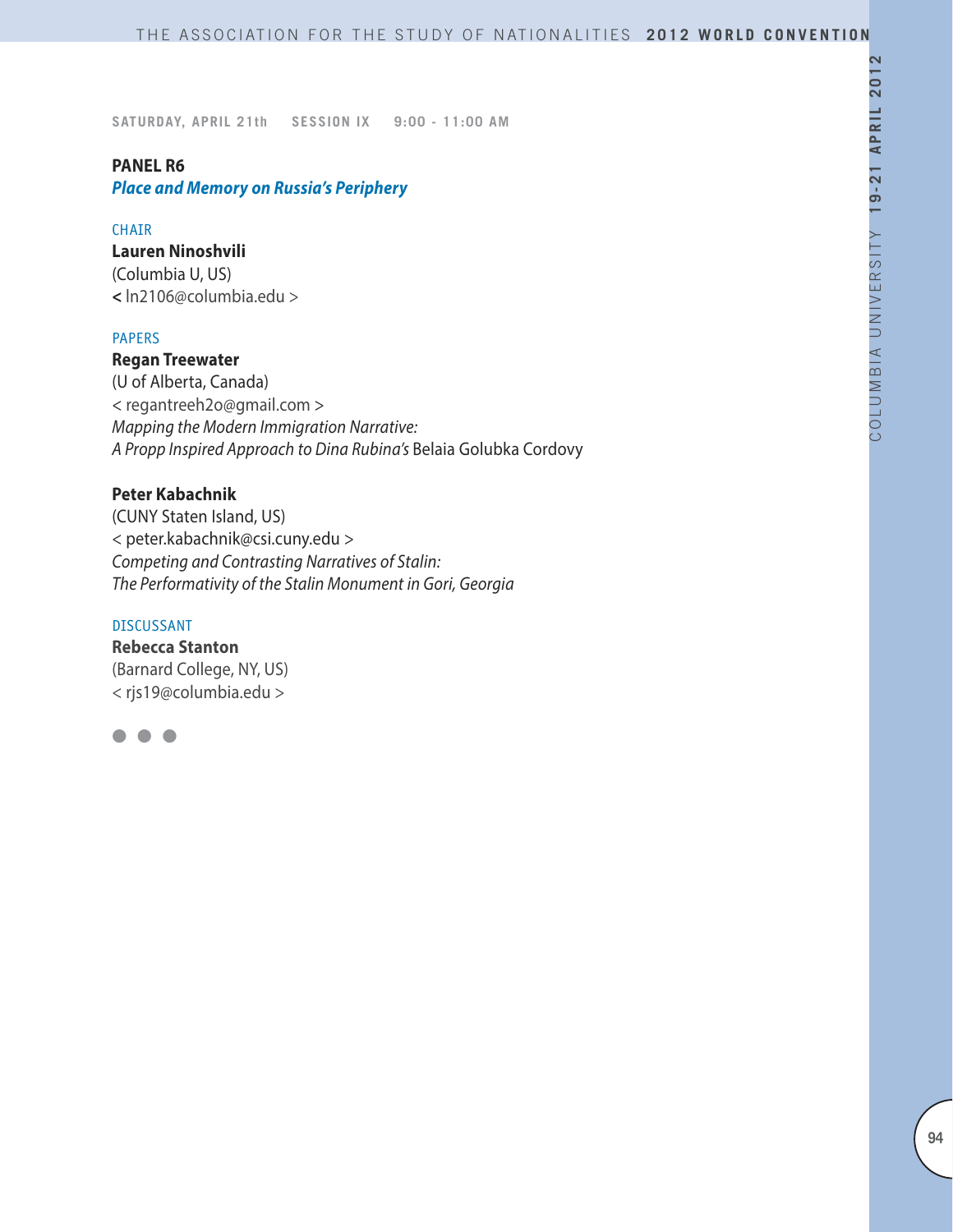SATURDAY, APRIL 21th SESSION IX 9:00 - 11:00 AM

## PANEL R6

### *Place and Memory on Russia's Periphery*

CHAIR

**Lauren Ninoshvili**
(Columbia U, US)
< ln2106@columbia.edu >

PAPERS

**Regan Treewater**
(U of Alberta, Canada)
< regantreeh2o@gmail.com >
*Mapping the Modern Immigration Narrative:*
*A Propp Inspired Approach to Dina Rubina's* Belaia Golubka Cordovy

**Peter Kabachnik**
(CUNY Staten Island, US)
< peter.kabachnik@csi.cuny.edu >
*Competing and Contrasting Narratives of Stalin:*
*The Performativity of the Stalin Monument in Gori, Georgia*

DISCUSSANT

**Rebecca Stanton**
(Barnard College, NY, US)
< rjs19@columbia.edu >

● ● ●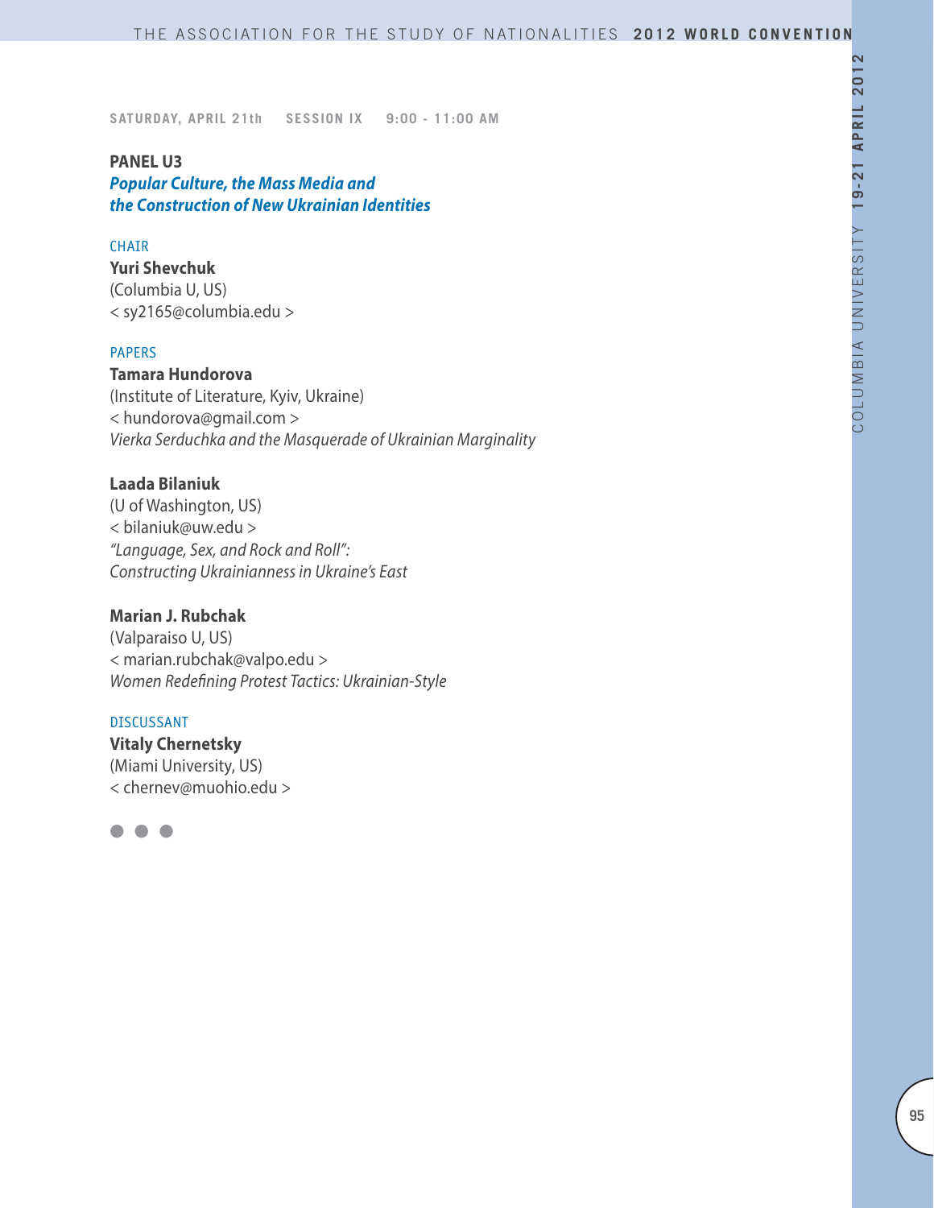SATURDAY, APRIL 21th SESSION IX 9:00 - 11:00 AM

## PANEL U3

### *Popular Culture, the Mass Media and the Construction of New Ukrainian Identities*

CHAIR

**Yuri Shevchuk**
(Columbia U, US)
< sy2165@columbia.edu >

PAPERS

**Tamara Hundorova**
(Institute of Literature, Kyiv, Ukraine)
< hundorova@gmail.com >
*Vierka Serduchka and the Masquerade of Ukrainian Marginality*

**Laada Bilaniuk**
(U of Washington, US)
< bilaniuk@uw.edu >
*"Language, Sex, and Rock and Roll": Constructing Ukrainianness in Ukraine's East*

**Marian J. Rubchak**
(Valparaiso U, US)
< marian.rubchak@valpo.edu >
*Women Redefining Protest Tactics: Ukrainian-Style*

DISCUSSANT

**Vitaly Chernetsky**
(Miami University, US)
< chernev@muohio.edu >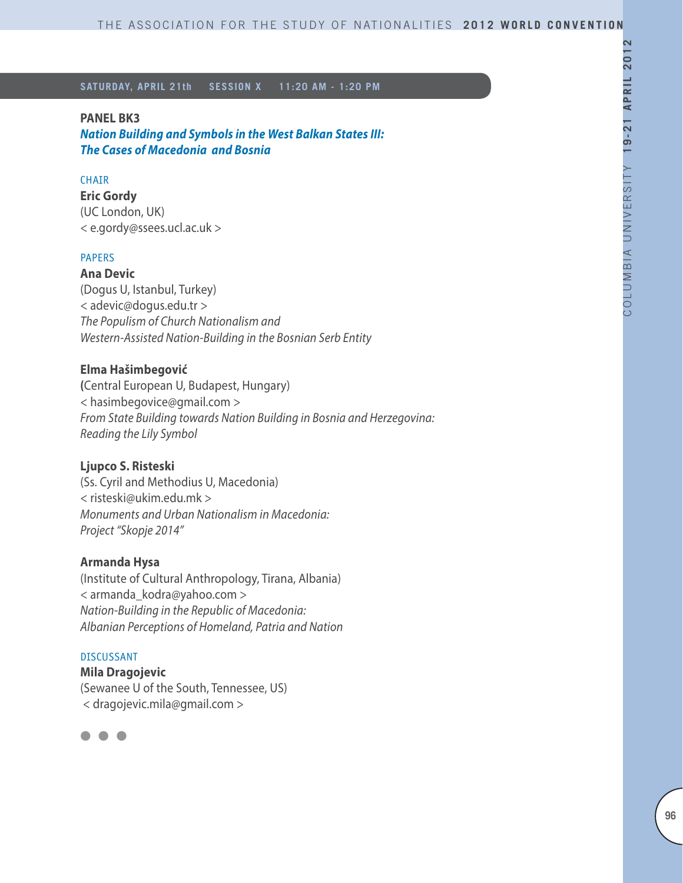**SATURDAY, APRIL 21th SESSION X 11:20 AM - 1:20 PM**

## PANEL BK3

### *Nation Building and Symbols in the West Balkan States III: The Cases of Macedonia and Bosnia*

CHAIR

**Eric Gordy**
(UC London, UK)
< e.gordy@ssees.ucl.ac.uk >

PAPERS

**Ana Devic**
(Dogus U, Istanbul, Turkey)
< adevic@dogus.edu.tr >
*The Populism of Church Nationalism and Western-Assisted Nation-Building in the Bosnian Serb Entity*

**Elma Hašimbegović**
(Central European U, Budapest, Hungary)
< hasimbegovice@gmail.com >
*From State Building towards Nation Building in Bosnia and Herzegovina: Reading the Lily Symbol*

**Ljupco S. Risteski**
(Ss. Cyril and Methodius U, Macedonia)
< risteski@ukim.edu.mk >
*Monuments and Urban Nationalism in Macedonia: Project "Skopje 2014"*

**Armanda Hysa**
(Institute of Cultural Anthropology, Tirana, Albania)
< armanda_kodra@yahoo.com >
*Nation-Building in the Republic of Macedonia: Albanian Perceptions of Homeland, Patria and Nation*

DISCUSSANT

**Mila Dragojevic**
(Sewanee U of the South, Tennessee, US)
< dragojevic.mila@gmail.com >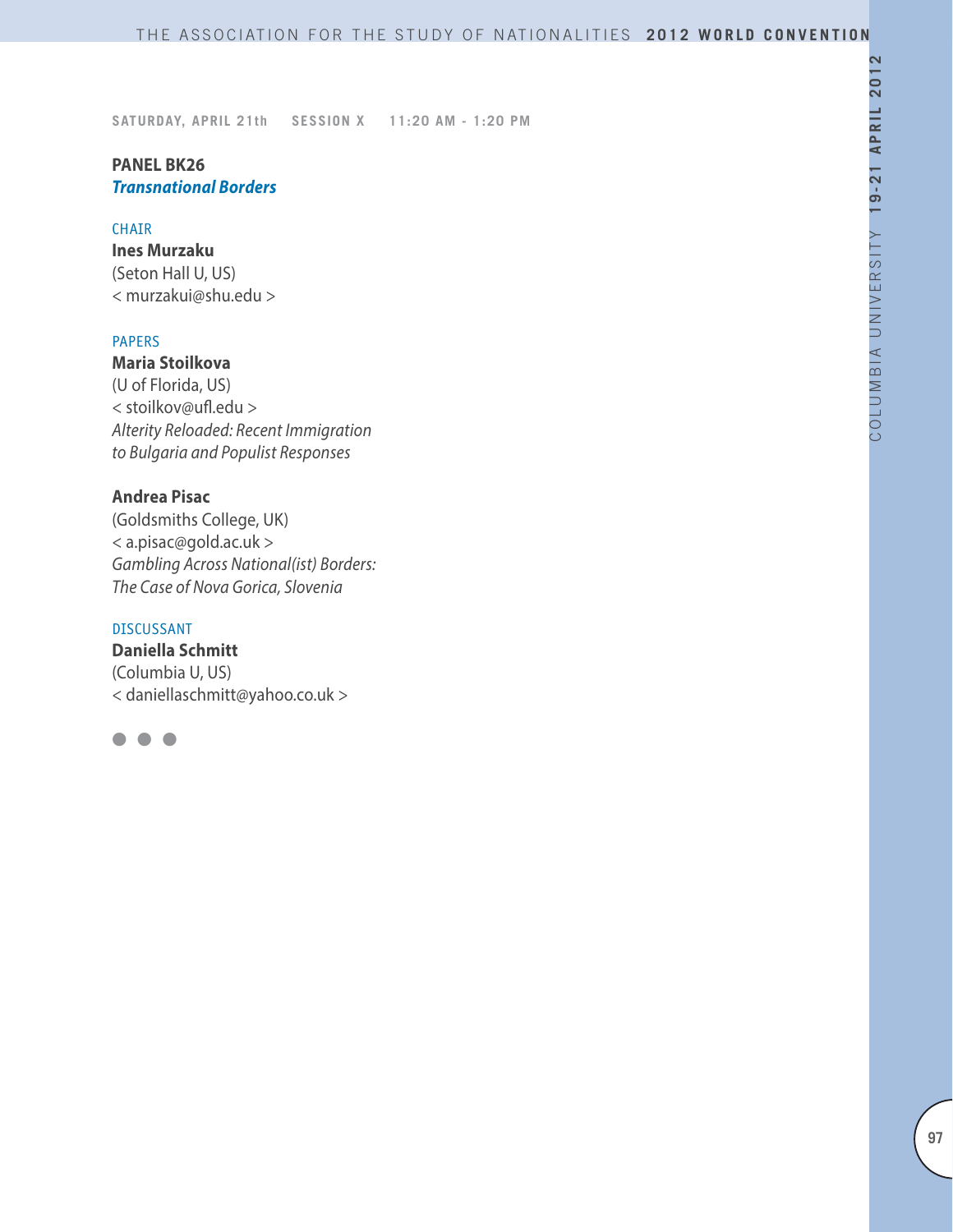SATURDAY, APRIL 21th SESSION X 11:20 AM - 1:20 PM

## PANEL BK26
### *Transnational Borders*

CHAIR

**Ines Murzaku**
(Seton Hall U, US)
< murzakui@shu.edu >

PAPERS

**Maria Stoilkova**
(U of Florida, US)
< stoilkov@ufl.edu >
*Alterity Reloaded: Recent Immigration to Bulgaria and Populist Responses*

**Andrea Pisac**
(Goldsmiths College, UK)
< a.pisac@gold.ac.uk >
*Gambling Across National(ist) Borders: The Case of Nova Gorica, Slovenia*

DISCUSSANT

**Daniella Schmitt**
(Columbia U, US)
< daniellaschmitt@yahoo.co.uk >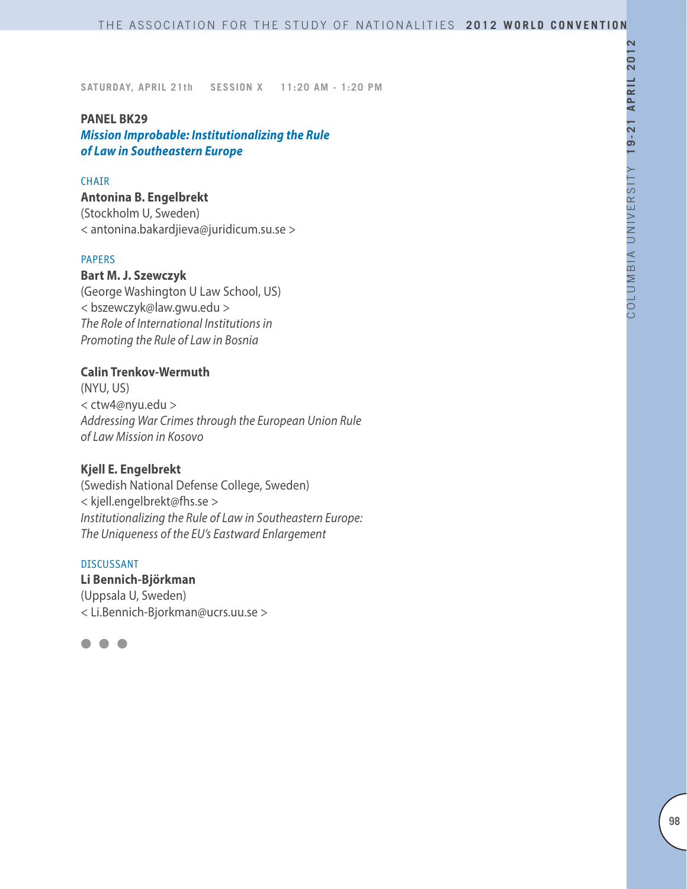**SATURDAY, APRIL 21th SESSION X 11:20 AM - 1:20 PM**

## PANEL BK29

### *Mission Improbable: Institutionalizing the Rule of Law in Southeastern Europe*

CHAIR

**Antonina B. Engelbrekt**
(Stockholm U, Sweden)
< antonina.bakardjieva@juridicum.su.se >

PAPERS

**Bart M. J. Szewczyk**
(George Washington U Law School, US)
< bszewczyk@law.gwu.edu >
*The Role of International Institutions in Promoting the Rule of Law in Bosnia*

**Calin Trenkov-Wermuth**
(NYU, US)
< ctw4@nyu.edu >
*Addressing War Crimes through the European Union Rule of Law Mission in Kosovo*

**Kjell E. Engelbrekt**
(Swedish National Defense College, Sweden)
< kjell.engelbrekt@fhs.se >
*Institutionalizing the Rule of Law in Southeastern Europe: The Uniqueness of the EU's Eastward Enlargement*

DISCUSSANT

**Li Bennich-Björkman**
(Uppsala U, Sweden)
< Li.Bennich-Bjorkman@ucrs.uu.se >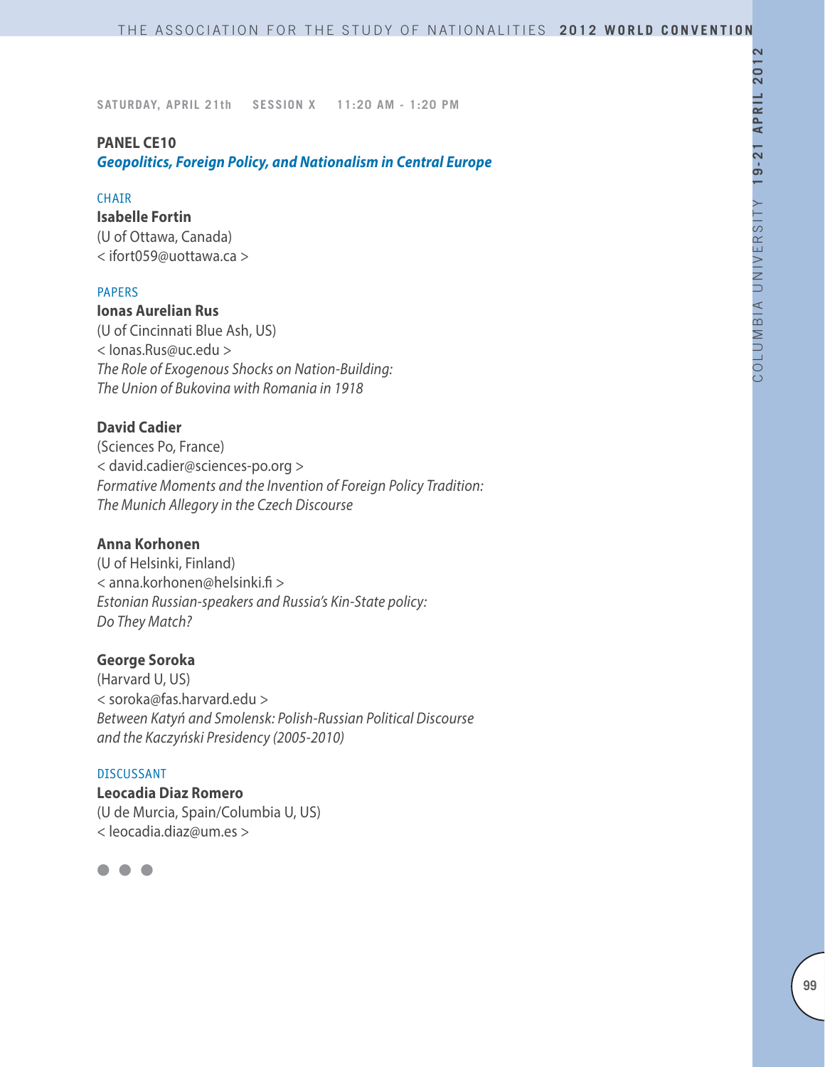SATURDAY, APRIL 21th SESSION X 11:20 AM - 1:20 PM

**PANEL CE10**
***Geopolitics, Foreign Policy, and Nationalism in Central Europe***

CHAIR

**Isabelle Fortin**
(U of Ottawa, Canada)
< ifort059@uottawa.ca >

PAPERS

**Ionas Aurelian Rus**
(U of Cincinnati Blue Ash, US)
< Ionas.Rus@uc.edu >
*The Role of Exogenous Shocks on Nation-Building: The Union of Bukovina with Romania in 1918*

**David Cadier**
(Sciences Po, France)
< david.cadier@sciences-po.org >
*Formative Moments and the Invention of Foreign Policy Tradition: The Munich Allegory in the Czech Discourse*

**Anna Korhonen**
(U of Helsinki, Finland)
< anna.korhonen@helsinki.fi >
*Estonian Russian-speakers and Russia's Kin-State policy: Do They Match?*

**George Soroka**
(Harvard U, US)
< soroka@fas.harvard.edu >
*Between Katyń and Smolensk: Polish-Russian Political Discourse and the Kaczyński Presidency (2005-2010)*

DISCUSSANT

**Leocadia Diaz Romero**
(U de Murcia, Spain/Columbia U, US)
< leocadia.diaz@um.es >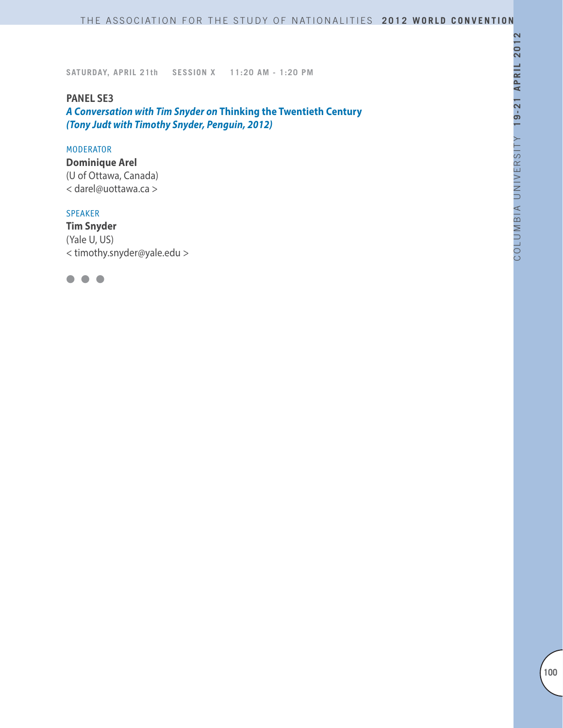SATURDAY, APRIL 21th SESSION X 11:20 AM - 1:20 PM

## PANEL SE3

***A Conversation with Tim Snyder on* Thinking the Twentieth Century**
***(Tony Judt with Timothy Snyder, Penguin, 2012)***

MODERATOR

**Dominique Arel**
(U of Ottawa, Canada)
< darel@uottawa.ca >

SPEAKER

**Tim Snyder**
(Yale U, US)
< timothy.snyder@yale.edu >

● ● ●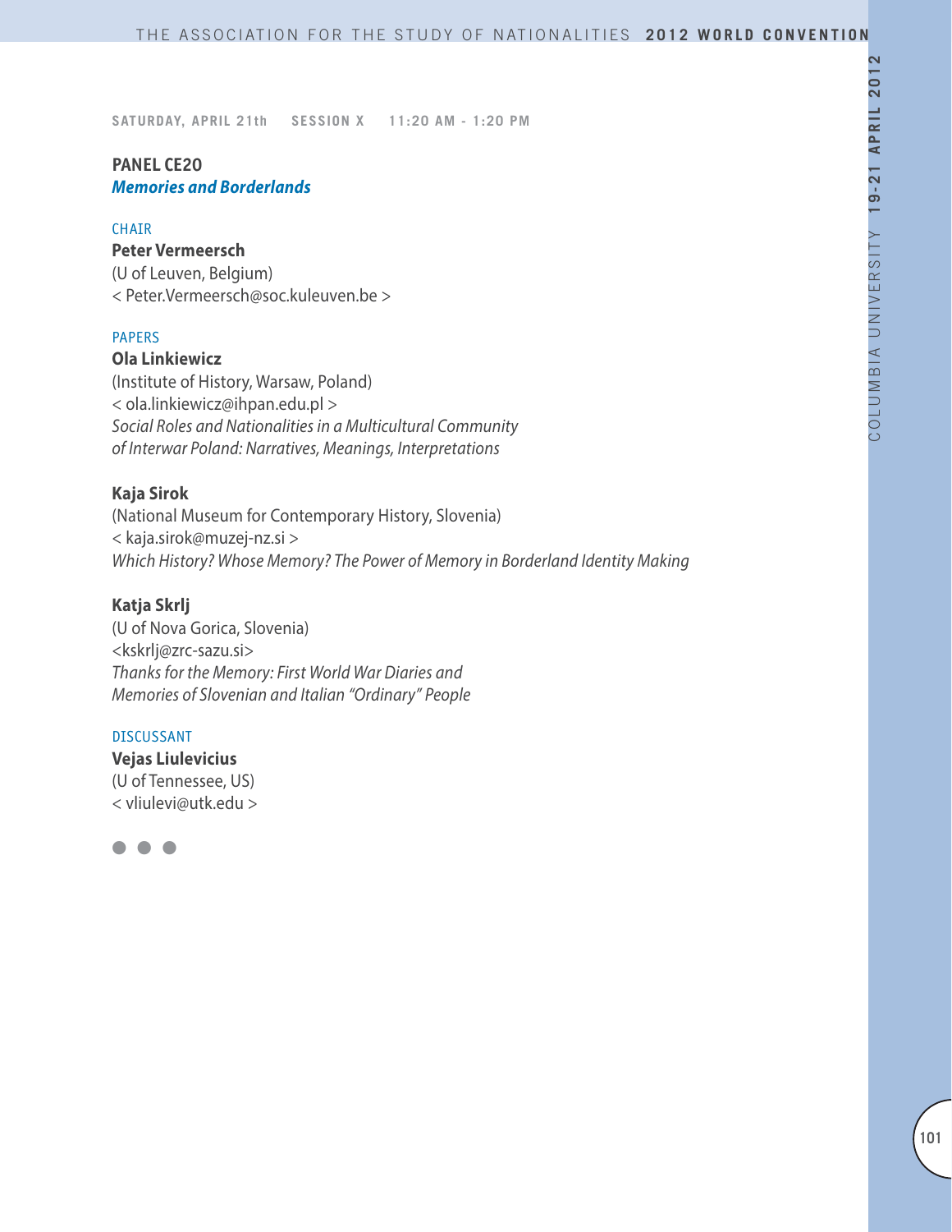SATURDAY, APRIL 21th SESSION X 11:20 AM - 1:20 PM

## PANEL CE20
### *Memories and Borderlands*

CHAIR

**Peter Vermeersch**
(U of Leuven, Belgium)
< Peter.Vermeersch@soc.kuleuven.be >

PAPERS

**Ola Linkiewicz**
(Institute of History, Warsaw, Poland)
< ola.linkiewicz@ihpan.edu.pl >
*Social Roles and Nationalities in a Multicultural Community of Interwar Poland: Narratives, Meanings, Interpretations*

**Kaja Sirok**
(National Museum for Contemporary History, Slovenia)
< kaja.sirok@muzej-nz.si >
*Which History? Whose Memory? The Power of Memory in Borderland Identity Making*

**Katja Skrlj**
(U of Nova Gorica, Slovenia)
<kskrlj@zrc-sazu.si>
*Thanks for the Memory: First World War Diaries and Memories of Slovenian and Italian "Ordinary" People*

DISCUSSANT

**Vejas Liulevicius**
(U of Tennessee, US)
< vliulevi@utk.edu >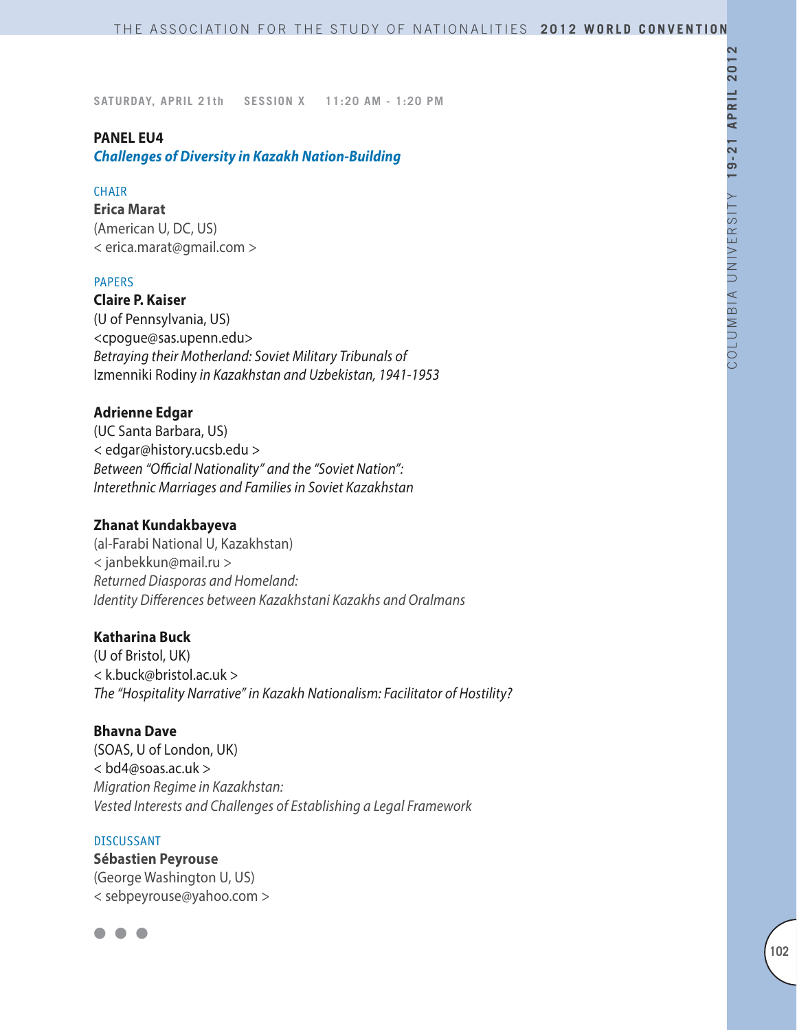SATURDAY, APRIL 21th SESSION X 11:20 AM - 1:20 PM

## PANEL EU4

### *Challenges of Diversity in Kazakh Nation-Building*

CHAIR

**Erica Marat**
(American U, DC, US)
< erica.marat@gmail.com >

PAPERS

**Claire P. Kaiser**
(U of Pennsylvania, US)
<cpogue@sas.upenn.edu>
*Betraying their Motherland: Soviet Military Tribunals of* Izmenniki Rodiny *in Kazakhstan and Uzbekistan, 1941-1953*

**Adrienne Edgar**
(UC Santa Barbara, US)
< edgar@history.ucsb.edu >
*Between "Official Nationality" and the "Soviet Nation": Interethnic Marriages and Families in Soviet Kazakhstan*

**Zhanat Kundakbayeva**
(al-Farabi National U, Kazakhstan)
< janbekkun@mail.ru >
*Returned Diasporas and Homeland: Identity Differences between Kazakhstani Kazakhs and Oralmans*

**Katharina Buck**
(U of Bristol, UK)
< k.buck@bristol.ac.uk >
*The "Hospitality Narrative" in Kazakh Nationalism: Facilitator of Hostility?*

**Bhavna Dave**
(SOAS, U of London, UK)
< bd4@soas.ac.uk >
*Migration Regime in Kazakhstan: Vested Interests and Challenges of Establishing a Legal Framework*

DISCUSSANT

**Sébastien Peyrouse**
(George Washington U, US)
< sebpeyrouse@yahoo.com >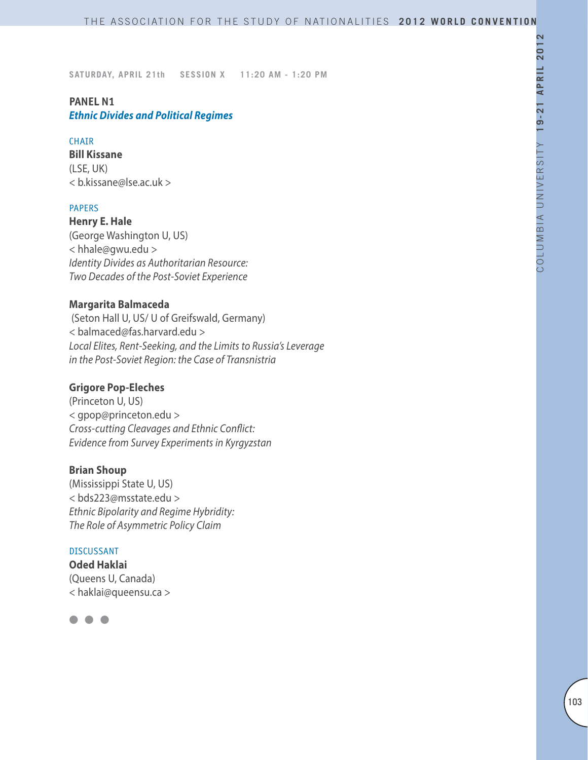SATURDAY, APRIL 21th SESSION X 11:20 AM - 1:20 PM

## PANEL N1
### *Ethnic Divides and Political Regimes*

CHAIR

**Bill Kissane**
(LSE, UK)
< b.kissane@lse.ac.uk >

PAPERS

**Henry E. Hale**
(George Washington U, US)
< hhale@gwu.edu >
*Identity Divides as Authoritarian Resource: Two Decades of the Post-Soviet Experience*

**Margarita Balmaceda**
(Seton Hall U, US/ U of Greifswald, Germany)
< balmaced@fas.harvard.edu >
*Local Elites, Rent-Seeking, and the Limits to Russia's Leverage in the Post-Soviet Region: the Case of Transnistria*

**Grigore Pop-Eleches**
(Princeton U, US)
< gpop@princeton.edu >
*Cross-cutting Cleavages and Ethnic Conflict: Evidence from Survey Experiments in Kyrgyzstan*

**Brian Shoup**
(Mississippi State U, US)
< bds223@msstate.edu >
*Ethnic Bipolarity and Regime Hybridity: The Role of Asymmetric Policy Claim*

DISCUSSANT

**Oded Haklai**
(Queens U, Canada)
< haklai@queensu.ca >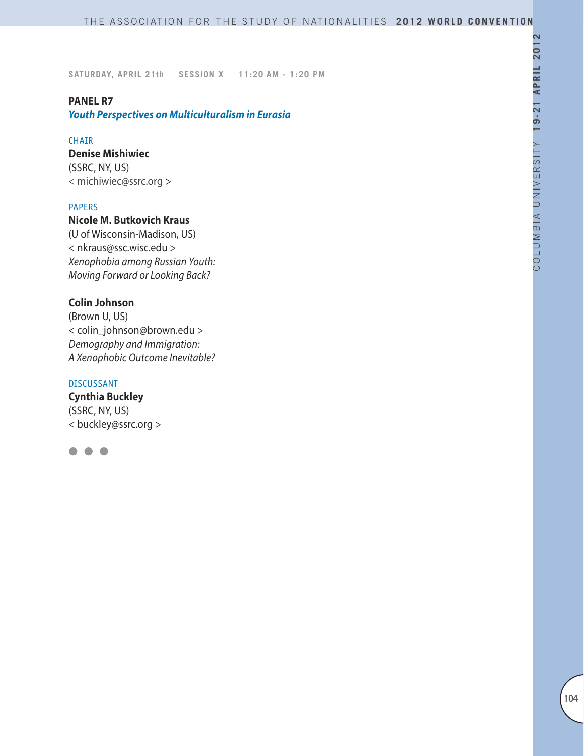SATURDAY, APRIL 21th SESSION X 11:20 AM - 1:20 PM

**PANEL R7**
***Youth Perspectives on Multiculturalism in Eurasia***

CHAIR

**Denise Mishiwiec**
(SSRC, NY, US)
< michiwiec@ssrc.org >

PAPERS

**Nicole M. Butkovich Kraus**
(U of Wisconsin-Madison, US)
< nkraus@ssc.wisc.edu >
*Xenophobia among Russian Youth: Moving Forward or Looking Back?*

**Colin Johnson**
(Brown U, US)
< colin_johnson@brown.edu >
*Demography and Immigration: A Xenophobic Outcome Inevitable?*

DISCUSSANT

**Cynthia Buckley**
(SSRC, NY, US)
< buckley@ssrc.org >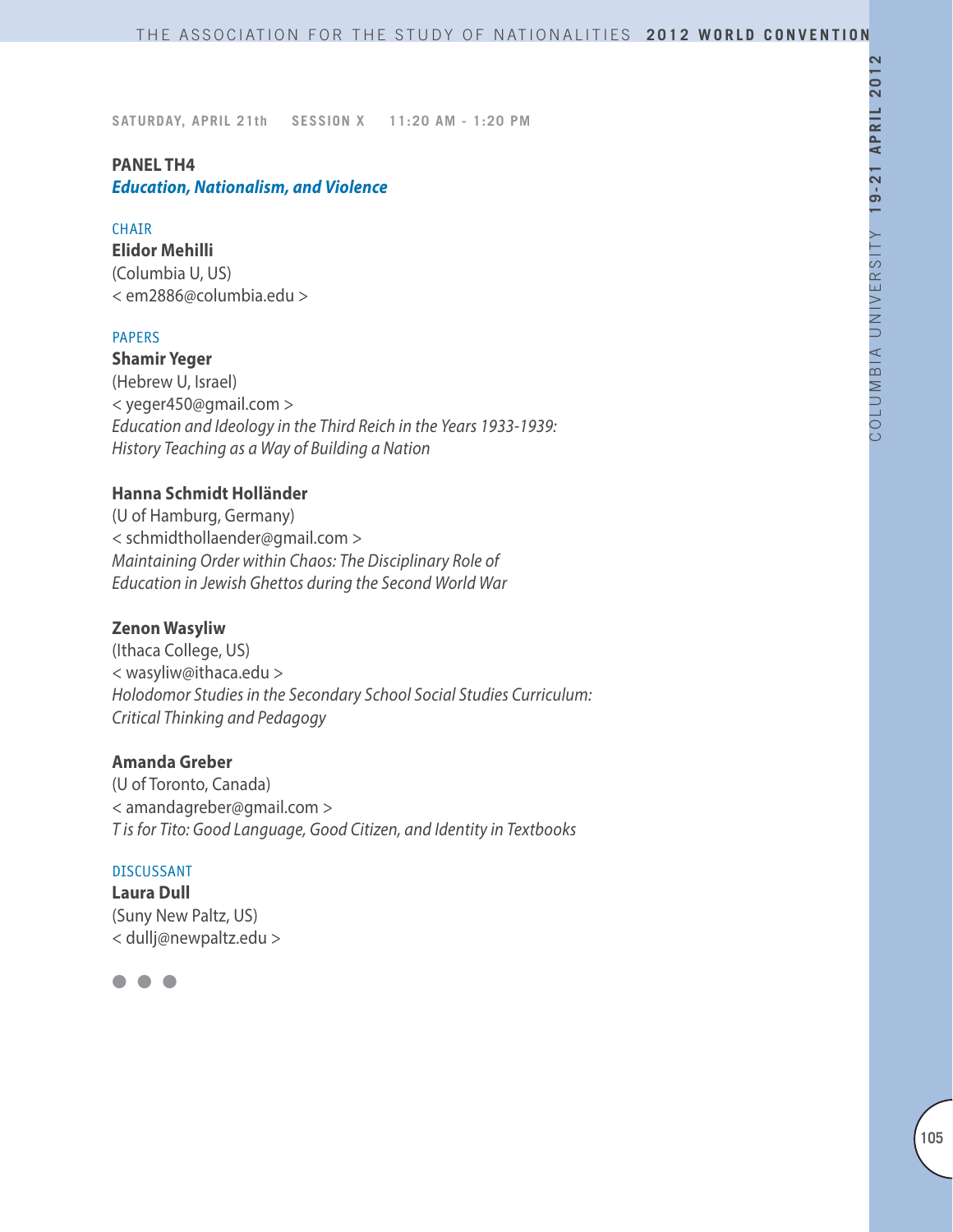SATURDAY, APRIL 21th SESSION X 11:20 AM - 1:20 PM

## PANEL TH4

### *Education, Nationalism, and Violence*

CHAIR

**Elidor Mehilli**
(Columbia U, US)
< em2886@columbia.edu >

PAPERS

**Shamir Yeger**
(Hebrew U, Israel)
< yeger450@gmail.com >
*Education and Ideology in the Third Reich in the Years 1933-1939: History Teaching as a Way of Building a Nation*

**Hanna Schmidt Holländer**
(U of Hamburg, Germany)
< schmidthollaender@gmail.com >
*Maintaining Order within Chaos: The Disciplinary Role of Education in Jewish Ghettos during the Second World War*

**Zenon Wasyliw**
(Ithaca College, US)
< wasyliw@ithaca.edu >
*Holodomor Studies in the Secondary School Social Studies Curriculum: Critical Thinking and Pedagogy*

**Amanda Greber**
(U of Toronto, Canada)
< amandagreber@gmail.com >
*T is for Tito: Good Language, Good Citizen, and Identity in Textbooks*

DISCUSSANT

**Laura Dull**
(Suny New Paltz, US)
< dullj@newpaltz.edu >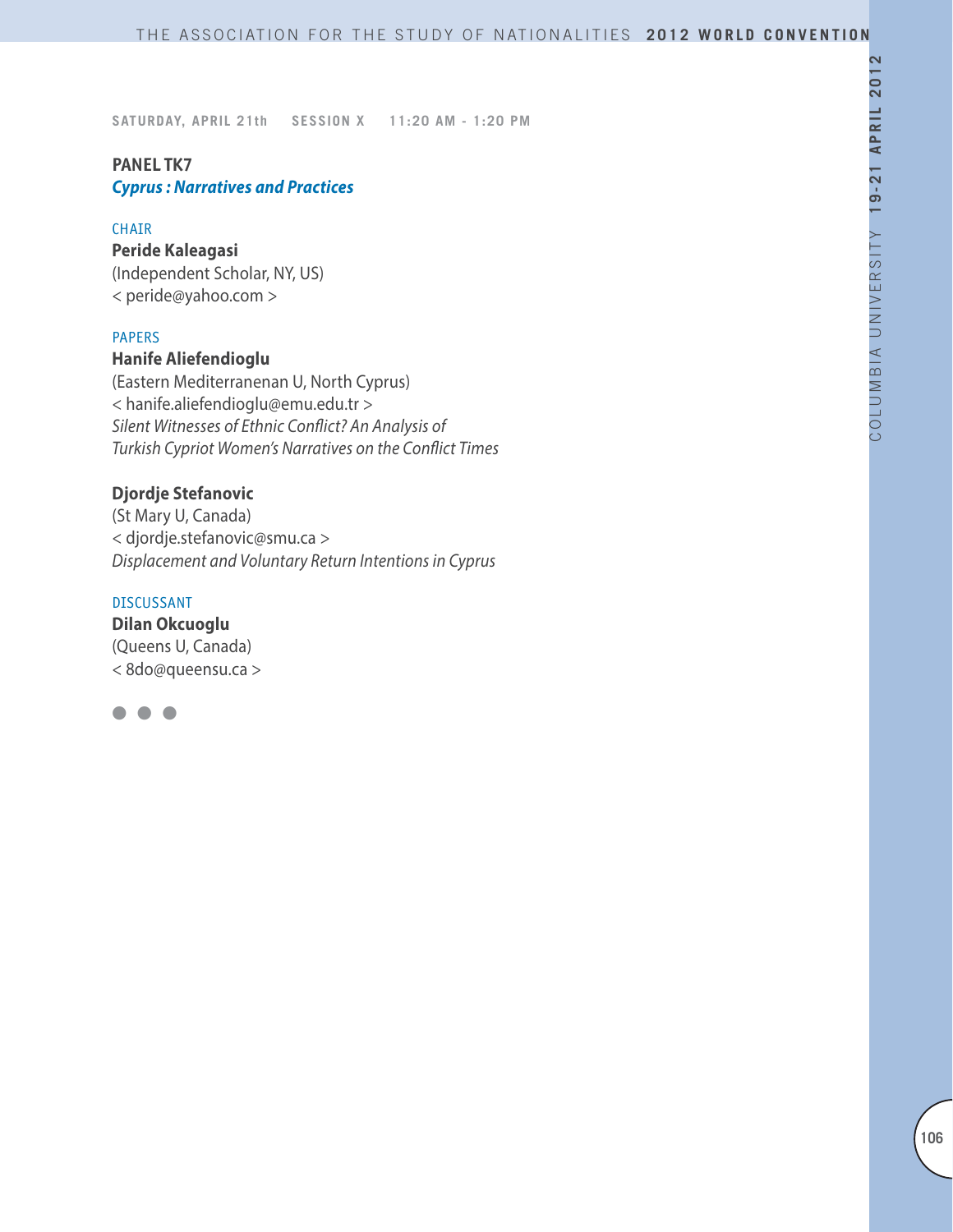SATURDAY, APRIL 21th SESSION X 11:20 AM - 1:20 PM

## PANEL TK7
### *Cyprus : Narratives and Practices*

CHAIR

**Peride Kaleagasi**
(Independent Scholar, NY, US)
< peride@yahoo.com >

PAPERS

**Hanife Aliefendioglu**
(Eastern Mediterranenan U, North Cyprus)
< hanife.aliefendioglu@emu.edu.tr >
*Silent Witnesses of Ethnic Conflict? An Analysis of Turkish Cypriot Women's Narratives on the Conflict Times*

**Djordje Stefanovic**
(St Mary U, Canada)
< djordje.stefanovic@smu.ca >
*Displacement and Voluntary Return Intentions in Cyprus*

DISCUSSANT

**Dilan Okcuoglu**
(Queens U, Canada)
< 8do@queensu.ca >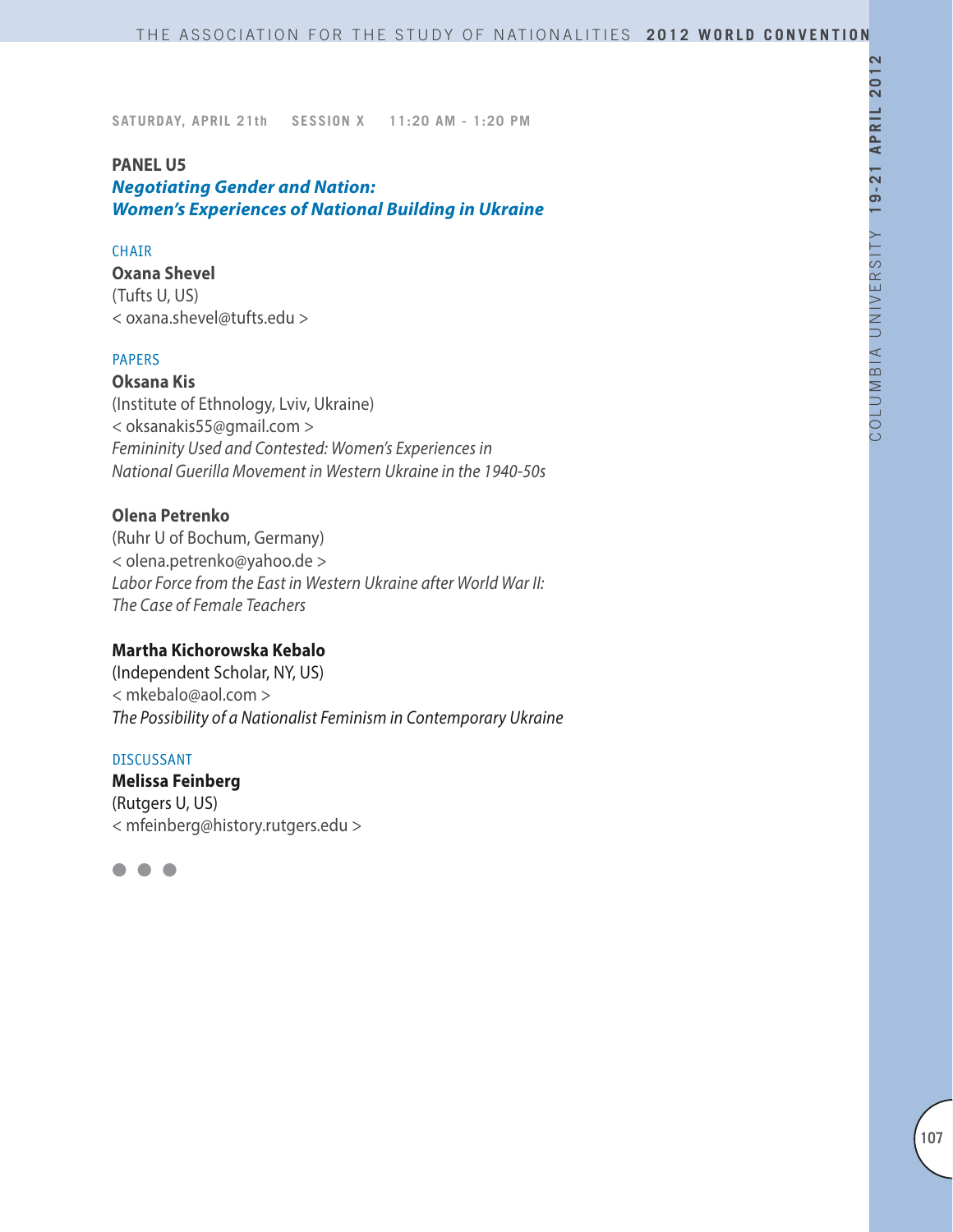SATURDAY, APRIL 21th SESSION X 11:20 AM - 1:20 PM

## PANEL U5

### *Negotiating Gender and Nation: Women's Experiences of National Building in Ukraine*

CHAIR

**Oxana Shevel**
(Tufts U, US)
< oxana.shevel@tufts.edu >

PAPERS

**Oksana Kis**
(Institute of Ethnology, Lviv, Ukraine)
< oksanakis55@gmail.com >
*Femininity Used and Contested: Women's Experiences in National Guerilla Movement in Western Ukraine in the 1940-50s*

**Olena Petrenko**
(Ruhr U of Bochum, Germany)
< olena.petrenko@yahoo.de >
*Labor Force from the East in Western Ukraine after World War II: The Case of Female Teachers*

**Martha Kichorowska Kebalo**
(Independent Scholar, NY, US)
< mkebalo@aol.com >
*The Possibility of a Nationalist Feminism in Contemporary Ukraine*

DISCUSSANT

**Melissa Feinberg**
(Rutgers U, US)
< mfeinberg@history.rutgers.edu >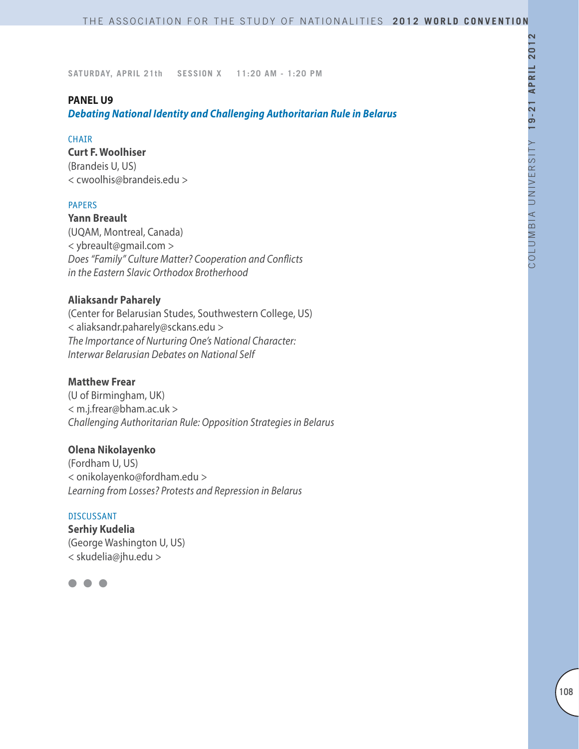SATURDAY, APRIL 21th SESSION X 11:20 AM - 1:20 PM

**PANEL U9**

***Debating National Identity and Challenging Authoritarian Rule in Belarus***

CHAIR

**Curt F. Woolhiser**
(Brandeis U, US)
< cwoolhis@brandeis.edu >

PAPERS

**Yann Breault**
(UQAM, Montreal, Canada)
< ybreault@gmail.com >
*Does "Family" Culture Matter? Cooperation and Conflicts in the Eastern Slavic Orthodox Brotherhood*

**Aliaksandr Paharely**
(Center for Belarusian Studes, Southwestern College, US)
< aliaksandr.paharely@sckans.edu >
*The Importance of Nurturing One's National Character: Interwar Belarusian Debates on National Self*

**Matthew Frear**
(U of Birmingham, UK)
< m.j.frear@bham.ac.uk >
*Challenging Authoritarian Rule: Opposition Strategies in Belarus*

**Olena Nikolayenko**
(Fordham U, US)
< onikolayenko@fordham.edu >
*Learning from Losses? Protests and Repression in Belarus*

DISCUSSANT

**Serhiy Kudelia**
(George Washington U, US)
< skudelia@jhu.edu >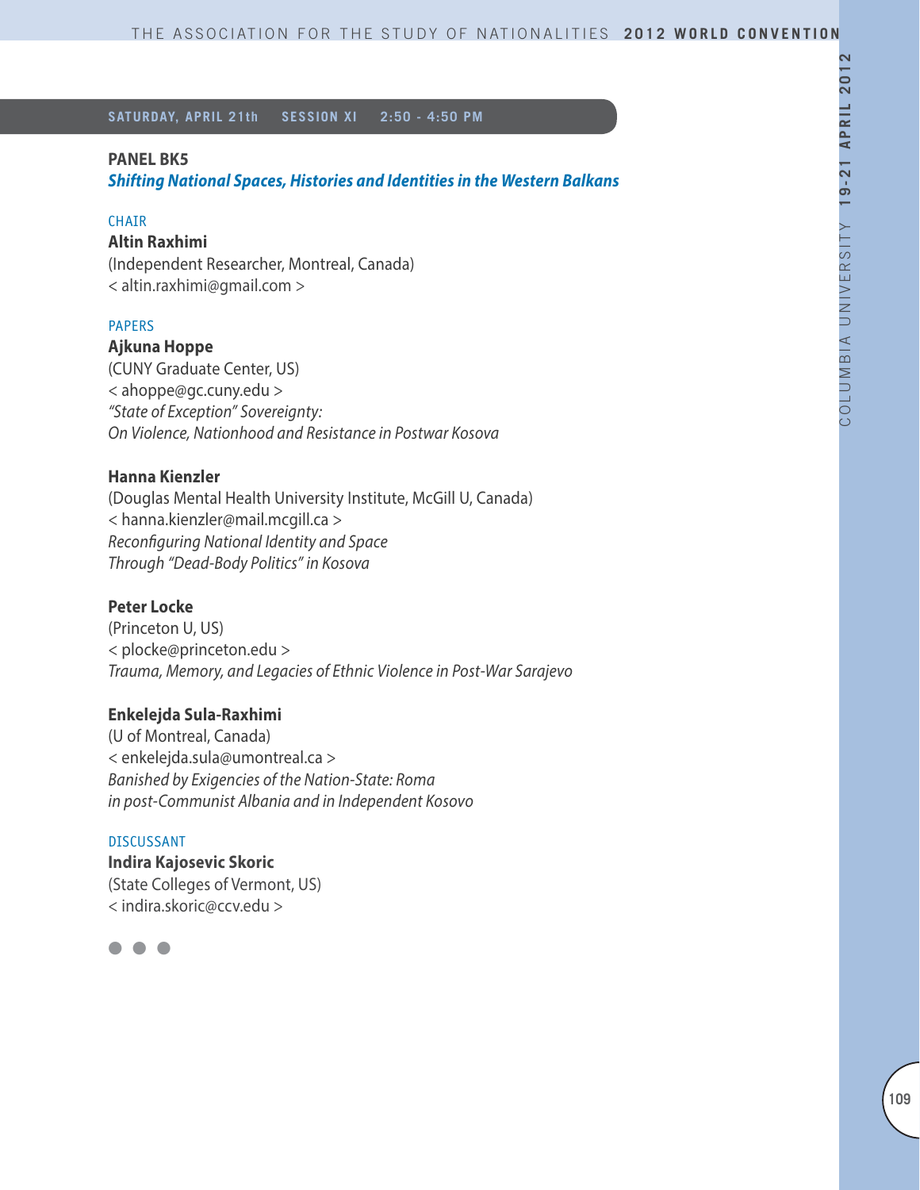**SATURDAY, APRIL 21th SESSION XI 2:50 - 4:50 PM**

## PANEL BK5

### *Shifting National Spaces, Histories and Identities in the Western Balkans*

CHAIR

**Altin Raxhimi**
(Independent Researcher, Montreal, Canada)
< altin.raxhimi@gmail.com >

PAPERS

**Ajkuna Hoppe**
(CUNY Graduate Center, US)
< ahoppe@gc.cuny.edu >
*"State of Exception" Sovereignty:*
*On Violence, Nationhood and Resistance in Postwar Kosova*

**Hanna Kienzler**
(Douglas Mental Health University Institute, McGill U, Canada)
< hanna.kienzler@mail.mcgill.ca >
*Reconfiguring National Identity and Space*
*Through "Dead-Body Politics" in Kosova*

**Peter Locke**
(Princeton U, US)
< plocke@princeton.edu >
*Trauma, Memory, and Legacies of Ethnic Violence in Post-War Sarajevo*

**Enkelejda Sula-Raxhimi**
(U of Montreal, Canada)
< enkelejda.sula@umontreal.ca >
*Banished by Exigencies of the Nation-State: Roma*
*in post-Communist Albania and in Independent Kosovo*

DISCUSSANT

**Indira Kajosevic Skoric**
(State Colleges of Vermont, US)
< indira.skoric@ccv.edu >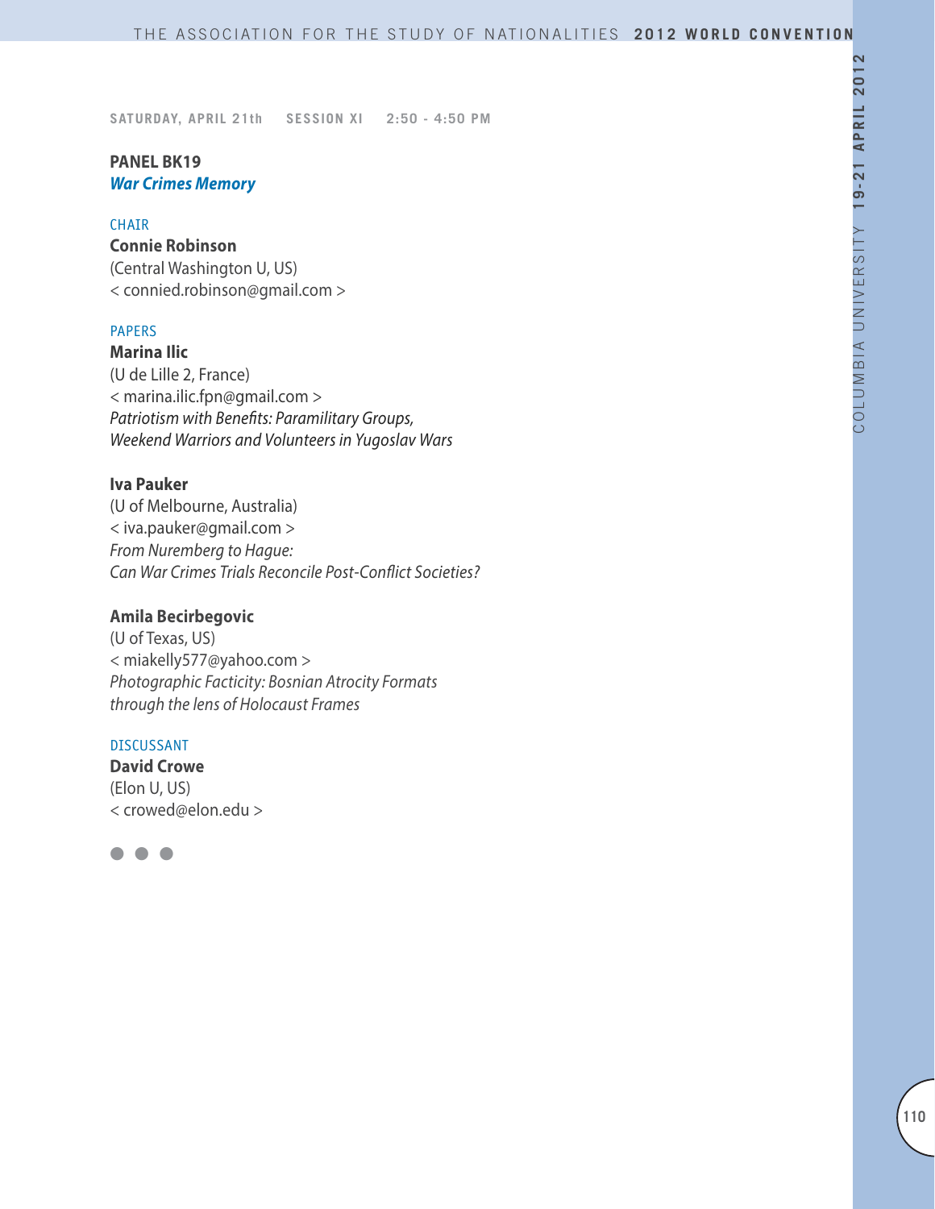SATURDAY, APRIL 21th SESSION XI 2:50 - 4:50 PM

**PANEL BK19**
***War Crimes Memory***

CHAIR

**Connie Robinson**
(Central Washington U, US)
< connied.robinson@gmail.com >

PAPERS

**Marina Ilic**
(U de Lille 2, France)
< marina.ilic.fpn@gmail.com >
*Patriotism with Benefits: Paramilitary Groups, Weekend Warriors and Volunteers in Yugoslav Wars*

**Iva Pauker**
(U of Melbourne, Australia)
< iva.pauker@gmail.com >
*From Nuremberg to Hague: Can War Crimes Trials Reconcile Post-Conflict Societies?*

**Amila Becirbegovic**
(U of Texas, US)
< miakelly577@yahoo.com >
*Photographic Facticity: Bosnian Atrocity Formats through the lens of Holocaust Frames*

DISCUSSANT

**David Crowe**
(Elon U, US)
< crowed@elon.edu >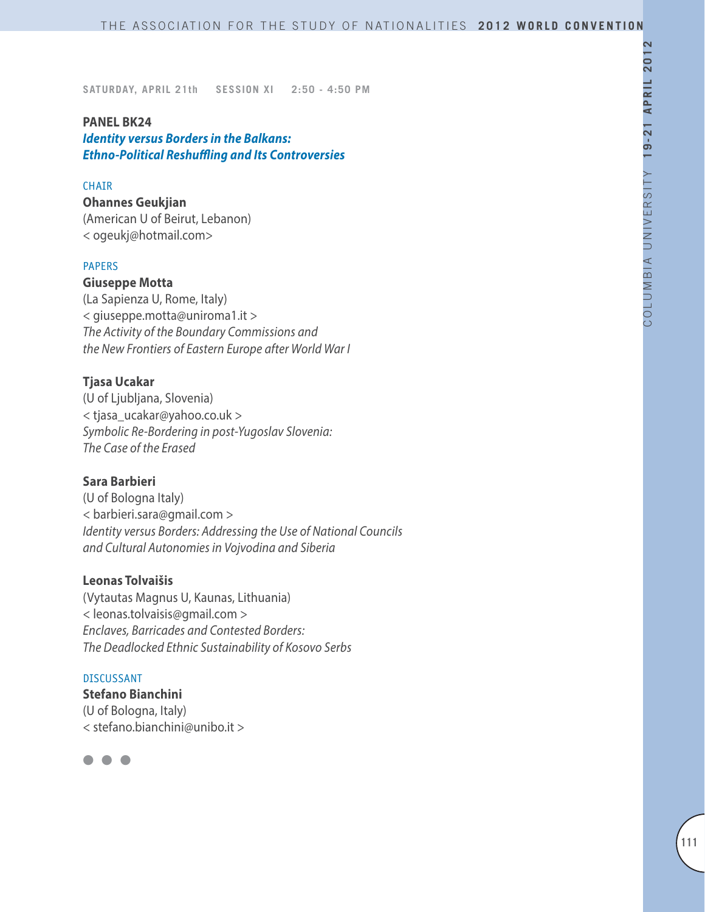SATURDAY, APRIL 21th SESSION XI 2:50 - 4:50 PM

## PANEL BK24

### *Identity versus Borders in the Balkans: Ethno-Political Reshuffling and Its Controversies*

CHAIR

**Ohannes Geukjian**
(American U of Beirut, Lebanon)
< ogeukj@hotmail.com>

PAPERS

**Giuseppe Motta**
(La Sapienza U, Rome, Italy)
< giuseppe.motta@uniroma1.it >
*The Activity of the Boundary Commissions and the New Frontiers of Eastern Europe after World War I*

**Tjasa Ucakar**
(U of Ljubljana, Slovenia)
< tjasa_ucakar@yahoo.co.uk >
*Symbolic Re-Bordering in post-Yugoslav Slovenia: The Case of the Erased*

**Sara Barbieri**
(U of Bologna Italy)
< barbieri.sara@gmail.com >
*Identity versus Borders: Addressing the Use of National Councils and Cultural Autonomies in Vojvodina and Siberia*

**Leonas Tolvaišis**
(Vytautas Magnus U, Kaunas, Lithuania)
< leonas.tolvaisis@gmail.com >
*Enclaves, Barricades and Contested Borders: The Deadlocked Ethnic Sustainability of Kosovo Serbs*

DISCUSSANT

**Stefano Bianchini**
(U of Bologna, Italy)
< stefano.bianchini@unibo.it >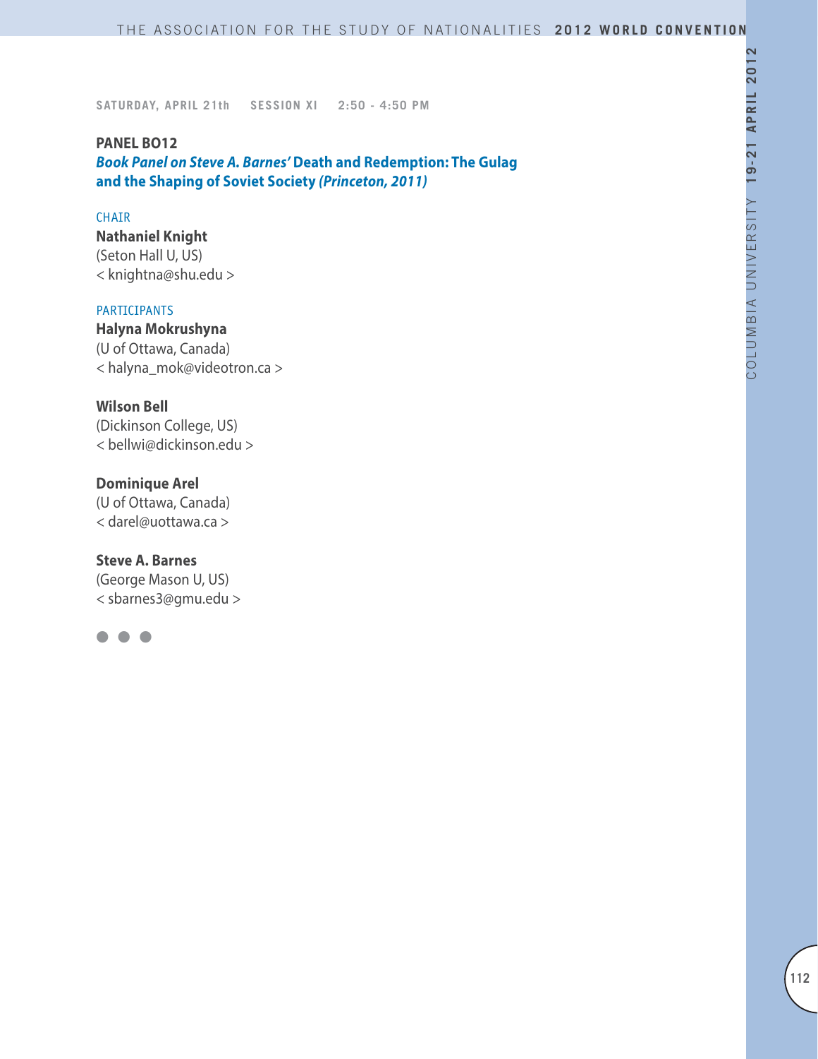SATURDAY, APRIL 21th SESSION XI 2:50 - 4:50 PM

**PANEL BO12**

***Book Panel on Steve A. Barnes'* Death and Redemption: The Gulag and the Shaping of Soviet Society *(Princeton, 2011)***

CHAIR

**Nathaniel Knight**
(Seton Hall U, US)
< knightna@shu.edu >

PARTICIPANTS

**Halyna Mokrushyna**
(U of Ottawa, Canada)
< halyna_mok@videotron.ca >

**Wilson Bell**
(Dickinson College, US)
< bellwi@dickinson.edu >

**Dominique Arel**
(U of Ottawa, Canada)
< darel@uottawa.ca >

**Steve A. Barnes**
(George Mason U, US)
< sbarnes3@gmu.edu >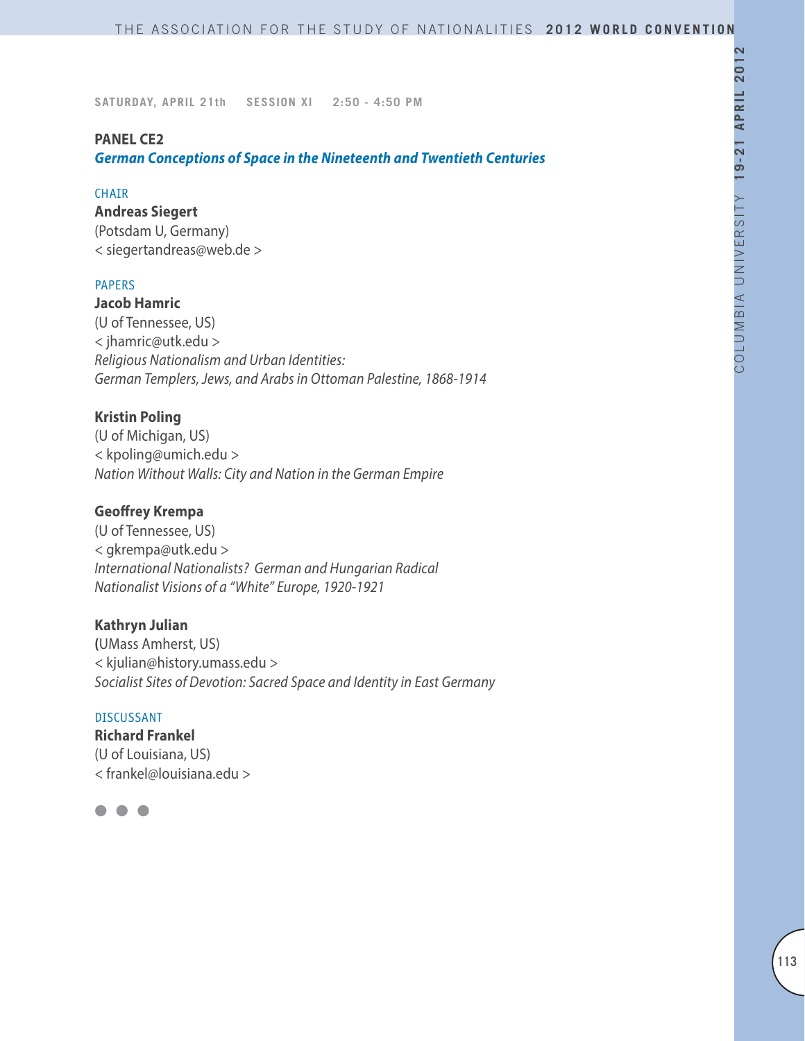SATURDAY, APRIL 21th SESSION XI 2:50 - 4:50 PM

**PANEL CE2**

***German Conceptions of Space in the Nineteenth and Twentieth Centuries***

CHAIR

**Andreas Siegert**
(Potsdam U, Germany)
< siegertandreas@web.de >

PAPERS

**Jacob Hamric**
(U of Tennessee, US)
< jhamric@utk.edu >
*Religious Nationalism and Urban Identities: German Templers, Jews, and Arabs in Ottoman Palestine, 1868-1914*

**Kristin Poling**
(U of Michigan, US)
< kpoling@umich.edu >
*Nation Without Walls: City and Nation in the German Empire*

**Geoffrey Krempa**
(U of Tennessee, US)
< gkrempa@utk.edu >
*International Nationalists? German and Hungarian Radical Nationalist Visions of a "White" Europe, 1920-1921*

**Kathryn Julian**
(UMass Amherst, US)
< kjulian@history.umass.edu >
*Socialist Sites of Devotion: Sacred Space and Identity in East Germany*

DISCUSSANT

**Richard Frankel**
(U of Louisiana, US)
< frankel@louisiana.edu >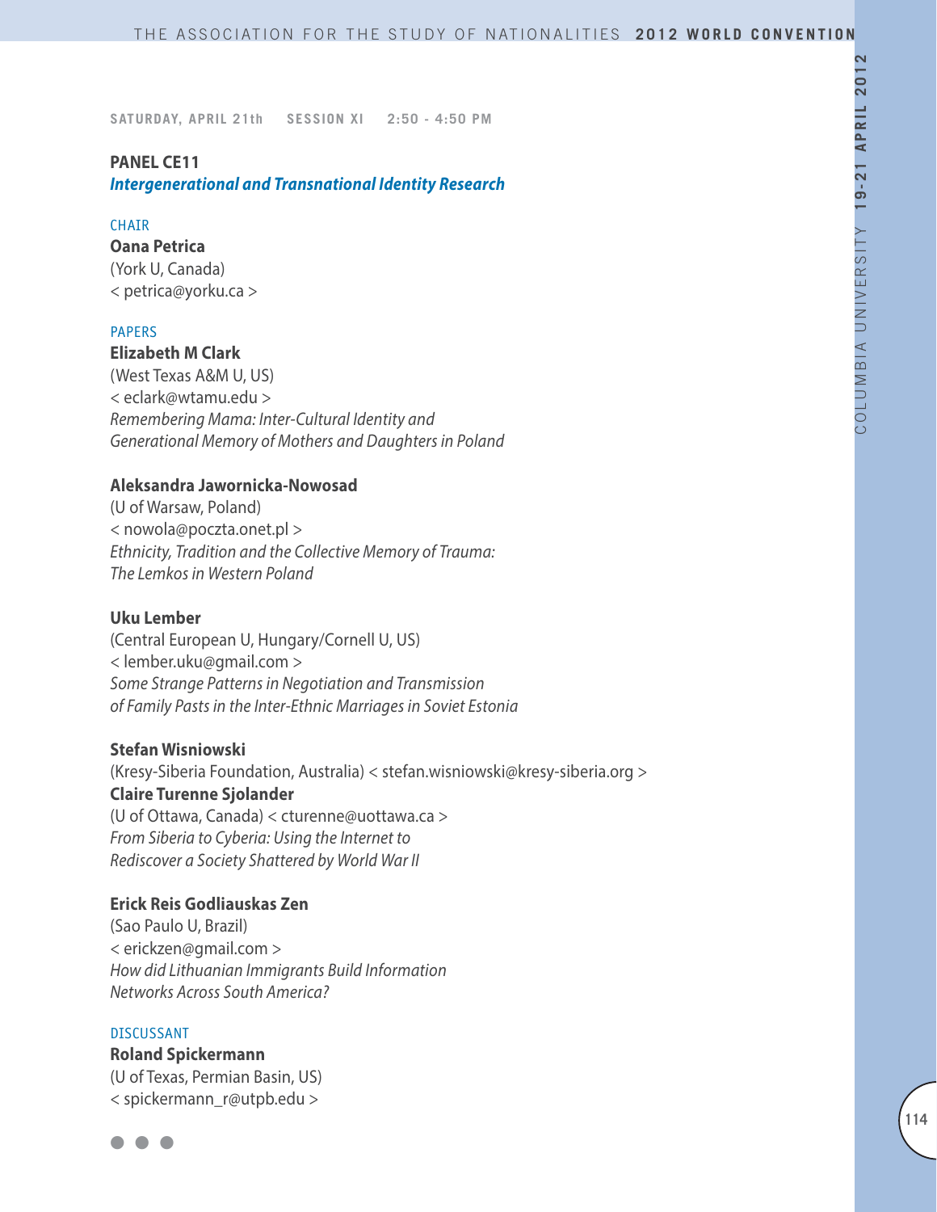SATURDAY, APRIL 21th SESSION XI 2:50 - 4:50 PM

## PANEL CE11
### *Intergenerational and Transnational Identity Research*

CHAIR

**Oana Petrica**
(York U, Canada)
< petrica@yorku.ca >

PAPERS

**Elizabeth M Clark**
(West Texas A&M U, US)
< eclark@wtamu.edu >
*Remembering Mama: Inter-Cultural Identity and Generational Memory of Mothers and Daughters in Poland*

**Aleksandra Jawornicka-Nowosad**
(U of Warsaw, Poland)
< nowola@poczta.onet.pl >
*Ethnicity, Tradition and the Collective Memory of Trauma: The Lemkos in Western Poland*

**Uku Lember**
(Central European U, Hungary/Cornell U, US)
< lember.uku@gmail.com >
*Some Strange Patterns in Negotiation and Transmission of Family Pasts in the Inter-Ethnic Marriages in Soviet Estonia*

**Stefan Wisniowski**
(Kresy-Siberia Foundation, Australia) < stefan.wisniowski@kresy-siberia.org >
**Claire Turenne Sjolander**
(U of Ottawa, Canada) < cturenne@uottawa.ca >
*From Siberia to Cyberia: Using the Internet to Rediscover a Society Shattered by World War II*

**Erick Reis Godliauskas Zen**
(Sao Paulo U, Brazil)
< erickzen@gmail.com >
*How did Lithuanian Immigrants Build Information Networks Across South America?*

DISCUSSANT

**Roland Spickermann**
(U of Texas, Permian Basin, US)
< spickermann_r@utpb.edu >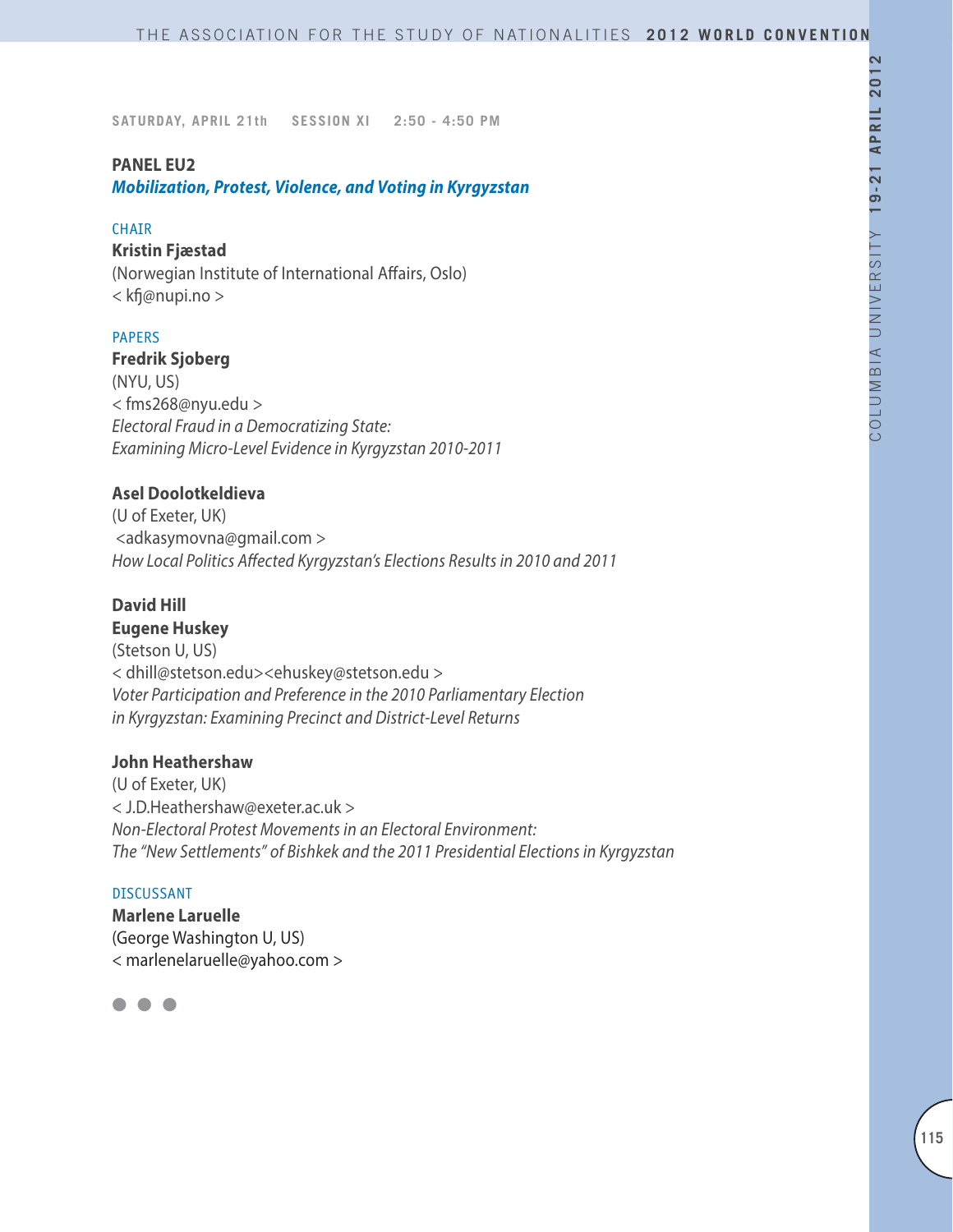SATURDAY, APRIL 21th SESSION XI 2:50 - 4:50 PM

## PANEL EU2

### *Mobilization, Protest, Violence, and Voting in Kyrgyzstan*

CHAIR

**Kristin Fjæstad**
(Norwegian Institute of International Affairs, Oslo)
< kfj@nupi.no >

PAPERS

**Fredrik Sjoberg**
(NYU, US)
< fms268@nyu.edu >
*Electoral Fraud in a Democratizing State:*
*Examining Micro-Level Evidence in Kyrgyzstan 2010-2011*

**Asel Doolotkeldieva**
(U of Exeter, UK)
<adkasymovna@gmail.com >
*How Local Politics Affected Kyrgyzstan's Elections Results in 2010 and 2011*

**David Hill**
**Eugene Huskey**
(Stetson U, US)
< dhill@stetson.edu><ehuskey@stetson.edu >
*Voter Participation and Preference in the 2010 Parliamentary Election*
*in Kyrgyzstan: Examining Precinct and District-Level Returns*

**John Heathershaw**
(U of Exeter, UK)
< J.D.Heathershaw@exeter.ac.uk >
*Non-Electoral Protest Movements in an Electoral Environment:*
*The "New Settlements" of Bishkek and the 2011 Presidential Elections in Kyrgyzstan*

DISCUSSANT

**Marlene Laruelle**
(George Washington U, US)
< marlenelaruelle@yahoo.com >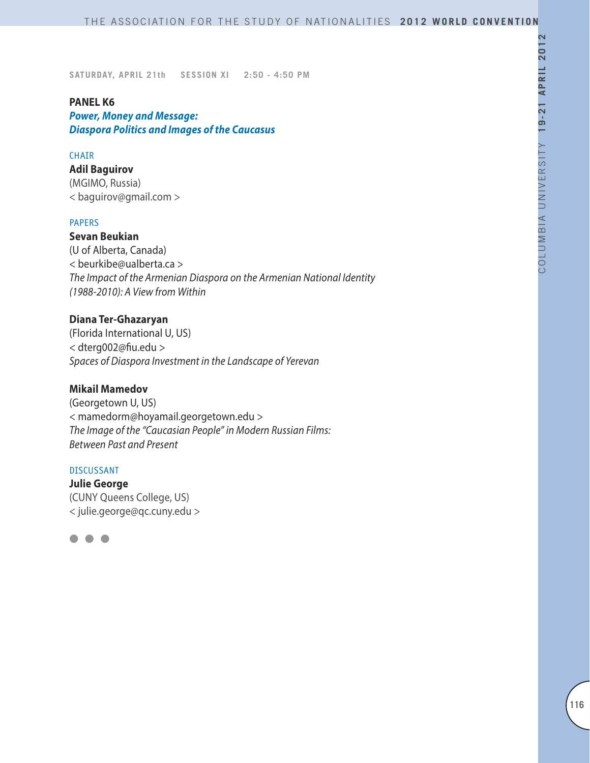SATURDAY, APRIL 21th SESSION XI 2:50 - 4:50 PM

## PANEL K6

***Power, Money and Message: Diaspora Politics and Images of the Caucasus***

CHAIR

**Adil Baguirov**
(MGIMO, Russia)
< baguirov@gmail.com >

PAPERS

**Sevan Beukian**
(U of Alberta, Canada)
< beurkibe@ualberta.ca >
*The Impact of the Armenian Diaspora on the Armenian National Identity (1988-2010): A View from Within*

**Diana Ter-Ghazaryan**
(Florida International U, US)
< dterg002@fiu.edu >
*Spaces of Diaspora Investment in the Landscape of Yerevan*

**Mikail Mamedov**
(Georgetown U, US)
< mamedorm@hoyamail.georgetown.edu >
*The Image of the "Caucasian People" in Modern Russian Films: Between Past and Present*

DISCUSSANT

**Julie George**
(CUNY Queens College, US)
< julie.george@qc.cuny.edu >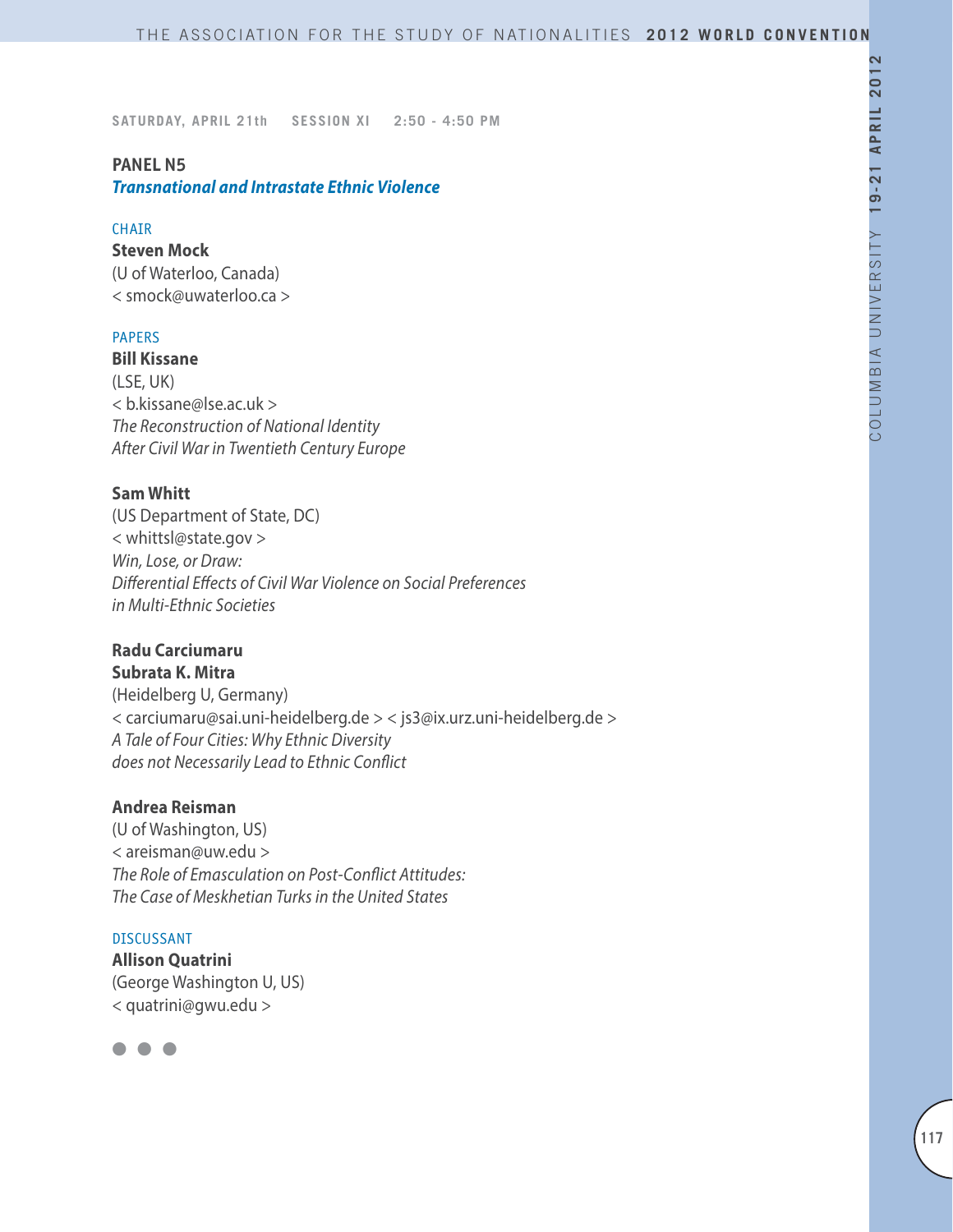SATURDAY, APRIL 21th SESSION XI 2:50 - 4:50 PM

## PANEL N5

### *Transnational and Intrastate Ethnic Violence*

CHAIR

**Steven Mock**
(U of Waterloo, Canada)
< smock@uwaterloo.ca >

PAPERS

**Bill Kissane**
(LSE, UK)
< b.kissane@lse.ac.uk >
*The Reconstruction of National Identity After Civil War in Twentieth Century Europe*

**Sam Whitt**
(US Department of State, DC)
< whittsl@state.gov >
*Win, Lose, or Draw: Differential Effects of Civil War Violence on Social Preferences in Multi-Ethnic Societies*

**Radu Carciumaru**
**Subrata K. Mitra**
(Heidelberg U, Germany)
< carciumaru@sai.uni-heidelberg.de > < js3@ix.urz.uni-heidelberg.de >
*A Tale of Four Cities: Why Ethnic Diversity does not Necessarily Lead to Ethnic Conflict*

**Andrea Reisman**
(U of Washington, US)
< areisman@uw.edu >
*The Role of Emasculation on Post-Conflict Attitudes: The Case of Meskhetian Turks in the United States*

DISCUSSANT

**Allison Quatrini**
(George Washington U, US)
< quatrini@gwu.edu >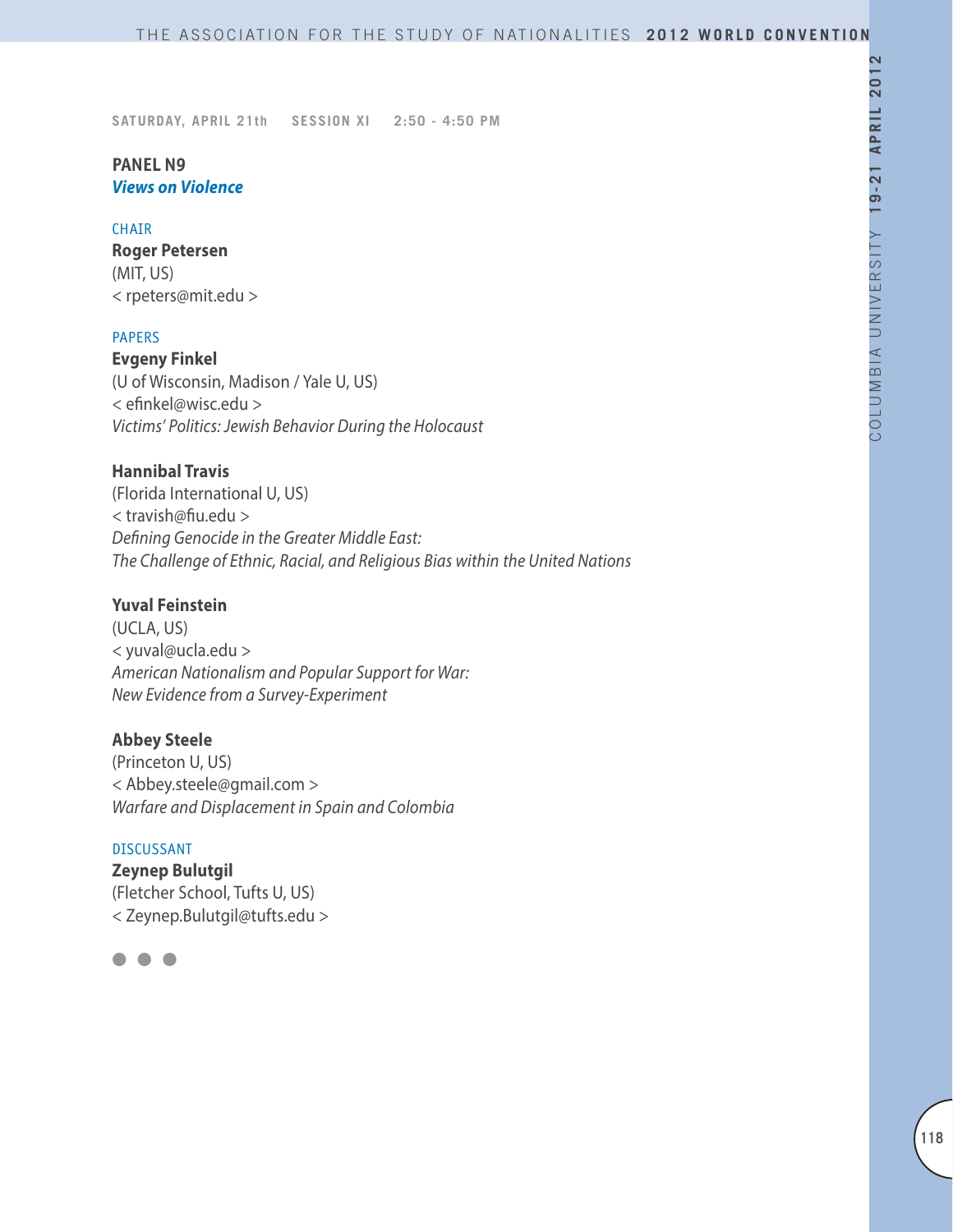SATURDAY, APRIL 21th    SESSION XI    2:50 - 4:50 PM

## PANEL N9
### *Views on Violence*

CHAIR

**Roger Petersen**
(MIT, US)
< rpeters@mit.edu >

PAPERS

**Evgeny Finkel**
(U of Wisconsin, Madison / Yale U, US)
< efinkel@wisc.edu >
*Victims' Politics: Jewish Behavior During the Holocaust*

**Hannibal Travis**
(Florida International U, US)
< travish@fiu.edu >
*Defining Genocide in the Greater Middle East:*
*The Challenge of Ethnic, Racial, and Religious Bias within the United Nations*

**Yuval Feinstein**
(UCLA, US)
< yuval@ucla.edu >
*American Nationalism and Popular Support for War:*
*New Evidence from a Survey-Experiment*

**Abbey Steele**
(Princeton U, US)
< Abbey.steele@gmail.com >
*Warfare and Displacement in Spain and Colombia*

DISCUSSANT

**Zeynep Bulutgil**
(Fletcher School, Tufts U, US)
< Zeynep.Bulutgil@tufts.edu >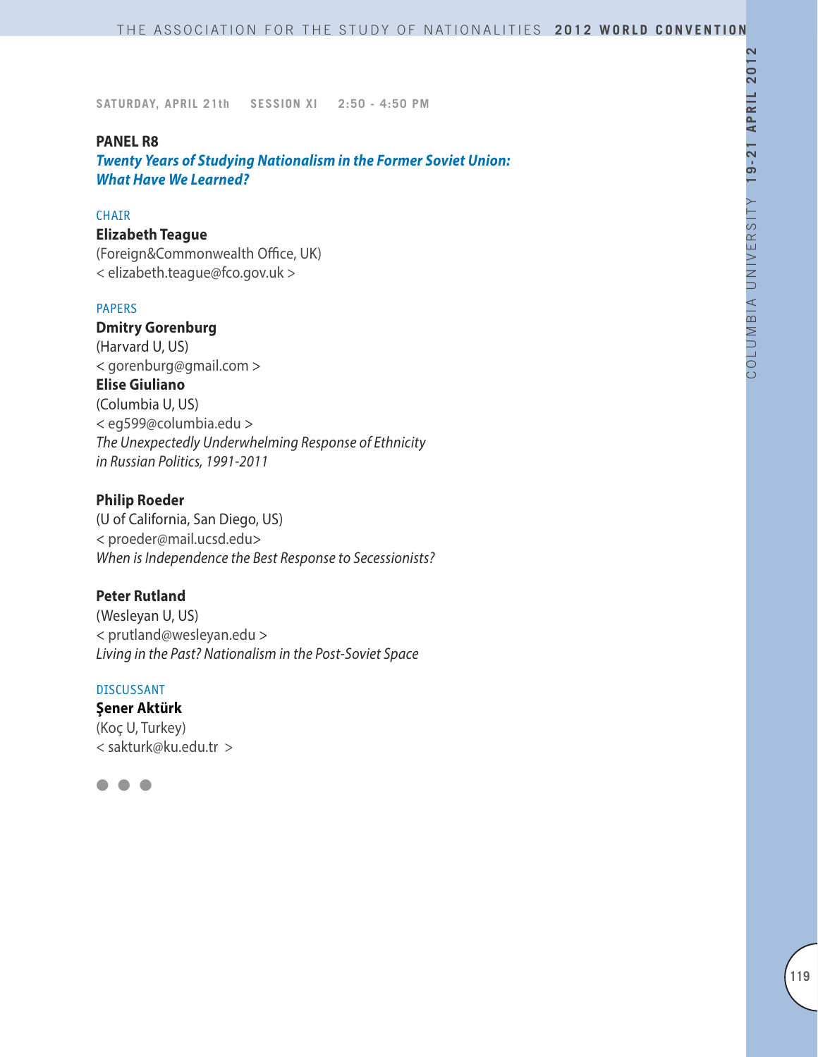SATURDAY, APRIL 21th SESSION XI 2:50 - 4:50 PM

## PANEL R8

***Twenty Years of Studying Nationalism in the Former Soviet Union: What Have We Learned?***

CHAIR

**Elizabeth Teague**
(Foreign&Commonwealth Office, UK)
< elizabeth.teague@fco.gov.uk >

PAPERS

**Dmitry Gorenburg**
(Harvard U, US)
< gorenburg@gmail.com >

**Elise Giuliano**
(Columbia U, US)
< eg599@columbia.edu >
*The Unexpectedly Underwhelming Response of Ethnicity in Russian Politics, 1991-2011*

**Philip Roeder**
(U of California, San Diego, US)
< proeder@mail.ucsd.edu>
*When is Independence the Best Response to Secessionists?*

**Peter Rutland**
(Wesleyan U, US)
< prutland@wesleyan.edu >
*Living in the Past? Nationalism in the Post-Soviet Space*

DISCUSSANT

**Şener Aktürk**
(Koç U, Turkey)
< sakturk@ku.edu.tr >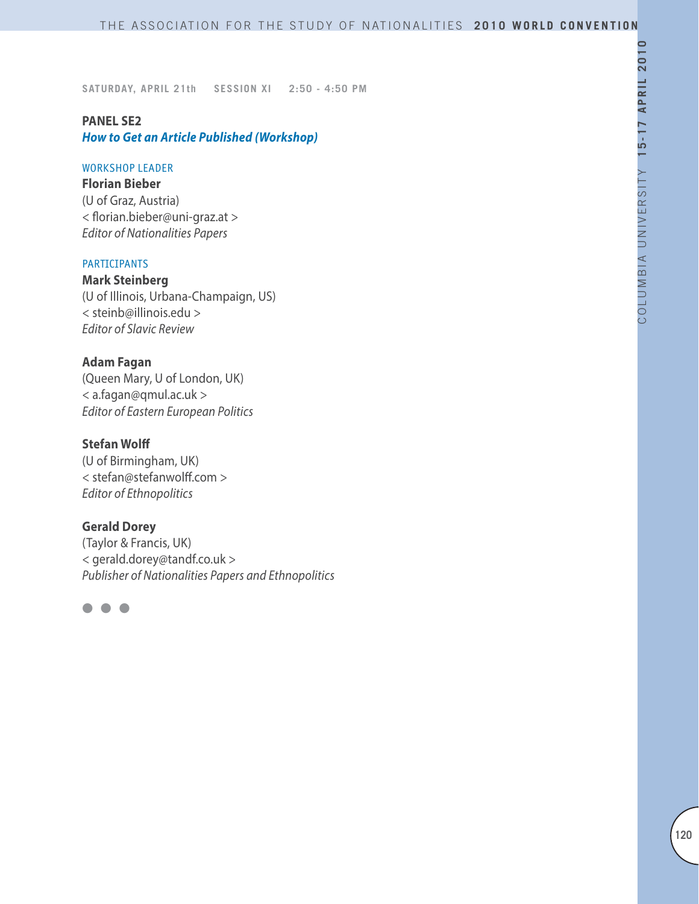SATURDAY, APRIL 21th SESSION XI 2:50 - 4:50 PM

**PANEL SE2**
***How to Get an Article Published (Workshop)***

WORKSHOP LEADER

**Florian Bieber**
(U of Graz, Austria)
< florian.bieber@uni-graz.at >
*Editor of Nationalities Papers*

PARTICIPANTS

**Mark Steinberg**
(U of Illinois, Urbana-Champaign, US)
< steinb@illinois.edu >
*Editor of Slavic Review*

**Adam Fagan**
(Queen Mary, U of London, UK)
< a.fagan@qmul.ac.uk >
*Editor of Eastern European Politics*

**Stefan Wolff**
(U of Birmingham, UK)
< stefan@stefanwolff.com >
*Editor of Ethnopolitics*

**Gerald Dorey**
(Taylor & Francis, UK)
< gerald.dorey@tandf.co.uk >
*Publisher of Nationalities Papers and Ethnopolitics*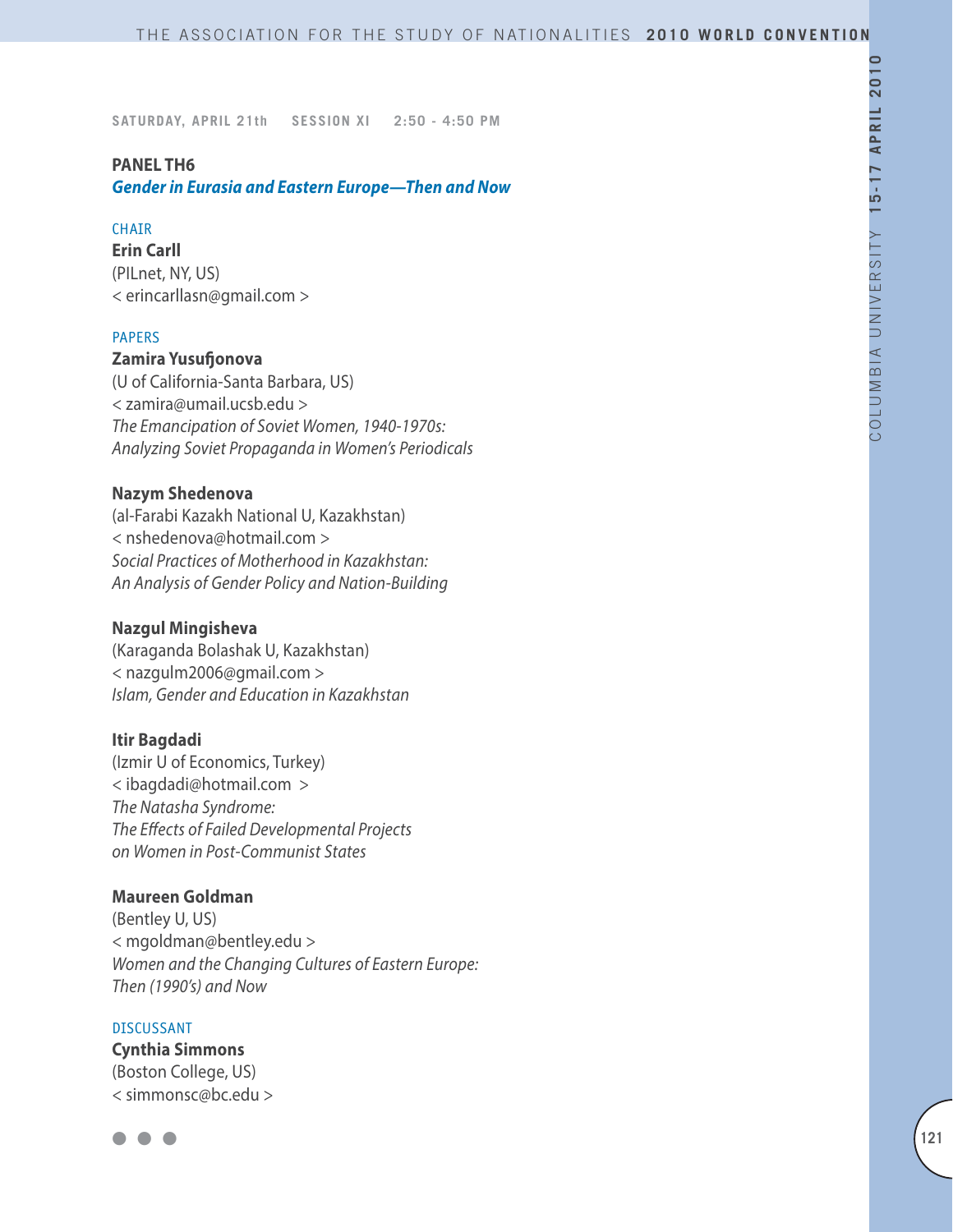SATURDAY, APRIL 21th SESSION XI 2:50 - 4:50 PM

## PANEL TH6

### *Gender in Eurasia and Eastern Europe—Then and Now*

CHAIR

**Erin Carll**
(PILnet, NY, US)
< erincarllasn@gmail.com >

PAPERS

**Zamira Yusufjonova**
(U of California-Santa Barbara, US)
< zamira@umail.ucsb.edu >
*The Emancipation of Soviet Women, 1940-1970s: Analyzing Soviet Propaganda in Women's Periodicals*

**Nazym Shedenova**
(al-Farabi Kazakh National U, Kazakhstan)
< nshedenova@hotmail.com >
*Social Practices of Motherhood in Kazakhstan: An Analysis of Gender Policy and Nation-Building*

**Nazgul Mingisheva**
(Karaganda Bolashak U, Kazakhstan)
< nazgulm2006@gmail.com >
*Islam, Gender and Education in Kazakhstan*

**Itir Bagdadi**
(Izmir U of Economics, Turkey)
< ibagdadi@hotmail.com >
*The Natasha Syndrome: The Effects of Failed Developmental Projects on Women in Post-Communist States*

**Maureen Goldman**
(Bentley U, US)
< mgoldman@bentley.edu >
*Women and the Changing Cultures of Eastern Europe: Then (1990's) and Now*

DISCUSSANT

**Cynthia Simmons**
(Boston College, US)
< simmonsc@bc.edu >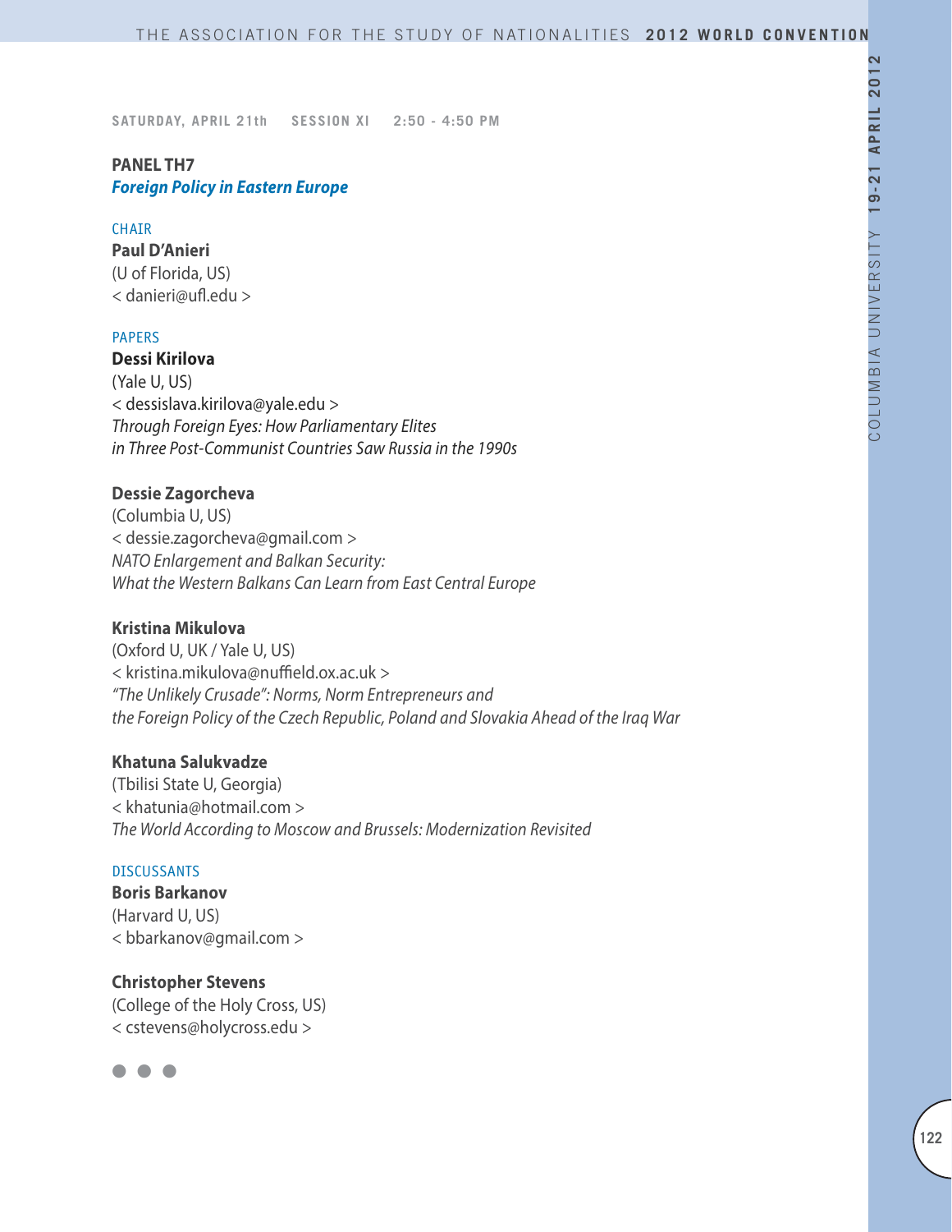SATURDAY, APRIL 21th SESSION XI 2:50 - 4:50 PM

**PANEL TH7**
***Foreign Policy in Eastern Europe***

CHAIR

**Paul D'Anieri**
(U of Florida, US)
< danieri@ufl.edu >

PAPERS

**Dessi Kirilova**
(Yale U, US)
< dessislava.kirilova@yale.edu >
*Through Foreign Eyes: How Parliamentary Elites in Three Post-Communist Countries Saw Russia in the 1990s*

**Dessie Zagorcheva**
(Columbia U, US)
< dessie.zagorcheva@gmail.com >
*NATO Enlargement and Balkan Security: What the Western Balkans Can Learn from East Central Europe*

**Kristina Mikulova**
(Oxford U, UK / Yale U, US)
< kristina.mikulova@nuffield.ox.ac.uk >
*"The Unlikely Crusade": Norms, Norm Entrepreneurs and the Foreign Policy of the Czech Republic, Poland and Slovakia Ahead of the Iraq War*

**Khatuna Salukvadze**
(Tbilisi State U, Georgia)
< khatunia@hotmail.com >
*The World According to Moscow and Brussels: Modernization Revisited*

DISCUSSANTS

**Boris Barkanov**
(Harvard U, US)
< bbarkanov@gmail.com >

**Christopher Stevens**
(College of the Holy Cross, US)
< cstevens@holycross.edu >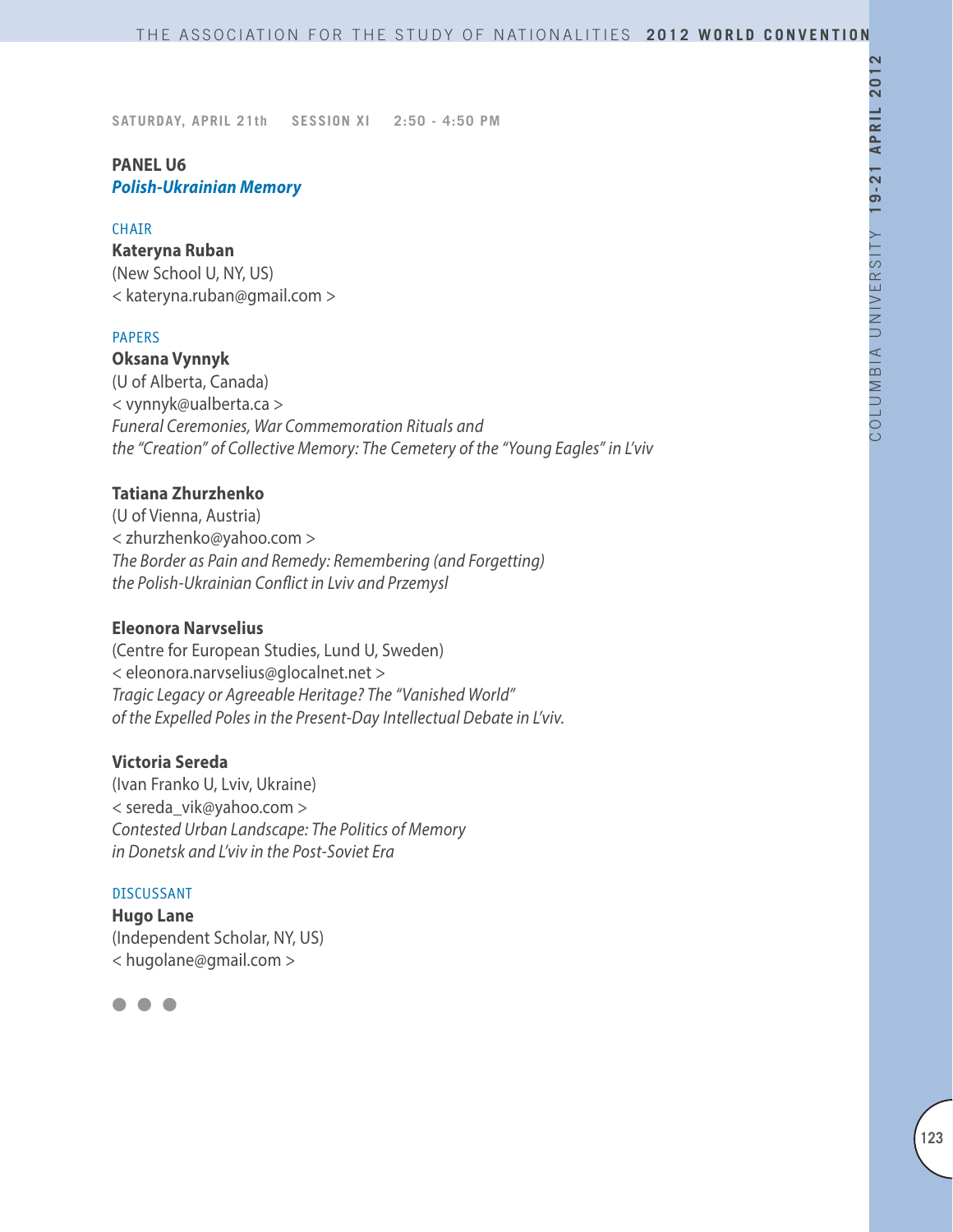SATURDAY, APRIL 21th SESSION XI 2:50 - 4:50 PM

## PANEL U6
### *Polish-Ukrainian Memory*

CHAIR

**Kateryna Ruban**
(New School U, NY, US)
< kateryna.ruban@gmail.com >

PAPERS

**Oksana Vynnyk**
(U of Alberta, Canada)
< vynnyk@ualberta.ca >
*Funeral Ceremonies, War Commemoration Rituals and the "Creation" of Collective Memory: The Cemetery of the "Young Eagles" in L'viv*

**Tatiana Zhurzhenko**
(U of Vienna, Austria)
< zhurzhenko@yahoo.com >
*The Border as Pain and Remedy: Remembering (and Forgetting) the Polish-Ukrainian Conflict in Lviv and Przemysl*

**Eleonora Narvselius**
(Centre for European Studies, Lund U, Sweden)
< eleonora.narvselius@glocalnet.net >
*Tragic Legacy or Agreeable Heritage? The "Vanished World" of the Expelled Poles in the Present-Day Intellectual Debate in L'viv.*

**Victoria Sereda**
(Ivan Franko U, Lviv, Ukraine)
< sereda_vik@yahoo.com >
*Contested Urban Landscape: The Politics of Memory in Donetsk and L'viv in the Post-Soviet Era*

DISCUSSANT

**Hugo Lane**
(Independent Scholar, NY, US)
< hugolane@gmail.com >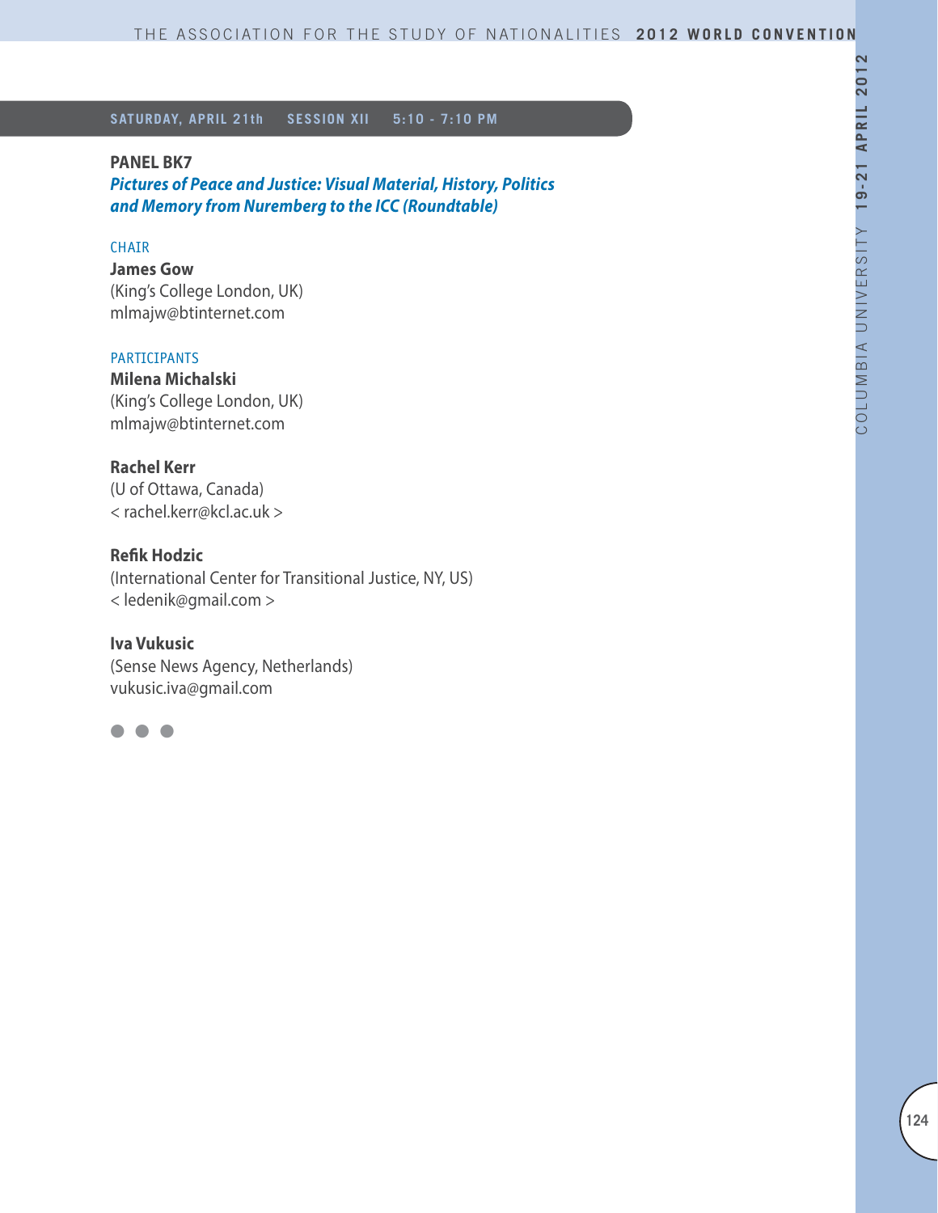**SATURDAY, APRIL 21th SESSION XII 5:10 - 7:10 PM**

**PANEL BK7**

***Pictures of Peace and Justice: Visual Material, History, Politics and Memory from Nuremberg to the ICC (Roundtable)***

CHAIR

**James Gow**
(King's College London, UK)
mlmajw@btinternet.com

PARTICIPANTS

**Milena Michalski**
(King's College London, UK)
mlmajw@btinternet.com

**Rachel Kerr**
(U of Ottawa, Canada)
< rachel.kerr@kcl.ac.uk >

**Refik Hodzic**
(International Center for Transitional Justice, NY, US)
< ledenik@gmail.com >

**Iva Vukusic**
(Sense News Agency, Netherlands)
vukusic.iva@gmail.com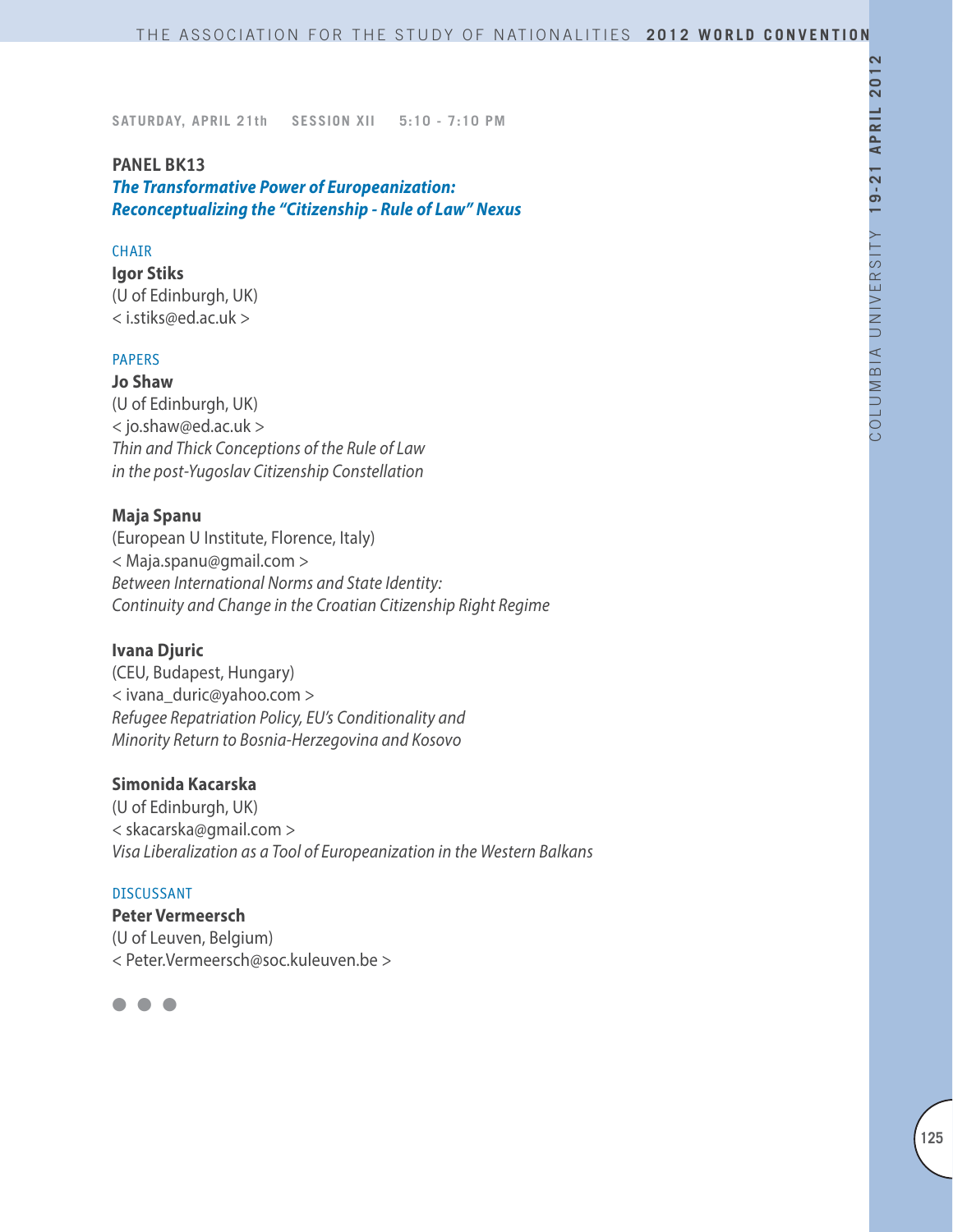SATURDAY, APRIL 21th SESSION XII 5:10 - 7:10 PM

## PANEL BK13

### *The Transformative Power of Europeanization: Reconceptualizing the "Citizenship - Rule of Law" Nexus*

CHAIR

**Igor Stiks**
(U of Edinburgh, UK)
< i.stiks@ed.ac.uk >

PAPERS

**Jo Shaw**
(U of Edinburgh, UK)
< jo.shaw@ed.ac.uk >
*Thin and Thick Conceptions of the Rule of Law in the post-Yugoslav Citizenship Constellation*

**Maja Spanu**
(European U Institute, Florence, Italy)
< Maja.spanu@gmail.com >
*Between International Norms and State Identity: Continuity and Change in the Croatian Citizenship Right Regime*

**Ivana Djuric**
(CEU, Budapest, Hungary)
< ivana_duric@yahoo.com >
*Refugee Repatriation Policy, EU's Conditionality and Minority Return to Bosnia-Herzegovina and Kosovo*

**Simonida Kacarska**
(U of Edinburgh, UK)
< skacarska@gmail.com >
*Visa Liberalization as a Tool of Europeanization in the Western Balkans*

DISCUSSANT

**Peter Vermeersch**
(U of Leuven, Belgium)
< Peter.Vermeersch@soc.kuleuven.be >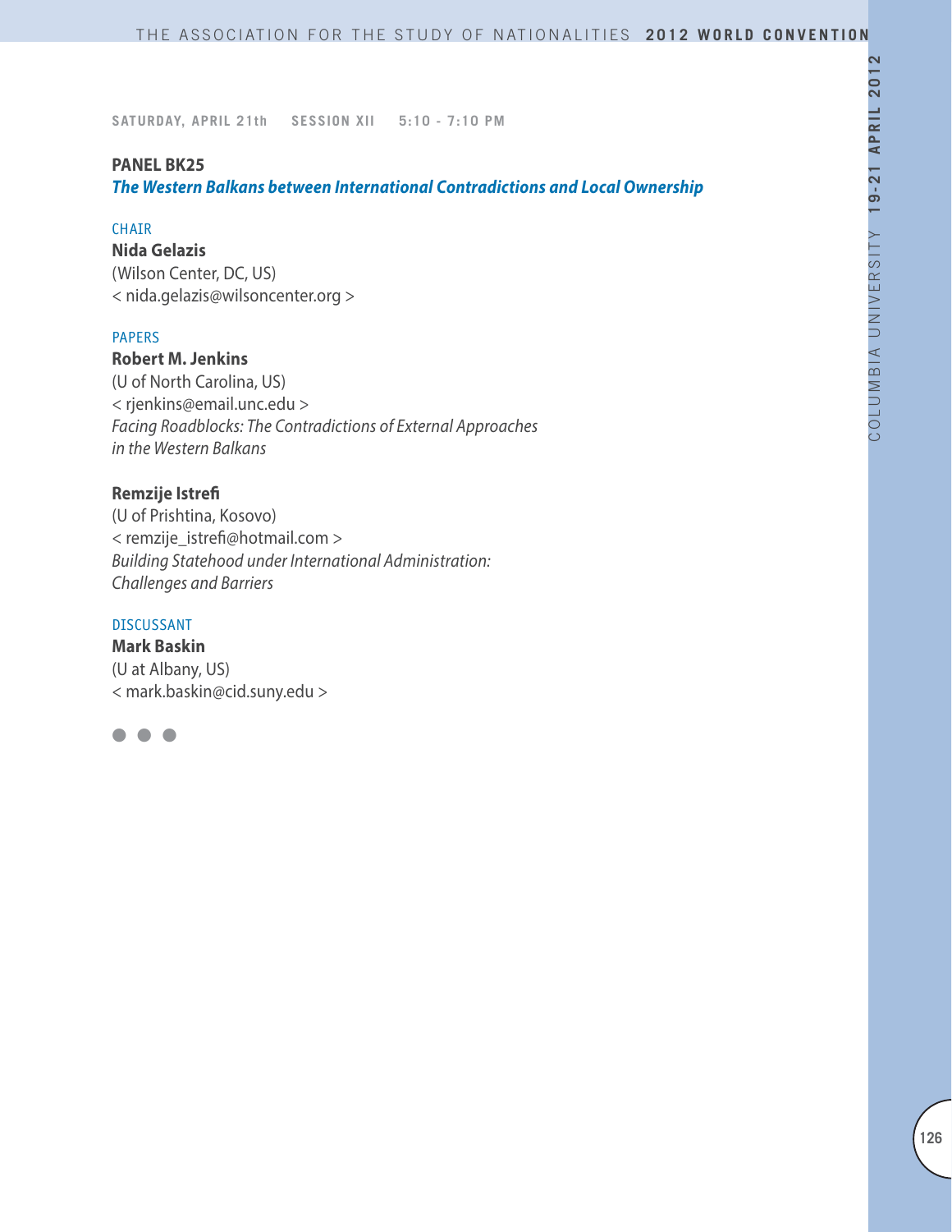SATURDAY, APRIL 21th SESSION XII 5:10 - 7:10 PM

## PANEL BK25

### *The Western Balkans between International Contradictions and Local Ownership*

CHAIR

**Nida Gelazis**
(Wilson Center, DC, US)
< nida.gelazis@wilsoncenter.org >

PAPERS

**Robert M. Jenkins**
(U of North Carolina, US)
< rjenkins@email.unc.edu >
*Facing Roadblocks: The Contradictions of External Approaches in the Western Balkans*

**Remzije Istrefi**
(U of Prishtina, Kosovo)
< remzije_istrefi@hotmail.com >
*Building Statehood under International Administration: Challenges and Barriers*

DISCUSSANT

**Mark Baskin**
(U at Albany, US)
< mark.baskin@cid.suny.edu >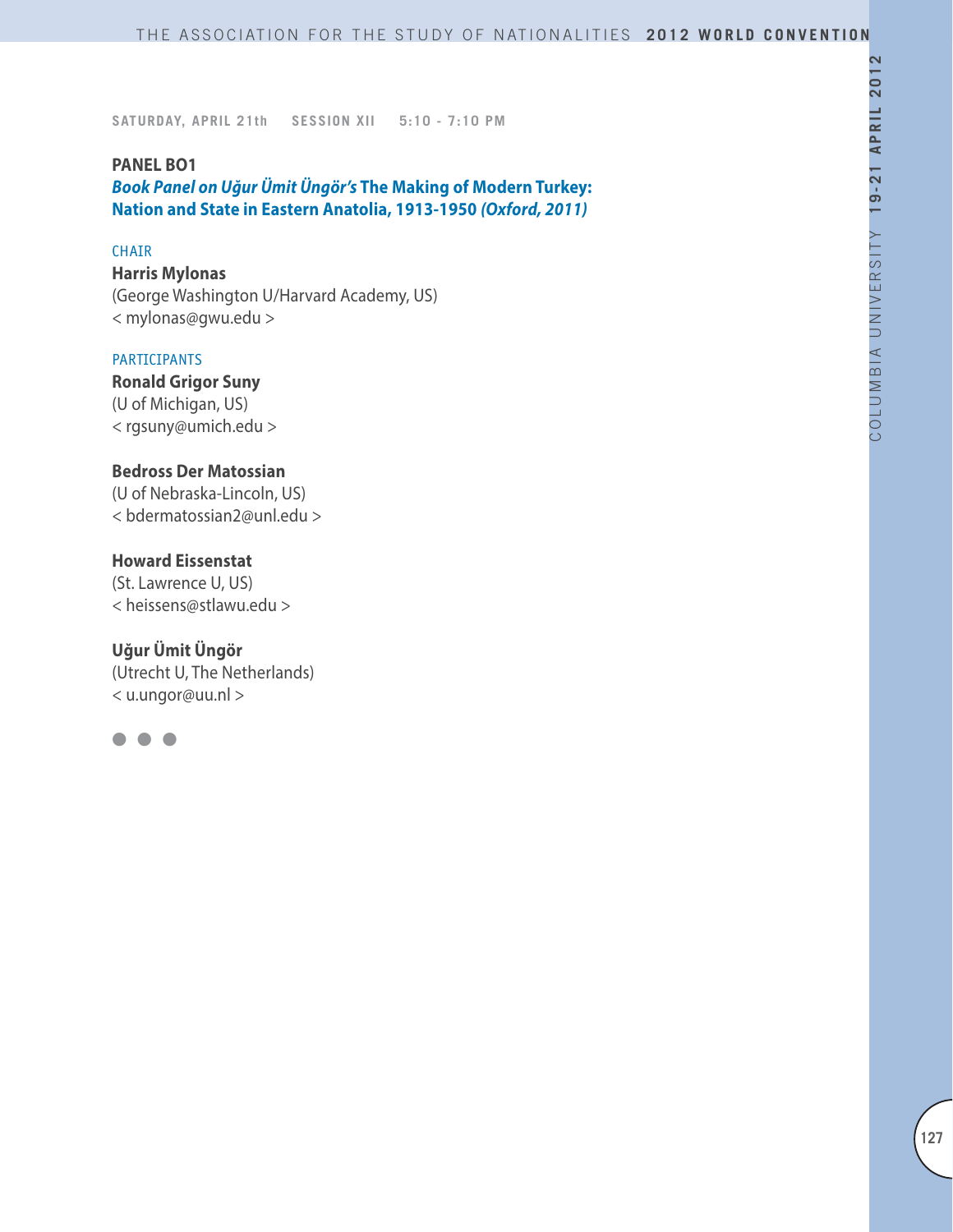SATURDAY, APRIL 21th SESSION XII 5:10 - 7:10 PM

**PANEL BO1**

***Book Panel on Uğur Ümit Üngör's* The Making of Modern Turkey: Nation and State in Eastern Anatolia, 1913-1950 *(Oxford, 2011)***

CHAIR

**Harris Mylonas**
(George Washington U/Harvard Academy, US)
< mylonas@gwu.edu >

PARTICIPANTS

**Ronald Grigor Suny**
(U of Michigan, US)
< rgsuny@umich.edu >

**Bedross Der Matossian**
(U of Nebraska-Lincoln, US)
< bdermatossian2@unl.edu >

**Howard Eissenstat**
(St. Lawrence U, US)
< heissens@stlawu.edu >

**Uğur Ümit Üngör**
(Utrecht U, The Netherlands)
< u.ungor@uu.nl >

● ● ●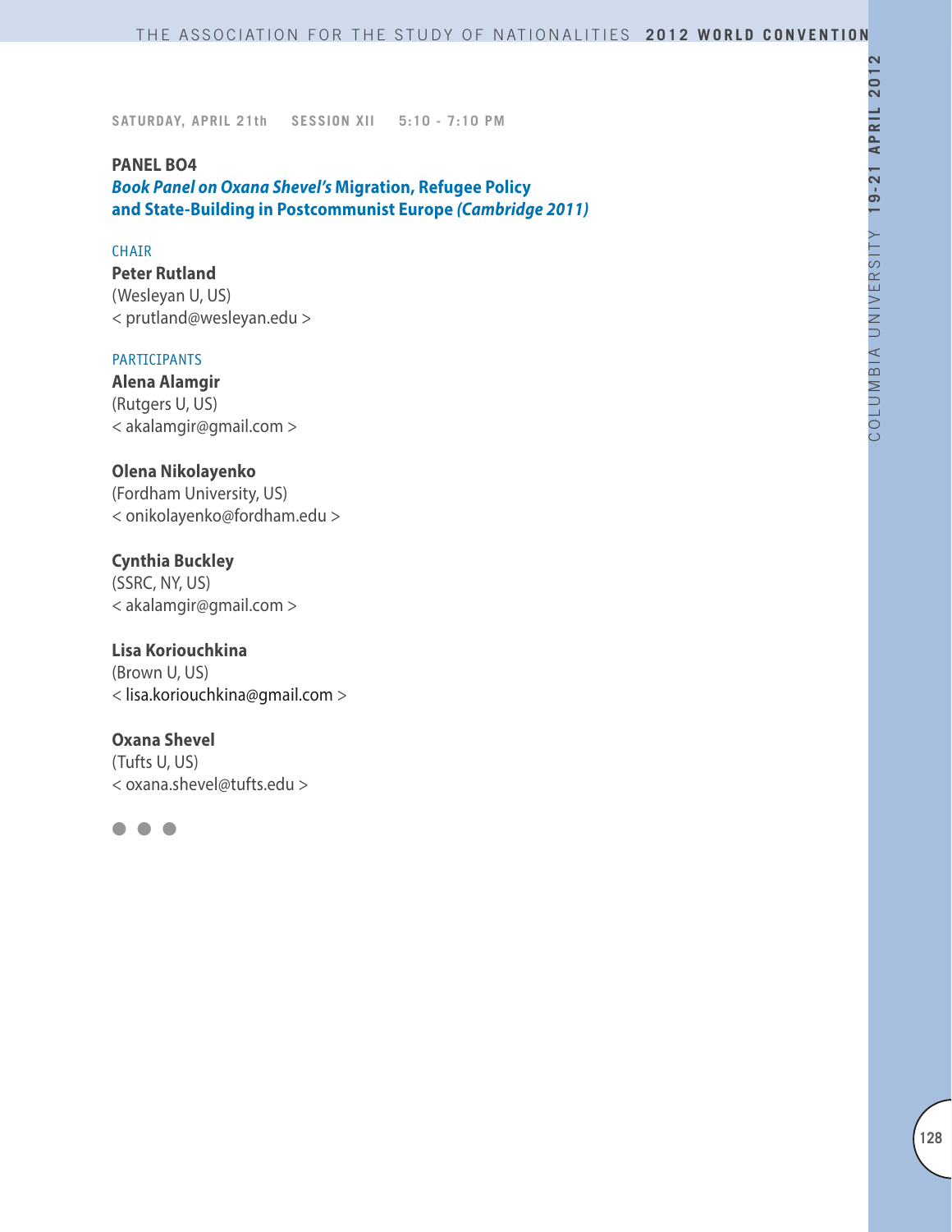SATURDAY, APRIL 21th SESSION XII 5:10 - 7:10 PM

**PANEL BO4**

***Book Panel on Oxana Shevel's* Migration, Refugee Policy and State-Building in Postcommunist Europe *(Cambridge 2011)***

CHAIR

**Peter Rutland**
(Wesleyan U, US)
< prutland@wesleyan.edu >

PARTICIPANTS

**Alena Alamgir**
(Rutgers U, US)
< akalamgir@gmail.com >

**Olena Nikolayenko**
(Fordham University, US)
< onikolayenko@fordham.edu >

**Cynthia Buckley**
(SSRC, NY, US)
< akalamgir@gmail.com >

**Lisa Koriouchkina**
(Brown U, US)
< lisa.koriouchkina@gmail.com >

**Oxana Shevel**
(Tufts U, US)
< oxana.shevel@tufts.edu >

● ● ●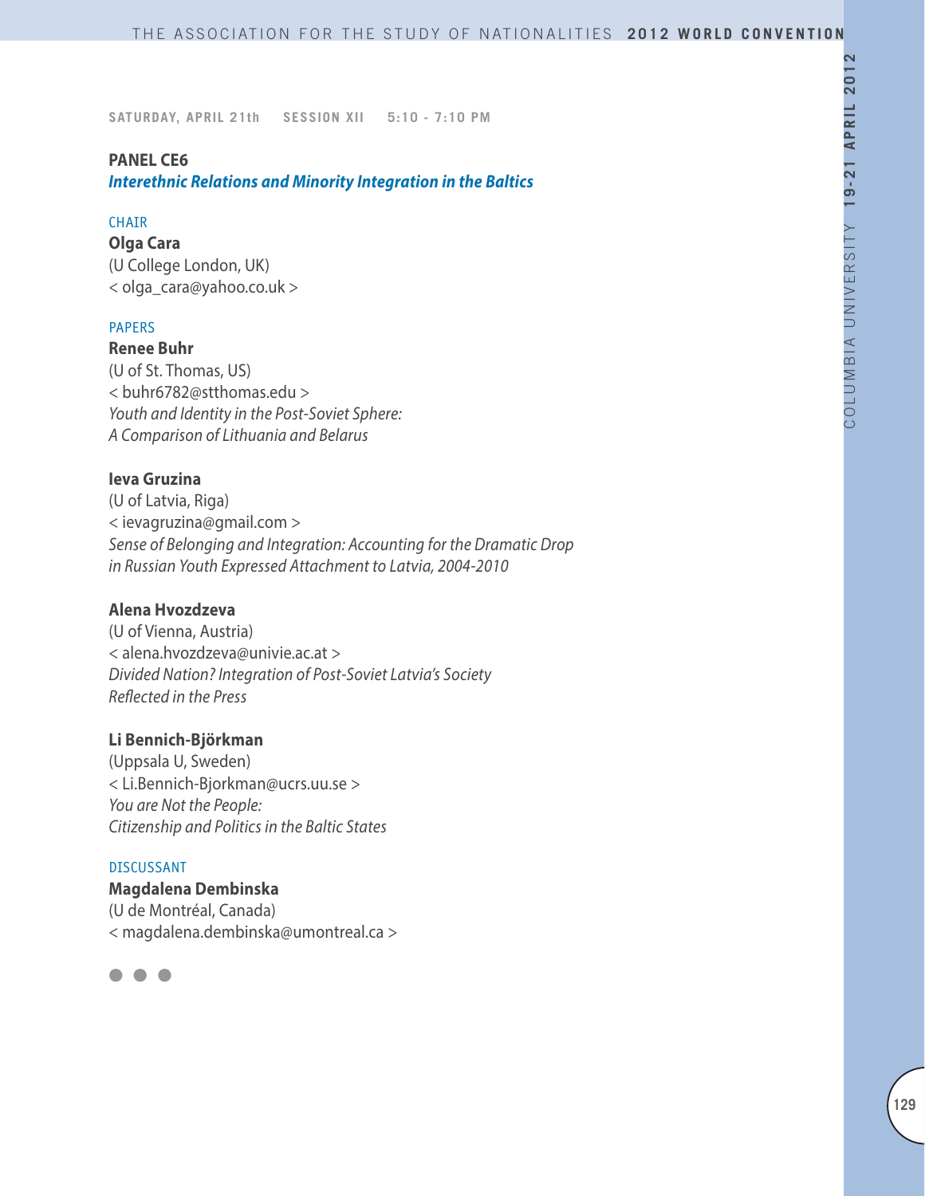SATURDAY, APRIL 21th SESSION XII 5:10 - 7:10 PM

## PANEL CE6

### *Interethnic Relations and Minority Integration in the Baltics*

CHAIR

**Olga Cara**
(U College London, UK)
< olga_cara@yahoo.co.uk >

PAPERS

**Renee Buhr**
(U of St. Thomas, US)
< buhr6782@stthomas.edu >
*Youth and Identity in the Post-Soviet Sphere: A Comparison of Lithuania and Belarus*

**Ieva Gruzina**
(U of Latvia, Riga)
< ievagruzina@gmail.com >
*Sense of Belonging and Integration: Accounting for the Dramatic Drop in Russian Youth Expressed Attachment to Latvia, 2004-2010*

**Alena Hvozdzeva**
(U of Vienna, Austria)
< alena.hvozdzeva@univie.ac.at >
*Divided Nation? Integration of Post-Soviet Latvia's Society Reflected in the Press*

**Li Bennich-Björkman**
(Uppsala U, Sweden)
< Li.Bennich-Bjorkman@ucrs.uu.se >
*You are Not the People: Citizenship and Politics in the Baltic States*

DISCUSSANT

**Magdalena Dembinska**
(U de Montréal, Canada)
< magdalena.dembinska@umontreal.ca >

● ● ●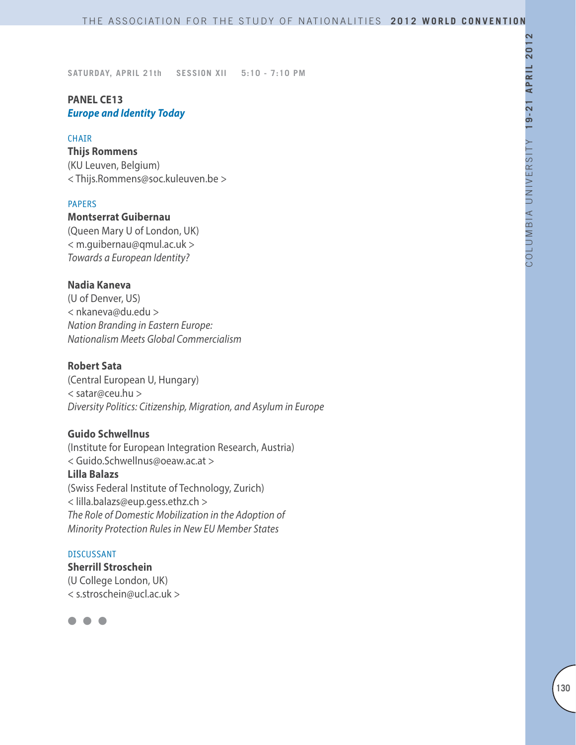SATURDAY, APRIL 21th SESSION XII 5:10 - 7:10 PM

## PANEL CE13
### *Europe and Identity Today*

CHAIR

**Thijs Rommens**
(KU Leuven, Belgium)
< Thijs.Rommens@soc.kuleuven.be >

PAPERS

**Montserrat Guibernau**
(Queen Mary U of London, UK)
< m.guibernau@qmul.ac.uk >
*Towards a European Identity?*

**Nadia Kaneva**
(U of Denver, US)
< nkaneva@du.edu >
*Nation Branding in Eastern Europe: Nationalism Meets Global Commercialism*

**Robert Sata**
(Central European U, Hungary)
< satar@ceu.hu >
*Diversity Politics: Citizenship, Migration, and Asylum in Europe*

**Guido Schwellnus**
(Institute for European Integration Research, Austria)
< Guido.Schwellnus@oeaw.ac.at >
**Lilla Balazs**
(Swiss Federal Institute of Technology, Zurich)
< lilla.balazs@eup.gess.ethz.ch >
*The Role of Domestic Mobilization in the Adoption of Minority Protection Rules in New EU Member States*

DISCUSSANT

**Sherrill Stroschein**
(U College London, UK)
< s.stroschein@ucl.ac.uk >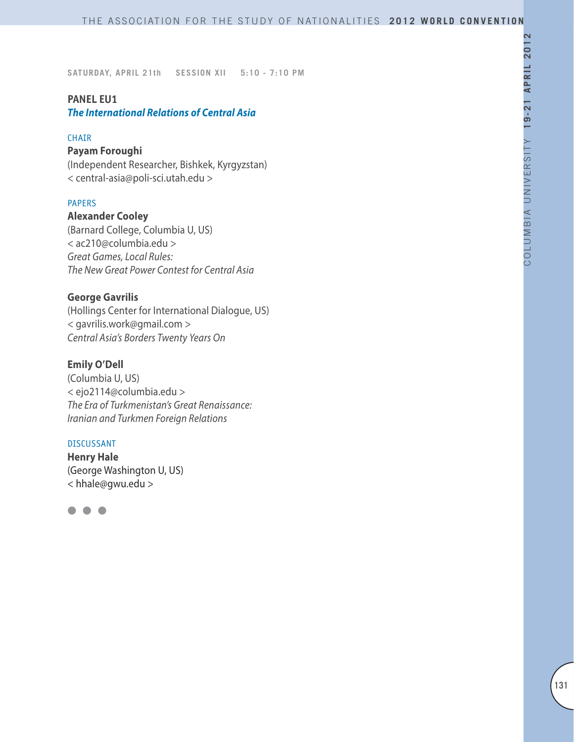SATURDAY, APRIL 21th SESSION XII 5:10 - 7:10 PM

## PANEL EU1

### *The International Relations of Central Asia*

CHAIR

**Payam Foroughi**
(Independent Researcher, Bishkek, Kyrgyzstan)
< central-asia@poli-sci.utah.edu >

PAPERS

**Alexander Cooley**
(Barnard College, Columbia U, US)
< ac210@columbia.edu >
*Great Games, Local Rules:*
*The New Great Power Contest for Central Asia*

**George Gavrilis**
(Hollings Center for International Dialogue, US)
< gavrilis.work@gmail.com >
*Central Asia's Borders Twenty Years On*

**Emily O'Dell**
(Columbia U, US)
< ejo2114@columbia.edu >
*The Era of Turkmenistan's Great Renaissance:*
*Iranian and Turkmen Foreign Relations*

DISCUSSANT

**Henry Hale**
(George Washington U, US)
< hhale@gwu.edu >

● ● ●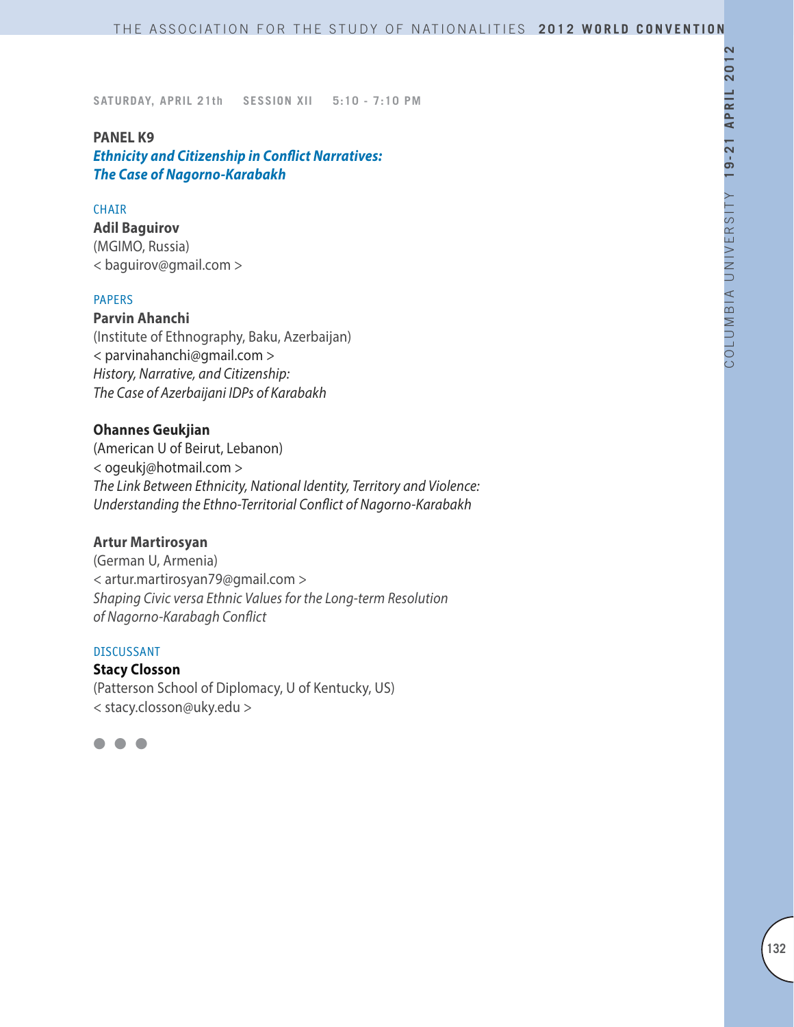SATURDAY, APRIL 21th SESSION XII 5:10 - 7:10 PM

**PANEL K9**

***Ethnicity and Citizenship in Conflict Narratives: The Case of Nagorno-Karabakh***

CHAIR

**Adil Baguirov**
(MGIMO, Russia)
< baguirov@gmail.com >

PAPERS

**Parvin Ahanchi**
(Institute of Ethnography, Baku, Azerbaijan)
< parvinahanchi@gmail.com >
*History, Narrative, and Citizenship: The Case of Azerbaijani IDPs of Karabakh*

**Ohannes Geukjian**
(American U of Beirut, Lebanon)
< ogeukj@hotmail.com >
*The Link Between Ethnicity, National Identity, Territory and Violence: Understanding the Ethno-Territorial Conflict of Nagorno-Karabakh*

**Artur Martirosyan**
(German U, Armenia)
< artur.martirosyan79@gmail.com >
*Shaping Civic versa Ethnic Values for the Long-term Resolution of Nagorno-Karabagh Conflict*

DISCUSSANT

**Stacy Closson**
(Patterson School of Diplomacy, U of Kentucky, US)
< stacy.closson@uky.edu >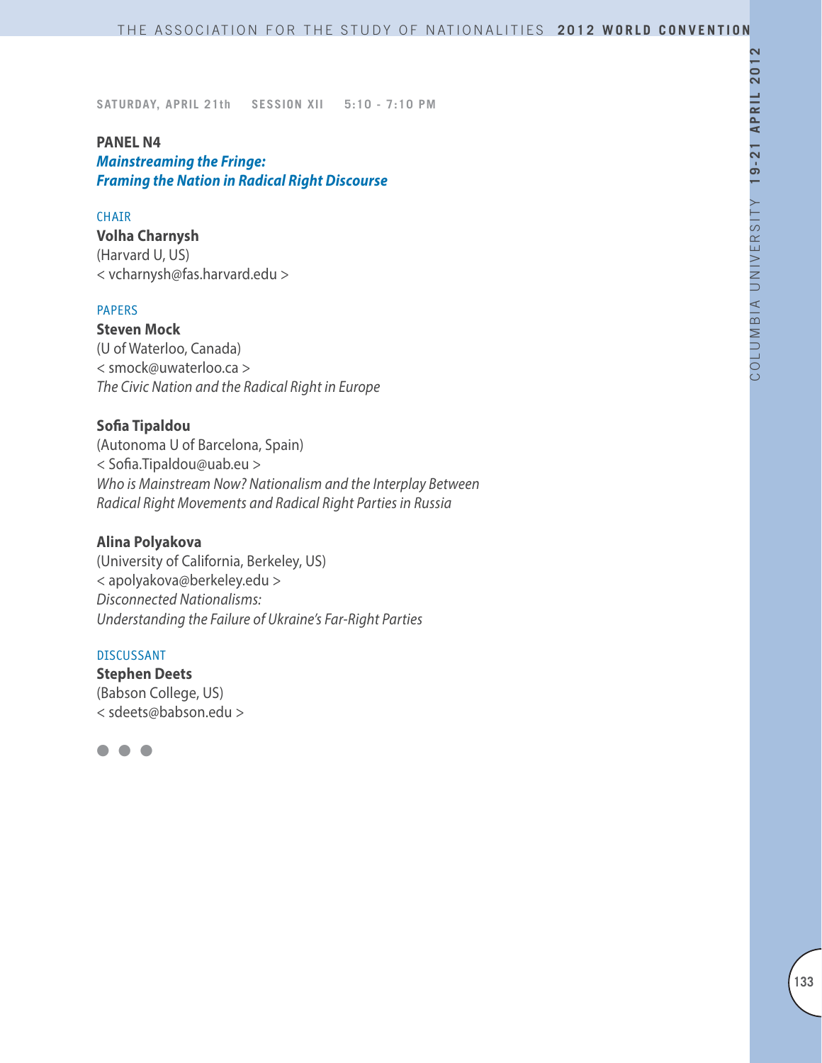SATURDAY, APRIL 21th SESSION XII 5:10 - 7:10 PM

**PANEL N4**
***Mainstreaming the Fringe: Framing the Nation in Radical Right Discourse***

CHAIR

**Volha Charnysh**
(Harvard U, US)
< vcharnysh@fas.harvard.edu >

PAPERS

**Steven Mock**
(U of Waterloo, Canada)
< smock@uwaterloo.ca >
*The Civic Nation and the Radical Right in Europe*

**Sofia Tipaldou**
(Autonoma U of Barcelona, Spain)
< Sofia.Tipaldou@uab.eu >
*Who is Mainstream Now? Nationalism and the Interplay Between Radical Right Movements and Radical Right Parties in Russia*

**Alina Polyakova**
(University of California, Berkeley, US)
< apolyakova@berkeley.edu >
*Disconnected Nationalisms: Understanding the Failure of Ukraine's Far-Right Parties*

DISCUSSANT

**Stephen Deets**
(Babson College, US)
< sdeets@babson.edu >

● ● ●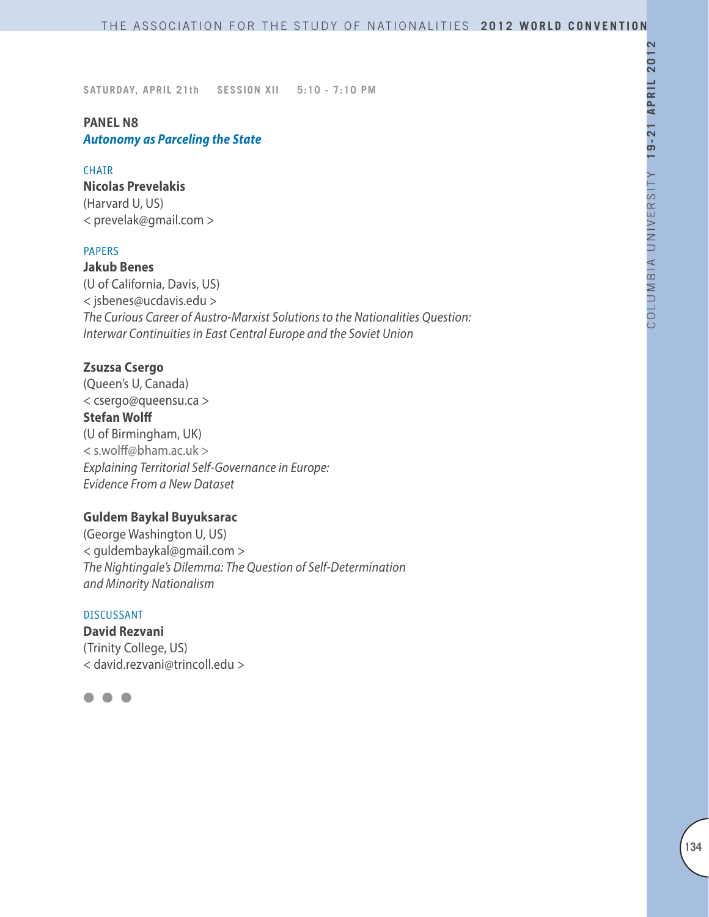SATURDAY, APRIL 21th SESSION XII 5:10 - 7:10 PM

## PANEL N8

### *Autonomy as Parceling the State*

CHAIR

**Nicolas Prevelakis**
(Harvard U, US)
< prevelak@gmail.com >

PAPERS

**Jakub Benes**
(U of California, Davis, US)
< jsbenes@ucdavis.edu >
*The Curious Career of Austro-Marxist Solutions to the Nationalities Question: Interwar Continuities in East Central Europe and the Soviet Union*

**Zsuzsa Csergo**
(Queen's U, Canada)
< csergo@queensu.ca >
**Stefan Wolff**
(U of Birmingham, UK)
< s.wolff@bham.ac.uk >
*Explaining Territorial Self-Governance in Europe: Evidence From a New Dataset*

**Guldem Baykal Buyuksarac**
(George Washington U, US)
< guldembaykal@gmail.com >
*The Nightingale's Dilemma: The Question of Self-Determination and Minority Nationalism*

DISCUSSANT

**David Rezvani**
(Trinity College, US)
< david.rezvani@trincoll.edu >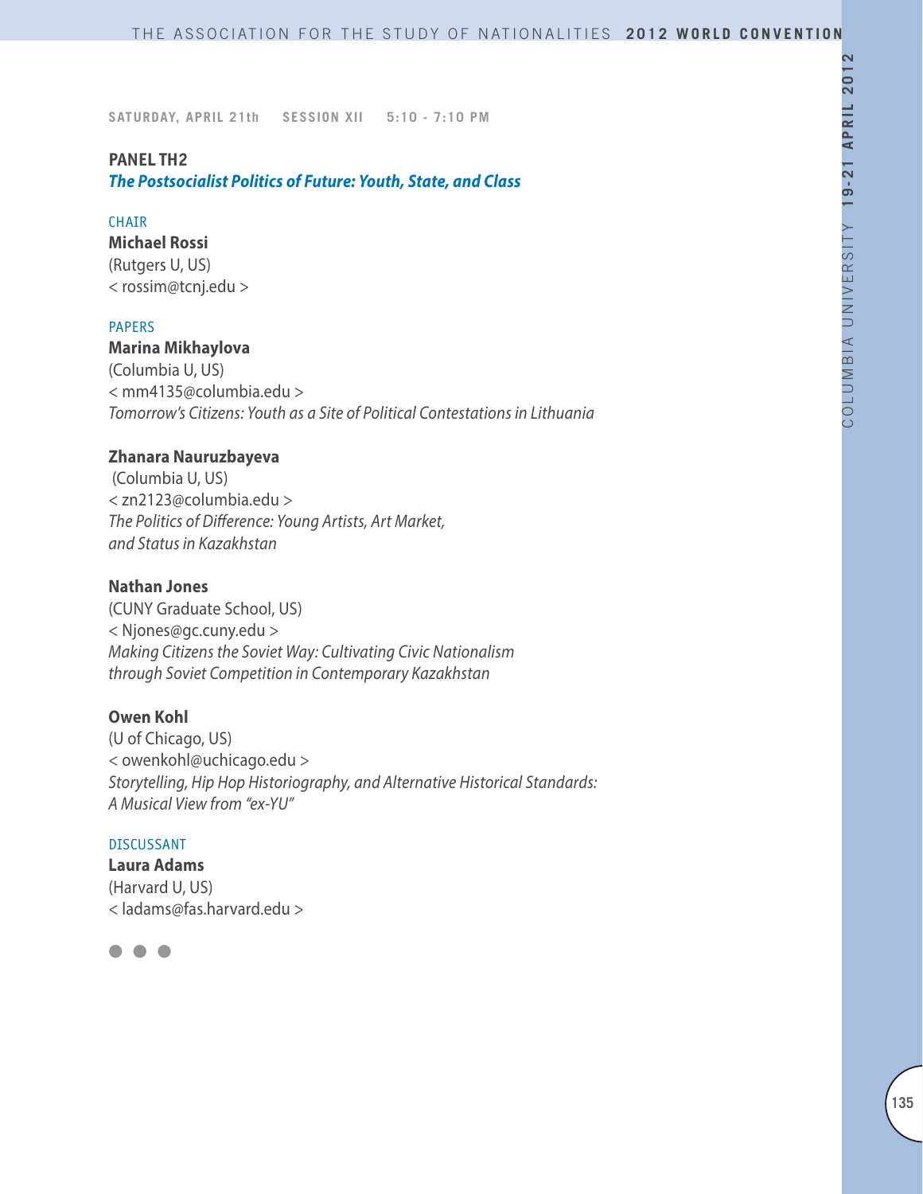SATURDAY, APRIL 21th SESSION XII 5:10 - 7:10 PM

## PANEL TH2

### *The Postsocialist Politics of Future: Youth, State, and Class*

CHAIR

**Michael Rossi**
(Rutgers U, US)
< rossim@tcnj.edu >

PAPERS

**Marina Mikhaylova**
(Columbia U, US)
< mm4135@columbia.edu >
*Tomorrow's Citizens: Youth as a Site of Political Contestations in Lithuania*

**Zhanara Nauruzbayeva**
(Columbia U, US)
< zn2123@columbia.edu >
*The Politics of Difference: Young Artists, Art Market, and Status in Kazakhstan*

**Nathan Jones**
(CUNY Graduate School, US)
< Njones@gc.cuny.edu >
*Making Citizens the Soviet Way: Cultivating Civic Nationalism through Soviet Competition in Contemporary Kazakhstan*

**Owen Kohl**
(U of Chicago, US)
< owenkohl@uchicago.edu >
*Storytelling, Hip Hop Historiography, and Alternative Historical Standards: A Musical View from "ex-YU"*

DISCUSSANT

**Laura Adams**
(Harvard U, US)
< ladams@fas.harvard.edu >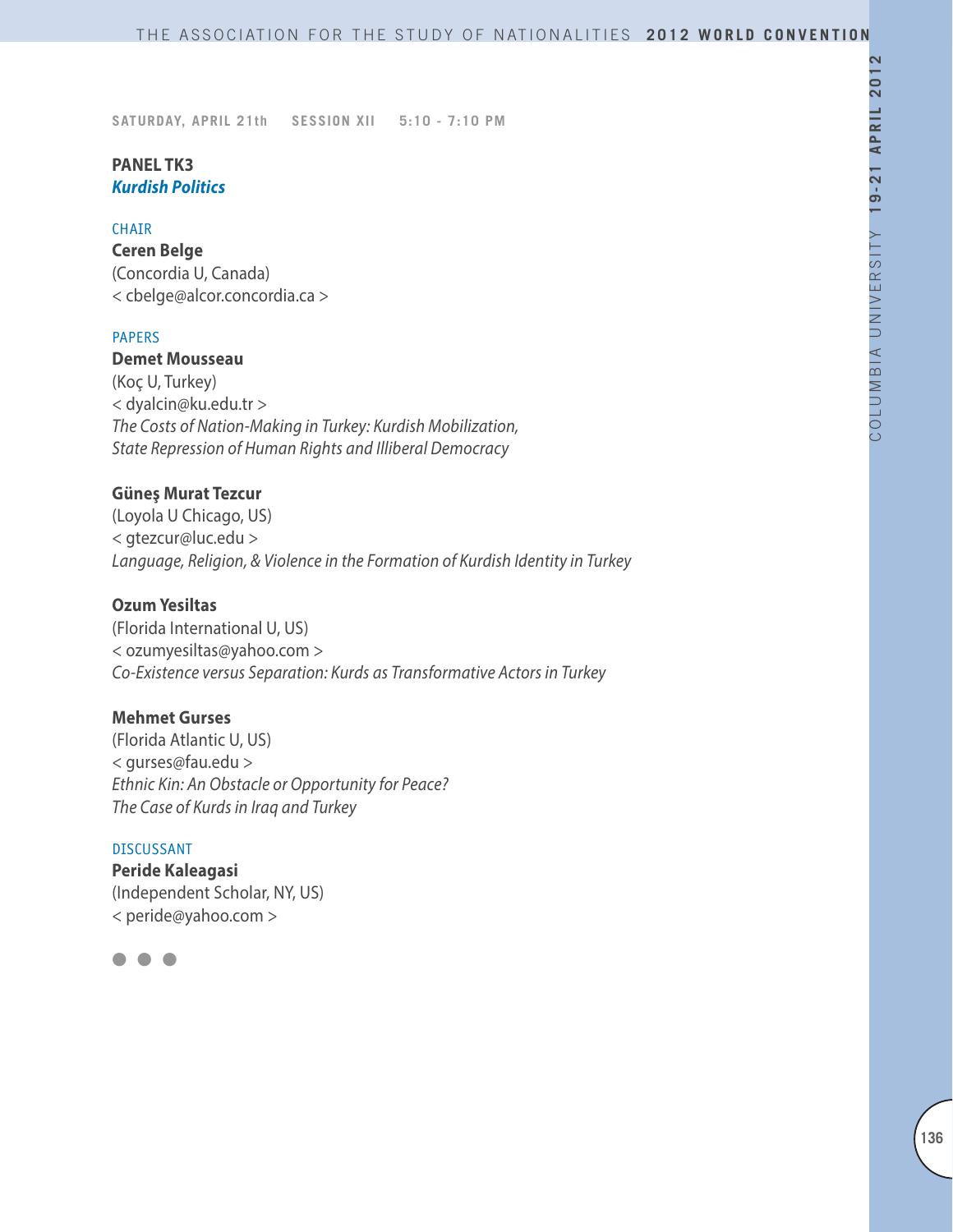SATURDAY, APRIL 21th SESSION XII 5:10 - 7:10 PM

**PANEL TK3**
***Kurdish Politics***

CHAIR

**Ceren Belge**
(Concordia U, Canada)
< cbelge@alcor.concordia.ca >

PAPERS

**Demet Mousseau**
(Koç U, Turkey)
< dyalcin@ku.edu.tr >
*The Costs of Nation-Making in Turkey: Kurdish Mobilization, State Repression of Human Rights and Illiberal Democracy*

**Güneş Murat Tezcur**
(Loyola U Chicago, US)
< gtezcur@luc.edu >
*Language, Religion, & Violence in the Formation of Kurdish Identity in Turkey*

**Ozum Yesiltas**
(Florida International U, US)
< ozumyesiltas@yahoo.com >
*Co-Existence versus Separation: Kurds as Transformative Actors in Turkey*

**Mehmet Gurses**
(Florida Atlantic U, US)
< gurses@fau.edu >
*Ethnic Kin: An Obstacle or Opportunity for Peace? The Case of Kurds in Iraq and Turkey*

DISCUSSANT

**Peride Kaleagasi**
(Independent Scholar, NY, US)
< peride@yahoo.com >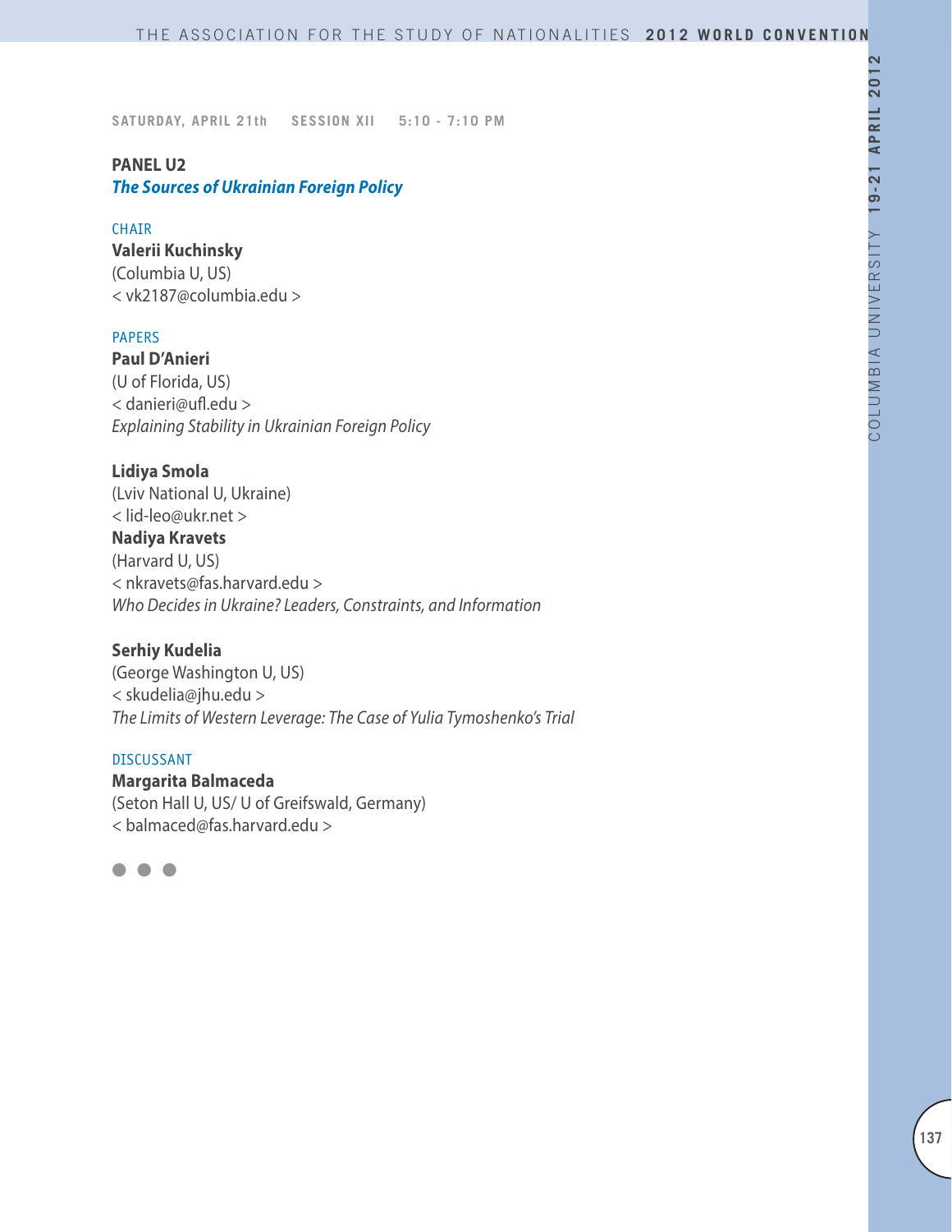SATURDAY, APRIL 21th SESSION XII 5:10 - 7:10 PM

## PANEL U2

### *The Sources of Ukrainian Foreign Policy*

CHAIR

**Valerii Kuchinsky**
(Columbia U, US)
< vk2187@columbia.edu >

PAPERS

**Paul D'Anieri**
(U of Florida, US)
< danieri@ufl.edu >
*Explaining Stability in Ukrainian Foreign Policy*

**Lidiya Smola**
(Lviv National U, Ukraine)
< lid-leo@ukr.net >
**Nadiya Kravets**
(Harvard U, US)
< nkravets@fas.harvard.edu >
*Who Decides in Ukraine? Leaders, Constraints, and Information*

**Serhiy Kudelia**
(George Washington U, US)
< skudelia@jhu.edu >
*The Limits of Western Leverage: The Case of Yulia Tymoshenko's Trial*

DISCUSSANT

**Margarita Balmaceda**
(Seton Hall U, US/ U of Greifswald, Germany)
< balmaced@fas.harvard.edu >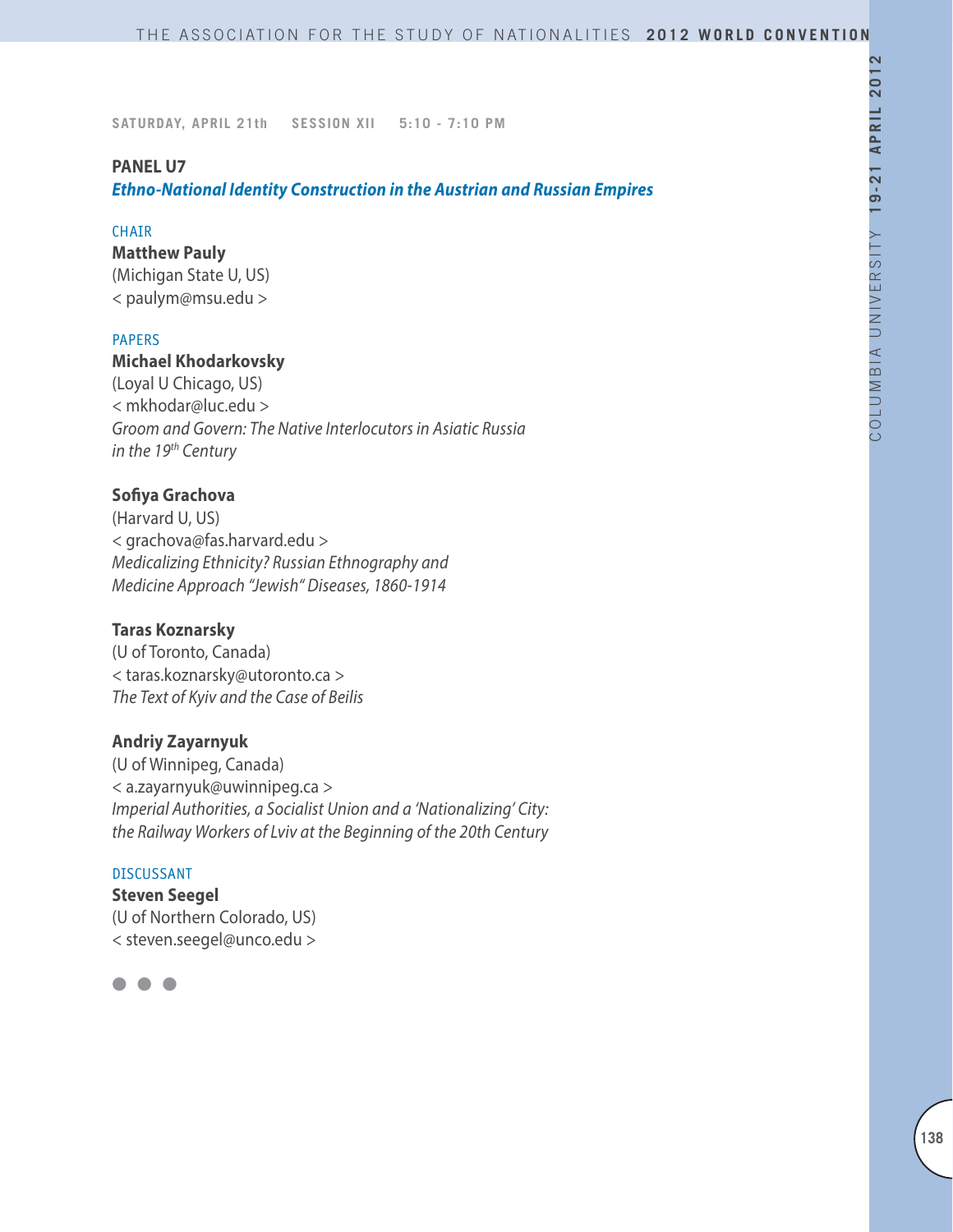SATURDAY, APRIL 21th SESSION XII 5:10 - 7:10 PM

## PANEL U7

### *Ethno-National Identity Construction in the Austrian and Russian Empires*

CHAIR

**Matthew Pauly**
(Michigan State U, US)
< paulym@msu.edu >

PAPERS

**Michael Khodarkovsky**
(Loyal U Chicago, US)
< mkhodar@luc.edu >
*Groom and Govern: The Native Interlocutors in Asiatic Russia in the 19th Century*

**Sofiya Grachova**
(Harvard U, US)
< grachova@fas.harvard.edu >
*Medicalizing Ethnicity? Russian Ethnography and Medicine Approach "Jewish" Diseases, 1860-1914*

**Taras Koznarsky**
(U of Toronto, Canada)
< taras.koznarsky@utoronto.ca >
*The Text of Kyiv and the Case of Beilis*

**Andriy Zayarnyuk**
(U of Winnipeg, Canada)
< a.zayarnyuk@uwinnipeg.ca >
*Imperial Authorities, a Socialist Union and a 'Nationalizing' City: the Railway Workers of Lviv at the Beginning of the 20th Century*

DISCUSSANT

**Steven Seegel**
(U of Northern Colorado, US)
< steven.seegel@unco.edu >